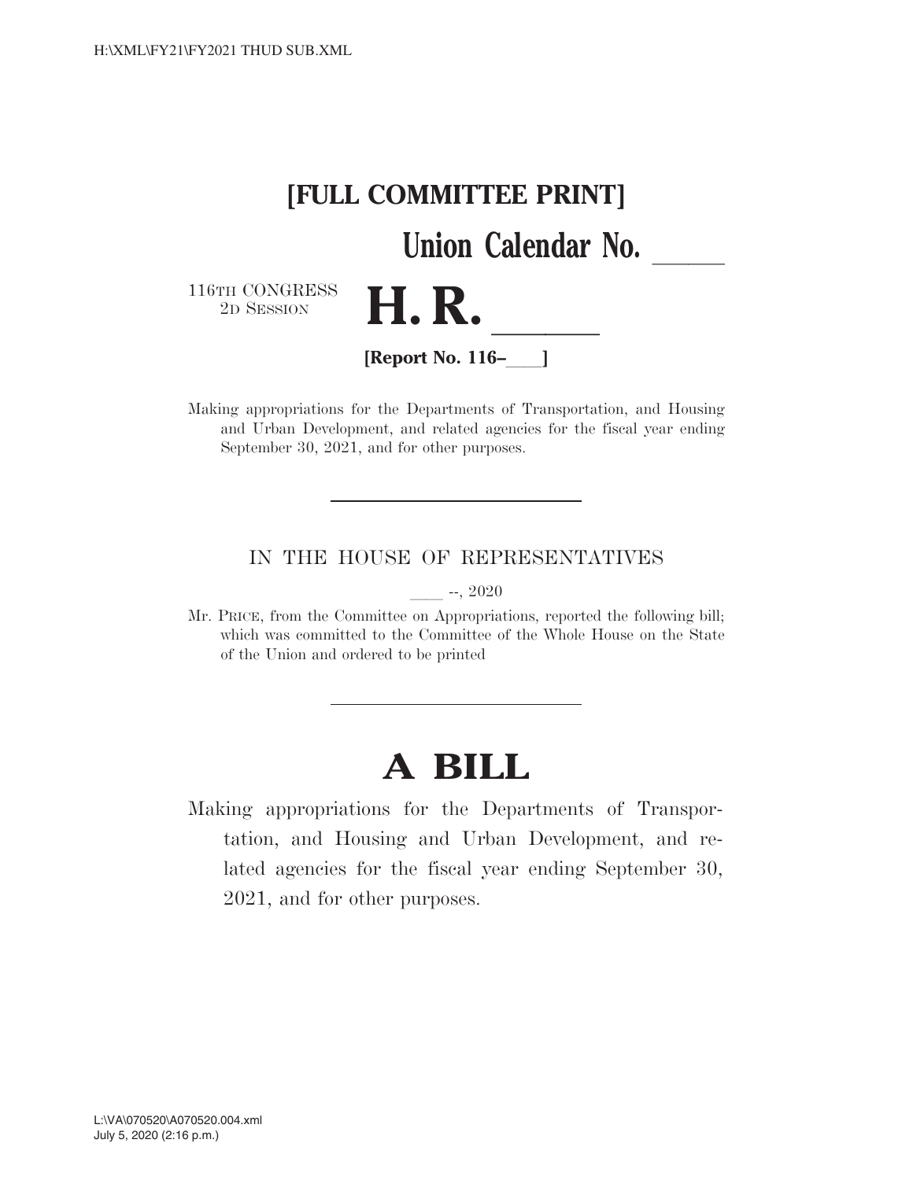**[FULL COMMITTEE PRINT]**

**Union Calendar No. _____**

116TH CONGRESS
2D SESSION

# H. R. ______

**[Report No. 116–___]**

Making appropriations for the Departments of Transportation, and Housing and Urban Development, and related agencies for the fiscal year ending September 30, 2021, and for other purposes.

---

IN THE HOUSE OF REPRESENTATIVES

____ --, 2020

Mr. PRICE, from the Committee on Appropriations, reported the following bill; which was committed to the Committee of the Whole House on the State of the Union and ordered to be printed

---

# A BILL

Making appropriations for the Departments of Transportation, and Housing and Urban Development, and related agencies for the fiscal year ending September 30, 2021, and for other purposes.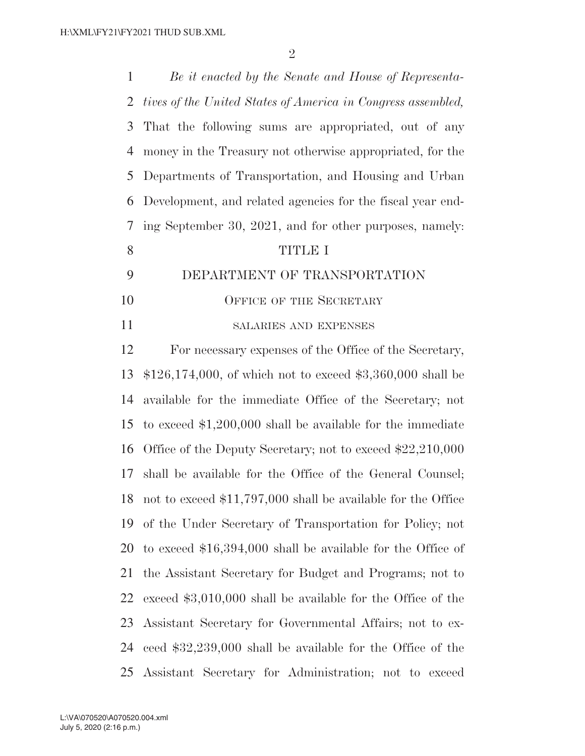*Be it enacted by the Senate and House of Representatives of the United States of America in Congress assembled,* That the following sums are appropriated, out of any money in the Treasury not otherwise appropriated, for the Departments of Transportation, and Housing and Urban Development, and related agencies for the fiscal year ending September 30, 2021, and for other purposes, namely:

# TITLE I

# DEPARTMENT OF TRANSPORTATION

## OFFICE OF THE SECRETARY

### SALARIES AND EXPENSES

For necessary expenses of the Office of the Secretary, $126,174,000, of which not to exceed $3,360,000 shall be available for the immediate Office of the Secretary; not to exceed $1,200,000 shall be available for the immediate Office of the Deputy Secretary; not to exceed $22,210,000 shall be available for the Office of the General Counsel; not to exceed $11,797,000 shall be available for the Office of the Under Secretary of Transportation for Policy; not to exceed $16,394,000 shall be available for the Office of the Assistant Secretary for Budget and Programs; not to exceed $3,010,000 shall be available for the Office of the Assistant Secretary for Governmental Affairs; not to exceed $32,239,000 shall be available for the Office of the Assistant Secretary for Administration; not to exceed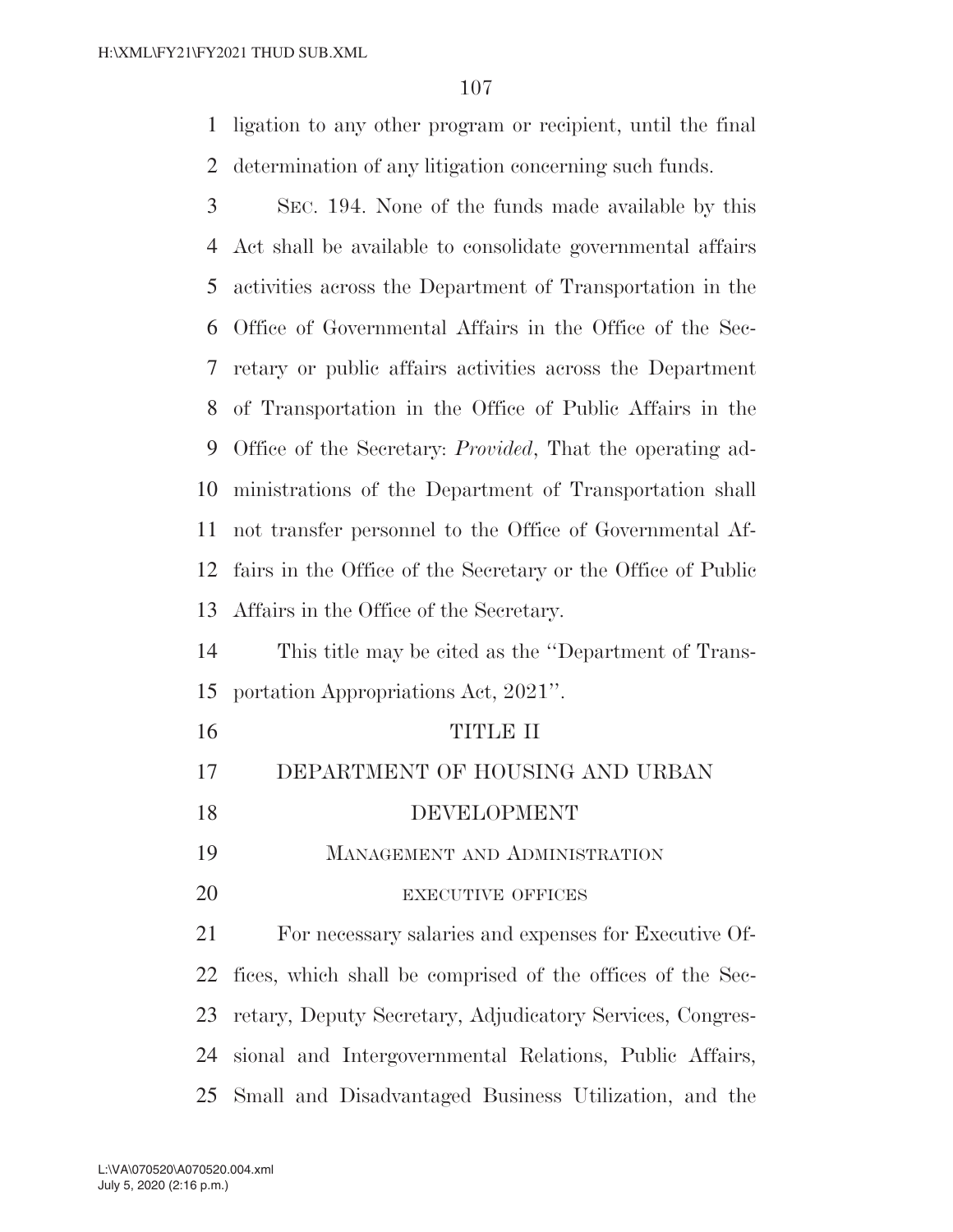ligation to any other program or recipient, until the final determination of any litigation concerning such funds.

SEC. 194. None of the funds made available by this Act shall be available to consolidate governmental affairs activities across the Department of Transportation in the Office of Governmental Affairs in the Office of the Secretary or public affairs activities across the Department of Transportation in the Office of Public Affairs in the Office of the Secretary: *Provided*, That the operating administrations of the Department of Transportation shall not transfer personnel to the Office of Governmental Affairs in the Office of the Secretary or the Office of Public Affairs in the Office of the Secretary.

This title may be cited as the ''Department of Transportation Appropriations Act, 2021''.

# TITLE II

# DEPARTMENT OF HOUSING AND URBAN DEVELOPMENT

## MANAGEMENT AND ADMINISTRATION

### EXECUTIVE OFFICES

For necessary salaries and expenses for Executive Offices, which shall be comprised of the offices of the Secretary, Deputy Secretary, Adjudicatory Services, Congressional and Intergovernmental Relations, Public Affairs, Small and Disadvantaged Business Utilization, and the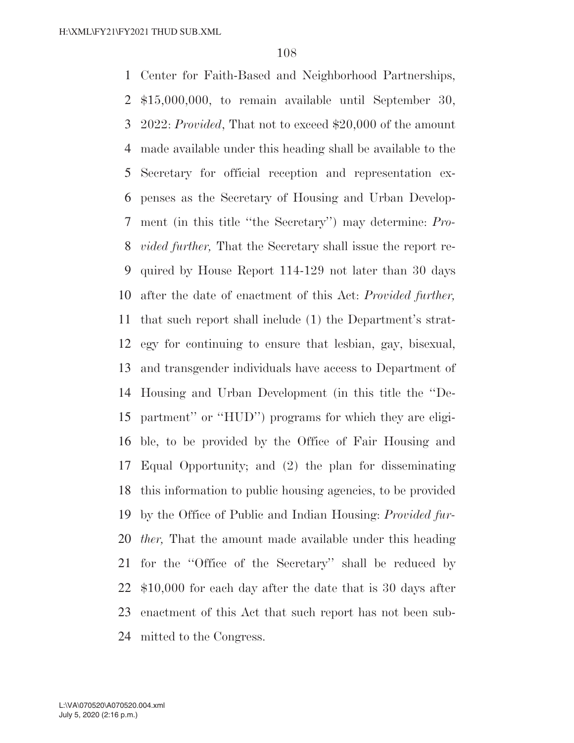Center for Faith-Based and Neighborhood Partnerships, $15,000,000, to remain available until September 30, 2022: *Provided*, That not to exceed $20,000 of the amount made available under this heading shall be available to the Secretary for official reception and representation expenses as the Secretary of Housing and Urban Development (in this title ''the Secretary'') may determine: *Provided further,* That the Secretary shall issue the report required by House Report 114-129 not later than 30 days after the date of enactment of this Act: *Provided further,* that such report shall include (1) the Department's strategy for continuing to ensure that lesbian, gay, bisexual, and transgender individuals have access to Department of Housing and Urban Development (in this title the ''Department'' or ''HUD'') programs for which they are eligible, to be provided by the Office of Fair Housing and Equal Opportunity; and (2) the plan for disseminating this information to public housing agencies, to be provided by the Office of Public and Indian Housing: *Provided further,* That the amount made available under this heading for the ''Office of the Secretary'' shall be reduced by $10,000 for each day after the date that is 30 days after enactment of this Act that such report has not been submitted to the Congress.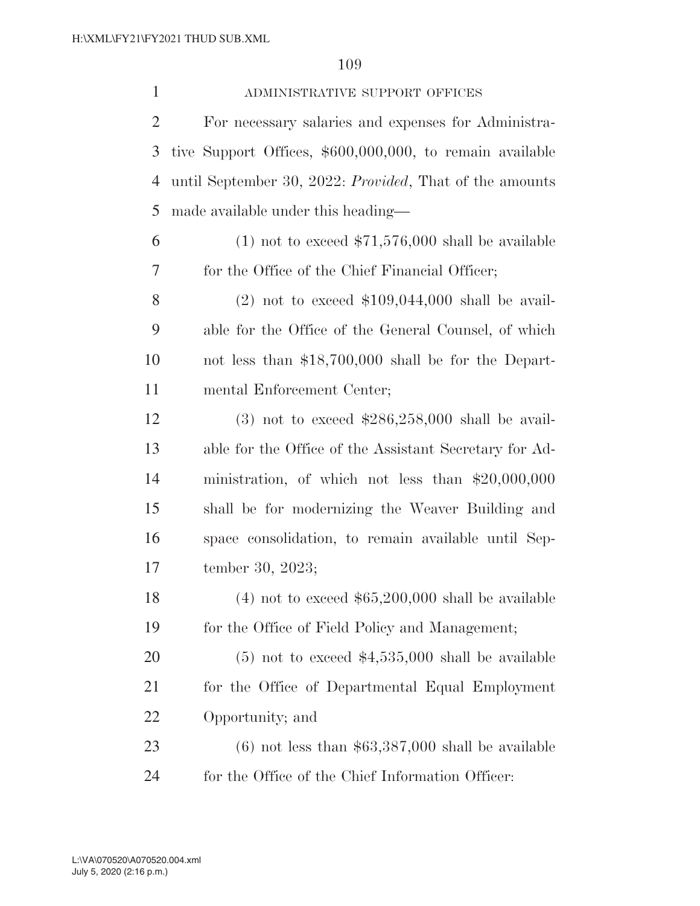ADMINISTRATIVE SUPPORT OFFICES

For necessary salaries and expenses for Administrative Support Offices, $600,000,000, to remain available until September 30, 2022: *Provided*, That of the amounts made available under this heading—

(1) not to exceed $71,576,000 shall be available for the Office of the Chief Financial Officer;

(2) not to exceed $109,044,000 shall be available for the Office of the General Counsel, of which not less than $18,700,000 shall be for the Departmental Enforcement Center;

(3) not to exceed $286,258,000 shall be available for the Office of the Assistant Secretary for Administration, of which not less than $20,000,000 shall be for modernizing the Weaver Building and space consolidation, to remain available until September 30, 2023;

(4) not to exceed $65,200,000 shall be available for the Office of Field Policy and Management;

(5) not to exceed $4,535,000 shall be available for the Office of Departmental Equal Employment Opportunity; and

(6) not less than $63,387,000 shall be available for the Office of the Chief Information Officer: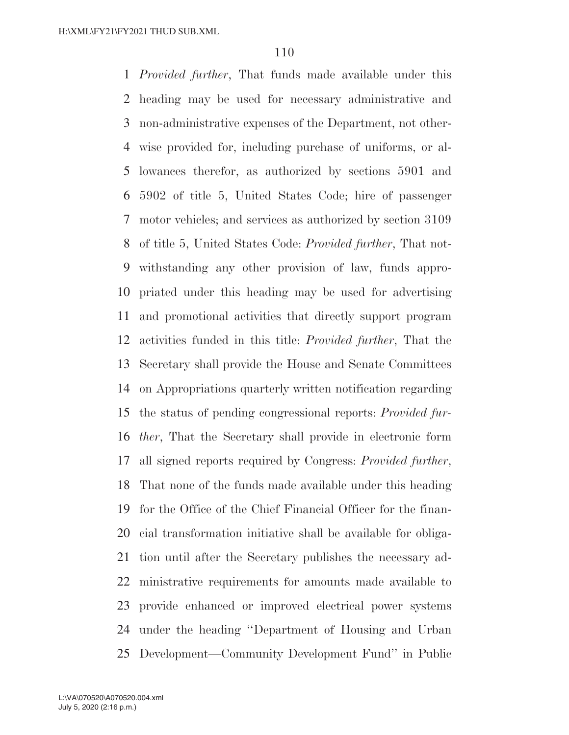*Provided further*, That funds made available under this heading may be used for necessary administrative and non-administrative expenses of the Department, not otherwise provided for, including purchase of uniforms, or allowances therefor, as authorized by sections 5901 and 5902 of title 5, United States Code; hire of passenger motor vehicles; and services as authorized by section 3109 of title 5, United States Code: *Provided further*, That notwithstanding any other provision of law, funds appropriated under this heading may be used for advertising and promotional activities that directly support program activities funded in this title: *Provided further*, That the Secretary shall provide the House and Senate Committees on Appropriations quarterly written notification regarding the status of pending congressional reports: *Provided further*, That the Secretary shall provide in electronic form all signed reports required by Congress: *Provided further*, That none of the funds made available under this heading for the Office of the Chief Financial Officer for the financial transformation initiative shall be available for obligation until after the Secretary publishes the necessary administrative requirements for amounts made available to provide enhanced or improved electrical power systems under the heading ''Department of Housing and Urban Development—Community Development Fund'' in Public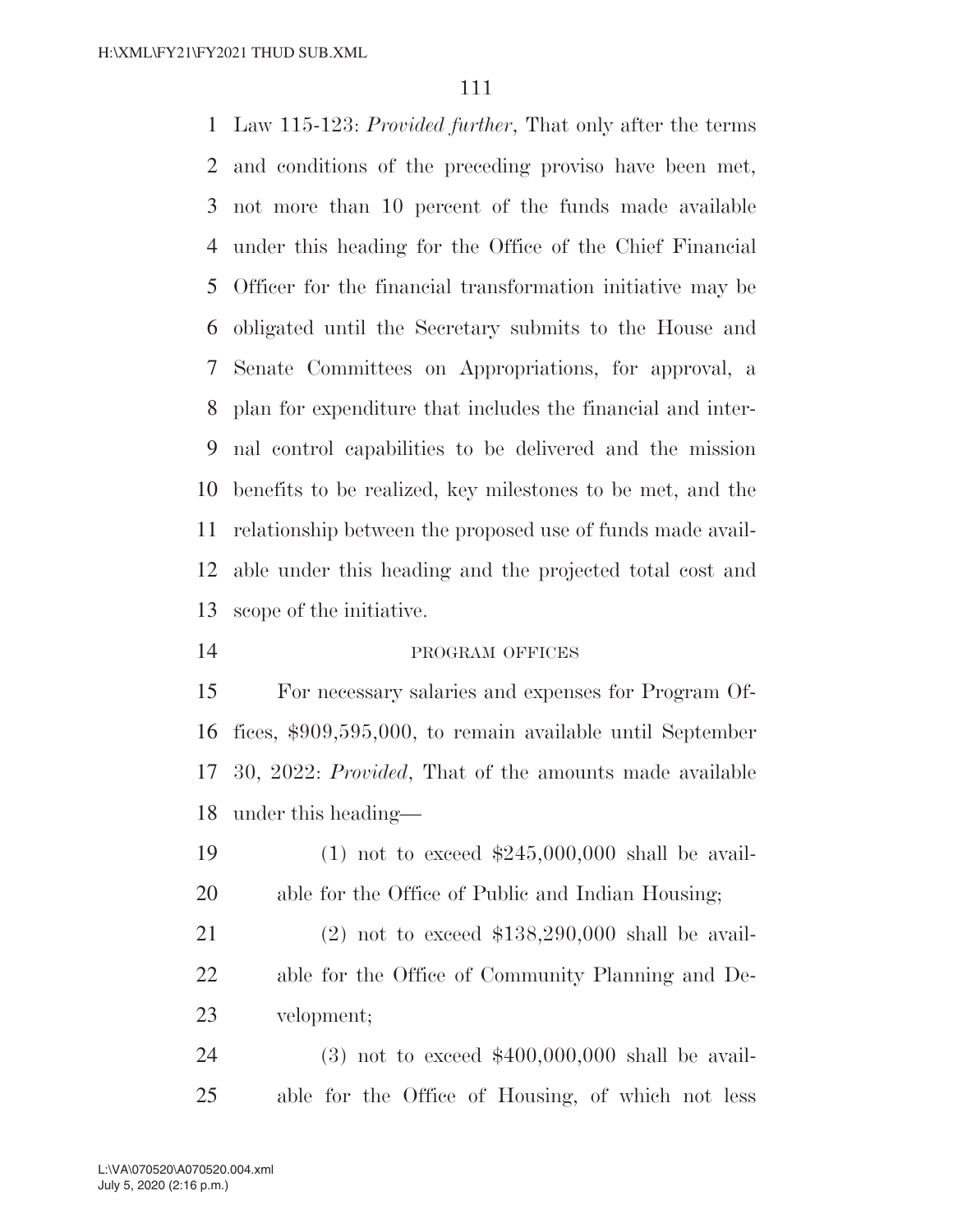Law 115-123: *Provided further*, That only after the terms and conditions of the preceding proviso have been met, not more than 10 percent of the funds made available under this heading for the Office of the Chief Financial Officer for the financial transformation initiative may be obligated until the Secretary submits to the House and Senate Committees on Appropriations, for approval, a plan for expenditure that includes the financial and internal control capabilities to be delivered and the mission benefits to be realized, key milestones to be met, and the relationship between the proposed use of funds made available under this heading and the projected total cost and scope of the initiative.

PROGRAM OFFICES

For necessary salaries and expenses for Program Offices, $909,595,000, to remain available until September 30, 2022: *Provided*, That of the amounts made available under this heading—

(1) not to exceed $245,000,000 shall be available for the Office of Public and Indian Housing;

(2) not to exceed $138,290,000 shall be available for the Office of Community Planning and Development;

(3) not to exceed $400,000,000 shall be available for the Office of Housing, of which not less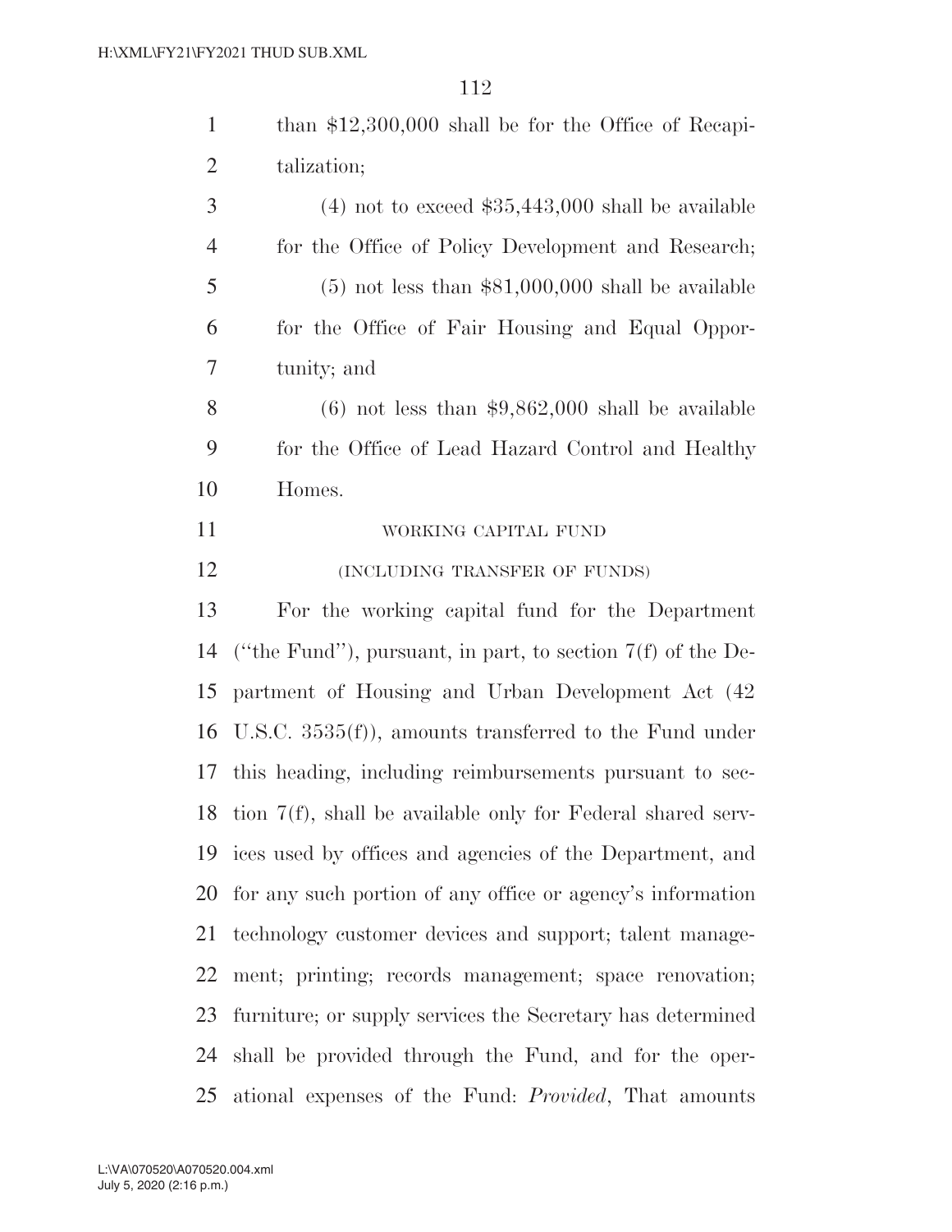than $12,300,000 shall be for the Office of Recapitalization;

(4) not to exceed $35,443,000 shall be available for the Office of Policy Development and Research;

(5) not less than $81,000,000 shall be available for the Office of Fair Housing and Equal Opportunity; and

(6) not less than $9,862,000 shall be available for the Office of Lead Hazard Control and Healthy Homes.

WORKING CAPITAL FUND

(INCLUDING TRANSFER OF FUNDS)

For the working capital fund for the Department ("the Fund"), pursuant, in part, to section 7(f) of the Department of Housing and Urban Development Act (42 U.S.C. 3535(f)), amounts transferred to the Fund under this heading, including reimbursements pursuant to section 7(f), shall be available only for Federal shared services used by offices and agencies of the Department, and for any such portion of any office or agency's information technology customer devices and support; talent management; printing; records management; space renovation; furniture; or supply services the Secretary has determined shall be provided through the Fund, and for the operational expenses of the Fund: *Provided*, That amounts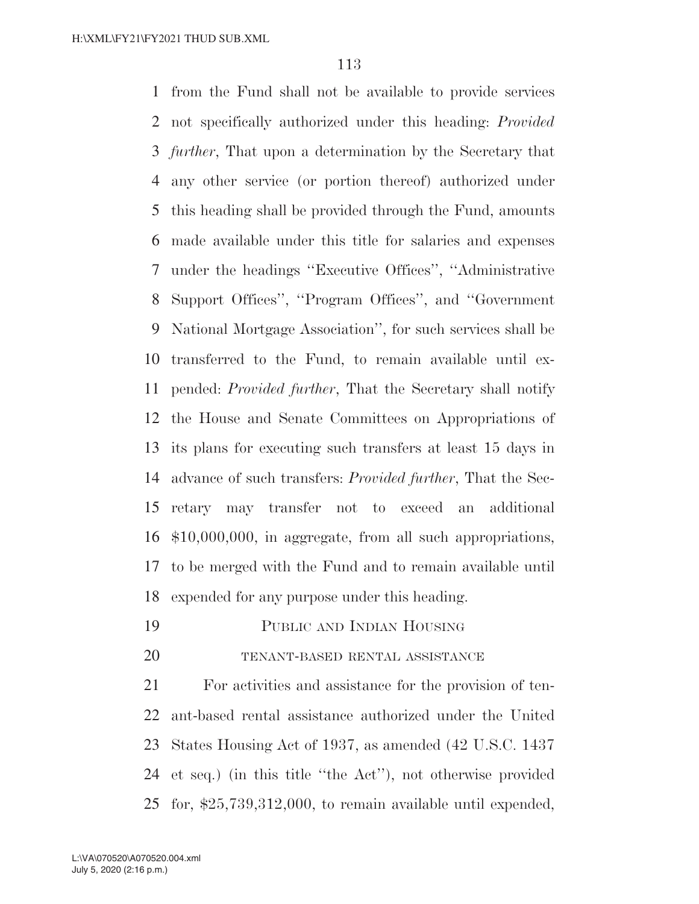from the Fund shall not be available to provide services not specifically authorized under this heading: *Provided further*, That upon a determination by the Secretary that any other service (or portion thereof) authorized under this heading shall be provided through the Fund, amounts made available under this title for salaries and expenses under the headings ''Executive Offices'', ''Administrative Support Offices'', ''Program Offices'', and ''Government National Mortgage Association'', for such services shall be transferred to the Fund, to remain available until expended: *Provided further*, That the Secretary shall notify the House and Senate Committees on Appropriations of its plans for executing such transfers at least 15 days in advance of such transfers: *Provided further*, That the Secretary may transfer not to exceed an additional $10,000,000, in aggregate, from all such appropriations, to be merged with the Fund and to remain available until expended for any purpose under this heading.

## PUBLIC AND INDIAN HOUSING

### TENANT-BASED RENTAL ASSISTANCE

For activities and assistance for the provision of tenant-based rental assistance authorized under the United States Housing Act of 1937, as amended (42 U.S.C. 1437 et seq.) (in this title ''the Act''), not otherwise provided for, $25,739,312,000, to remain available until expended,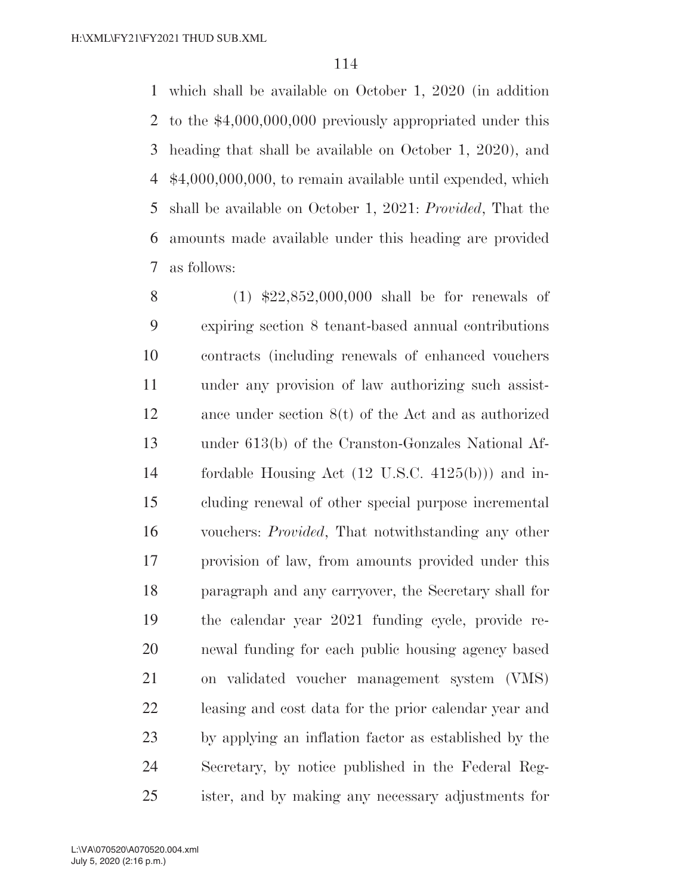which shall be available on October 1, 2020 (in addition to the $4,000,000,000 previously appropriated under this heading that shall be available on October 1, 2020), and $4,000,000,000, to remain available until expended, which shall be available on October 1, 2021: *Provided*, That the amounts made available under this heading are provided as follows:

(1) $22,852,000,000 shall be for renewals of expiring section 8 tenant-based annual contributions contracts (including renewals of enhanced vouchers under any provision of law authorizing such assistance under section 8(t) of the Act and as authorized under 613(b) of the Cranston-Gonzales National Affordable Housing Act (12 U.S.C. 4125(b))) and including renewal of other special purpose incremental vouchers: *Provided*, That notwithstanding any other provision of law, from amounts provided under this paragraph and any carryover, the Secretary shall for the calendar year 2021 funding cycle, provide renewal funding for each public housing agency based on validated voucher management system (VMS) leasing and cost data for the prior calendar year and by applying an inflation factor as established by the Secretary, by notice published in the Federal Register, and by making any necessary adjustments for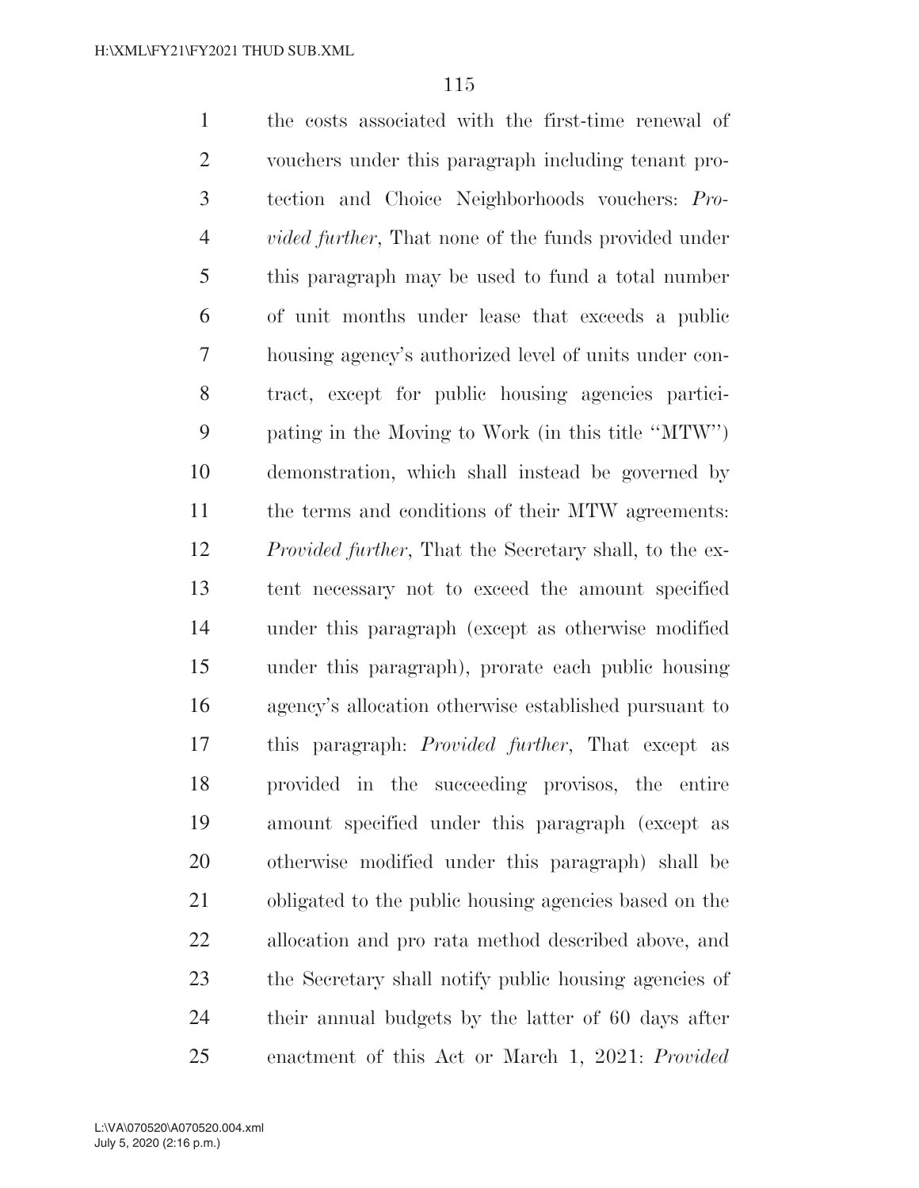the costs associated with the first-time renewal of vouchers under this paragraph including tenant protection and Choice Neighborhoods vouchers: *Provided further*, That none of the funds provided under this paragraph may be used to fund a total number of unit months under lease that exceeds a public housing agency's authorized level of units under contract, except for public housing agencies participating in the Moving to Work (in this title ''MTW'') demonstration, which shall instead be governed by the terms and conditions of their MTW agreements: *Provided further*, That the Secretary shall, to the extent necessary not to exceed the amount specified under this paragraph (except as otherwise modified under this paragraph), prorate each public housing agency's allocation otherwise established pursuant to this paragraph: *Provided further*, That except as provided in the succeeding provisos, the entire amount specified under this paragraph (except as otherwise modified under this paragraph) shall be obligated to the public housing agencies based on the allocation and pro rata method described above, and the Secretary shall notify public housing agencies of their annual budgets by the latter of 60 days after enactment of this Act or March 1, 2021: *Provided*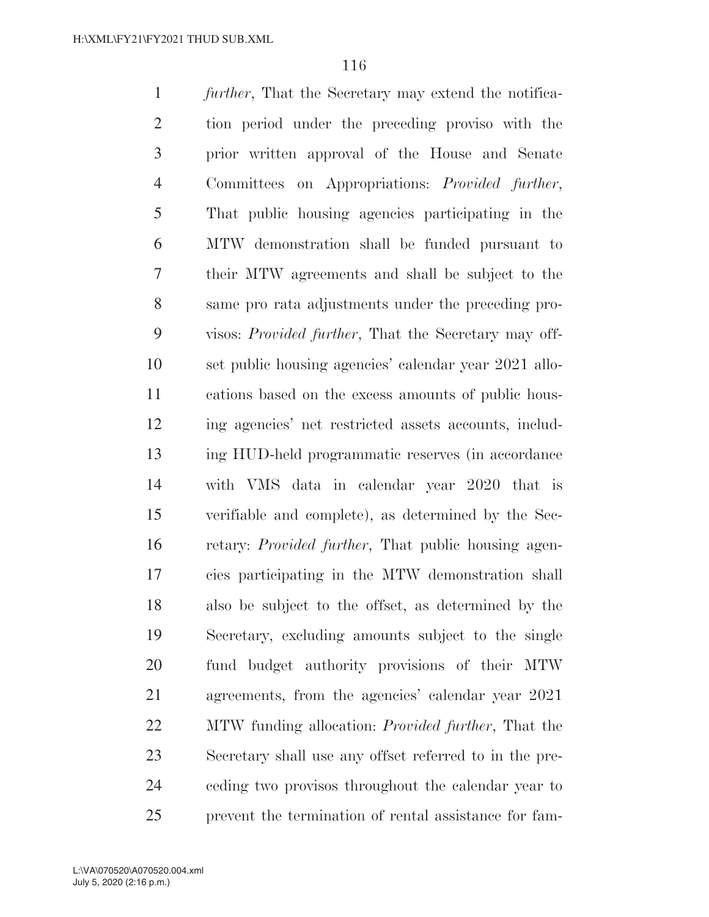*further*, That the Secretary may extend the notification period under the preceding proviso with the prior written approval of the House and Senate Committees on Appropriations: *Provided further*, That public housing agencies participating in the MTW demonstration shall be funded pursuant to their MTW agreements and shall be subject to the same pro rata adjustments under the preceding provisos: *Provided further*, That the Secretary may offset public housing agencies' calendar year 2021 allocations based on the excess amounts of public housing agencies' net restricted assets accounts, including HUD-held programmatic reserves (in accordance with VMS data in calendar year 2020 that is verifiable and complete), as determined by the Secretary: *Provided further*, That public housing agencies participating in the MTW demonstration shall also be subject to the offset, as determined by the Secretary, excluding amounts subject to the single fund budget authority provisions of their MTW agreements, from the agencies' calendar year 2021 MTW funding allocation: *Provided further*, That the Secretary shall use any offset referred to in the preceding two provisos throughout the calendar year to prevent the termination of rental assistance for fam-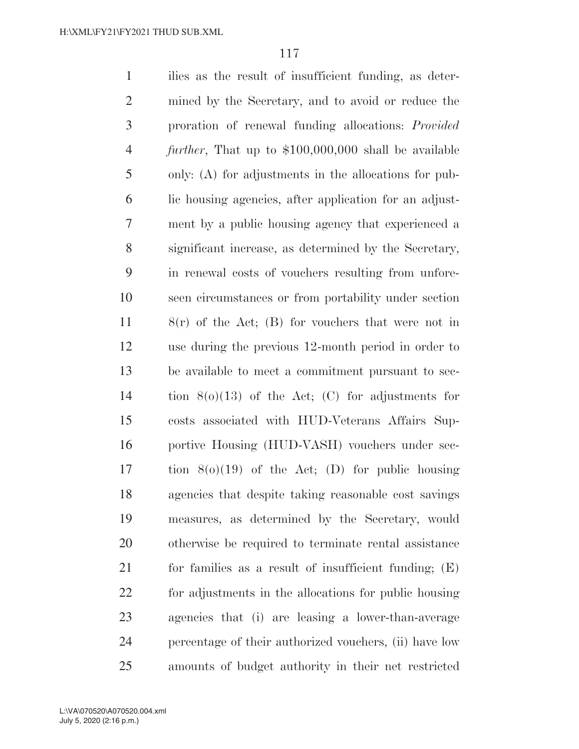ilies as the result of insufficient funding, as determined by the Secretary, and to avoid or reduce the proration of renewal funding allocations: *Provided further*, That up to $100,000,000 shall be available only: (A) for adjustments in the allocations for public housing agencies, after application for an adjustment by a public housing agency that experienced a significant increase, as determined by the Secretary, in renewal costs of vouchers resulting from unforeseen circumstances or from portability under section 8(r) of the Act; (B) for vouchers that were not in use during the previous 12-month period in order to be available to meet a commitment pursuant to section 8(o)(13) of the Act; (C) for adjustments for costs associated with HUD-Veterans Affairs Supportive Housing (HUD-VASH) vouchers under section 8(o)(19) of the Act; (D) for public housing agencies that despite taking reasonable cost savings measures, as determined by the Secretary, would otherwise be required to terminate rental assistance for families as a result of insufficient funding; (E) for adjustments in the allocations for public housing agencies that (i) are leasing a lower-than-average percentage of their authorized vouchers, (ii) have low amounts of budget authority in their net restricted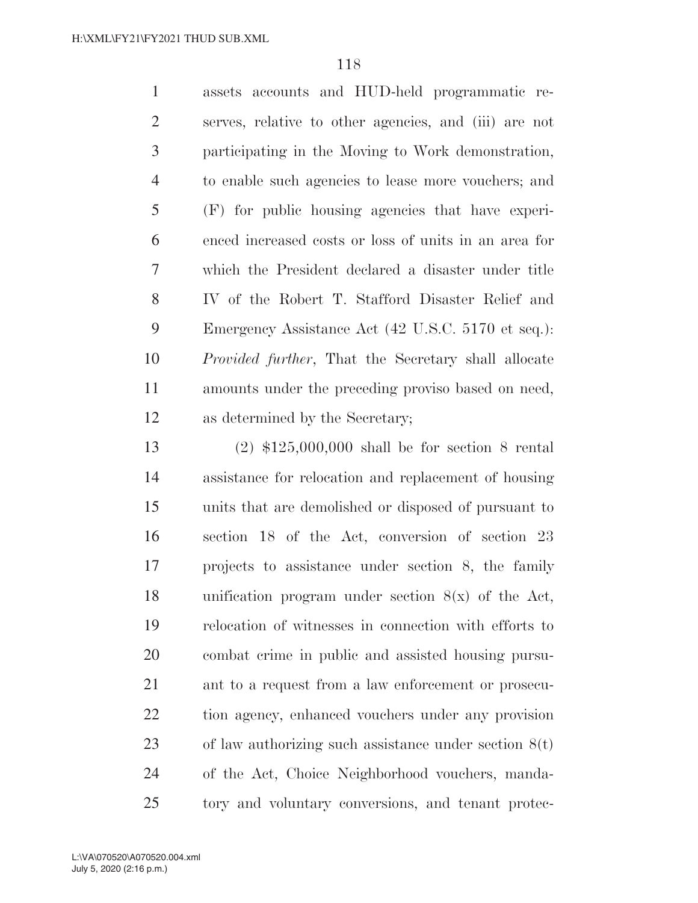assets accounts and HUD-held programmatic reserves, relative to other agencies, and (iii) are not participating in the Moving to Work demonstration, to enable such agencies to lease more vouchers; and (F) for public housing agencies that have experienced increased costs or loss of units in an area for which the President declared a disaster under title IV of the Robert T. Stafford Disaster Relief and Emergency Assistance Act (42 U.S.C. 5170 et seq.): *Provided further*, That the Secretary shall allocate amounts under the preceding proviso based on need, as determined by the Secretary;

(2) $125,000,000 shall be for section 8 rental assistance for relocation and replacement of housing units that are demolished or disposed of pursuant to section 18 of the Act, conversion of section 23 projects to assistance under section 8, the family unification program under section 8(x) of the Act, relocation of witnesses in connection with efforts to combat crime in public and assisted housing pursuant to a request from a law enforcement or prosecution agency, enhanced vouchers under any provision of law authorizing such assistance under section 8(t) of the Act, Choice Neighborhood vouchers, mandatory and voluntary conversions, and tenant protec-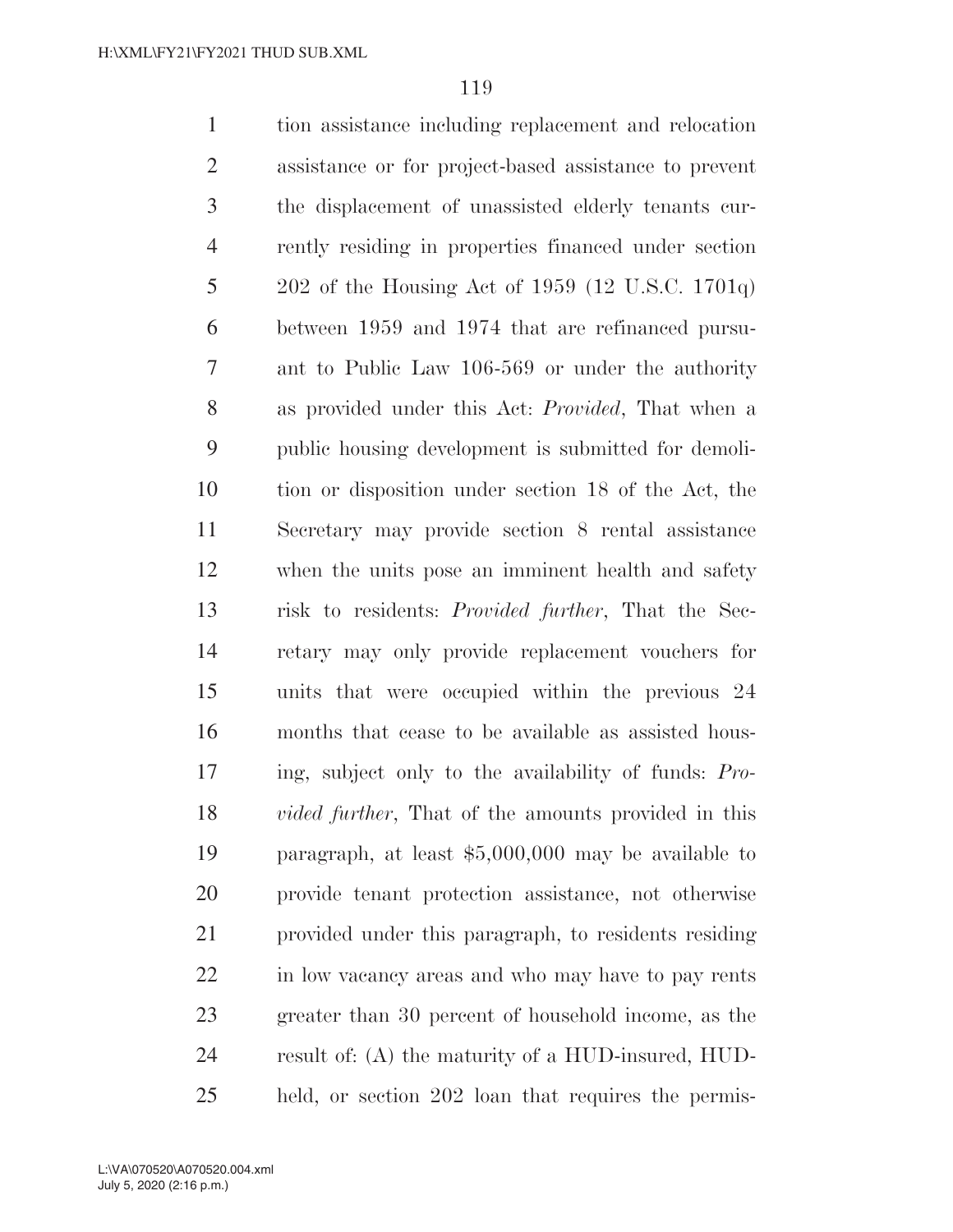tion assistance including replacement and relocation assistance or for project-based assistance to prevent the displacement of unassisted elderly tenants currently residing in properties financed under section 202 of the Housing Act of 1959 (12 U.S.C. 1701q) between 1959 and 1974 that are refinanced pursuant to Public Law 106-569 or under the authority as provided under this Act: *Provided*, That when a public housing development is submitted for demolition or disposition under section 18 of the Act, the Secretary may provide section 8 rental assistance when the units pose an imminent health and safety risk to residents: *Provided further*, That the Secretary may only provide replacement vouchers for units that were occupied within the previous 24 months that cease to be available as assisted housing, subject only to the availability of funds: *Provided further*, That of the amounts provided in this paragraph, at least $5,000,000 may be available to provide tenant protection assistance, not otherwise provided under this paragraph, to residents residing in low vacancy areas and who may have to pay rents greater than 30 percent of household income, as the result of: (A) the maturity of a HUD-insured, HUD-held, or section 202 loan that requires the permis-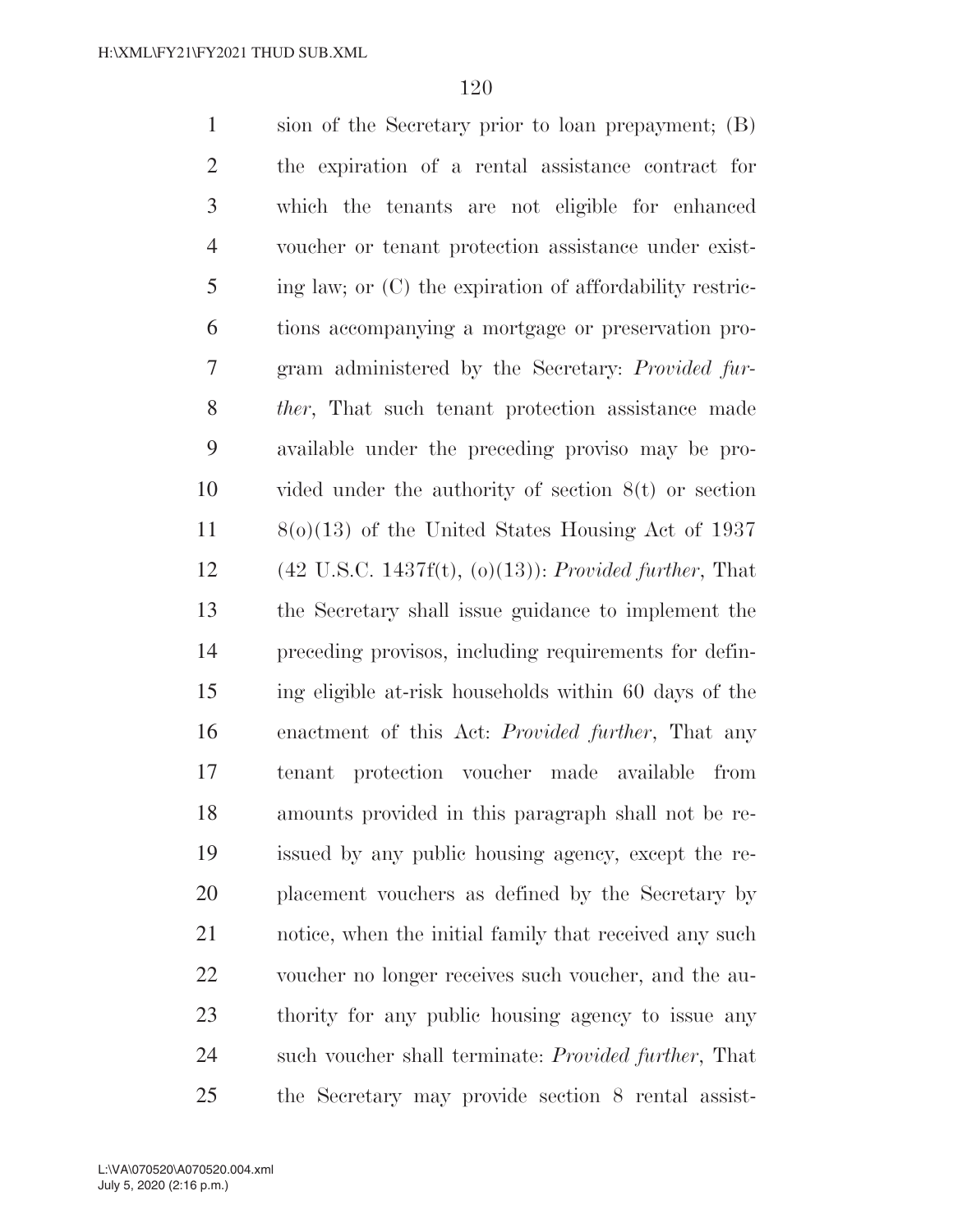sion of the Secretary prior to loan prepayment; (B) the expiration of a rental assistance contract for which the tenants are not eligible for enhanced voucher or tenant protection assistance under existing law; or (C) the expiration of affordability restrictions accompanying a mortgage or preservation program administered by the Secretary: *Provided further*, That such tenant protection assistance made available under the preceding proviso may be provided under the authority of section 8(t) or section 8(o)(13) of the United States Housing Act of 1937 (42 U.S.C. 1437f(t), (o)(13)): *Provided further*, That the Secretary shall issue guidance to implement the preceding provisos, including requirements for defining eligible at-risk households within 60 days of the enactment of this Act: *Provided further*, That any tenant protection voucher made available from amounts provided in this paragraph shall not be reissued by any public housing agency, except the replacement vouchers as defined by the Secretary by notice, when the initial family that received any such voucher no longer receives such voucher, and the authority for any public housing agency to issue any such voucher shall terminate: *Provided further*, That the Secretary may provide section 8 rental assist-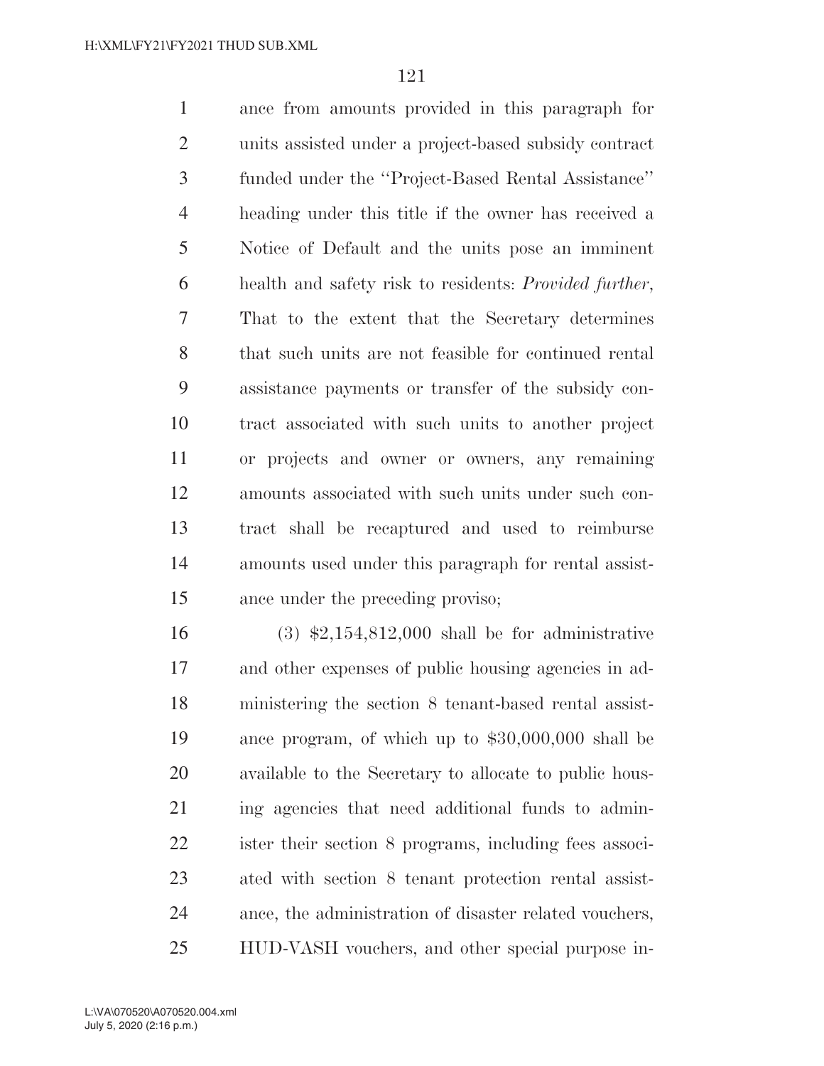ance from amounts provided in this paragraph for units assisted under a project-based subsidy contract funded under the ''Project-Based Rental Assistance'' heading under this title if the owner has received a Notice of Default and the units pose an imminent health and safety risk to residents: *Provided further*, That to the extent that the Secretary determines that such units are not feasible for continued rental assistance payments or transfer of the subsidy contract associated with such units to another project or projects and owner or owners, any remaining amounts associated with such units under such contract shall be recaptured and used to reimburse amounts used under this paragraph for rental assistance under the preceding proviso;

(3) $2,154,812,000 shall be for administrative and other expenses of public housing agencies in administering the section 8 tenant-based rental assistance program, of which up to $30,000,000 shall be available to the Secretary to allocate to public housing agencies that need additional funds to administer their section 8 programs, including fees associated with section 8 tenant protection rental assistance, the administration of disaster related vouchers, HUD-VASH vouchers, and other special purpose in-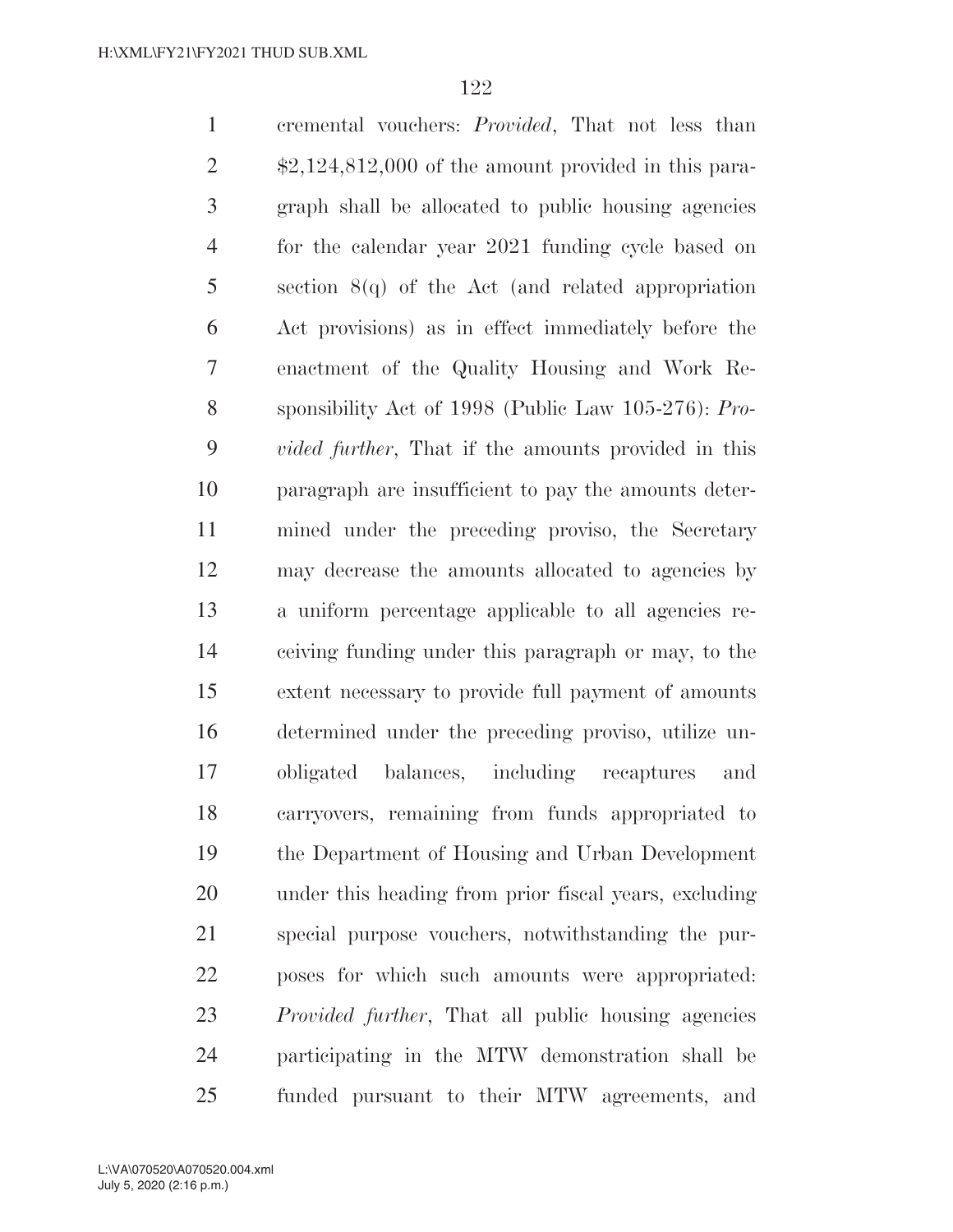cremental vouchers: *Provided*, That not less than $2,124,812,000 of the amount provided in this paragraph shall be allocated to public housing agencies for the calendar year 2021 funding cycle based on section 8(q) of the Act (and related appropriation Act provisions) as in effect immediately before the enactment of the Quality Housing and Work Responsibility Act of 1998 (Public Law 105-276): *Provided further*, That if the amounts provided in this paragraph are insufficient to pay the amounts determined under the preceding proviso, the Secretary may decrease the amounts allocated to agencies by a uniform percentage applicable to all agencies receiving funding under this paragraph or may, to the extent necessary to provide full payment of amounts determined under the preceding proviso, utilize unobligated balances, including recaptures and carryovers, remaining from funds appropriated to the Department of Housing and Urban Development under this heading from prior fiscal years, excluding special purpose vouchers, notwithstanding the purposes for which such amounts were appropriated: *Provided further*, That all public housing agencies participating in the MTW demonstration shall be funded pursuant to their MTW agreements, and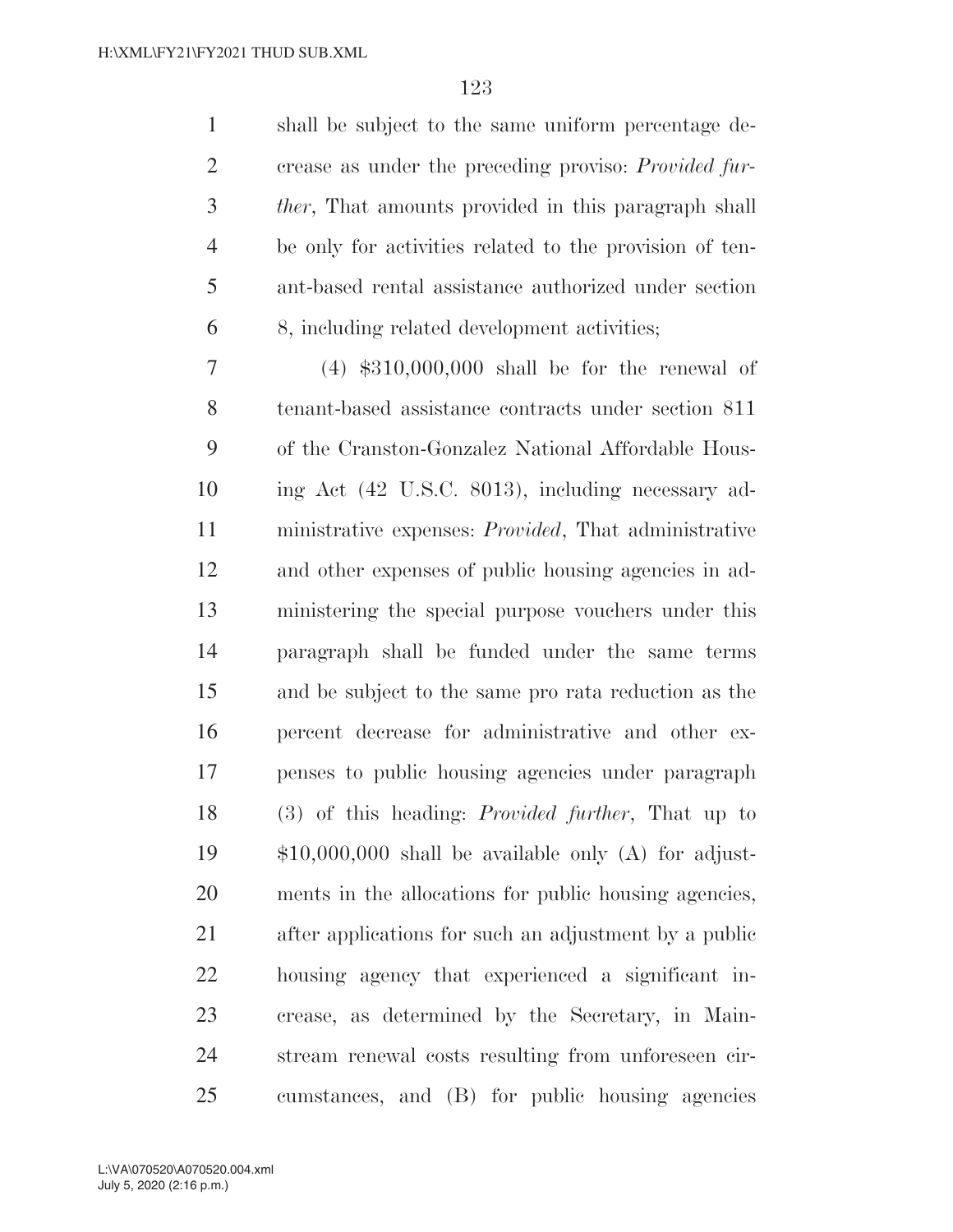shall be subject to the same uniform percentage decrease as under the preceding proviso: *Provided further*, That amounts provided in this paragraph shall be only for activities related to the provision of tenant-based rental assistance authorized under section 8, including related development activities;

(4) $310,000,000 shall be for the renewal of tenant-based assistance contracts under section 811 of the Cranston-Gonzalez National Affordable Housing Act (42 U.S.C. 8013), including necessary administrative expenses: *Provided*, That administrative and other expenses of public housing agencies in administering the special purpose vouchers under this paragraph shall be funded under the same terms and be subject to the same pro rata reduction as the percent decrease for administrative and other expenses to public housing agencies under paragraph (3) of this heading: *Provided further*, That up to $10,000,000 shall be available only (A) for adjustments in the allocations for public housing agencies, after applications for such an adjustment by a public housing agency that experienced a significant increase, as determined by the Secretary, in Mainstream renewal costs resulting from unforeseen circumstances, and (B) for public housing agencies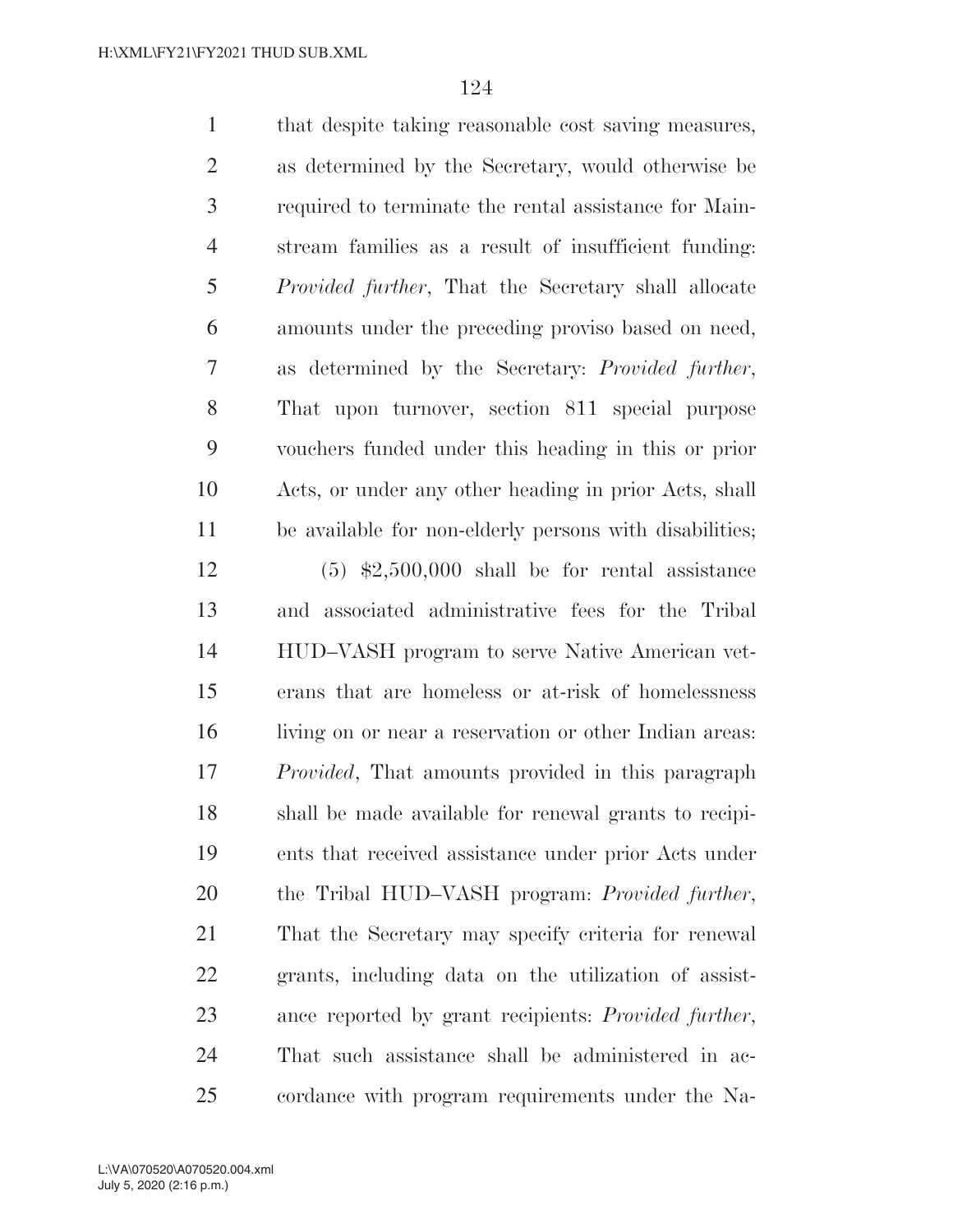that despite taking reasonable cost saving measures, as determined by the Secretary, would otherwise be required to terminate the rental assistance for Mainstream families as a result of insufficient funding: *Provided further*, That the Secretary shall allocate amounts under the preceding proviso based on need, as determined by the Secretary: *Provided further*, That upon turnover, section 811 special purpose vouchers funded under this heading in this or prior Acts, or under any other heading in prior Acts, shall be available for non-elderly persons with disabilities;

(5) $2,500,000 shall be for rental assistance and associated administrative fees for the Tribal HUD–VASH program to serve Native American veterans that are homeless or at-risk of homelessness living on or near a reservation or other Indian areas: *Provided*, That amounts provided in this paragraph shall be made available for renewal grants to recipients that received assistance under prior Acts under the Tribal HUD–VASH program: *Provided further*, That the Secretary may specify criteria for renewal grants, including data on the utilization of assistance reported by grant recipients: *Provided further*, That such assistance shall be administered in accordance with program requirements under the Na-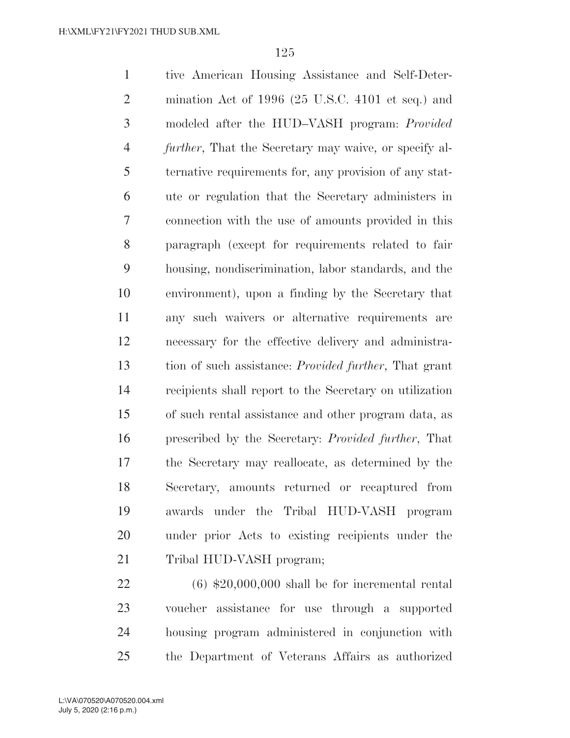tive American Housing Assistance and Self-Determination Act of 1996 (25 U.S.C. 4101 et seq.) and modeled after the HUD–VASH program: *Provided further*, That the Secretary may waive, or specify alternative requirements for, any provision of any statute or regulation that the Secretary administers in connection with the use of amounts provided in this paragraph (except for requirements related to fair housing, nondiscrimination, labor standards, and the environment), upon a finding by the Secretary that any such waivers or alternative requirements are necessary for the effective delivery and administration of such assistance: *Provided further*, That grant recipients shall report to the Secretary on utilization of such rental assistance and other program data, as prescribed by the Secretary: *Provided further*, That the Secretary may reallocate, as determined by the Secretary, amounts returned or recaptured from awards under the Tribal HUD-VASH program under prior Acts to existing recipients under the Tribal HUD-VASH program;

(6) $20,000,000 shall be for incremental rental voucher assistance for use through a supported housing program administered in conjunction with the Department of Veterans Affairs as authorized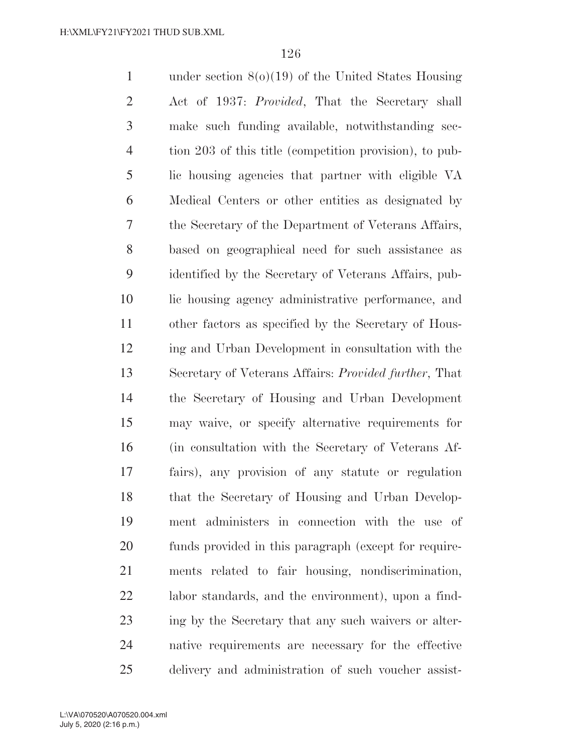under section 8(o)(19) of the United States Housing Act of 1937: *Provided*, That the Secretary shall make such funding available, notwithstanding section 203 of this title (competition provision), to public housing agencies that partner with eligible VA Medical Centers or other entities as designated by the Secretary of the Department of Veterans Affairs, based on geographical need for such assistance as identified by the Secretary of Veterans Affairs, public housing agency administrative performance, and other factors as specified by the Secretary of Housing and Urban Development in consultation with the Secretary of Veterans Affairs: *Provided further*, That the Secretary of Housing and Urban Development may waive, or specify alternative requirements for (in consultation with the Secretary of Veterans Affairs), any provision of any statute or regulation that the Secretary of Housing and Urban Development administers in connection with the use of funds provided in this paragraph (except for requirements related to fair housing, nondiscrimination, labor standards, and the environment), upon a finding by the Secretary that any such waivers or alternative requirements are necessary for the effective delivery and administration of such voucher assist-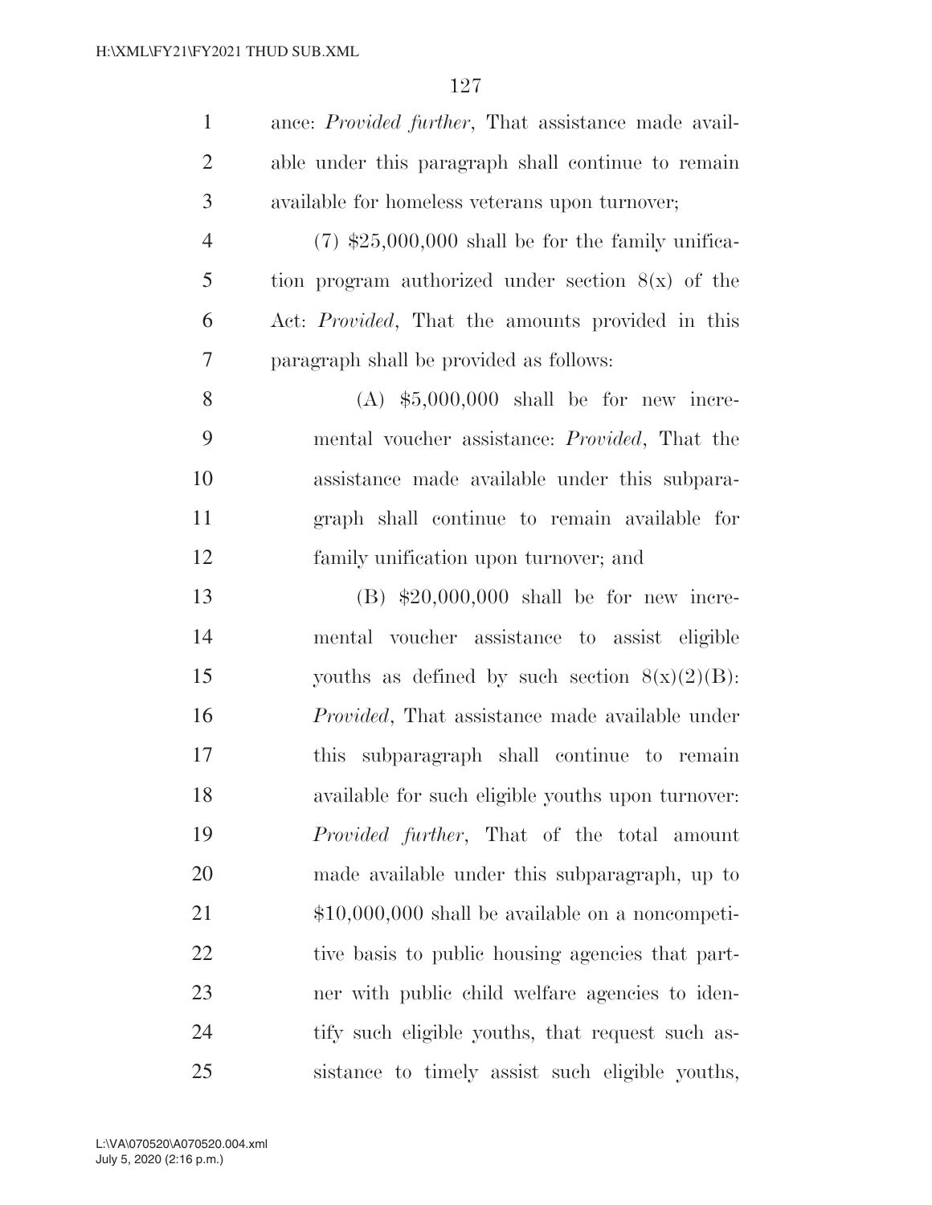ance: *Provided further*, That assistance made available under this paragraph shall continue to remain available for homeless veterans upon turnover;

(7) $25,000,000 shall be for the family unification program authorized under section 8(x) of the Act: *Provided*, That the amounts provided in this paragraph shall be provided as follows:

(A) $5,000,000 shall be for new incremental voucher assistance: *Provided*, That the assistance made available under this subparagraph shall continue to remain available for family unification upon turnover; and

(B) $20,000,000 shall be for new incremental voucher assistance to assist eligible youths as defined by such section 8(x)(2)(B): *Provided*, That assistance made available under this subparagraph shall continue to remain available for such eligible youths upon turnover: *Provided further*, That of the total amount made available under this subparagraph, up to $10,000,000 shall be available on a noncompetitive basis to public housing agencies that partner with public child welfare agencies to identify such eligible youths, that request such assistance to timely assist such eligible youths,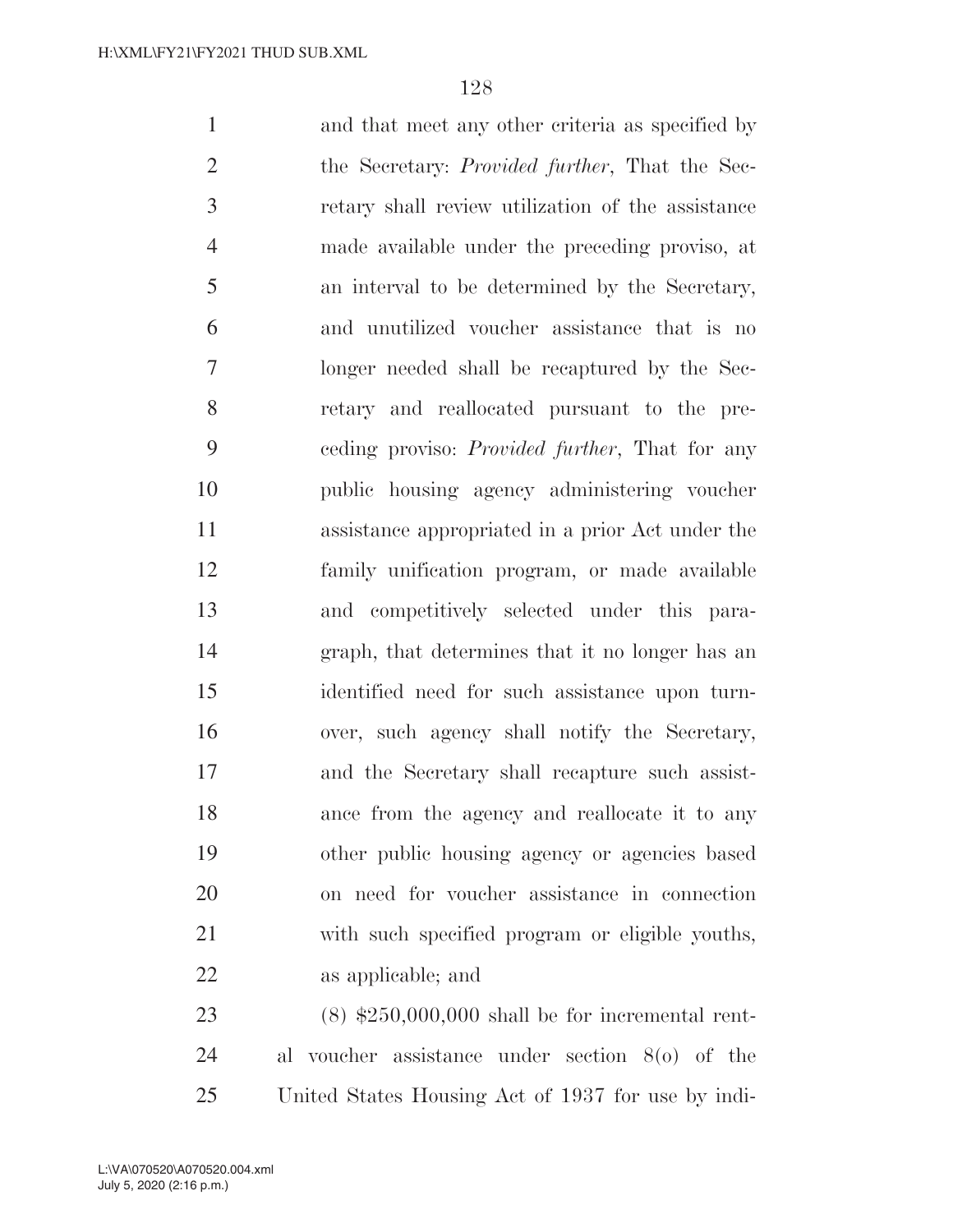and that meet any other criteria as specified by the Secretary: *Provided further*, That the Secretary shall review utilization of the assistance made available under the preceding proviso, at an interval to be determined by the Secretary, and unutilized voucher assistance that is no longer needed shall be recaptured by the Secretary and reallocated pursuant to the preceding proviso: *Provided further*, That for any public housing agency administering voucher assistance appropriated in a prior Act under the family unification program, or made available and competitively selected under this paragraph, that determines that it no longer has an identified need for such assistance upon turnover, such agency shall notify the Secretary, and the Secretary shall recapture such assistance from the agency and reallocate it to any other public housing agency or agencies based on need for voucher assistance in connection with such specified program or eligible youths, as applicable; and

(8) $250,000,000 shall be for incremental rental voucher assistance under section 8(o) of the United States Housing Act of 1937 for use by indi-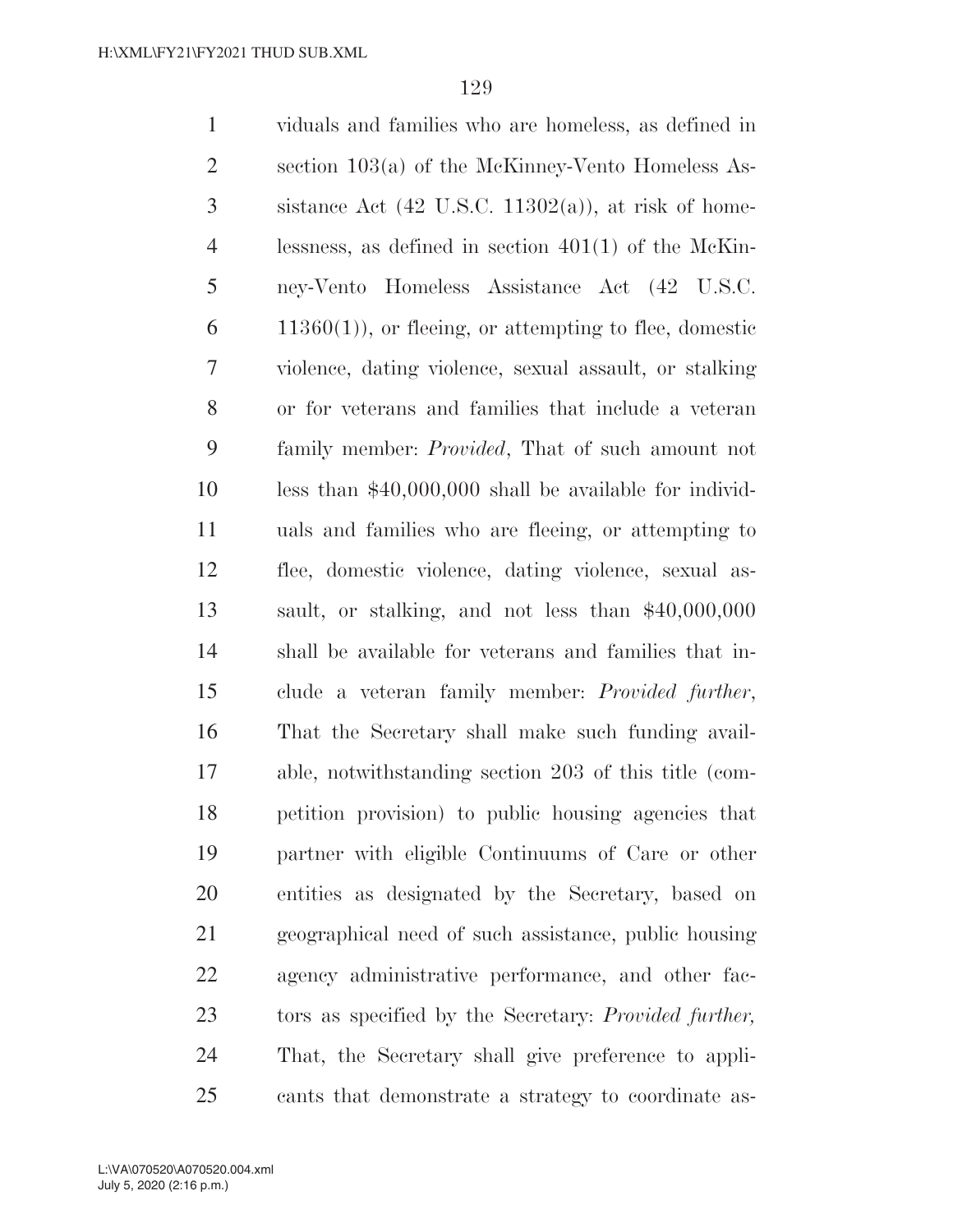viduals and families who are homeless, as defined in section 103(a) of the McKinney-Vento Homeless Assistance Act (42 U.S.C. 11302(a)), at risk of homelessness, as defined in section 401(1) of the McKinney-Vento Homeless Assistance Act (42 U.S.C. 11360(1)), or fleeing, or attempting to flee, domestic violence, dating violence, sexual assault, or stalking or for veterans and families that include a veteran family member: *Provided*, That of such amount not less than $40,000,000 shall be available for individuals and families who are fleeing, or attempting to flee, domestic violence, dating violence, sexual assault, or stalking, and not less than $40,000,000 shall be available for veterans and families that include a veteran family member: *Provided further*, That the Secretary shall make such funding available, notwithstanding section 203 of this title (competition provision) to public housing agencies that partner with eligible Continuums of Care or other entities as designated by the Secretary, based on geographical need of such assistance, public housing agency administrative performance, and other factors as specified by the Secretary: *Provided further,* That, the Secretary shall give preference to applicants that demonstrate a strategy to coordinate as-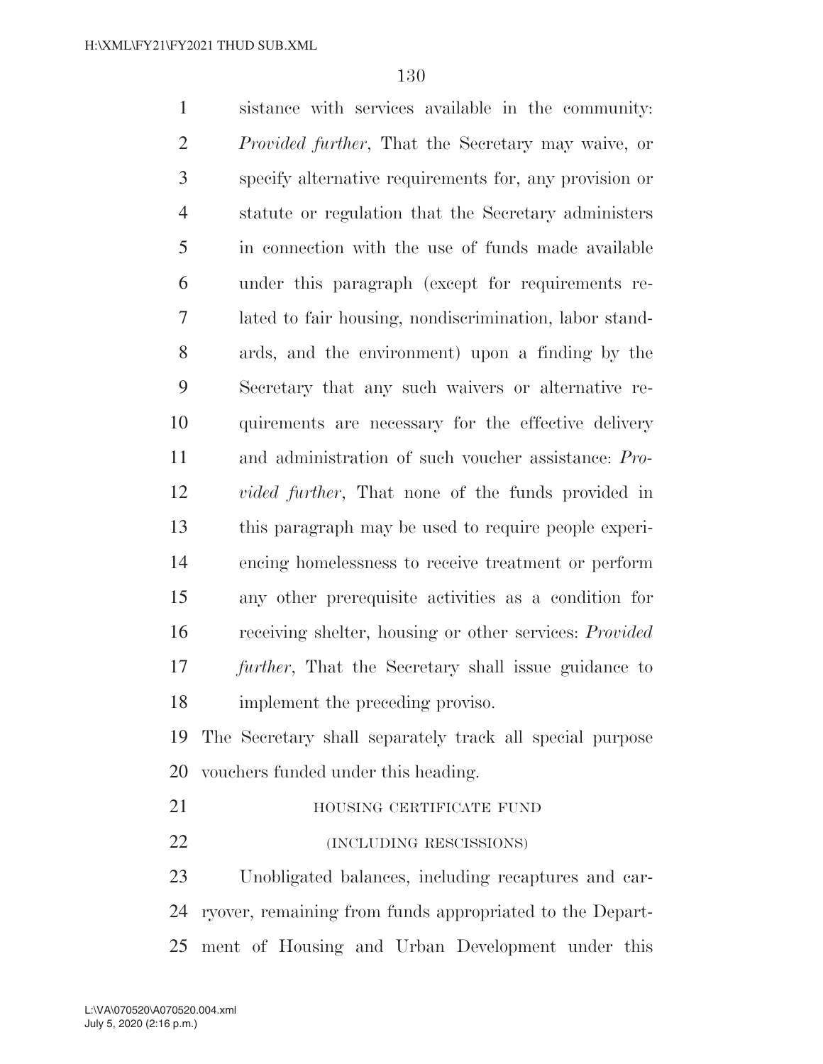sistance with services available in the community: *Provided further*, That the Secretary may waive, or specify alternative requirements for, any provision or statute or regulation that the Secretary administers in connection with the use of funds made available under this paragraph (except for requirements related to fair housing, nondiscrimination, labor standards, and the environment) upon a finding by the Secretary that any such waivers or alternative requirements are necessary for the effective delivery and administration of such voucher assistance: *Provided further*, That none of the funds provided in this paragraph may be used to require people experiencing homelessness to receive treatment or perform any other prerequisite activities as a condition for receiving shelter, housing or other services: *Provided further*, That the Secretary shall issue guidance to implement the preceding proviso.

The Secretary shall separately track all special purpose vouchers funded under this heading.

HOUSING CERTIFICATE FUND

(INCLUDING RESCISSIONS)

Unobligated balances, including recaptures and carryover, remaining from funds appropriated to the Department of Housing and Urban Development under this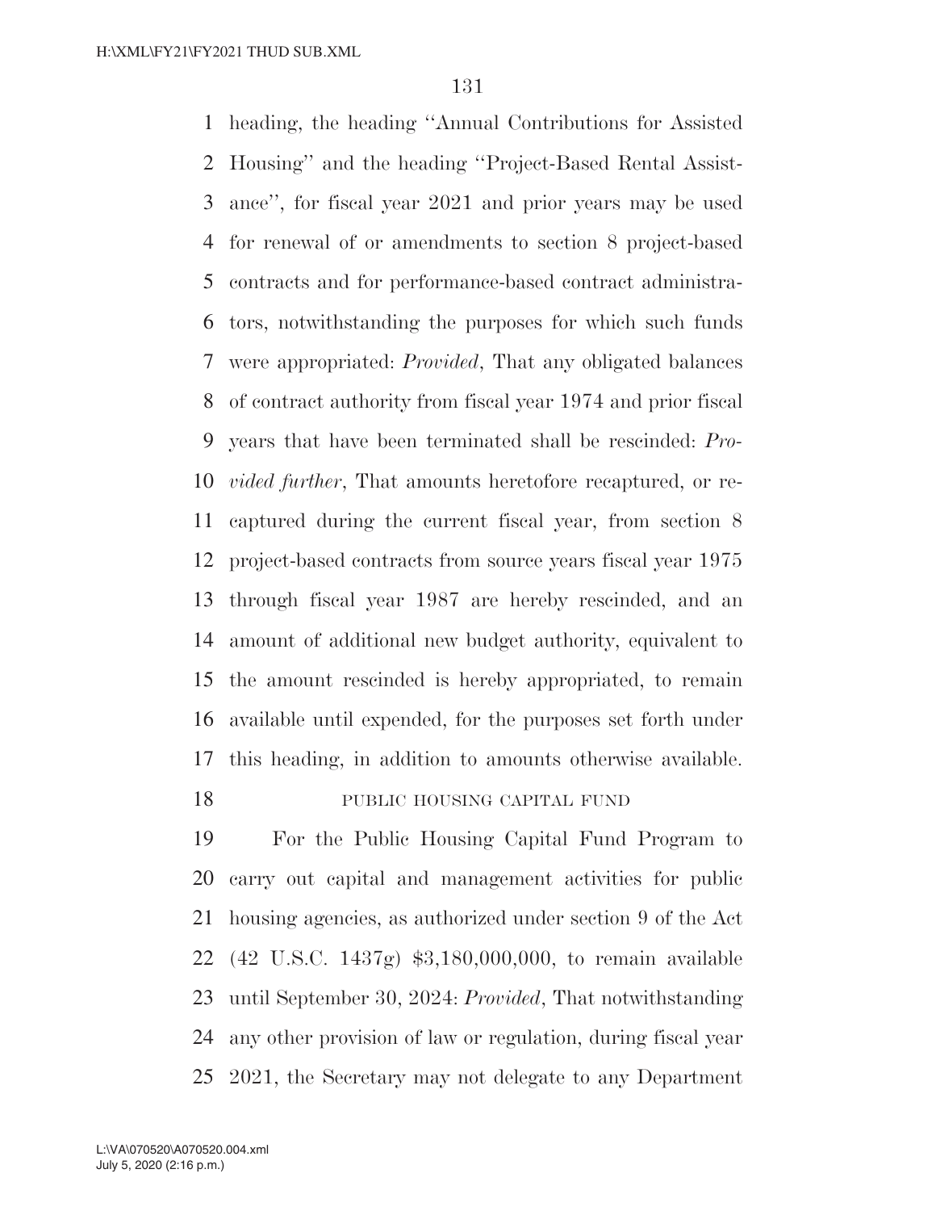heading, the heading ''Annual Contributions for Assisted Housing'' and the heading ''Project-Based Rental Assistance'', for fiscal year 2021 and prior years may be used for renewal of or amendments to section 8 project-based contracts and for performance-based contract administrators, notwithstanding the purposes for which such funds were appropriated: *Provided*, That any obligated balances of contract authority from fiscal year 1974 and prior fiscal years that have been terminated shall be rescinded: *Provided further*, That amounts heretofore recaptured, or recaptured during the current fiscal year, from section 8 project-based contracts from source years fiscal year 1975 through fiscal year 1987 are hereby rescinded, and an amount of additional new budget authority, equivalent to the amount rescinded is hereby appropriated, to remain available until expended, for the purposes set forth under this heading, in addition to amounts otherwise available.

PUBLIC HOUSING CAPITAL FUND

For the Public Housing Capital Fund Program to carry out capital and management activities for public housing agencies, as authorized under section 9 of the Act (42 U.S.C. 1437g) $3,180,000,000, to remain available until September 30, 2024: *Provided*, That notwithstanding any other provision of law or regulation, during fiscal year 2021, the Secretary may not delegate to any Department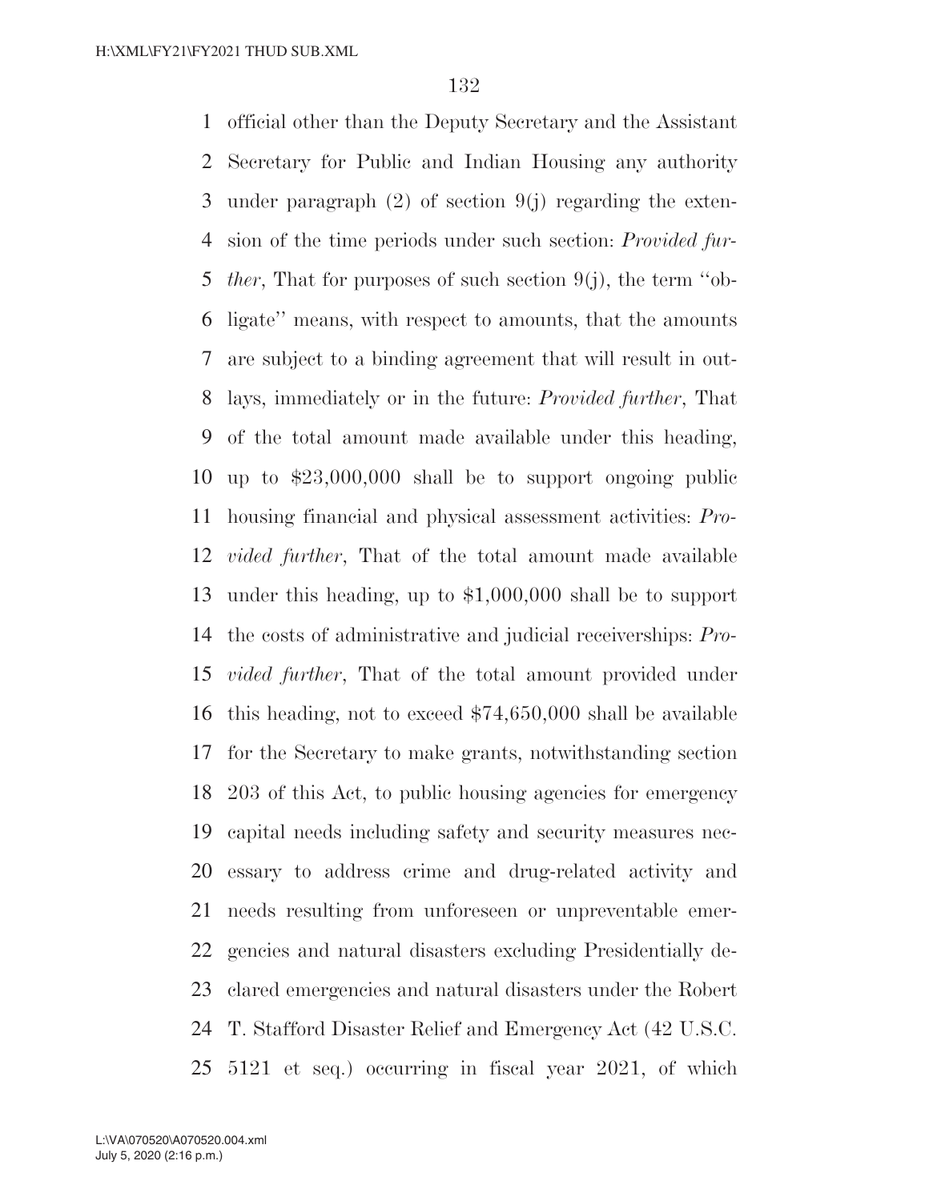official other than the Deputy Secretary and the Assistant Secretary for Public and Indian Housing any authority under paragraph (2) of section 9(j) regarding the extension of the time periods under such section: *Provided further*, That for purposes of such section 9(j), the term ''obligate'' means, with respect to amounts, that the amounts are subject to a binding agreement that will result in outlays, immediately or in the future: *Provided further*, That of the total amount made available under this heading, up to $23,000,000 shall be to support ongoing public housing financial and physical assessment activities: *Provided further*, That of the total amount made available under this heading, up to $1,000,000 shall be to support the costs of administrative and judicial receiverships: *Provided further*, That of the total amount provided under this heading, not to exceed $74,650,000 shall be available for the Secretary to make grants, notwithstanding section 203 of this Act, to public housing agencies for emergency capital needs including safety and security measures necessary to address crime and drug-related activity and needs resulting from unforeseen or unpreventable emergencies and natural disasters excluding Presidentially declared emergencies and natural disasters under the Robert T. Stafford Disaster Relief and Emergency Act (42 U.S.C. 5121 et seq.) occurring in fiscal year 2021, of which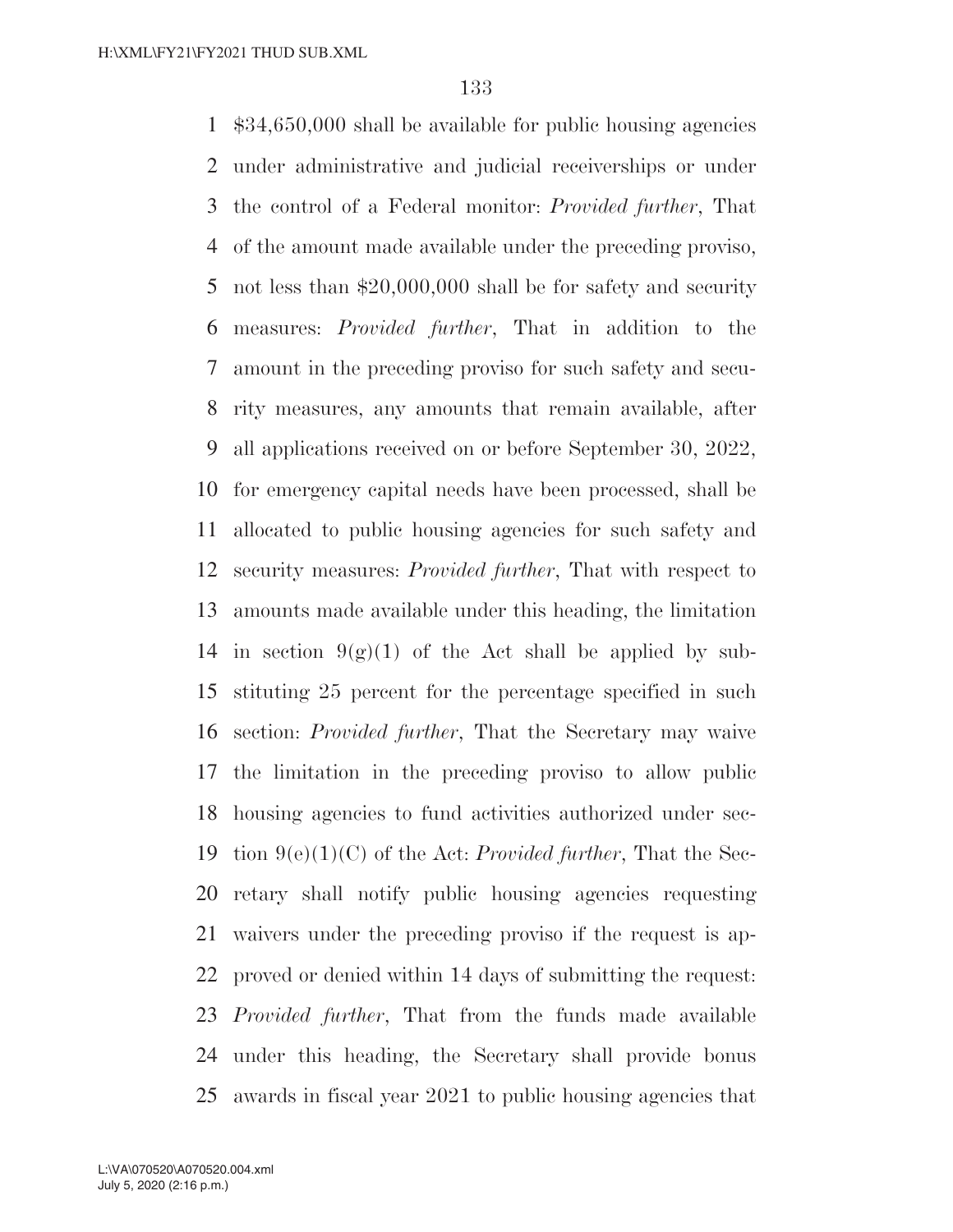$34,650,000 shall be available for public housing agencies under administrative and judicial receiverships or under the control of a Federal monitor: *Provided further*, That of the amount made available under the preceding proviso, not less than $20,000,000 shall be for safety and security measures: *Provided further*, That in addition to the amount in the preceding proviso for such safety and security measures, any amounts that remain available, after all applications received on or before September 30, 2022, for emergency capital needs have been processed, shall be allocated to public housing agencies for such safety and security measures: *Provided further*, That with respect to amounts made available under this heading, the limitation in section 9(g)(1) of the Act shall be applied by substituting 25 percent for the percentage specified in such section: *Provided further*, That the Secretary may waive the limitation in the preceding proviso to allow public housing agencies to fund activities authorized under section 9(e)(1)(C) of the Act: *Provided further*, That the Secretary shall notify public housing agencies requesting waivers under the preceding proviso if the request is approved or denied within 14 days of submitting the request: *Provided further*, That from the funds made available under this heading, the Secretary shall provide bonus awards in fiscal year 2021 to public housing agencies that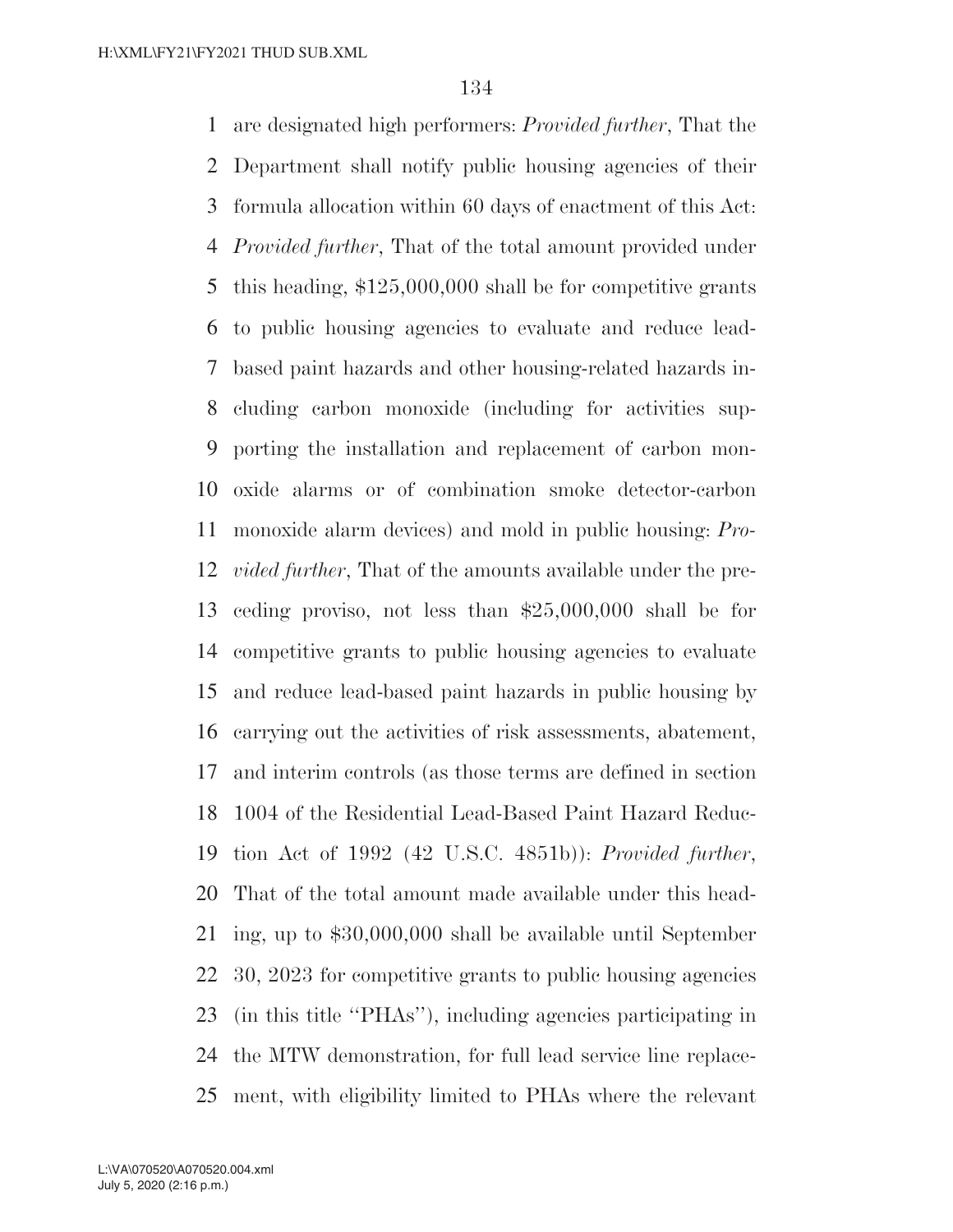are designated high performers: *Provided further*, That the Department shall notify public housing agencies of their formula allocation within 60 days of enactment of this Act: *Provided further*, That of the total amount provided under this heading, $125,000,000 shall be for competitive grants to public housing agencies to evaluate and reduce lead-based paint hazards and other housing-related hazards including carbon monoxide (including for activities supporting the installation and replacement of carbon monoxide alarms or of combination smoke detector-carbon monoxide alarm devices) and mold in public housing: *Provided further*, That of the amounts available under the preceding proviso, not less than $25,000,000 shall be for competitive grants to public housing agencies to evaluate and reduce lead-based paint hazards in public housing by carrying out the activities of risk assessments, abatement, and interim controls (as those terms are defined in section 1004 of the Residential Lead-Based Paint Hazard Reduction Act of 1992 (42 U.S.C. 4851b)): *Provided further*, That of the total amount made available under this heading, up to $30,000,000 shall be available until September 30, 2023 for competitive grants to public housing agencies (in this title ''PHAs''), including agencies participating in the MTW demonstration, for full lead service line replacement, with eligibility limited to PHAs where the relevant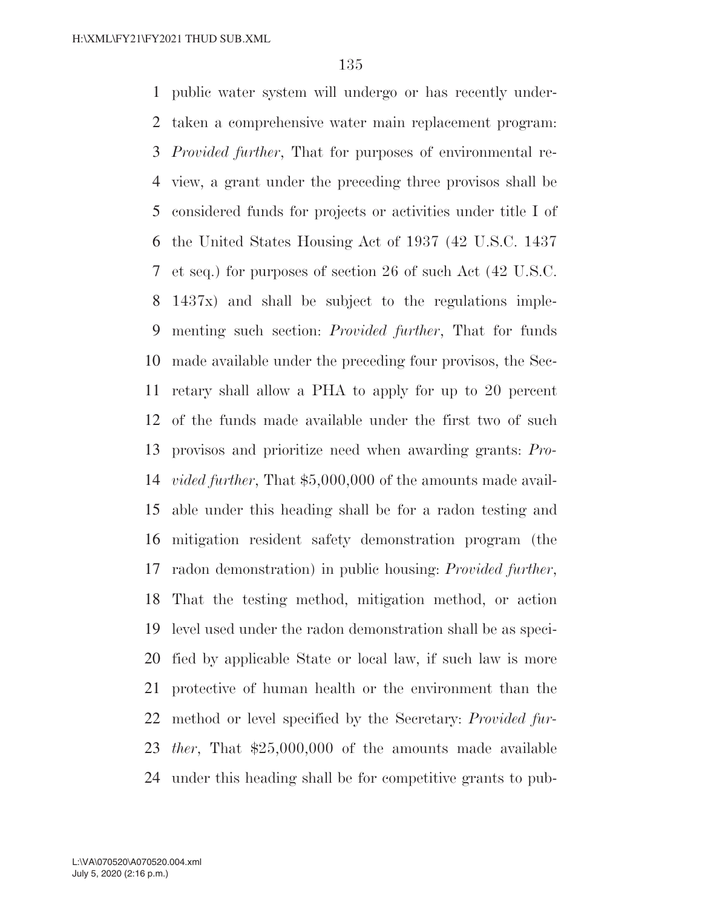public water system will undergo or has recently undertaken a comprehensive water main replacement program: *Provided further*, That for purposes of environmental review, a grant under the preceding three provisos shall be considered funds for projects or activities under title I of the United States Housing Act of 1937 (42 U.S.C. 1437 et seq.) for purposes of section 26 of such Act (42 U.S.C. 1437x) and shall be subject to the regulations implementing such section: *Provided further*, That for funds made available under the preceding four provisos, the Secretary shall allow a PHA to apply for up to 20 percent of the funds made available under the first two of such provisos and prioritize need when awarding grants: *Provided further*, That $5,000,000 of the amounts made available under this heading shall be for a radon testing and mitigation resident safety demonstration program (the radon demonstration) in public housing: *Provided further*, That the testing method, mitigation method, or action level used under the radon demonstration shall be as specified by applicable State or local law, if such law is more protective of human health or the environment than the method or level specified by the Secretary: *Provided further*, That $25,000,000 of the amounts made available under this heading shall be for competitive grants to pub-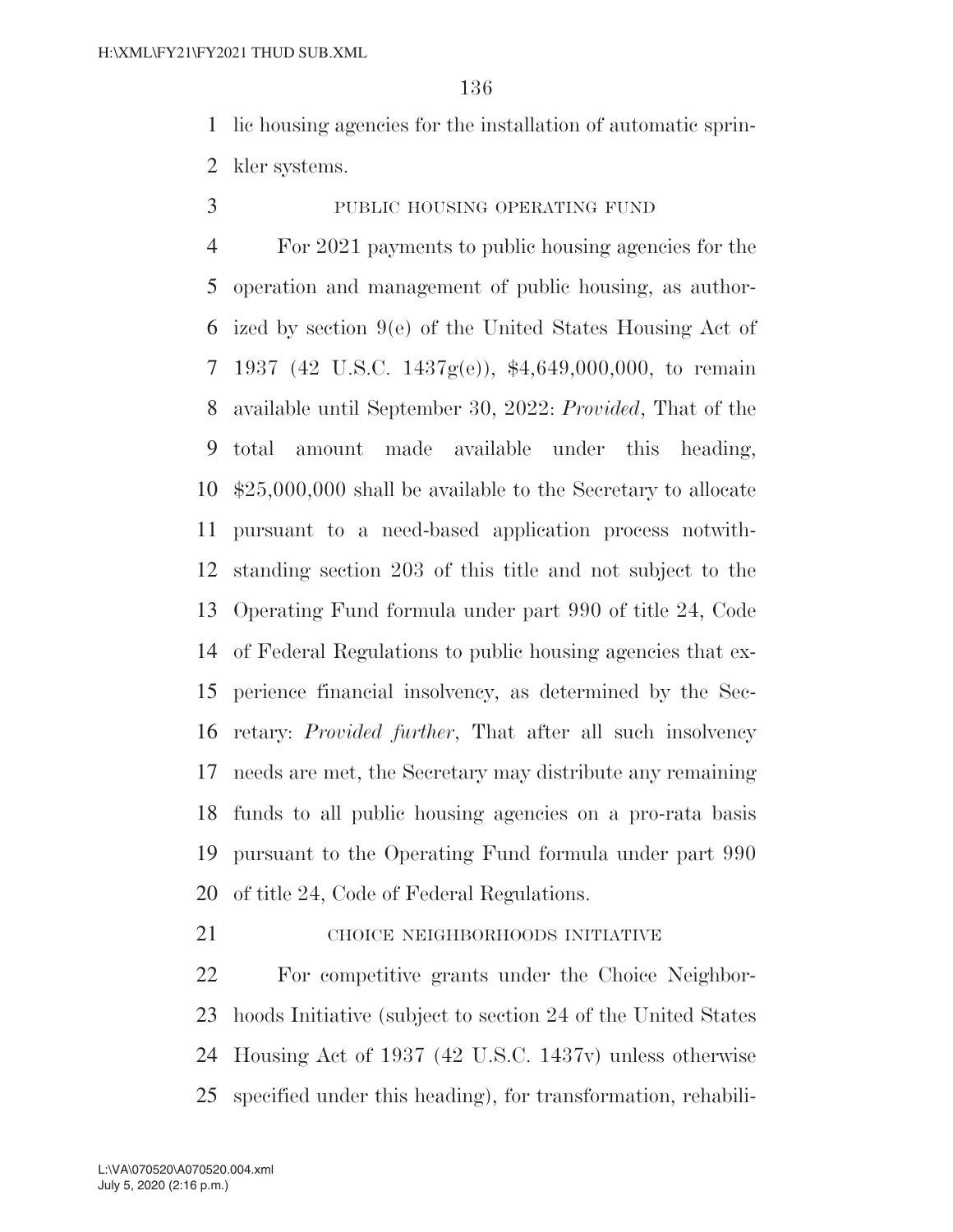lic housing agencies for the installation of automatic sprinkler systems.

PUBLIC HOUSING OPERATING FUND

For 2021 payments to public housing agencies for the operation and management of public housing, as authorized by section 9(e) of the United States Housing Act of 1937 (42 U.S.C. 1437g(e)), $4,649,000,000, to remain available until September 30, 2022: *Provided*, That of the total amount made available under this heading, $25,000,000 shall be available to the Secretary to allocate pursuant to a need-based application process notwithstanding section 203 of this title and not subject to the Operating Fund formula under part 990 of title 24, Code of Federal Regulations to public housing agencies that experience financial insolvency, as determined by the Secretary: *Provided further*, That after all such insolvency needs are met, the Secretary may distribute any remaining funds to all public housing agencies on a pro-rata basis pursuant to the Operating Fund formula under part 990 of title 24, Code of Federal Regulations.

CHOICE NEIGHBORHOODS INITIATIVE

For competitive grants under the Choice Neighborhoods Initiative (subject to section 24 of the United States Housing Act of 1937 (42 U.S.C. 1437v) unless otherwise specified under this heading), for transformation, rehabili-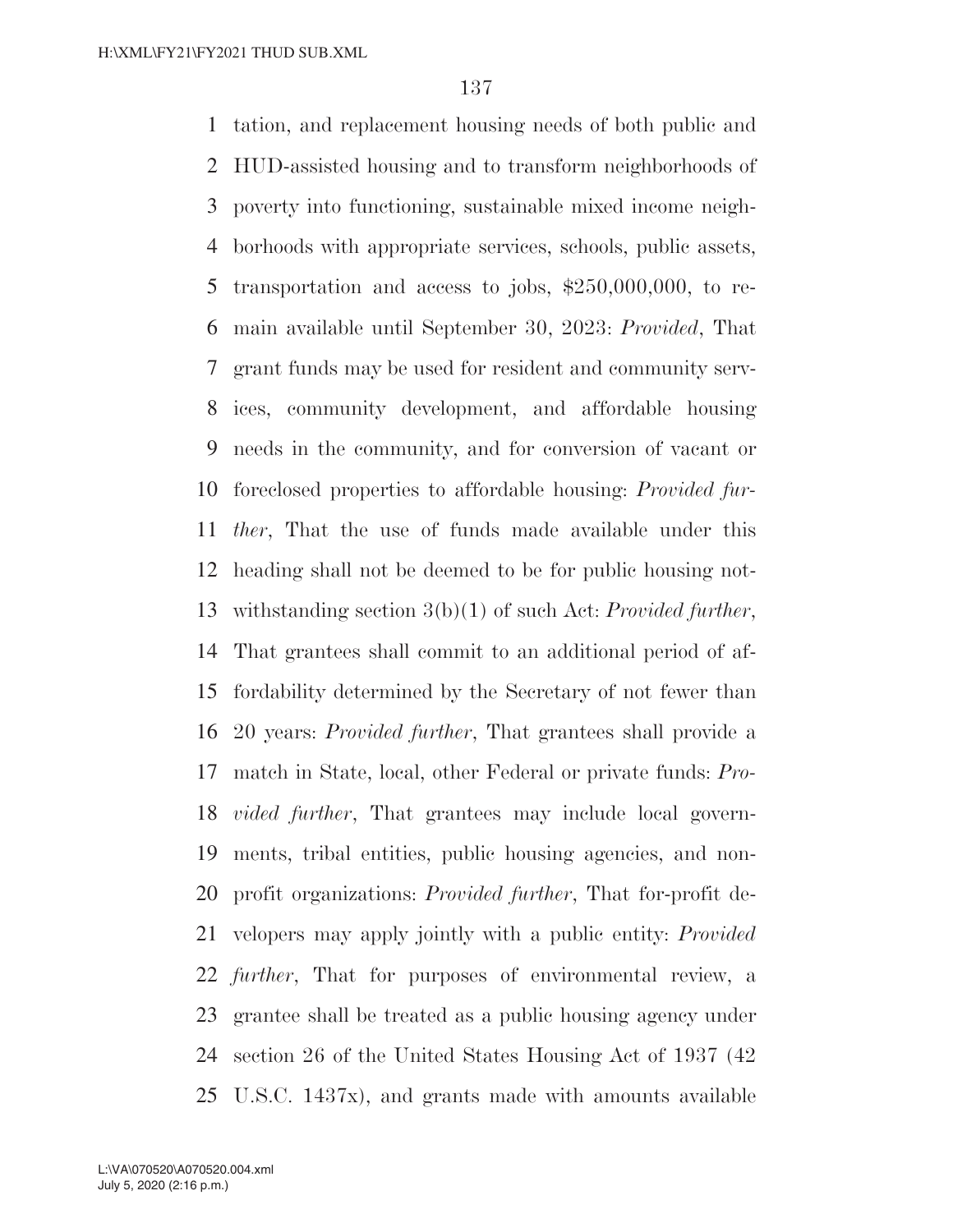tation, and replacement housing needs of both public and HUD-assisted housing and to transform neighborhoods of poverty into functioning, sustainable mixed income neighborhoods with appropriate services, schools, public assets, transportation and access to jobs, $250,000,000, to remain available until September 30, 2023: *Provided*, That grant funds may be used for resident and community services, community development, and affordable housing needs in the community, and for conversion of vacant or foreclosed properties to affordable housing: *Provided further*, That the use of funds made available under this heading shall not be deemed to be for public housing notwithstanding section 3(b)(1) of such Act: *Provided further*, That grantees shall commit to an additional period of affordability determined by the Secretary of not fewer than 20 years: *Provided further*, That grantees shall provide a match in State, local, other Federal or private funds: *Provided further*, That grantees may include local governments, tribal entities, public housing agencies, and nonprofit organizations: *Provided further*, That for-profit developers may apply jointly with a public entity: *Provided further*, That for purposes of environmental review, a grantee shall be treated as a public housing agency under section 26 of the United States Housing Act of 1937 (42 U.S.C. 1437x), and grants made with amounts available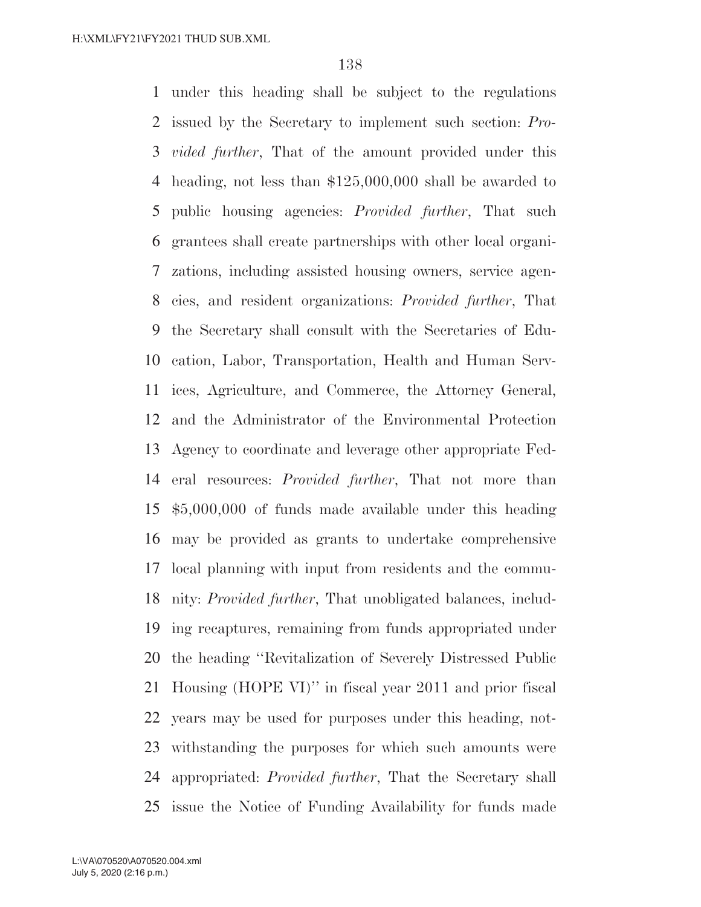under this heading shall be subject to the regulations issued by the Secretary to implement such section: *Provided further*, That of the amount provided under this heading, not less than $125,000,000 shall be awarded to public housing agencies: *Provided further*, That such grantees shall create partnerships with other local organizations, including assisted housing owners, service agencies, and resident organizations: *Provided further*, That the Secretary shall consult with the Secretaries of Education, Labor, Transportation, Health and Human Services, Agriculture, and Commerce, the Attorney General, and the Administrator of the Environmental Protection Agency to coordinate and leverage other appropriate Federal resources: *Provided further*, That not more than $5,000,000 of funds made available under this heading may be provided as grants to undertake comprehensive local planning with input from residents and the community: *Provided further*, That unobligated balances, including recaptures, remaining from funds appropriated under the heading ''Revitalization of Severely Distressed Public Housing (HOPE VI)'' in fiscal year 2011 and prior fiscal years may be used for purposes under this heading, notwithstanding the purposes for which such amounts were appropriated: *Provided further*, That the Secretary shall issue the Notice of Funding Availability for funds made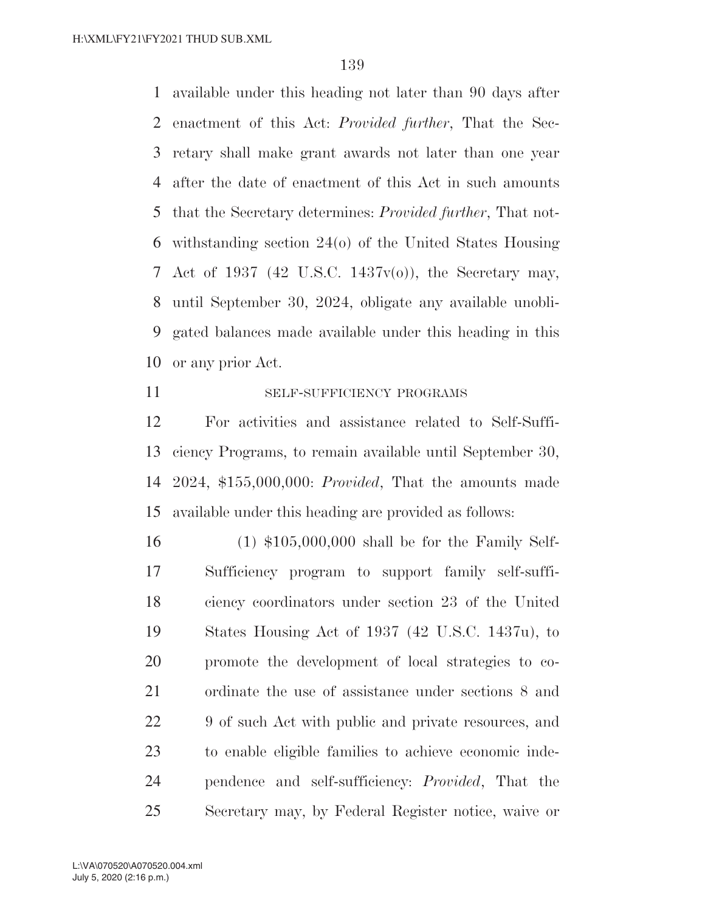available under this heading not later than 90 days after enactment of this Act: *Provided further*, That the Secretary shall make grant awards not later than one year after the date of enactment of this Act in such amounts that the Secretary determines: *Provided further*, That notwithstanding section 24(o) of the United States Housing Act of 1937 (42 U.S.C. 1437v(o)), the Secretary may, until September 30, 2024, obligate any available unobligated balances made available under this heading in this or any prior Act.

SELF-SUFFICIENCY PROGRAMS

For activities and assistance related to Self-Sufficiency Programs, to remain available until September 30, 2024, $155,000,000: *Provided*, That the amounts made available under this heading are provided as follows:

(1) $105,000,000 shall be for the Family Self-Sufficiency program to support family self-sufficiency coordinators under section 23 of the United States Housing Act of 1937 (42 U.S.C. 1437u), to promote the development of local strategies to coordinate the use of assistance under sections 8 and 9 of such Act with public and private resources, and to enable eligible families to achieve economic independence and self-sufficiency: *Provided*, That the Secretary may, by Federal Register notice, waive or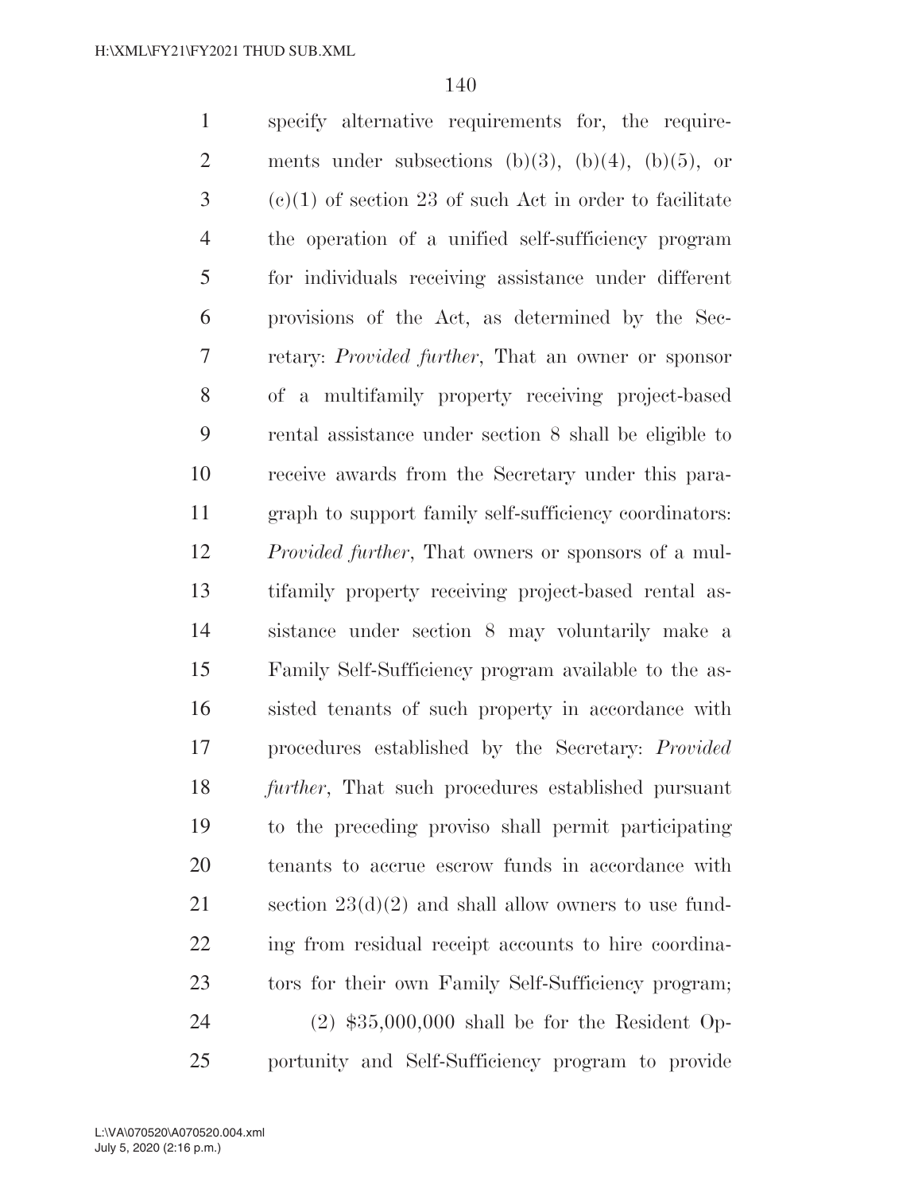specify alternative requirements for, the requirements under subsections (b)(3), (b)(4), (b)(5), or (c)(1) of section 23 of such Act in order to facilitate the operation of a unified self-sufficiency program for individuals receiving assistance under different provisions of the Act, as determined by the Secretary: *Provided further*, That an owner or sponsor of a multifamily property receiving project-based rental assistance under section 8 shall be eligible to receive awards from the Secretary under this paragraph to support family self-sufficiency coordinators: *Provided further*, That owners or sponsors of a multifamily property receiving project-based rental assistance under section 8 may voluntarily make a Family Self-Sufficiency program available to the assisted tenants of such property in accordance with procedures established by the Secretary: *Provided further*, That such procedures established pursuant to the preceding proviso shall permit participating tenants to accrue escrow funds in accordance with section 23(d)(2) and shall allow owners to use funding from residual receipt accounts to hire coordinators for their own Family Self-Sufficiency program;

(2) $35,000,000 shall be for the Resident Opportunity and Self-Sufficiency program to provide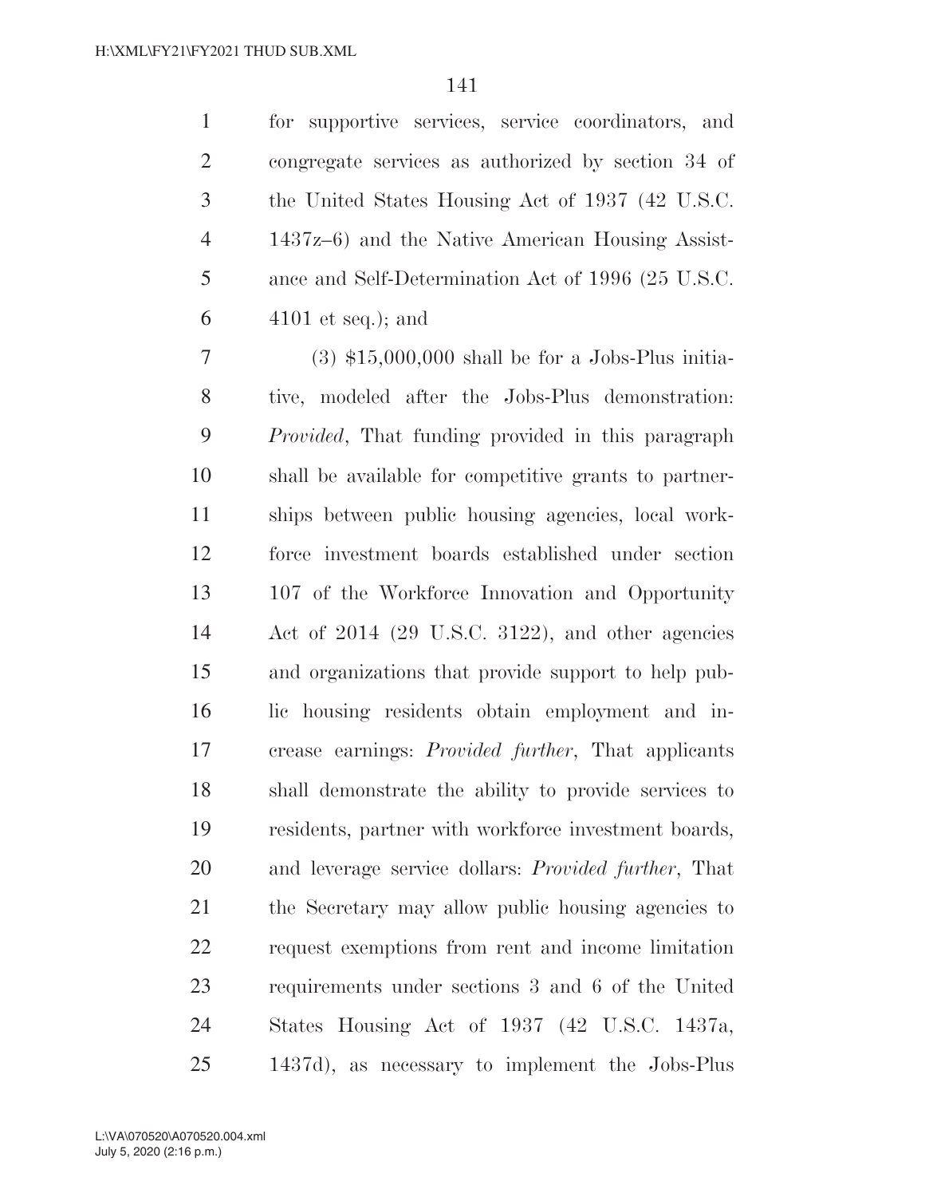for supportive services, service coordinators, and congregate services as authorized by section 34 of the United States Housing Act of 1937 (42 U.S.C. 1437z–6) and the Native American Housing Assistance and Self-Determination Act of 1996 (25 U.S.C. 4101 et seq.); and

(3) $15,000,000 shall be for a Jobs-Plus initiative, modeled after the Jobs-Plus demonstration: *Provided*, That funding provided in this paragraph shall be available for competitive grants to partnerships between public housing agencies, local workforce investment boards established under section 107 of the Workforce Innovation and Opportunity Act of 2014 (29 U.S.C. 3122), and other agencies and organizations that provide support to help public housing residents obtain employment and increase earnings: *Provided further*, That applicants shall demonstrate the ability to provide services to residents, partner with workforce investment boards, and leverage service dollars: *Provided further*, That the Secretary may allow public housing agencies to request exemptions from rent and income limitation requirements under sections 3 and 6 of the United States Housing Act of 1937 (42 U.S.C. 1437a, 1437d), as necessary to implement the Jobs-Plus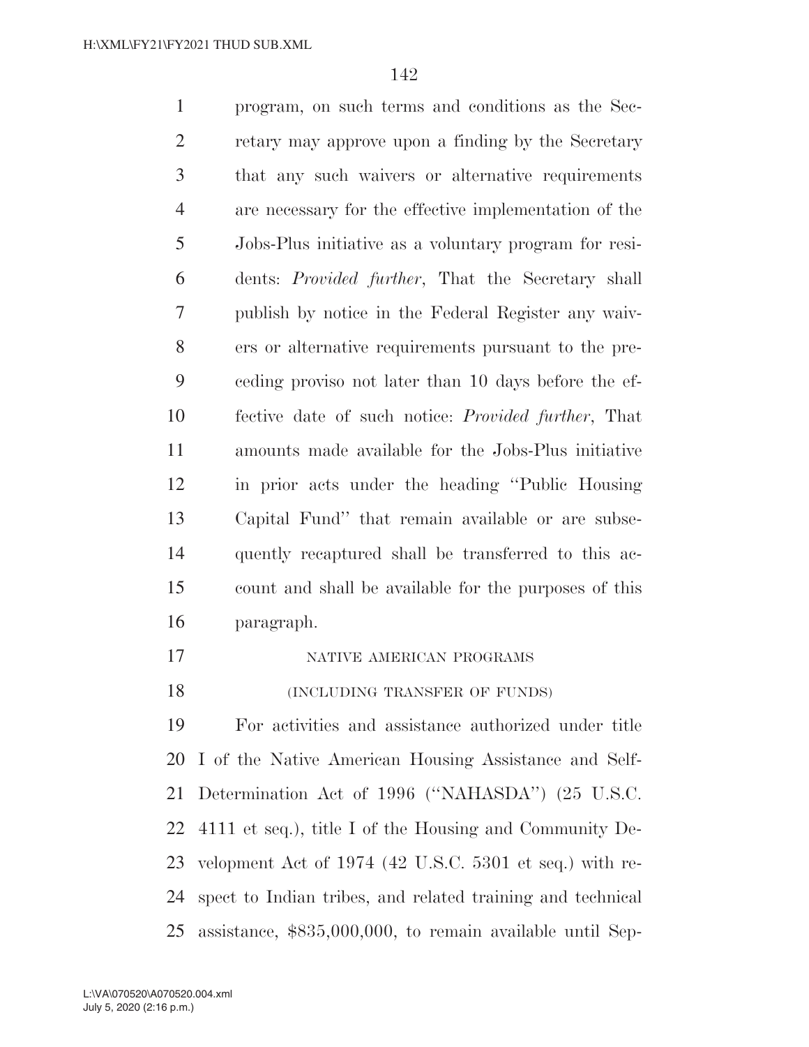program, on such terms and conditions as the Secretary may approve upon a finding by the Secretary that any such waivers or alternative requirements are necessary for the effective implementation of the Jobs-Plus initiative as a voluntary program for residents: *Provided further*, That the Secretary shall publish by notice in the Federal Register any waivers or alternative requirements pursuant to the preceding proviso not later than 10 days before the effective date of such notice: *Provided further*, That amounts made available for the Jobs-Plus initiative in prior acts under the heading ''Public Housing Capital Fund'' that remain available or are subsequently recaptured shall be transferred to this account and shall be available for the purposes of this paragraph.

NATIVE AMERICAN PROGRAMS

(INCLUDING TRANSFER OF FUNDS)

For activities and assistance authorized under title I of the Native American Housing Assistance and Self-Determination Act of 1996 (''NAHASDA'') (25 U.S.C. 4111 et seq.), title I of the Housing and Community Development Act of 1974 (42 U.S.C. 5301 et seq.) with respect to Indian tribes, and related training and technical assistance, $835,000,000, to remain available until Sep-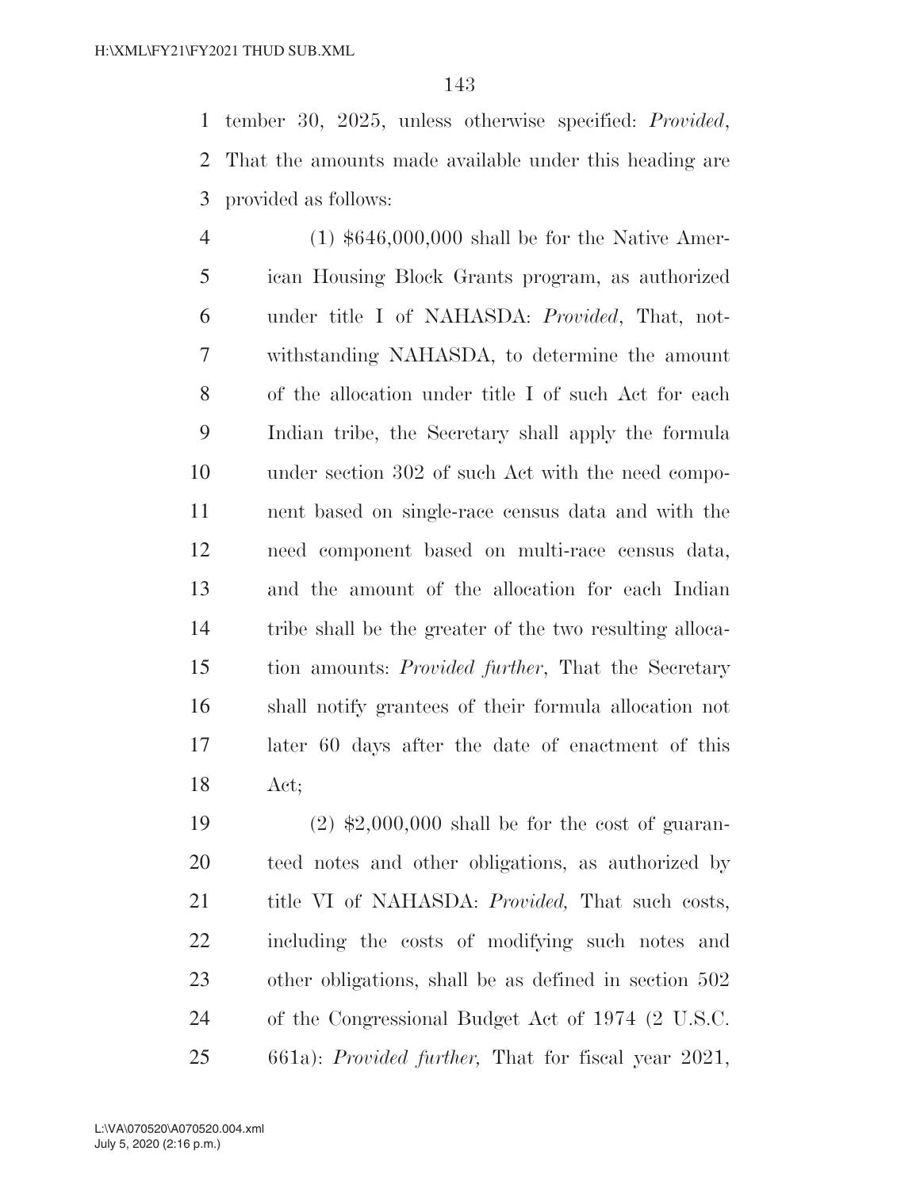tember 30, 2025, unless otherwise specified: *Provided*, That the amounts made available under this heading are provided as follows:

(1) $646,000,000 shall be for the Native American Housing Block Grants program, as authorized under title I of NAHASDA: *Provided*, That, notwithstanding NAHASDA, to determine the amount of the allocation under title I of such Act for each Indian tribe, the Secretary shall apply the formula under section 302 of such Act with the need component based on single-race census data and with the need component based on multi-race census data, and the amount of the allocation for each Indian tribe shall be the greater of the two resulting allocation amounts: *Provided further*, That the Secretary shall notify grantees of their formula allocation not later 60 days after the date of enactment of this Act;

(2) $2,000,000 shall be for the cost of guaranteed notes and other obligations, as authorized by title VI of NAHASDA: *Provided,* That such costs, including the costs of modifying such notes and other obligations, shall be as defined in section 502 of the Congressional Budget Act of 1974 (2 U.S.C. 661a): *Provided further,* That for fiscal year 2021,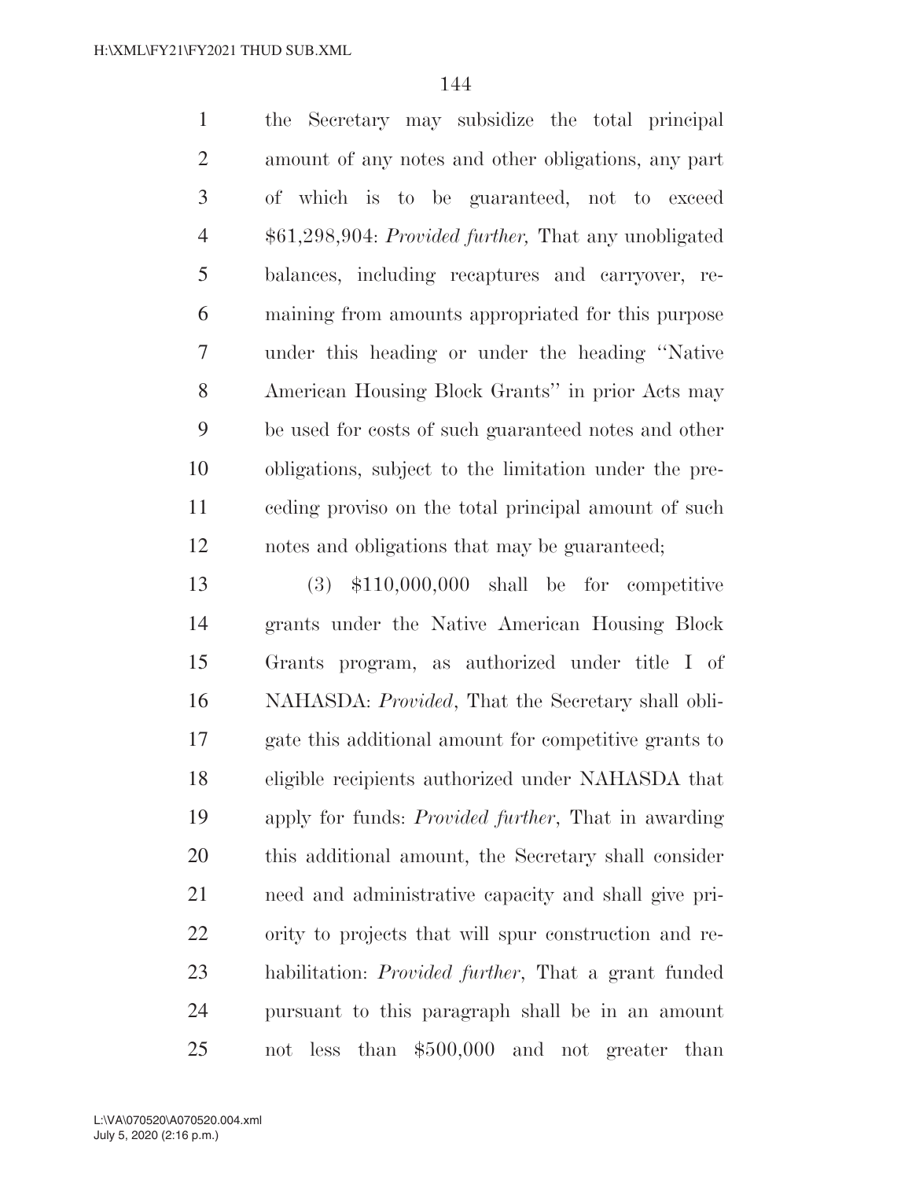the Secretary may subsidize the total principal amount of any notes and other obligations, any part of which is to be guaranteed, not to exceed $61,298,904: *Provided further,* That any unobligated balances, including recaptures and carryover, remaining from amounts appropriated for this purpose under this heading or under the heading ''Native American Housing Block Grants'' in prior Acts may be used for costs of such guaranteed notes and other obligations, subject to the limitation under the preceding proviso on the total principal amount of such notes and obligations that may be guaranteed;

(3) $110,000,000 shall be for competitive grants under the Native American Housing Block Grants program, as authorized under title I of NAHASDA: *Provided*, That the Secretary shall obligate this additional amount for competitive grants to eligible recipients authorized under NAHASDA that apply for funds: *Provided further*, That in awarding this additional amount, the Secretary shall consider need and administrative capacity and shall give priority to projects that will spur construction and rehabilitation: *Provided further*, That a grant funded pursuant to this paragraph shall be in an amount not less than $500,000 and not greater than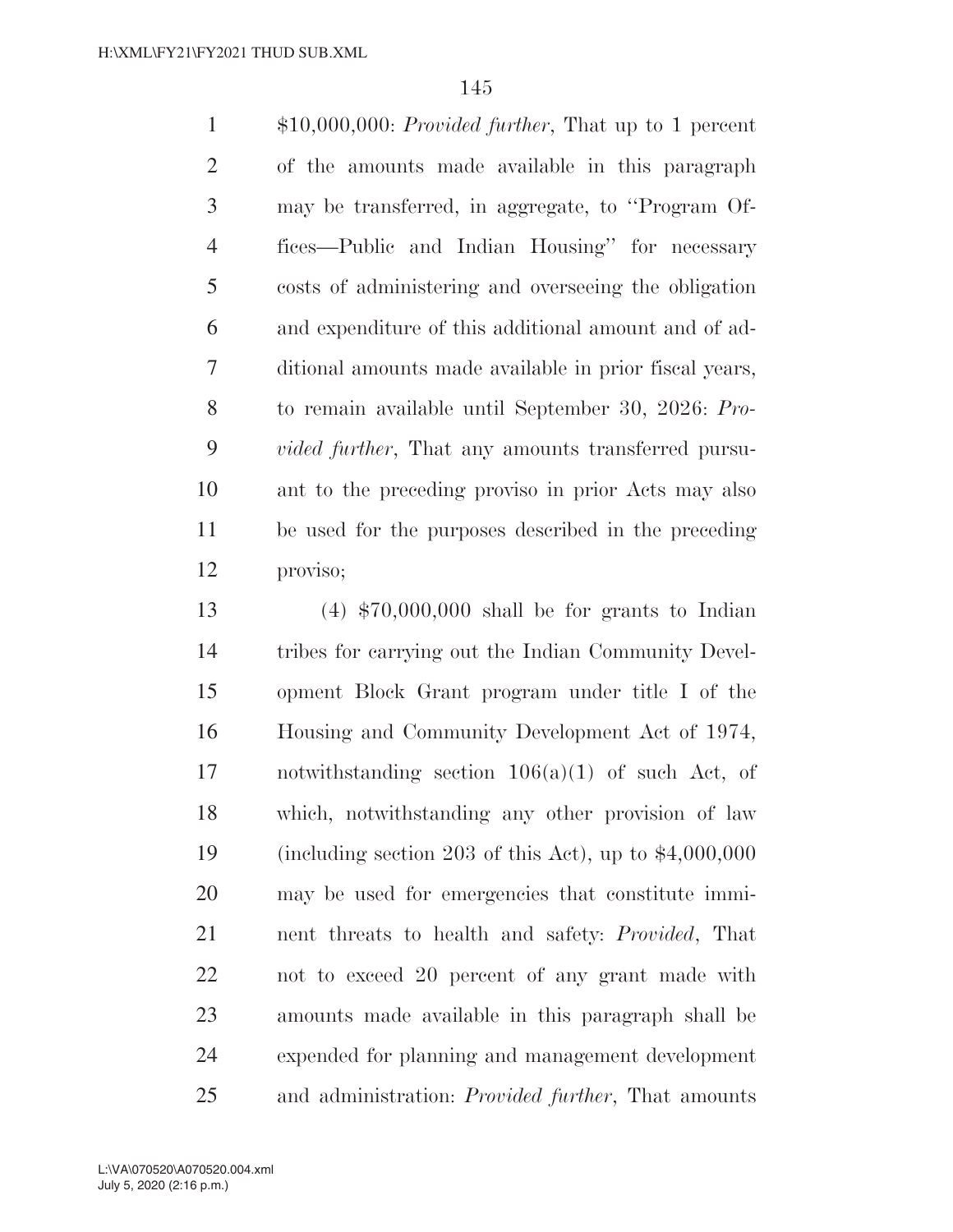$10,000,000: *Provided further*, That up to 1 percent of the amounts made available in this paragraph may be transferred, in aggregate, to ''Program Offices—Public and Indian Housing'' for necessary costs of administering and overseeing the obligation and expenditure of this additional amount and of additional amounts made available in prior fiscal years, to remain available until September 30, 2026: *Provided further*, That any amounts transferred pursuant to the preceding proviso in prior Acts may also be used for the purposes described in the preceding proviso;

(4) $70,000,000 shall be for grants to Indian tribes for carrying out the Indian Community Development Block Grant program under title I of the Housing and Community Development Act of 1974, notwithstanding section 106(a)(1) of such Act, of which, notwithstanding any other provision of law (including section 203 of this Act), up to $4,000,000 may be used for emergencies that constitute imminent threats to health and safety: *Provided*, That not to exceed 20 percent of any grant made with amounts made available in this paragraph shall be expended for planning and management development and administration: *Provided further*, That amounts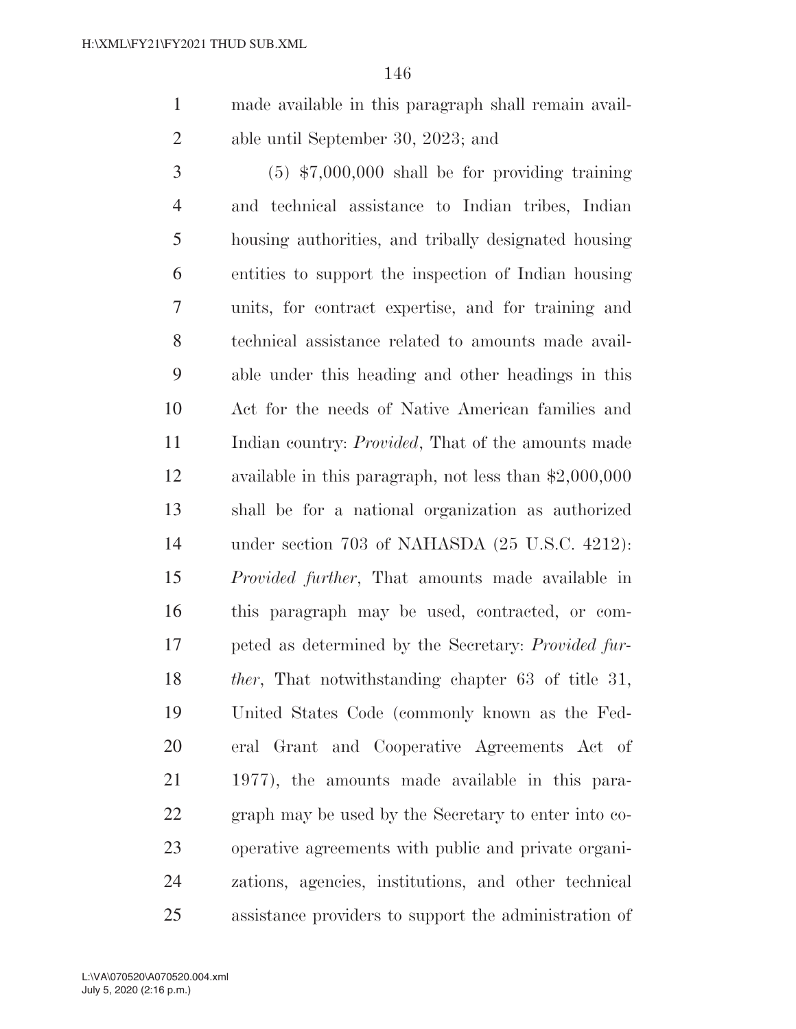made available in this paragraph shall remain available until September 30, 2023; and

(5) $7,000,000 shall be for providing training and technical assistance to Indian tribes, Indian housing authorities, and tribally designated housing entities to support the inspection of Indian housing units, for contract expertise, and for training and technical assistance related to amounts made available under this heading and other headings in this Act for the needs of Native American families and Indian country: *Provided*, That of the amounts made available in this paragraph, not less than $2,000,000 shall be for a national organization as authorized under section 703 of NAHASDA (25 U.S.C. 4212): *Provided further*, That amounts made available in this paragraph may be used, contracted, or competed as determined by the Secretary: *Provided further*, That notwithstanding chapter 63 of title 31, United States Code (commonly known as the Federal Grant and Cooperative Agreements Act of 1977), the amounts made available in this paragraph may be used by the Secretary to enter into cooperative agreements with public and private organizations, agencies, institutions, and other technical assistance providers to support the administration of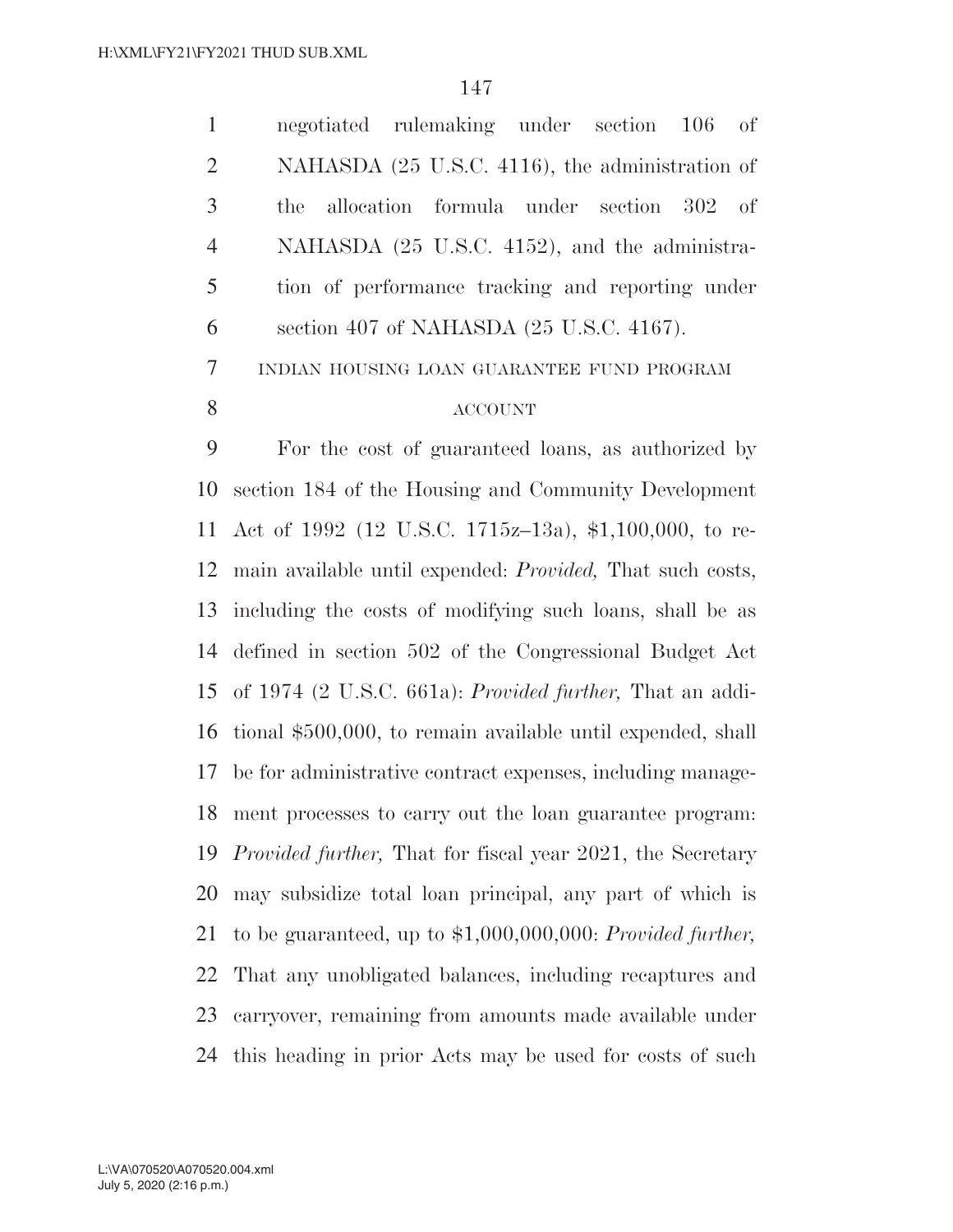negotiated rulemaking under section 106 of NAHASDA (25 U.S.C. 4116), the administration of the allocation formula under section 302 of NAHASDA (25 U.S.C. 4152), and the administration of performance tracking and reporting under section 407 of NAHASDA (25 U.S.C. 4167).

INDIAN HOUSING LOAN GUARANTEE FUND PROGRAM ACCOUNT

For the cost of guaranteed loans, as authorized by section 184 of the Housing and Community Development Act of 1992 (12 U.S.C. 1715z–13a), $1,100,000, to remain available until expended: *Provided,* That such costs, including the costs of modifying such loans, shall be as defined in section 502 of the Congressional Budget Act of 1974 (2 U.S.C. 661a): *Provided further,* That an additional $500,000, to remain available until expended, shall be for administrative contract expenses, including management processes to carry out the loan guarantee program: *Provided further,* That for fiscal year 2021, the Secretary may subsidize total loan principal, any part of which is to be guaranteed, up to $1,000,000,000: *Provided further,* That any unobligated balances, including recaptures and carryover, remaining from amounts made available under this heading in prior Acts may be used for costs of such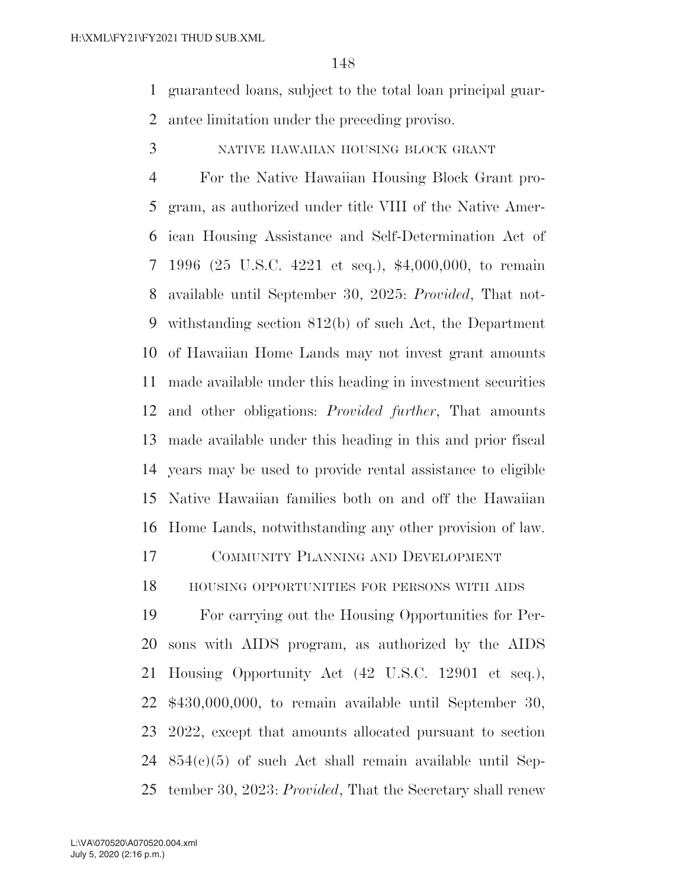guaranteed loans, subject to the total loan principal guarantee limitation under the preceding proviso.

NATIVE HAWAIIAN HOUSING BLOCK GRANT

For the Native Hawaiian Housing Block Grant program, as authorized under title VIII of the Native American Housing Assistance and Self-Determination Act of 1996 (25 U.S.C. 4221 et seq.), $4,000,000, to remain available until September 30, 2025: *Provided*, That notwithstanding section 812(b) of such Act, the Department of Hawaiian Home Lands may not invest grant amounts made available under this heading in investment securities and other obligations: *Provided further*, That amounts made available under this heading in this and prior fiscal years may be used to provide rental assistance to eligible Native Hawaiian families both on and off the Hawaiian Home Lands, notwithstanding any other provision of law.

## COMMUNITY PLANNING AND DEVELOPMENT

HOUSING OPPORTUNITIES FOR PERSONS WITH AIDS

For carrying out the Housing Opportunities for Persons with AIDS program, as authorized by the AIDS Housing Opportunity Act (42 U.S.C. 12901 et seq.), $430,000,000, to remain available until September 30, 2022, except that amounts allocated pursuant to section 854(c)(5) of such Act shall remain available until September 30, 2023: *Provided*, That the Secretary shall renew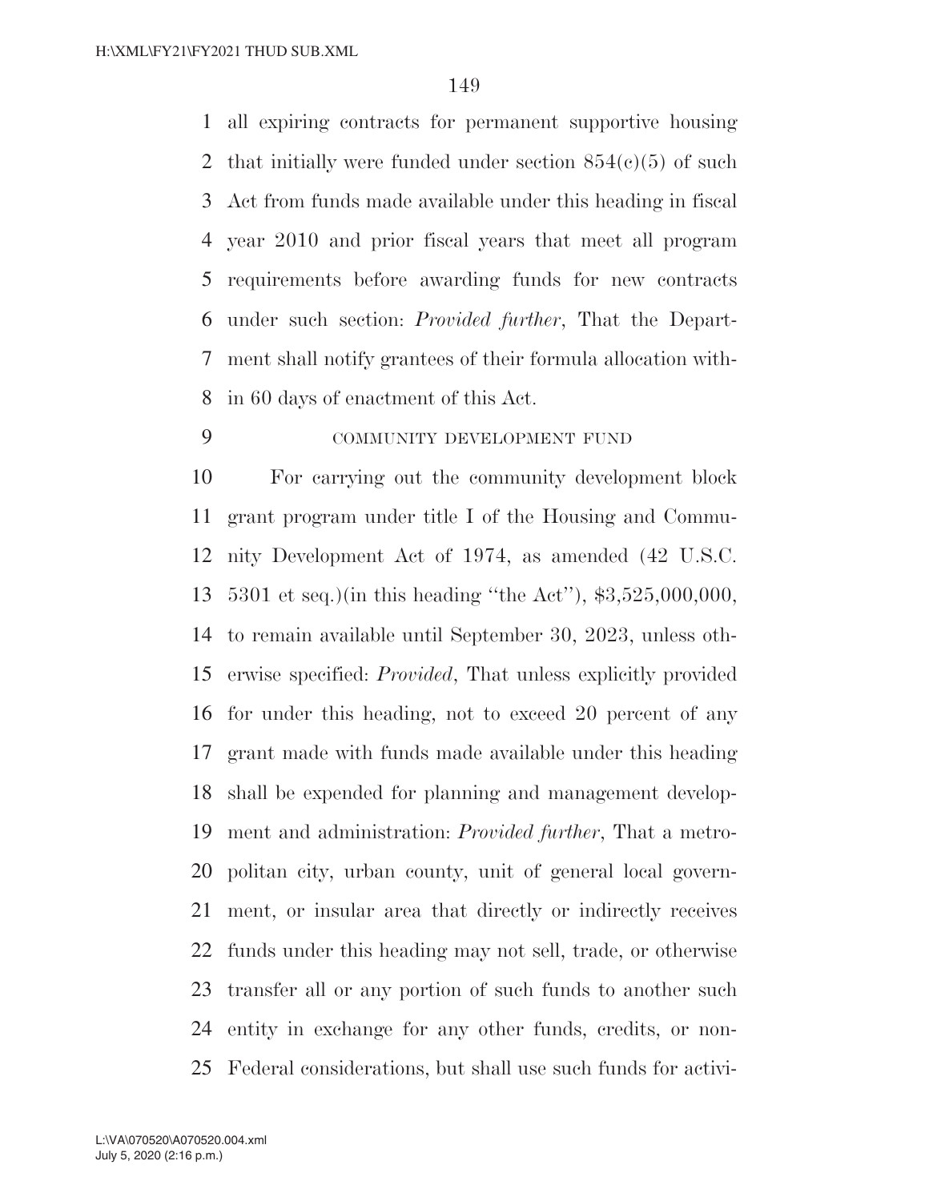all expiring contracts for permanent supportive housing that initially were funded under section 854(c)(5) of such Act from funds made available under this heading in fiscal year 2010 and prior fiscal years that meet all program requirements before awarding funds for new contracts under such section: *Provided further*, That the Department shall notify grantees of their formula allocation within 60 days of enactment of this Act.

COMMUNITY DEVELOPMENT FUND

For carrying out the community development block grant program under title I of the Housing and Community Development Act of 1974, as amended (42 U.S.C. 5301 et seq.)(in this heading ''the Act''), $3,525,000,000, to remain available until September 30, 2023, unless otherwise specified: *Provided*, That unless explicitly provided for under this heading, not to exceed 20 percent of any grant made with funds made available under this heading shall be expended for planning and management development and administration: *Provided further*, That a metropolitan city, urban county, unit of general local government, or insular area that directly or indirectly receives funds under this heading may not sell, trade, or otherwise transfer all or any portion of such funds to another such entity in exchange for any other funds, credits, or non-Federal considerations, but shall use such funds for activi-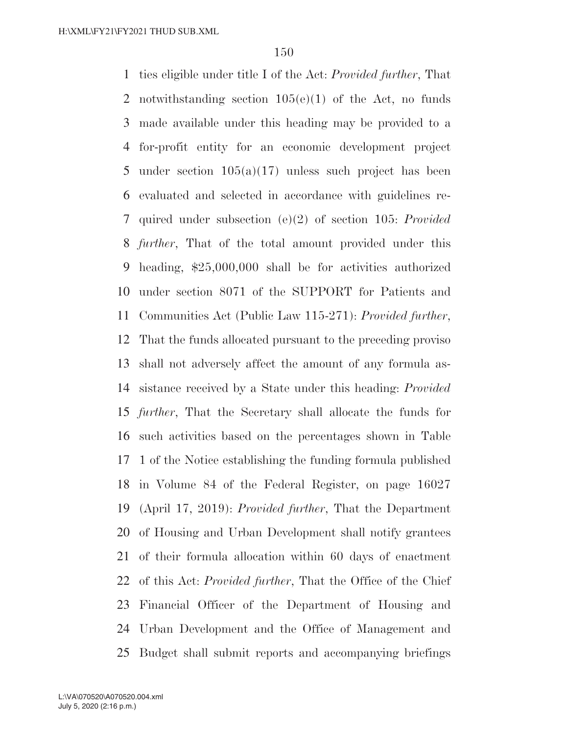ties eligible under title I of the Act: *Provided further*, That notwithstanding section 105(e)(1) of the Act, no funds made available under this heading may be provided to a for-profit entity for an economic development project under section 105(a)(17) unless such project has been evaluated and selected in accordance with guidelines required under subsection (e)(2) of section 105: *Provided further*, That of the total amount provided under this heading, $25,000,000 shall be for activities authorized under section 8071 of the SUPPORT for Patients and Communities Act (Public Law 115-271): *Provided further*, That the funds allocated pursuant to the preceding proviso shall not adversely affect the amount of any formula assistance received by a State under this heading: *Provided further*, That the Secretary shall allocate the funds for such activities based on the percentages shown in Table 1 of the Notice establishing the funding formula published in Volume 84 of the Federal Register, on page 16027 (April 17, 2019): *Provided further*, That the Department of Housing and Urban Development shall notify grantees of their formula allocation within 60 days of enactment of this Act: *Provided further*, That the Office of the Chief Financial Officer of the Department of Housing and Urban Development and the Office of Management and Budget shall submit reports and accompanying briefings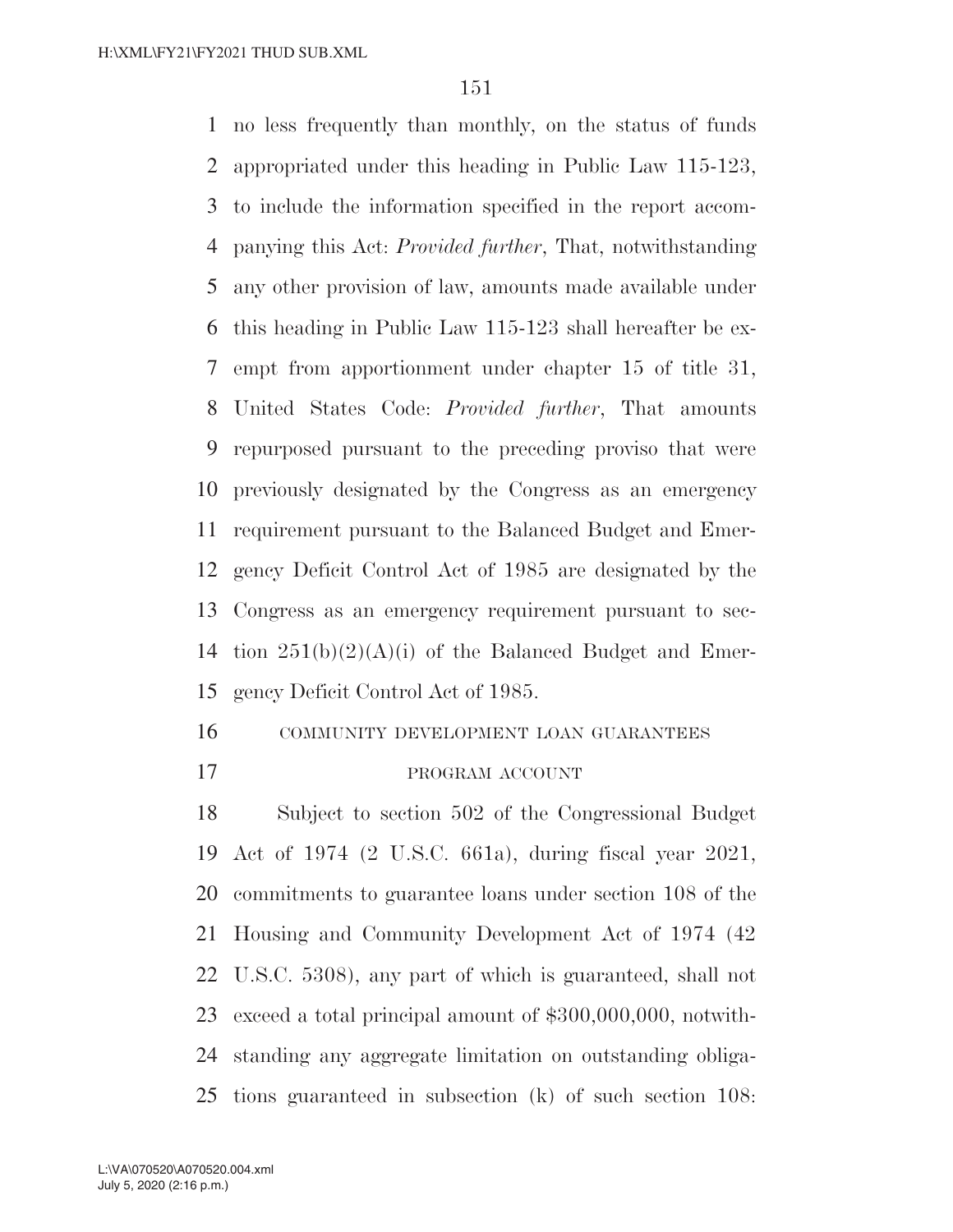no less frequently than monthly, on the status of funds appropriated under this heading in Public Law 115-123, to include the information specified in the report accompanying this Act: *Provided further*, That, notwithstanding any other provision of law, amounts made available under this heading in Public Law 115-123 shall hereafter be exempt from apportionment under chapter 15 of title 31, United States Code: *Provided further*, That amounts repurposed pursuant to the preceding proviso that were previously designated by the Congress as an emergency requirement pursuant to the Balanced Budget and Emergency Deficit Control Act of 1985 are designated by the Congress as an emergency requirement pursuant to section 251(b)(2)(A)(i) of the Balanced Budget and Emergency Deficit Control Act of 1985.

COMMUNITY DEVELOPMENT LOAN GUARANTEES PROGRAM ACCOUNT

Subject to section 502 of the Congressional Budget Act of 1974 (2 U.S.C. 661a), during fiscal year 2021, commitments to guarantee loans under section 108 of the Housing and Community Development Act of 1974 (42 U.S.C. 5308), any part of which is guaranteed, shall not exceed a total principal amount of $300,000,000, notwithstanding any aggregate limitation on outstanding obligations guaranteed in subsection (k) of such section 108: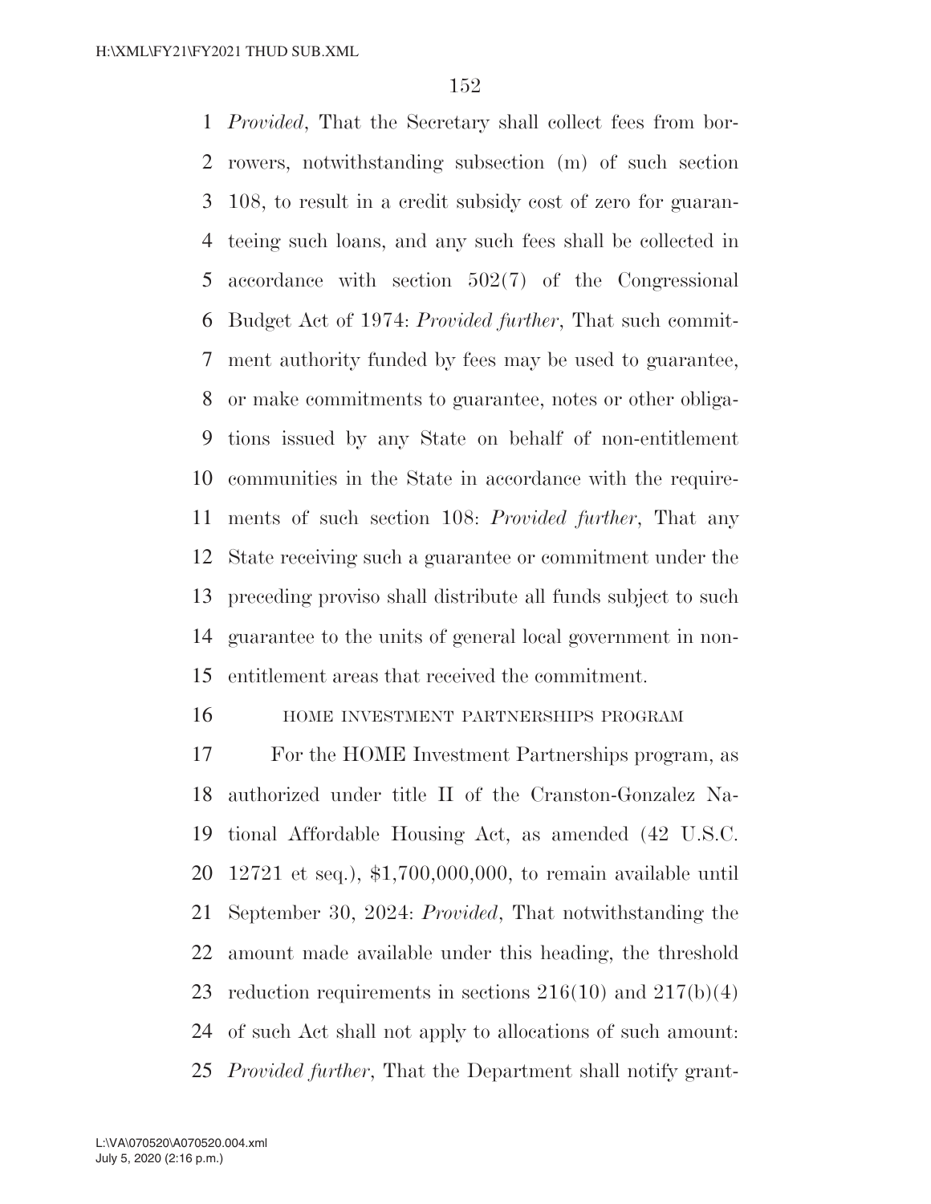*Provided*, That the Secretary shall collect fees from borrowers, notwithstanding subsection (m) of such section 108, to result in a credit subsidy cost of zero for guaranteeing such loans, and any such fees shall be collected in accordance with section 502(7) of the Congressional Budget Act of 1974: *Provided further*, That such commitment authority funded by fees may be used to guarantee, or make commitments to guarantee, notes or other obligations issued by any State on behalf of non-entitlement communities in the State in accordance with the requirements of such section 108: *Provided further*, That any State receiving such a guarantee or commitment under the preceding proviso shall distribute all funds subject to such guarantee to the units of general local government in non-entitlement areas that received the commitment.

HOME INVESTMENT PARTNERSHIPS PROGRAM

For the HOME Investment Partnerships program, as authorized under title II of the Cranston-Gonzalez National Affordable Housing Act, as amended (42 U.S.C. 12721 et seq.), $1,700,000,000, to remain available until September 30, 2024: *Provided*, That notwithstanding the amount made available under this heading, the threshold reduction requirements in sections 216(10) and 217(b)(4) of such Act shall not apply to allocations of such amount: *Provided further*, That the Department shall notify grant-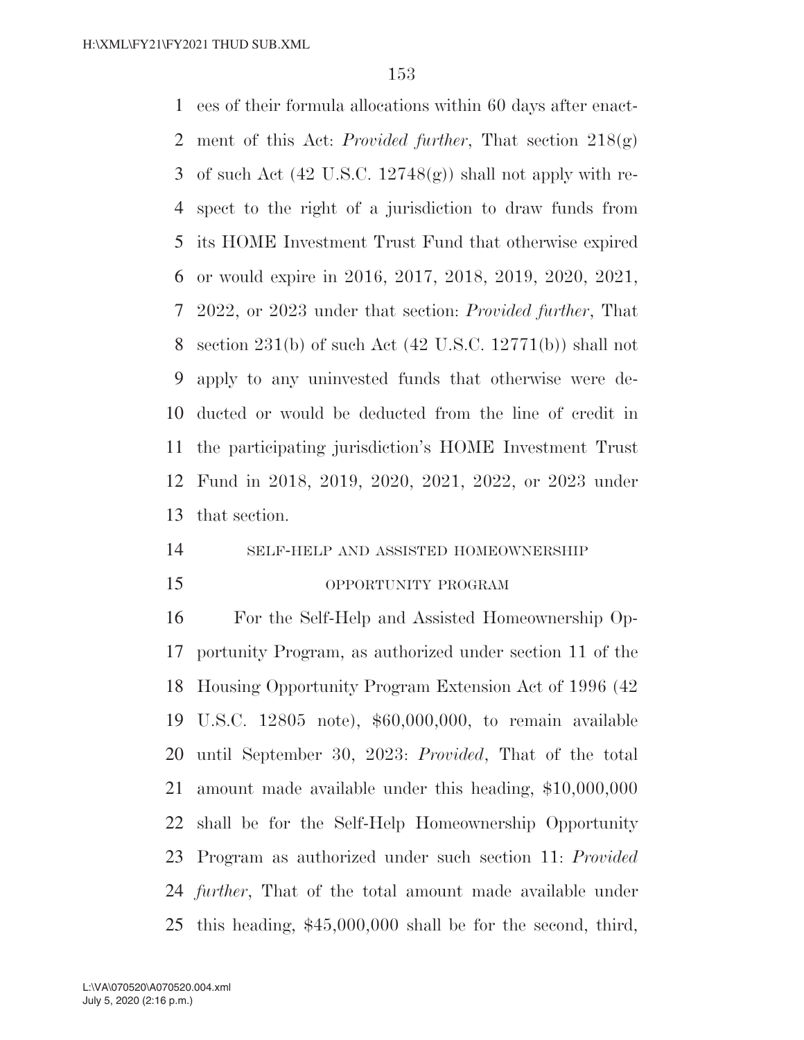ees of their formula allocations within 60 days after enactment of this Act: *Provided further*, That section 218(g) of such Act (42 U.S.C. 12748(g)) shall not apply with respect to the right of a jurisdiction to draw funds from its HOME Investment Trust Fund that otherwise expired or would expire in 2016, 2017, 2018, 2019, 2020, 2021, 2022, or 2023 under that section: *Provided further*, That section 231(b) of such Act (42 U.S.C. 12771(b)) shall not apply to any uninvested funds that otherwise were deducted or would be deducted from the line of credit in the participating jurisdiction's HOME Investment Trust Fund in 2018, 2019, 2020, 2021, 2022, or 2023 under that section.

SELF-HELP AND ASSISTED HOMEOWNERSHIP OPPORTUNITY PROGRAM

For the Self-Help and Assisted Homeownership Opportunity Program, as authorized under section 11 of the Housing Opportunity Program Extension Act of 1996 (42 U.S.C. 12805 note), $60,000,000, to remain available until September 30, 2023: *Provided*, That of the total amount made available under this heading, $10,000,000 shall be for the Self-Help Homeownership Opportunity Program as authorized under such section 11: *Provided further*, That of the total amount made available under this heading, $45,000,000 shall be for the second, third,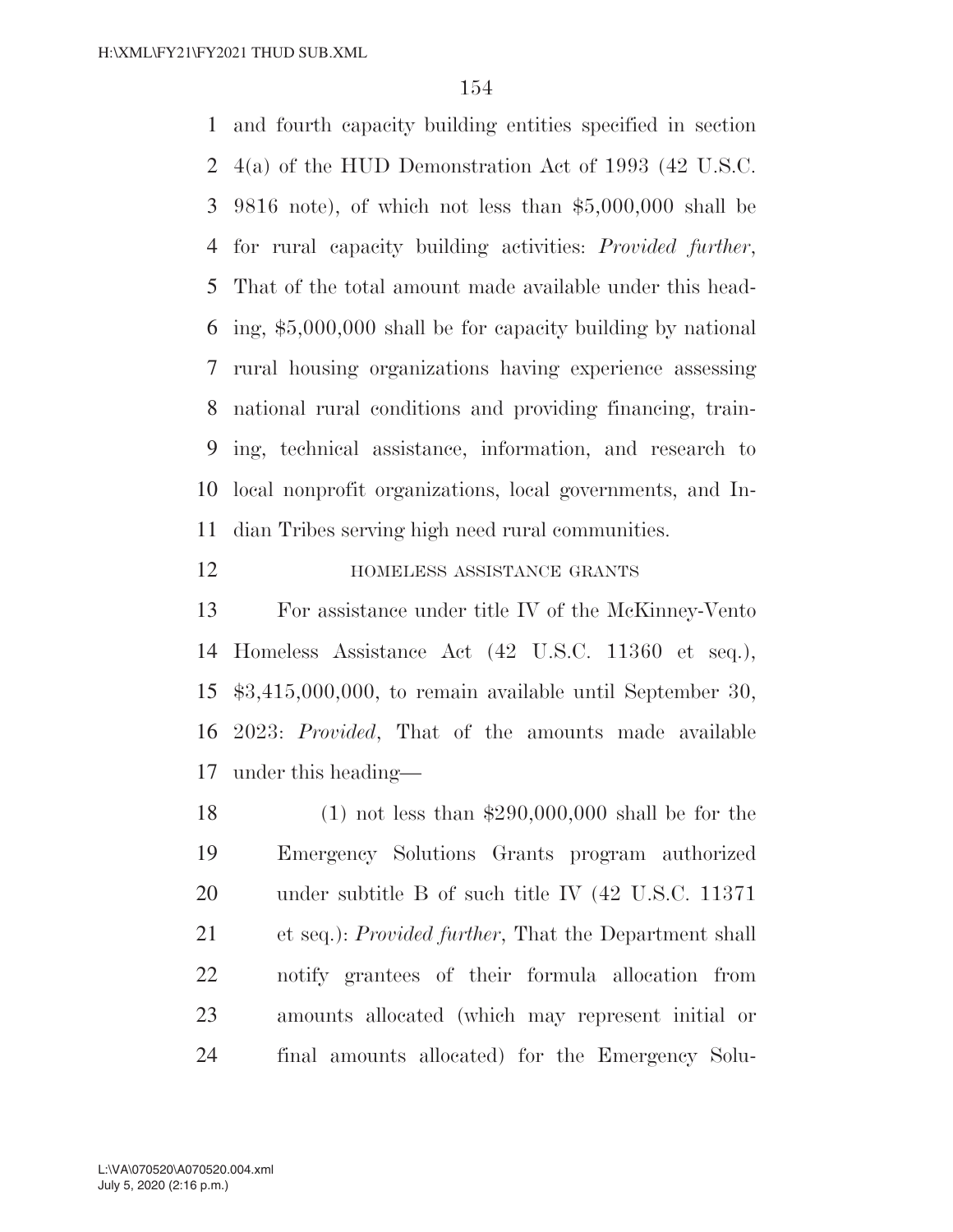and fourth capacity building entities specified in section 4(a) of the HUD Demonstration Act of 1993 (42 U.S.C. 9816 note), of which not less than $5,000,000 shall be for rural capacity building activities: *Provided further*, That of the total amount made available under this heading, $5,000,000 shall be for capacity building by national rural housing organizations having experience assessing national rural conditions and providing financing, training, technical assistance, information, and research to local nonprofit organizations, local governments, and Indian Tribes serving high need rural communities.

HOMELESS ASSISTANCE GRANTS

For assistance under title IV of the McKinney-Vento Homeless Assistance Act (42 U.S.C. 11360 et seq.), $3,415,000,000, to remain available until September 30, 2023: *Provided*, That of the amounts made available under this heading—

(1) not less than $290,000,000 shall be for the Emergency Solutions Grants program authorized under subtitle B of such title IV (42 U.S.C. 11371 et seq.): *Provided further*, That the Department shall notify grantees of their formula allocation from amounts allocated (which may represent initial or final amounts allocated) for the Emergency Solu-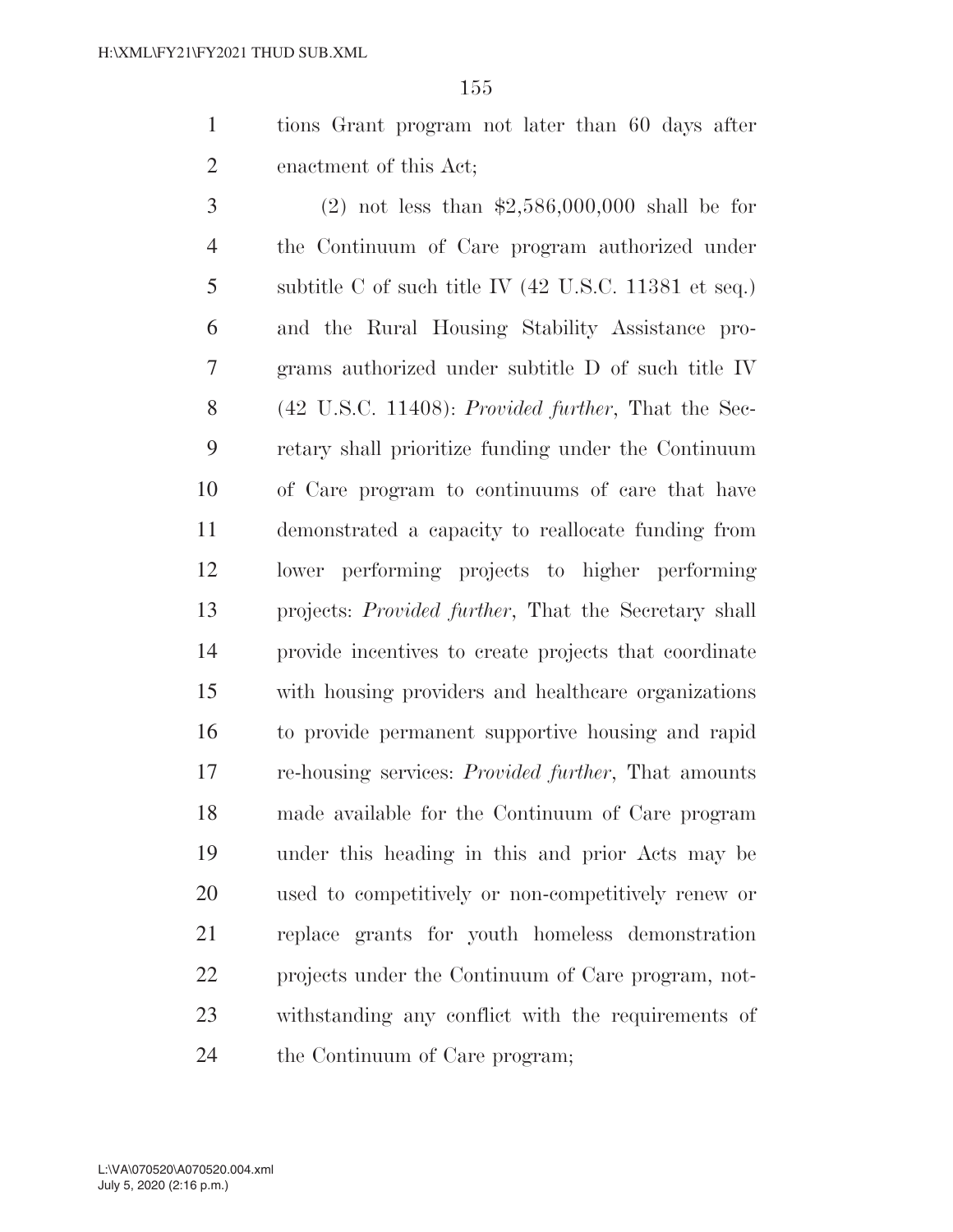tions Grant program not later than 60 days after enactment of this Act;

(2) not less than $2,586,000,000 shall be for the Continuum of Care program authorized under subtitle C of such title IV (42 U.S.C. 11381 et seq.) and the Rural Housing Stability Assistance programs authorized under subtitle D of such title IV (42 U.S.C. 11408): *Provided further*, That the Secretary shall prioritize funding under the Continuum of Care program to continuums of care that have demonstrated a capacity to reallocate funding from lower performing projects to higher performing projects: *Provided further*, That the Secretary shall provide incentives to create projects that coordinate with housing providers and healthcare organizations to provide permanent supportive housing and rapid re-housing services: *Provided further*, That amounts made available for the Continuum of Care program under this heading in this and prior Acts may be used to competitively or non-competitively renew or replace grants for youth homeless demonstration projects under the Continuum of Care program, notwithstanding any conflict with the requirements of the Continuum of Care program;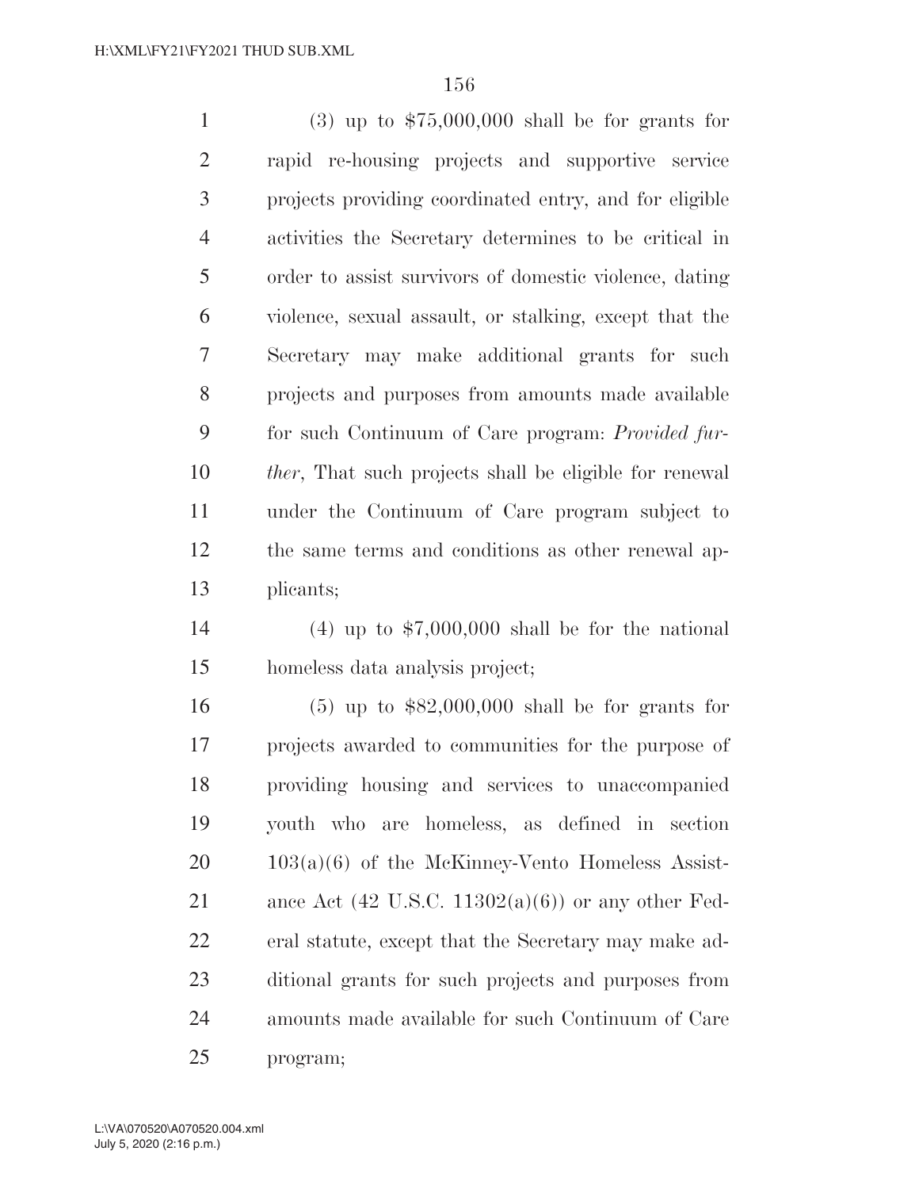(3) up to $75,000,000 shall be for grants for rapid re-housing projects and supportive service projects providing coordinated entry, and for eligible activities the Secretary determines to be critical in order to assist survivors of domestic violence, dating violence, sexual assault, or stalking, except that the Secretary may make additional grants for such projects and purposes from amounts made available for such Continuum of Care program: *Provided further*, That such projects shall be eligible for renewal under the Continuum of Care program subject to the same terms and conditions as other renewal applicants;

(4) up to $7,000,000 shall be for the national homeless data analysis project;

(5) up to $82,000,000 shall be for grants for projects awarded to communities for the purpose of providing housing and services to unaccompanied youth who are homeless, as defined in section 103(a)(6) of the McKinney-Vento Homeless Assistance Act (42 U.S.C. 11302(a)(6)) or any other Federal statute, except that the Secretary may make additional grants for such projects and purposes from amounts made available for such Continuum of Care program;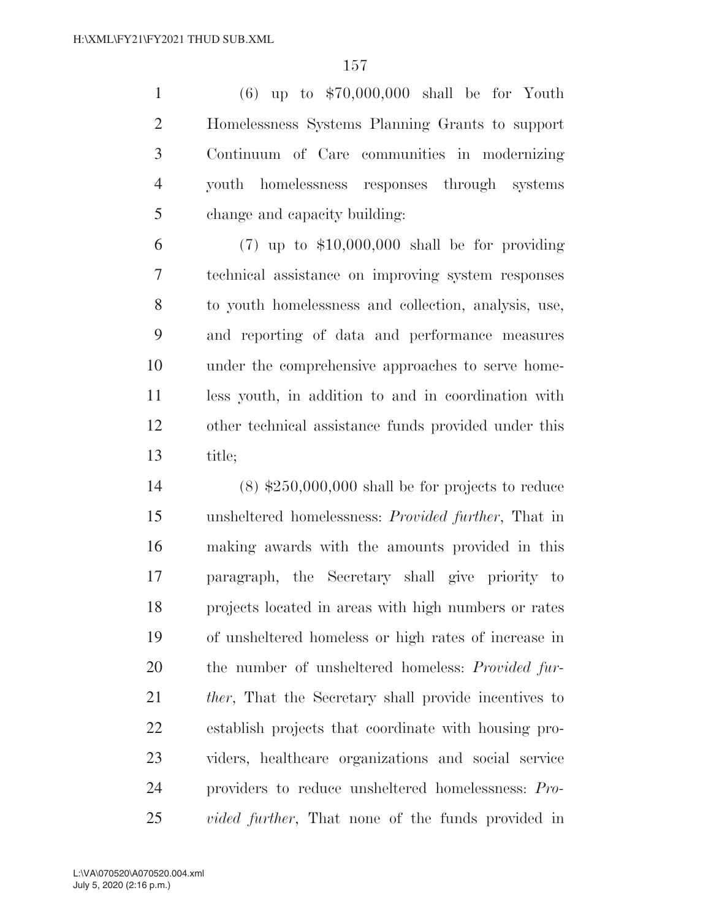(6) up to $70,000,000 shall be for Youth Homelessness Systems Planning Grants to support Continuum of Care communities in modernizing youth homelessness responses through systems change and capacity building:

(7) up to $10,000,000 shall be for providing technical assistance on improving system responses to youth homelessness and collection, analysis, use, and reporting of data and performance measures under the comprehensive approaches to serve homeless youth, in addition to and in coordination with other technical assistance funds provided under this title;

(8) $250,000,000 shall be for projects to reduce unsheltered homelessness: *Provided further*, That in making awards with the amounts provided in this paragraph, the Secretary shall give priority to projects located in areas with high numbers or rates of unsheltered homeless or high rates of increase in the number of unsheltered homeless: *Provided further*, That the Secretary shall provide incentives to establish projects that coordinate with housing providers, healthcare organizations and social service providers to reduce unsheltered homelessness: *Provided further*, That none of the funds provided in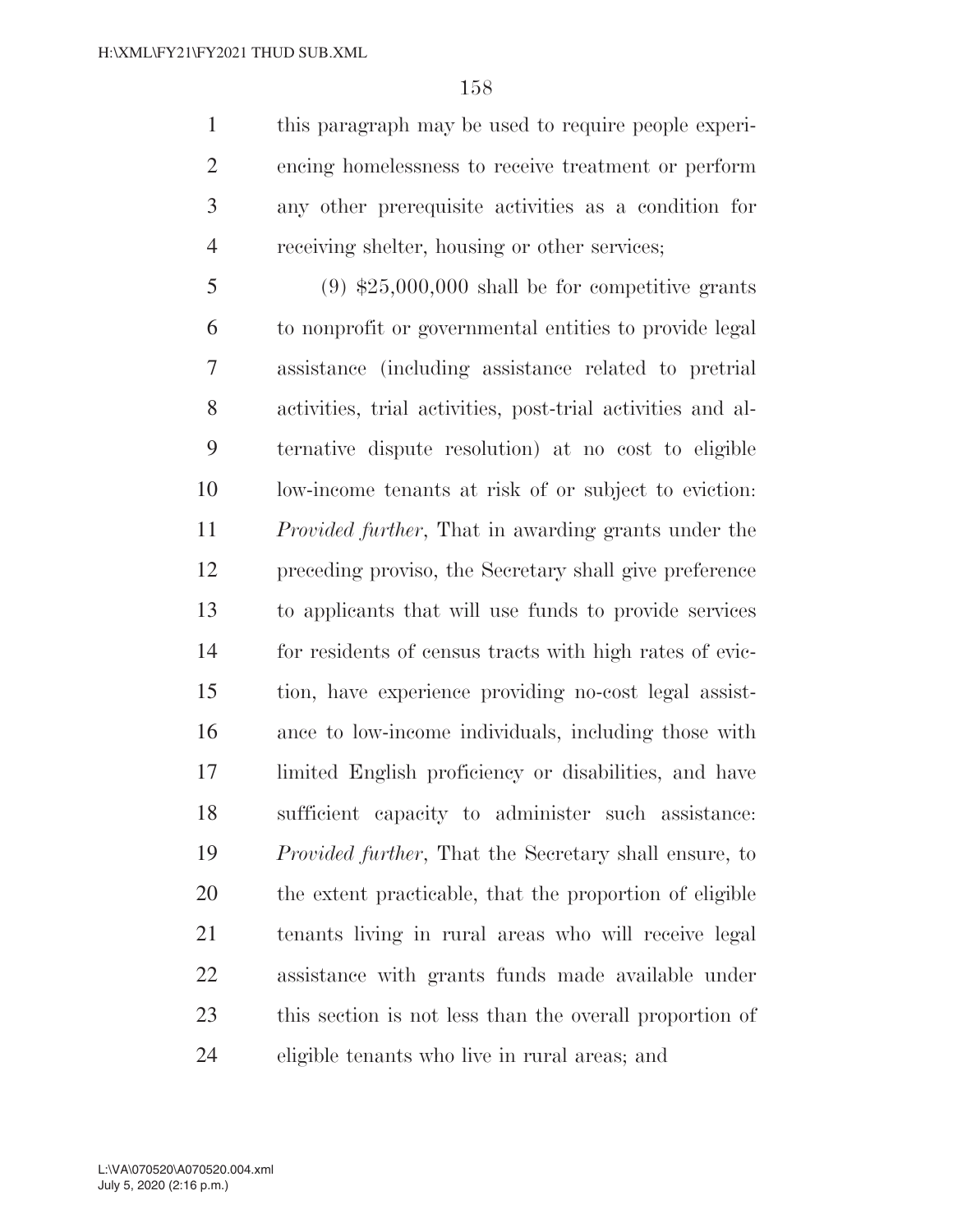this paragraph may be used to require people experiencing homelessness to receive treatment or perform any other prerequisite activities as a condition for receiving shelter, housing or other services;

(9) $25,000,000 shall be for competitive grants to nonprofit or governmental entities to provide legal assistance (including assistance related to pretrial activities, trial activities, post-trial activities and alternative dispute resolution) at no cost to eligible low-income tenants at risk of or subject to eviction: *Provided further*, That in awarding grants under the preceding proviso, the Secretary shall give preference to applicants that will use funds to provide services for residents of census tracts with high rates of eviction, have experience providing no-cost legal assistance to low-income individuals, including those with limited English proficiency or disabilities, and have sufficient capacity to administer such assistance: *Provided further*, That the Secretary shall ensure, to the extent practicable, that the proportion of eligible tenants living in rural areas who will receive legal assistance with grants funds made available under this section is not less than the overall proportion of eligible tenants who live in rural areas; and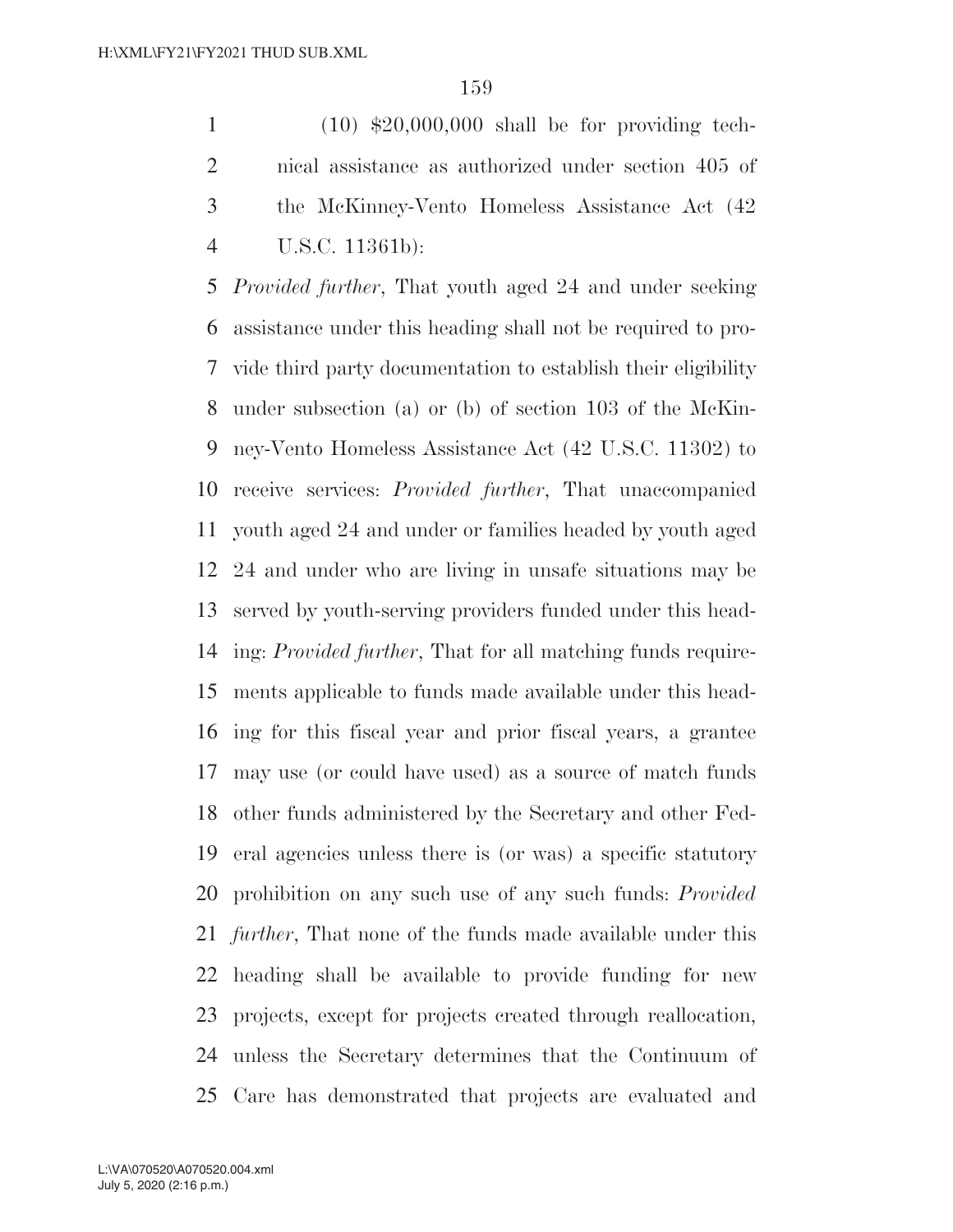(10) $20,000,000 shall be for providing technical assistance as authorized under section 405 of the McKinney-Vento Homeless Assistance Act (42 U.S.C. 11361b):

*Provided further*, That youth aged 24 and under seeking assistance under this heading shall not be required to provide third party documentation to establish their eligibility under subsection (a) or (b) of section 103 of the McKinney-Vento Homeless Assistance Act (42 U.S.C. 11302) to receive services: *Provided further*, That unaccompanied youth aged 24 and under or families headed by youth aged 24 and under who are living in unsafe situations may be served by youth-serving providers funded under this heading: *Provided further*, That for all matching funds requirements applicable to funds made available under this heading for this fiscal year and prior fiscal years, a grantee may use (or could have used) as a source of match funds other funds administered by the Secretary and other Federal agencies unless there is (or was) a specific statutory prohibition on any such use of any such funds: *Provided further*, That none of the funds made available under this heading shall be available to provide funding for new projects, except for projects created through reallocation, unless the Secretary determines that the Continuum of Care has demonstrated that projects are evaluated and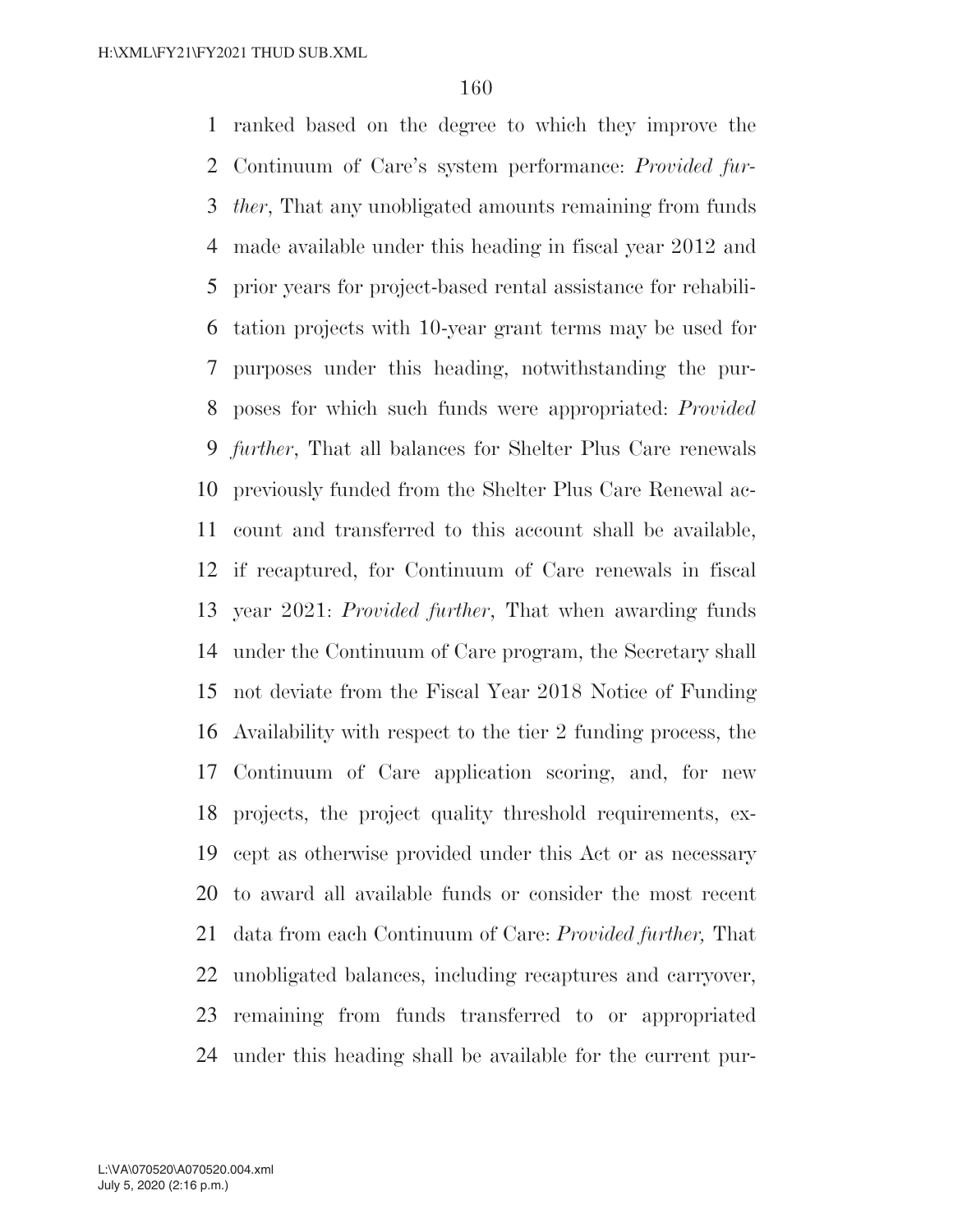ranked based on the degree to which they improve the Continuum of Care's system performance: *Provided further*, That any unobligated amounts remaining from funds made available under this heading in fiscal year 2012 and prior years for project-based rental assistance for rehabilitation projects with 10-year grant terms may be used for purposes under this heading, notwithstanding the purposes for which such funds were appropriated: *Provided further*, That all balances for Shelter Plus Care renewals previously funded from the Shelter Plus Care Renewal account and transferred to this account shall be available, if recaptured, for Continuum of Care renewals in fiscal year 2021: *Provided further*, That when awarding funds under the Continuum of Care program, the Secretary shall not deviate from the Fiscal Year 2018 Notice of Funding Availability with respect to the tier 2 funding process, the Continuum of Care application scoring, and, for new projects, the project quality threshold requirements, except as otherwise provided under this Act or as necessary to award all available funds or consider the most recent data from each Continuum of Care: *Provided further,* That unobligated balances, including recaptures and carryover, remaining from funds transferred to or appropriated under this heading shall be available for the current pur-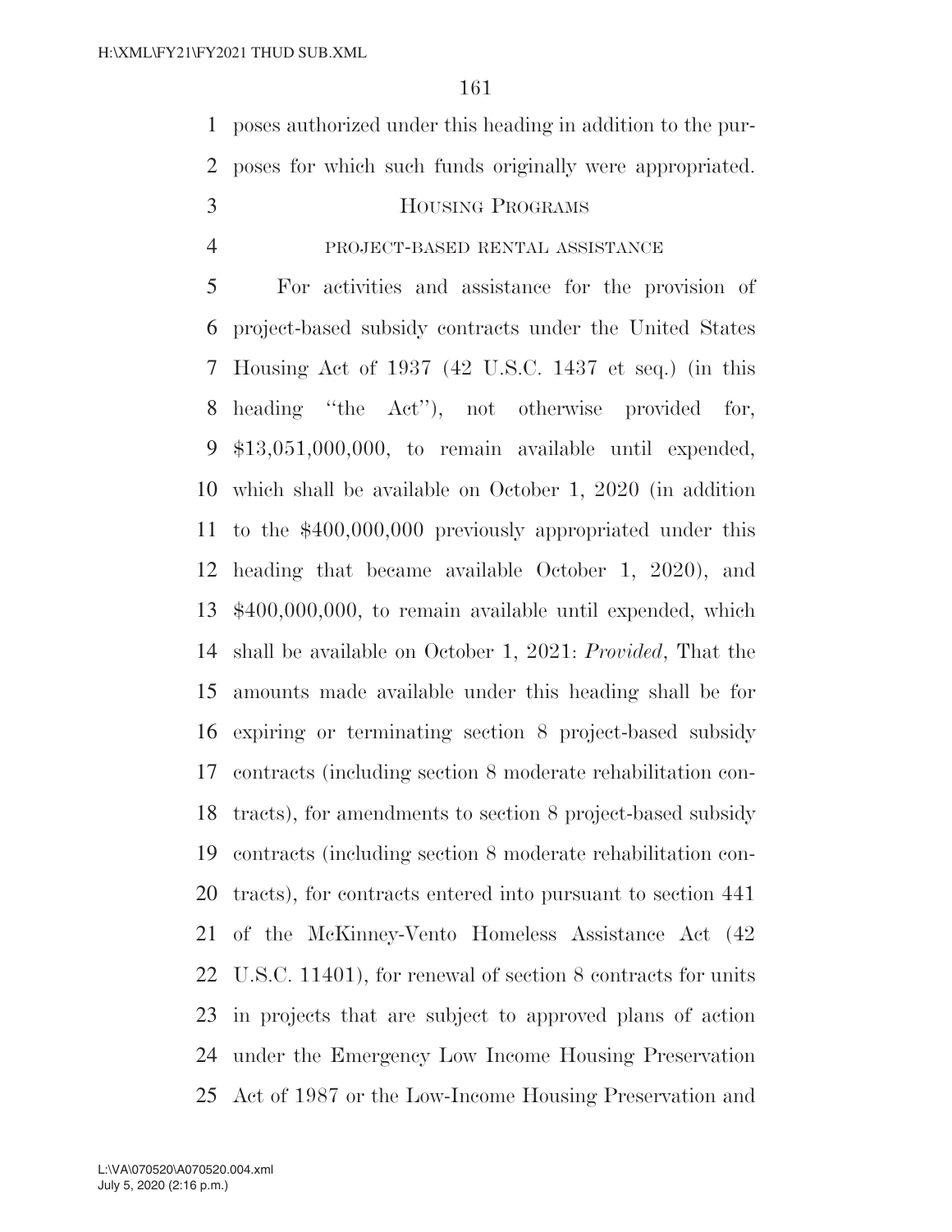poses authorized under this heading in addition to the purposes for which such funds originally were appropriated.

## HOUSING PROGRAMS

### PROJECT-BASED RENTAL ASSISTANCE

For activities and assistance for the provision of project-based subsidy contracts under the United States Housing Act of 1937 (42 U.S.C. 1437 et seq.) (in this heading "the Act"), not otherwise provided for, $13,051,000,000, to remain available until expended, which shall be available on October 1, 2020 (in addition to the $400,000,000 previously appropriated under this heading that became available October 1, 2020), and $400,000,000, to remain available until expended, which shall be available on October 1, 2021: *Provided*, That the amounts made available under this heading shall be for expiring or terminating section 8 project-based subsidy contracts (including section 8 moderate rehabilitation contracts), for amendments to section 8 project-based subsidy contracts (including section 8 moderate rehabilitation contracts), for contracts entered into pursuant to section 441 of the McKinney-Vento Homeless Assistance Act (42 U.S.C. 11401), for renewal of section 8 contracts for units in projects that are subject to approved plans of action under the Emergency Low Income Housing Preservation Act of 1987 or the Low-Income Housing Preservation and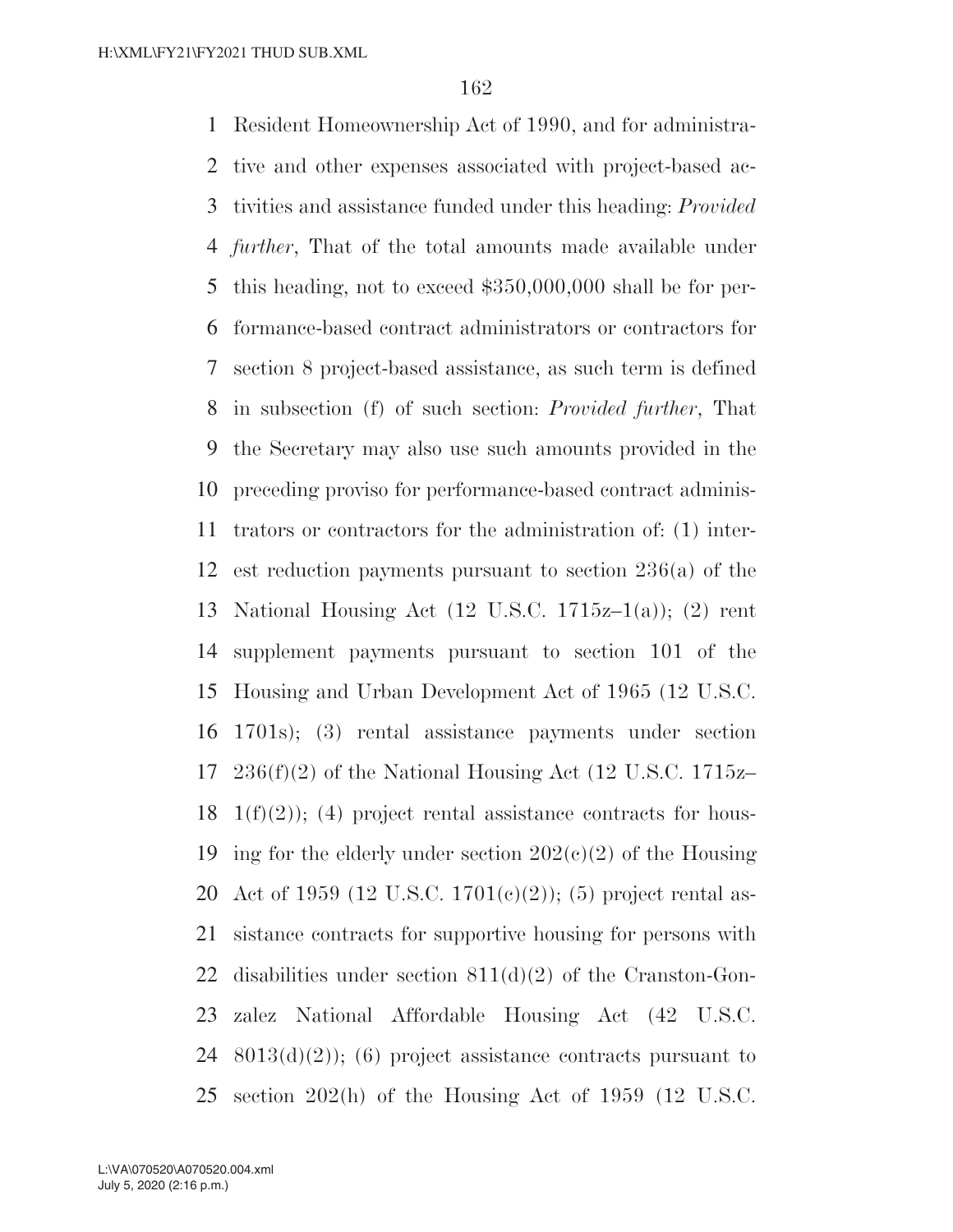Resident Homeownership Act of 1990, and for administrative and other expenses associated with project-based activities and assistance funded under this heading: *Provided further*, That of the total amounts made available under this heading, not to exceed $350,000,000 shall be for performance-based contract administrators or contractors for section 8 project-based assistance, as such term is defined in subsection (f) of such section: *Provided further*, That the Secretary may also use such amounts provided in the preceding proviso for performance-based contract administrators or contractors for the administration of: (1) interest reduction payments pursuant to section 236(a) of the National Housing Act (12 U.S.C. 1715z–1(a)); (2) rent supplement payments pursuant to section 101 of the Housing and Urban Development Act of 1965 (12 U.S.C. 1701s); (3) rental assistance payments under section 236(f)(2) of the National Housing Act (12 U.S.C. 1715z–1(f)(2)); (4) project rental assistance contracts for housing for the elderly under section 202(c)(2) of the Housing Act of 1959 (12 U.S.C. 1701(c)(2)); (5) project rental assistance contracts for supportive housing for persons with disabilities under section 811(d)(2) of the Cranston-Gonzalez National Affordable Housing Act (42 U.S.C. 8013(d)(2)); (6) project assistance contracts pursuant to section 202(h) of the Housing Act of 1959 (12 U.S.C.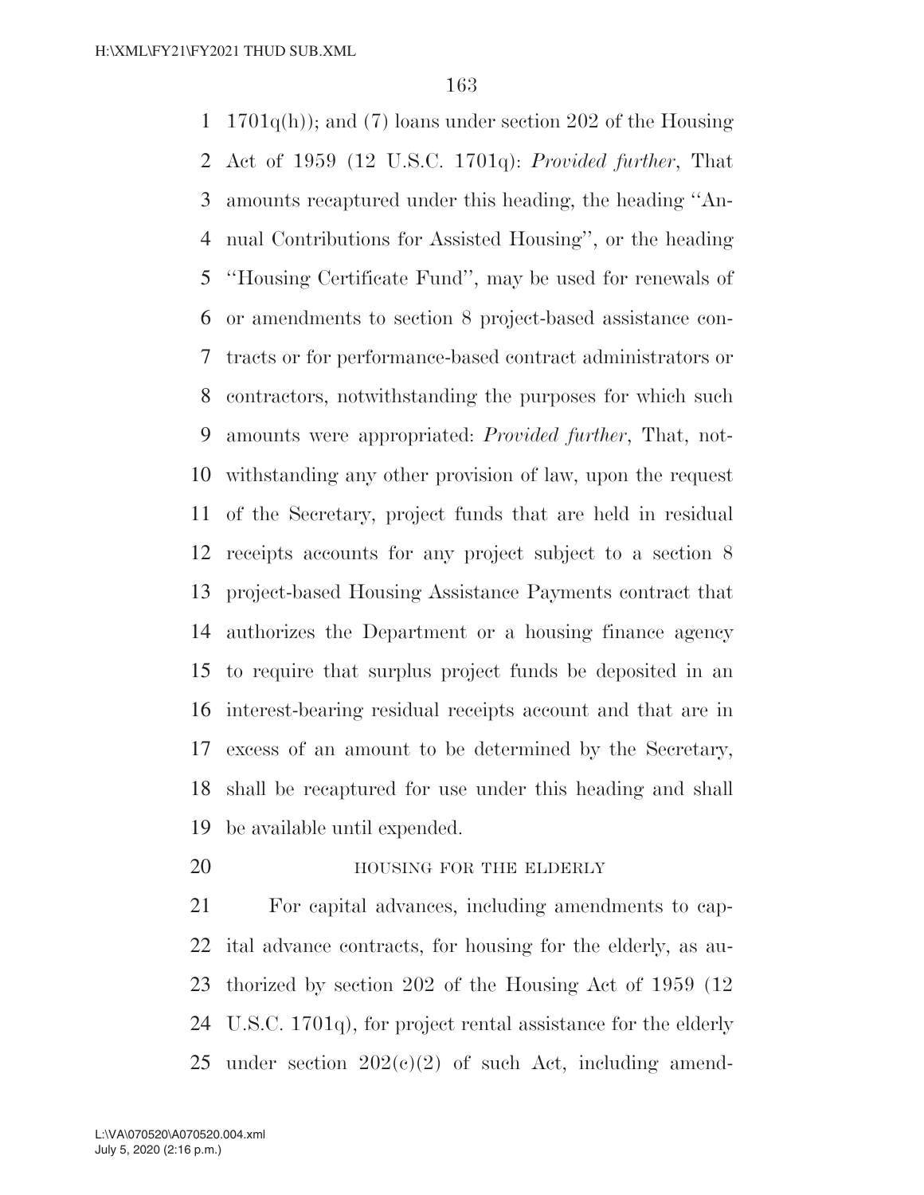1701q(h)); and (7) loans under section 202 of the Housing Act of 1959 (12 U.S.C. 1701q): *Provided further*, That amounts recaptured under this heading, the heading ''Annual Contributions for Assisted Housing'', or the heading ''Housing Certificate Fund'', may be used for renewals of or amendments to section 8 project-based assistance contracts or for performance-based contract administrators or contractors, notwithstanding the purposes for which such amounts were appropriated: *Provided further*, That, notwithstanding any other provision of law, upon the request of the Secretary, project funds that are held in residual receipts accounts for any project subject to a section 8 project-based Housing Assistance Payments contract that authorizes the Department or a housing finance agency to require that surplus project funds be deposited in an interest-bearing residual receipts account and that are in excess of an amount to be determined by the Secretary, shall be recaptured for use under this heading and shall be available until expended.

HOUSING FOR THE ELDERLY

For capital advances, including amendments to capital advance contracts, for housing for the elderly, as authorized by section 202 of the Housing Act of 1959 (12 U.S.C. 1701q), for project rental assistance for the elderly under section 202(c)(2) of such Act, including amend-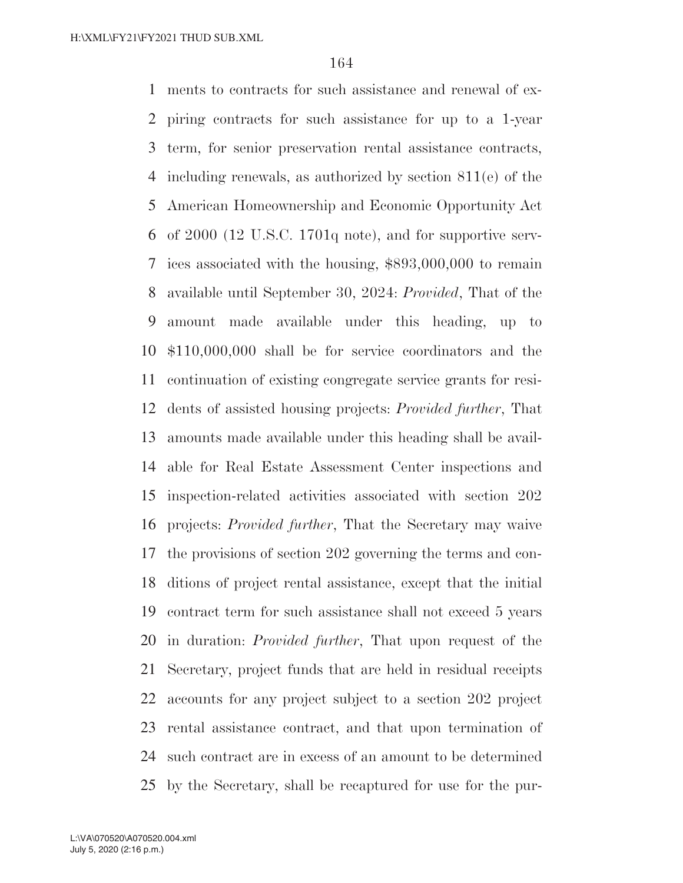ments to contracts for such assistance and renewal of expiring contracts for such assistance for up to a 1-year term, for senior preservation rental assistance contracts, including renewals, as authorized by section 811(e) of the American Homeownership and Economic Opportunity Act of 2000 (12 U.S.C. 1701q note), and for supportive services associated with the housing, $893,000,000 to remain available until September 30, 2024: *Provided*, That of the amount made available under this heading, up to $110,000,000 shall be for service coordinators and the continuation of existing congregate service grants for residents of assisted housing projects: *Provided further*, That amounts made available under this heading shall be available for Real Estate Assessment Center inspections and inspection-related activities associated with section 202 projects: *Provided further*, That the Secretary may waive the provisions of section 202 governing the terms and conditions of project rental assistance, except that the initial contract term for such assistance shall not exceed 5 years in duration: *Provided further*, That upon request of the Secretary, project funds that are held in residual receipts accounts for any project subject to a section 202 project rental assistance contract, and that upon termination of such contract are in excess of an amount to be determined by the Secretary, shall be recaptured for use for the pur-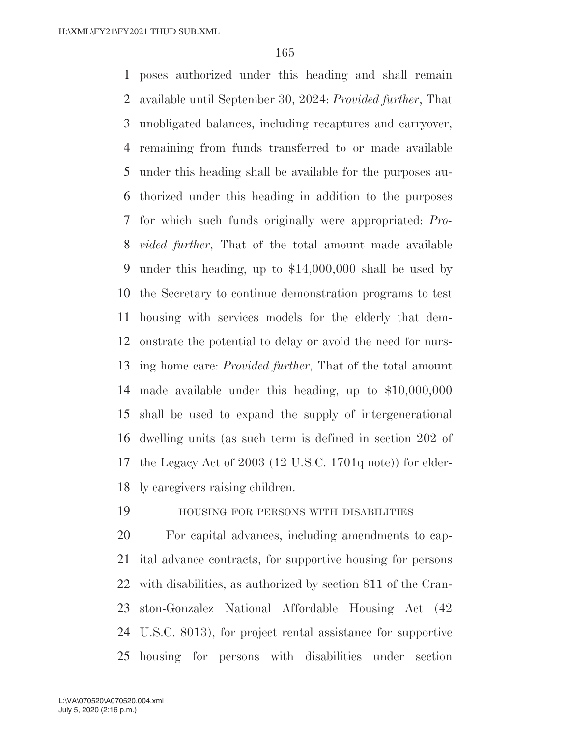poses authorized under this heading and shall remain available until September 30, 2024: *Provided further*, That unobligated balances, including recaptures and carryover, remaining from funds transferred to or made available under this heading shall be available for the purposes authorized under this heading in addition to the purposes for which such funds originally were appropriated: *Provided further*, That of the total amount made available under this heading, up to $14,000,000 shall be used by the Secretary to continue demonstration programs to test housing with services models for the elderly that demonstrate the potential to delay or avoid the need for nursing home care: *Provided further*, That of the total amount made available under this heading, up to $10,000,000 shall be used to expand the supply of intergenerational dwelling units (as such term is defined in section 202 of the Legacy Act of 2003 (12 U.S.C. 1701q note)) for elderly caregivers raising children.

HOUSING FOR PERSONS WITH DISABILITIES

For capital advances, including amendments to capital advance contracts, for supportive housing for persons with disabilities, as authorized by section 811 of the Cranston-Gonzalez National Affordable Housing Act (42 U.S.C. 8013), for project rental assistance for supportive housing for persons with disabilities under section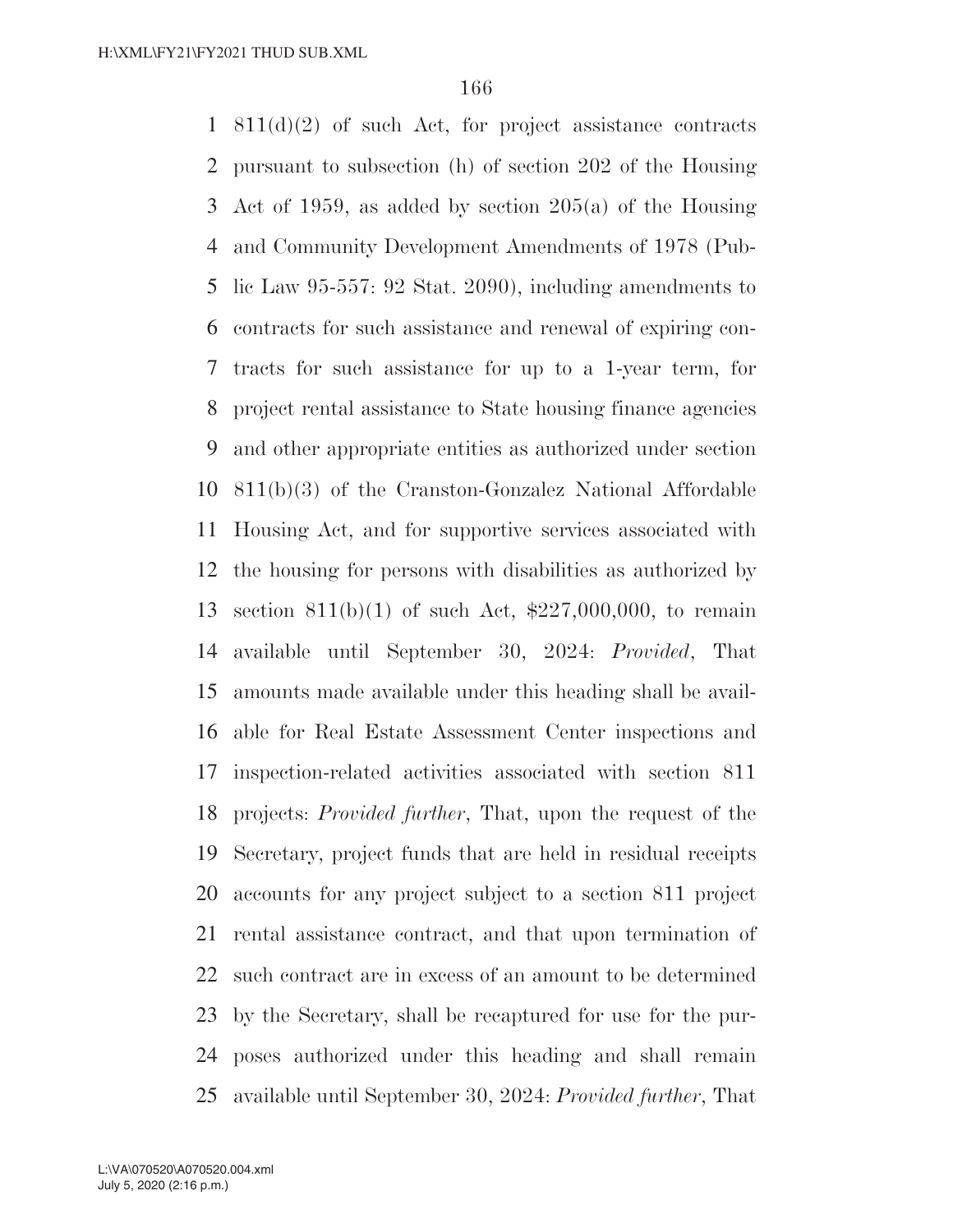811(d)(2) of such Act, for project assistance contracts pursuant to subsection (h) of section 202 of the Housing Act of 1959, as added by section 205(a) of the Housing and Community Development Amendments of 1978 (Public Law 95-557: 92 Stat. 2090), including amendments to contracts for such assistance and renewal of expiring contracts for such assistance for up to a 1-year term, for project rental assistance to State housing finance agencies and other appropriate entities as authorized under section 811(b)(3) of the Cranston-Gonzalez National Affordable Housing Act, and for supportive services associated with the housing for persons with disabilities as authorized by section 811(b)(1) of such Act, $227,000,000, to remain available until September 30, 2024: *Provided*, That amounts made available under this heading shall be available for Real Estate Assessment Center inspections and inspection-related activities associated with section 811 projects: *Provided further*, That, upon the request of the Secretary, project funds that are held in residual receipts accounts for any project subject to a section 811 project rental assistance contract, and that upon termination of such contract are in excess of an amount to be determined by the Secretary, shall be recaptured for use for the purposes authorized under this heading and shall remain available until September 30, 2024: *Provided further*, That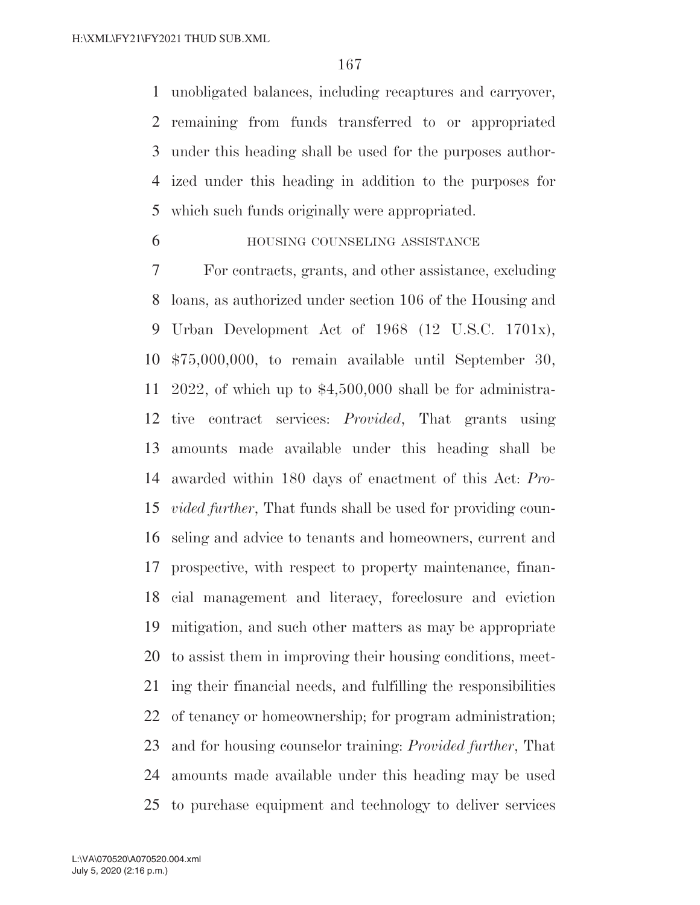unobligated balances, including recaptures and carryover, remaining from funds transferred to or appropriated under this heading shall be used for the purposes authorized under this heading in addition to the purposes for which such funds originally were appropriated.

HOUSING COUNSELING ASSISTANCE

For contracts, grants, and other assistance, excluding loans, as authorized under section 106 of the Housing and Urban Development Act of 1968 (12 U.S.C. 1701x), $75,000,000, to remain available until September 30, 2022, of which up to $4,500,000 shall be for administrative contract services: *Provided*, That grants using amounts made available under this heading shall be awarded within 180 days of enactment of this Act: *Provided further*, That funds shall be used for providing counseling and advice to tenants and homeowners, current and prospective, with respect to property maintenance, financial management and literacy, foreclosure and eviction mitigation, and such other matters as may be appropriate to assist them in improving their housing conditions, meeting their financial needs, and fulfilling the responsibilities of tenancy or homeownership; for program administration; and for housing counselor training: *Provided further*, That amounts made available under this heading may be used to purchase equipment and technology to deliver services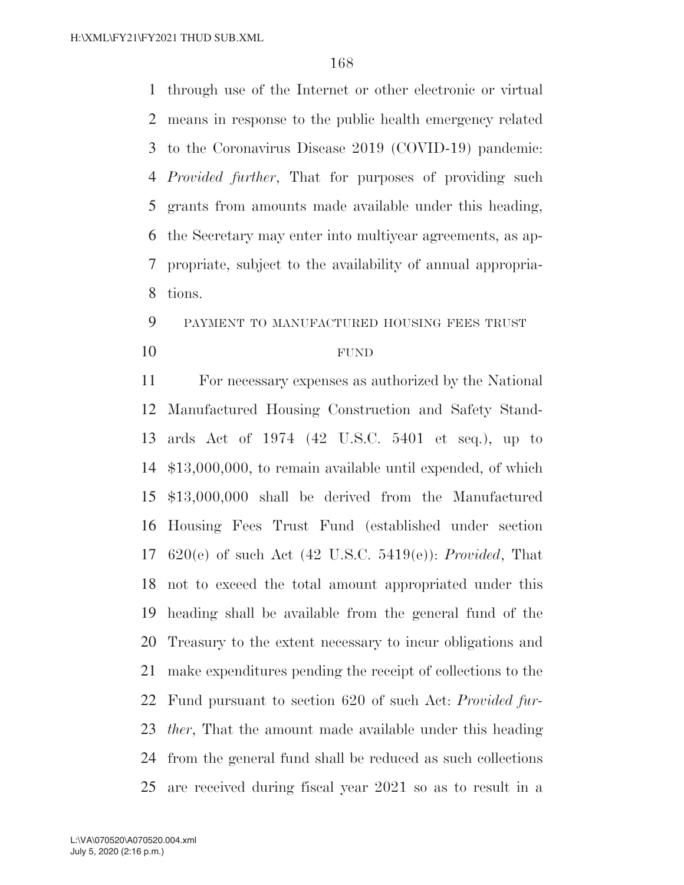through use of the Internet or other electronic or virtual means in response to the public health emergency related to the Coronavirus Disease 2019 (COVID-19) pandemic: *Provided further*, That for purposes of providing such grants from amounts made available under this heading, the Secretary may enter into multiyear agreements, as appropriate, subject to the availability of annual appropriations.

PAYMENT TO MANUFACTURED HOUSING FEES TRUST FUND

For necessary expenses as authorized by the National Manufactured Housing Construction and Safety Standards Act of 1974 (42 U.S.C. 5401 et seq.), up to $13,000,000, to remain available until expended, of which $13,000,000 shall be derived from the Manufactured Housing Fees Trust Fund (established under section 620(e) of such Act (42 U.S.C. 5419(e)): *Provided*, That not to exceed the total amount appropriated under this heading shall be available from the general fund of the Treasury to the extent necessary to incur obligations and make expenditures pending the receipt of collections to the Fund pursuant to section 620 of such Act: *Provided further*, That the amount made available under this heading from the general fund shall be reduced as such collections are received during fiscal year 2021 so as to result in a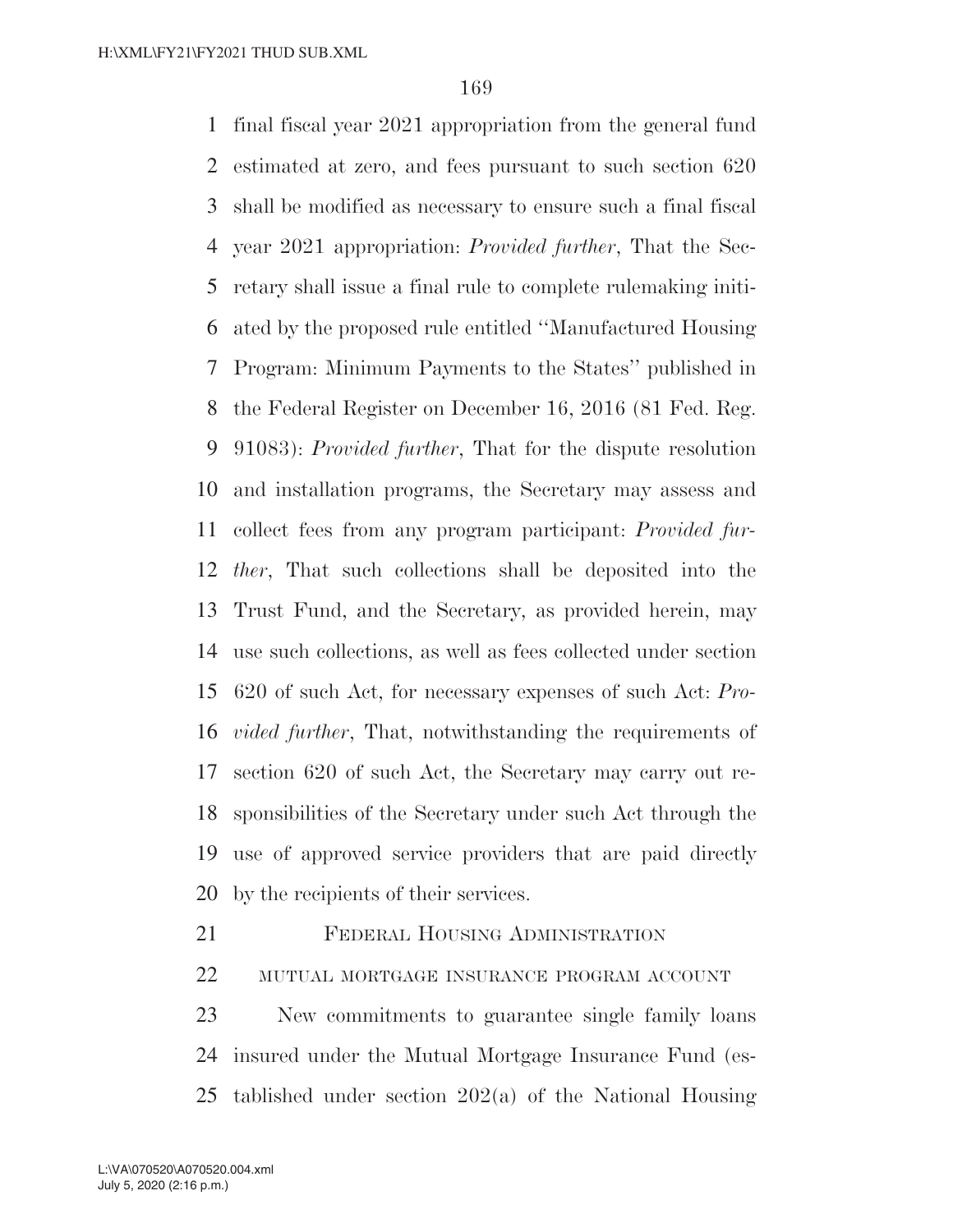final fiscal year 2021 appropriation from the general fund estimated at zero, and fees pursuant to such section 620 shall be modified as necessary to ensure such a final fiscal year 2021 appropriation: *Provided further*, That the Secretary shall issue a final rule to complete rulemaking initiated by the proposed rule entitled ''Manufactured Housing Program: Minimum Payments to the States'' published in the Federal Register on December 16, 2016 (81 Fed. Reg. 91083): *Provided further*, That for the dispute resolution and installation programs, the Secretary may assess and collect fees from any program participant: *Provided further*, That such collections shall be deposited into the Trust Fund, and the Secretary, as provided herein, may use such collections, as well as fees collected under section 620 of such Act, for necessary expenses of such Act: *Provided further*, That, notwithstanding the requirements of section 620 of such Act, the Secretary may carry out responsibilities of the Secretary under such Act through the use of approved service providers that are paid directly by the recipients of their services.

## FEDERAL HOUSING ADMINISTRATION

### MUTUAL MORTGAGE INSURANCE PROGRAM ACCOUNT

New commitments to guarantee single family loans insured under the Mutual Mortgage Insurance Fund (established under section 202(a) of the National Housing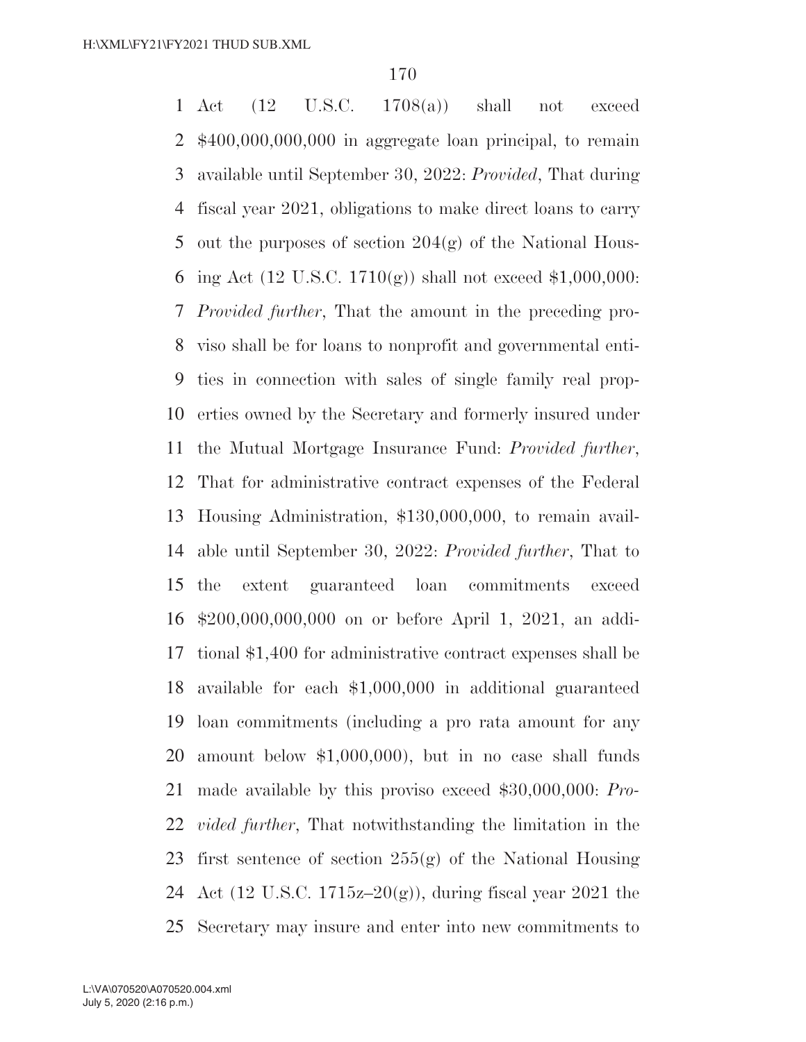Act (12 U.S.C. 1708(a)) shall not exceed $400,000,000,000 in aggregate loan principal, to remain available until September 30, 2022: *Provided*, That during fiscal year 2021, obligations to make direct loans to carry out the purposes of section 204(g) of the National Housing Act (12 U.S.C. 1710(g)) shall not exceed $1,000,000: *Provided further*, That the amount in the preceding proviso shall be for loans to nonprofit and governmental entities in connection with sales of single family real properties owned by the Secretary and formerly insured under the Mutual Mortgage Insurance Fund: *Provided further*, That for administrative contract expenses of the Federal Housing Administration, $130,000,000, to remain available until September 30, 2022: *Provided further*, That to the extent guaranteed loan commitments exceed $200,000,000,000 on or before April 1, 2021, an additional $1,400 for administrative contract expenses shall be available for each $1,000,000 in additional guaranteed loan commitments (including a pro rata amount for any amount below $1,000,000), but in no case shall funds made available by this proviso exceed $30,000,000: *Provided further*, That notwithstanding the limitation in the first sentence of section 255(g) of the National Housing Act (12 U.S.C. 1715z–20(g)), during fiscal year 2021 the Secretary may insure and enter into new commitments to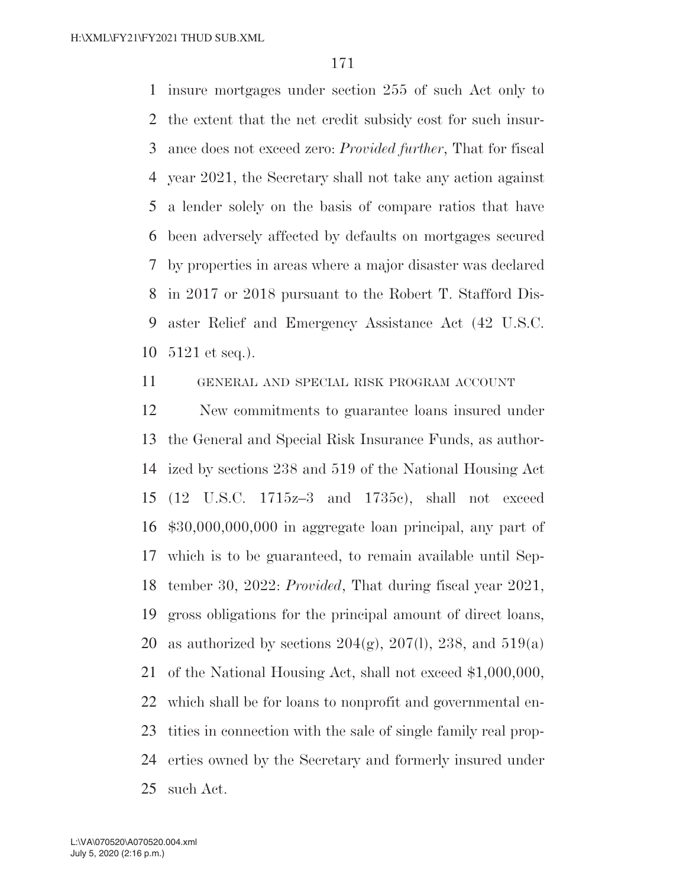insure mortgages under section 255 of such Act only to the extent that the net credit subsidy cost for such insurance does not exceed zero: *Provided further*, That for fiscal year 2021, the Secretary shall not take any action against a lender solely on the basis of compare ratios that have been adversely affected by defaults on mortgages secured by properties in areas where a major disaster was declared in 2017 or 2018 pursuant to the Robert T. Stafford Disaster Relief and Emergency Assistance Act (42 U.S.C. 5121 et seq.).

GENERAL AND SPECIAL RISK PROGRAM ACCOUNT

New commitments to guarantee loans insured under the General and Special Risk Insurance Funds, as authorized by sections 238 and 519 of the National Housing Act (12 U.S.C. 1715z–3 and 1735c), shall not exceed $30,000,000,000 in aggregate loan principal, any part of which is to be guaranteed, to remain available until September 30, 2022: *Provided*, That during fiscal year 2021, gross obligations for the principal amount of direct loans, as authorized by sections 204(g), 207(l), 238, and 519(a) of the National Housing Act, shall not exceed $1,000,000, which shall be for loans to nonprofit and governmental entities in connection with the sale of single family real properties owned by the Secretary and formerly insured under such Act.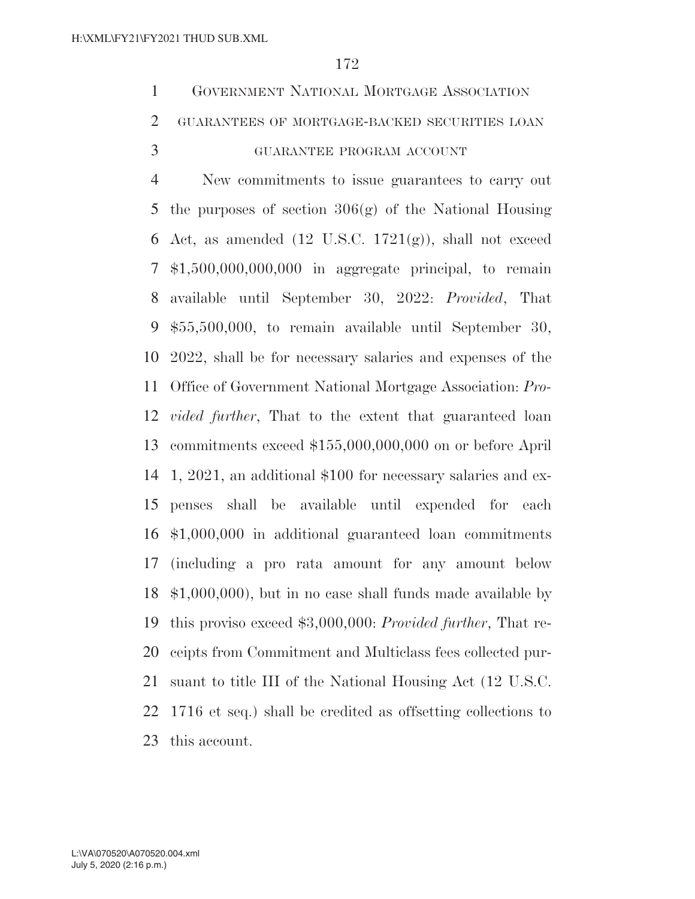GOVERNMENT NATIONAL MORTGAGE ASSOCIATION

GUARANTEES OF MORTGAGE-BACKED SECURITIES LOAN GUARANTEE PROGRAM ACCOUNT

New commitments to issue guarantees to carry out the purposes of section 306(g) of the National Housing Act, as amended (12 U.S.C. 1721(g)), shall not exceed $1,500,000,000,000 in aggregate principal, to remain available until September 30, 2022: *Provided*, That $55,500,000, to remain available until September 30, 2022, shall be for necessary salaries and expenses of the Office of Government National Mortgage Association: *Provided further*, That to the extent that guaranteed loan commitments exceed $155,000,000,000 on or before April 1, 2021, an additional $100 for necessary salaries and expenses shall be available until expended for each $1,000,000 in additional guaranteed loan commitments (including a pro rata amount for any amount below $1,000,000), but in no case shall funds made available by this proviso exceed $3,000,000: *Provided further*, That receipts from Commitment and Multiclass fees collected pursuant to title III of the National Housing Act (12 U.S.C. 1716 et seq.) shall be credited as offsetting collections to this account.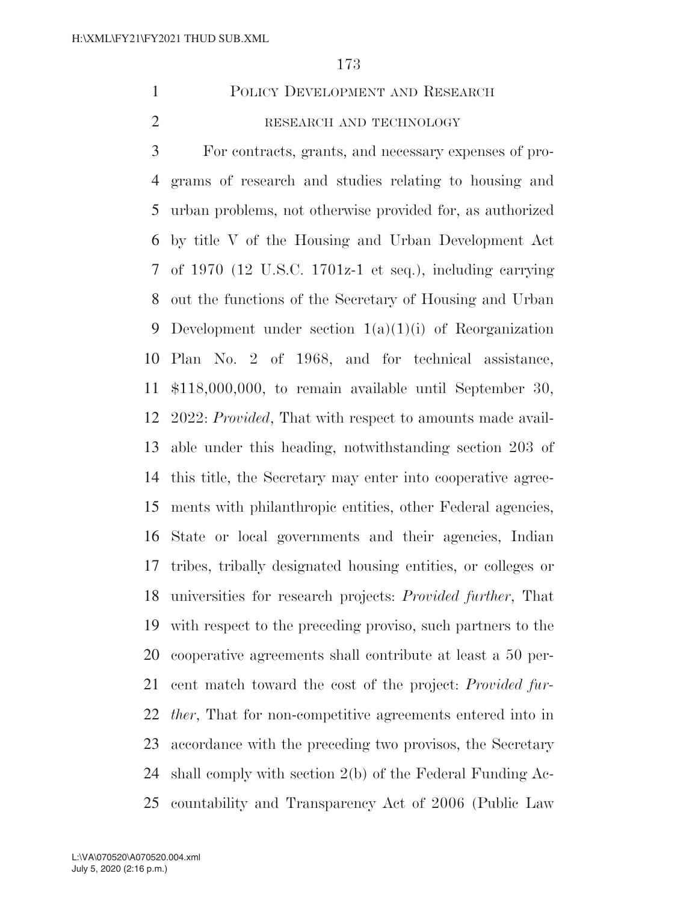## Policy Development and Research

### research and technology

For contracts, grants, and necessary expenses of programs of research and studies relating to housing and urban problems, not otherwise provided for, as authorized by title V of the Housing and Urban Development Act of 1970 (12 U.S.C. 1701z-1 et seq.), including carrying out the functions of the Secretary of Housing and Urban Development under section 1(a)(1)(i) of Reorganization Plan No. 2 of 1968, and for technical assistance, $118,000,000, to remain available until September 30, 2022: *Provided*, That with respect to amounts made available under this heading, notwithstanding section 203 of this title, the Secretary may enter into cooperative agreements with philanthropic entities, other Federal agencies, State or local governments and their agencies, Indian tribes, tribally designated housing entities, or colleges or universities for research projects: *Provided further*, That with respect to the preceding proviso, such partners to the cooperative agreements shall contribute at least a 50 percent match toward the cost of the project: *Provided further*, That for non-competitive agreements entered into in accordance with the preceding two provisos, the Secretary shall comply with section 2(b) of the Federal Funding Accountability and Transparency Act of 2006 (Public Law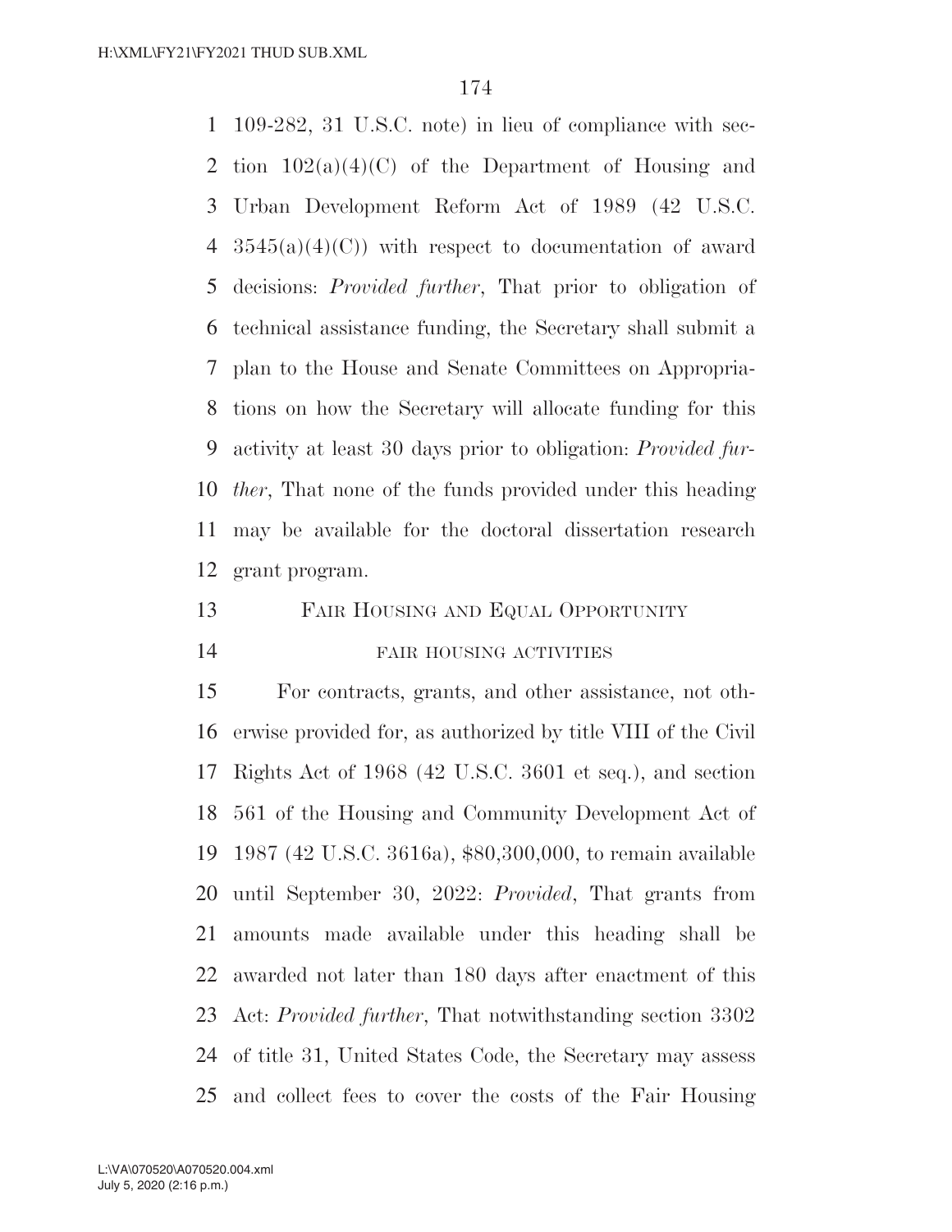109-282, 31 U.S.C. note) in lieu of compliance with section 102(a)(4)(C) of the Department of Housing and Urban Development Reform Act of 1989 (42 U.S.C. 3545(a)(4)(C)) with respect to documentation of award decisions: *Provided further*, That prior to obligation of technical assistance funding, the Secretary shall submit a plan to the House and Senate Committees on Appropriations on how the Secretary will allocate funding for this activity at least 30 days prior to obligation: *Provided further*, That none of the funds provided under this heading may be available for the doctoral dissertation research grant program.

## Fair Housing and Equal Opportunity

### fair housing activities

For contracts, grants, and other assistance, not otherwise provided for, as authorized by title VIII of the Civil Rights Act of 1968 (42 U.S.C. 3601 et seq.), and section 561 of the Housing and Community Development Act of 1987 (42 U.S.C. 3616a), $80,300,000, to remain available until September 30, 2022: *Provided*, That grants from amounts made available under this heading shall be awarded not later than 180 days after enactment of this Act: *Provided further*, That notwithstanding section 3302 of title 31, United States Code, the Secretary may assess and collect fees to cover the costs of the Fair Housing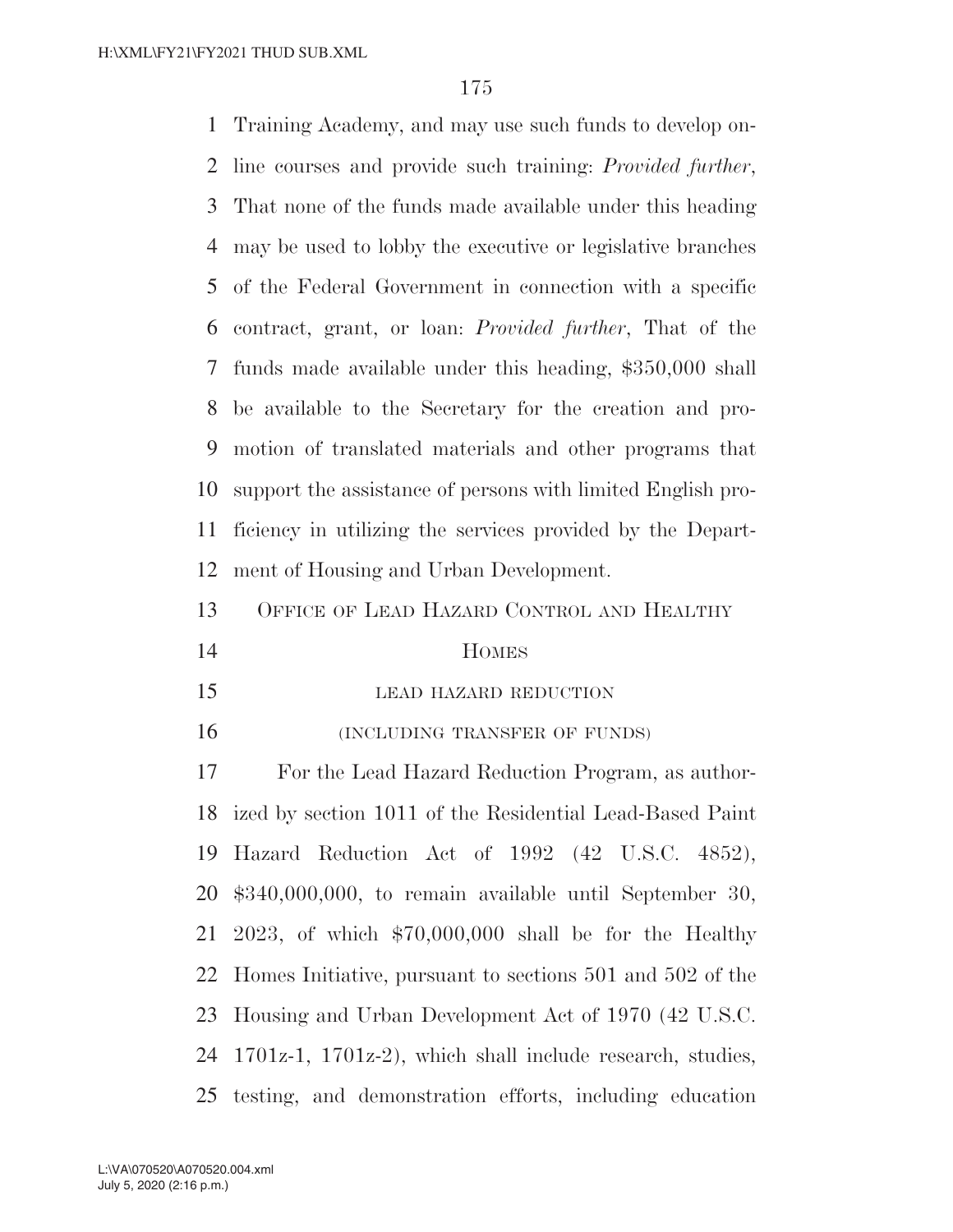Training Academy, and may use such funds to develop online courses and provide such training: *Provided further*, That none of the funds made available under this heading may be used to lobby the executive or legislative branches of the Federal Government in connection with a specific contract, grant, or loan: *Provided further*, That of the funds made available under this heading, $350,000 shall be available to the Secretary for the creation and promotion of translated materials and other programs that support the assistance of persons with limited English proficiency in utilizing the services provided by the Department of Housing and Urban Development.

## OFFICE OF LEAD HAZARD CONTROL AND HEALTHY HOMES

### LEAD HAZARD REDUCTION

(INCLUDING TRANSFER OF FUNDS)

For the Lead Hazard Reduction Program, as authorized by section 1011 of the Residential Lead-Based Paint Hazard Reduction Act of 1992 (42 U.S.C. 4852), $340,000,000, to remain available until September 30, 2023, of which $70,000,000 shall be for the Healthy Homes Initiative, pursuant to sections 501 and 502 of the Housing and Urban Development Act of 1970 (42 U.S.C. 1701z-1, 1701z-2), which shall include research, studies, testing, and demonstration efforts, including education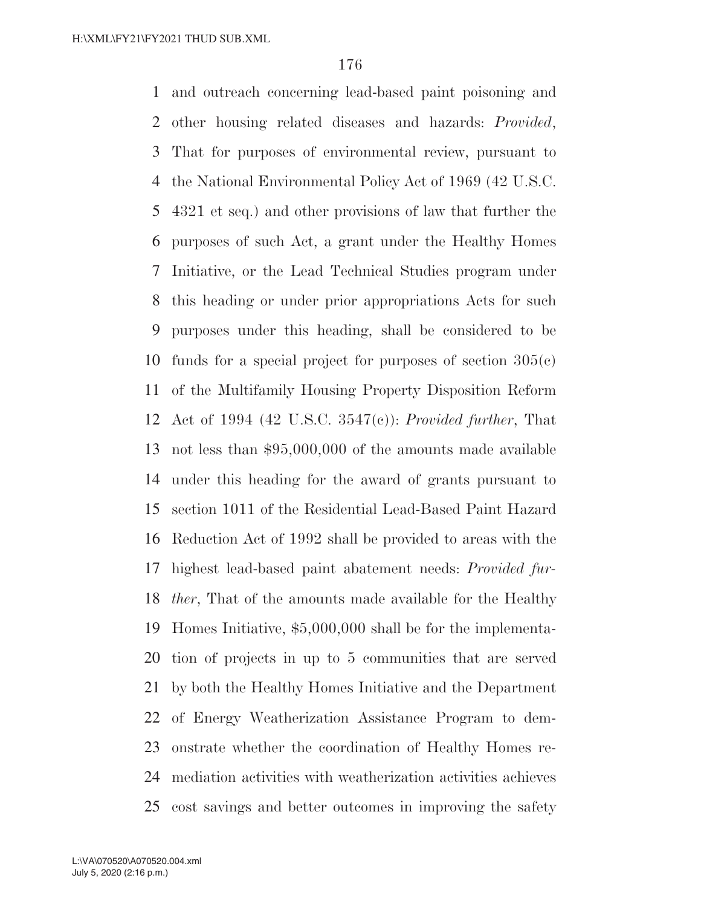and outreach concerning lead-based paint poisoning and other housing related diseases and hazards: *Provided*, That for purposes of environmental review, pursuant to the National Environmental Policy Act of 1969 (42 U.S.C. 4321 et seq.) and other provisions of law that further the purposes of such Act, a grant under the Healthy Homes Initiative, or the Lead Technical Studies program under this heading or under prior appropriations Acts for such purposes under this heading, shall be considered to be funds for a special project for purposes of section 305(c) of the Multifamily Housing Property Disposition Reform Act of 1994 (42 U.S.C. 3547(c)): *Provided further*, That not less than $95,000,000 of the amounts made available under this heading for the award of grants pursuant to section 1011 of the Residential Lead-Based Paint Hazard Reduction Act of 1992 shall be provided to areas with the highest lead-based paint abatement needs: *Provided further*, That of the amounts made available for the Healthy Homes Initiative, $5,000,000 shall be for the implementation of projects in up to 5 communities that are served by both the Healthy Homes Initiative and the Department of Energy Weatherization Assistance Program to demonstrate whether the coordination of Healthy Homes remediation activities with weatherization activities achieves cost savings and better outcomes in improving the safety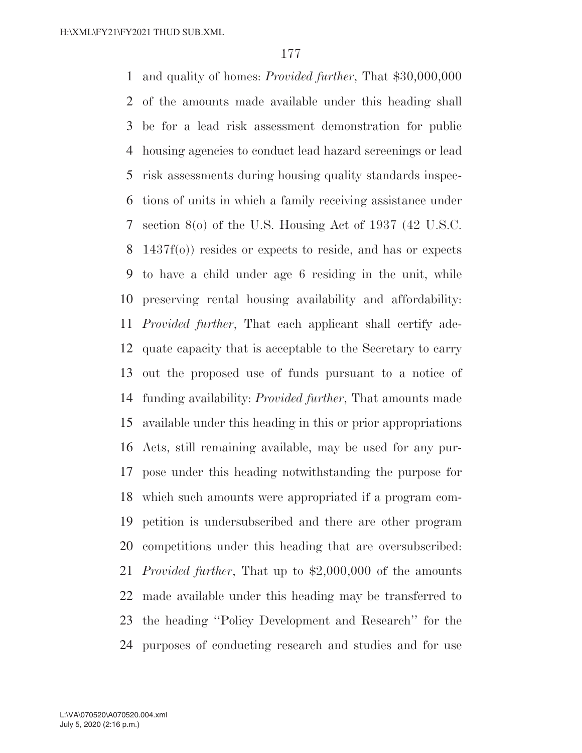and quality of homes: *Provided further*, That $30,000,000 of the amounts made available under this heading shall be for a lead risk assessment demonstration for public housing agencies to conduct lead hazard screenings or lead risk assessments during housing quality standards inspections of units in which a family receiving assistance under section 8(o) of the U.S. Housing Act of 1937 (42 U.S.C. 1437f(o)) resides or expects to reside, and has or expects to have a child under age 6 residing in the unit, while preserving rental housing availability and affordability: *Provided further*, That each applicant shall certify adequate capacity that is acceptable to the Secretary to carry out the proposed use of funds pursuant to a notice of funding availability: *Provided further*, That amounts made available under this heading in this or prior appropriations Acts, still remaining available, may be used for any purpose under this heading notwithstanding the purpose for which such amounts were appropriated if a program competition is undersubscribed and there are other program competitions under this heading that are oversubscribed: *Provided further*, That up to $2,000,000 of the amounts made available under this heading may be transferred to the heading ''Policy Development and Research'' for the purposes of conducting research and studies and for use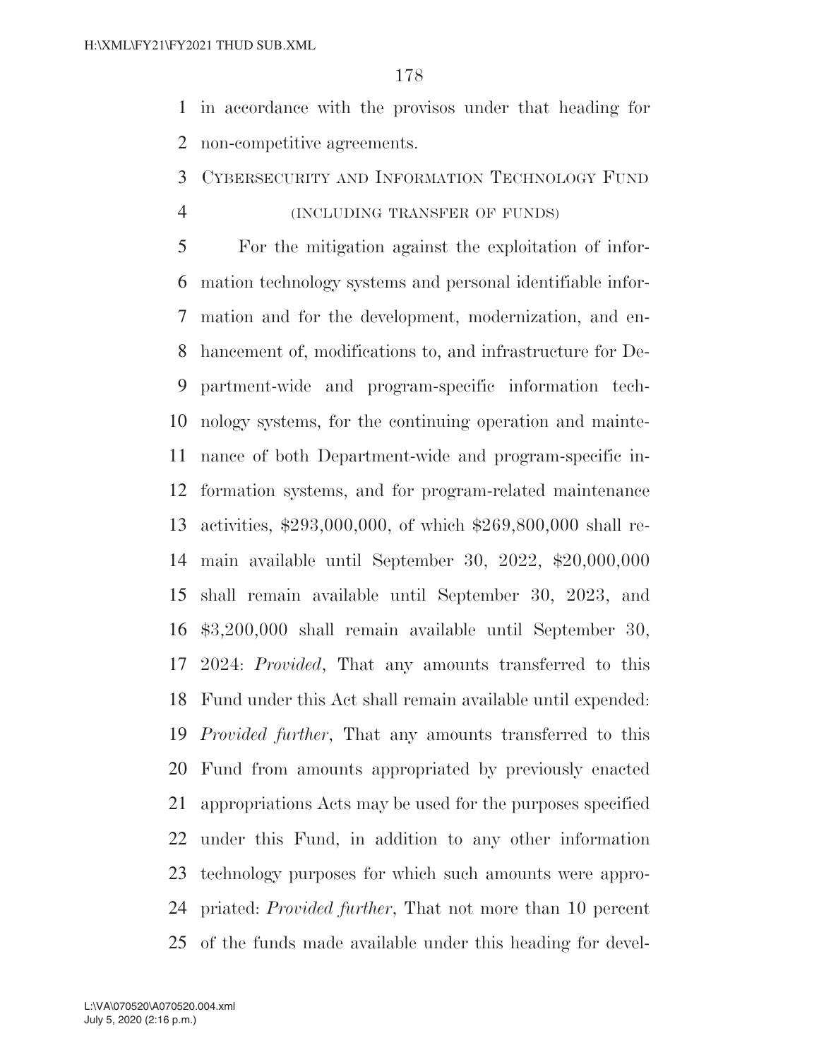in accordance with the provisos under that heading for non-competitive agreements.

CYBERSECURITY AND INFORMATION TECHNOLOGY FUND

(INCLUDING TRANSFER OF FUNDS)

For the mitigation against the exploitation of information technology systems and personal identifiable information and for the development, modernization, and enhancement of, modifications to, and infrastructure for Department-wide and program-specific information technology systems, for the continuing operation and maintenance of both Department-wide and program-specific information systems, and for program-related maintenance activities, $293,000,000, of which $269,800,000 shall remain available until September 30, 2022, $20,000,000 shall remain available until September 30, 2023, and $3,200,000 shall remain available until September 30, 2024: *Provided*, That any amounts transferred to this Fund under this Act shall remain available until expended: *Provided further*, That any amounts transferred to this Fund from amounts appropriated by previously enacted appropriations Acts may be used for the purposes specified under this Fund, in addition to any other information technology purposes for which such amounts were appropriated: *Provided further*, That not more than 10 percent of the funds made available under this heading for devel-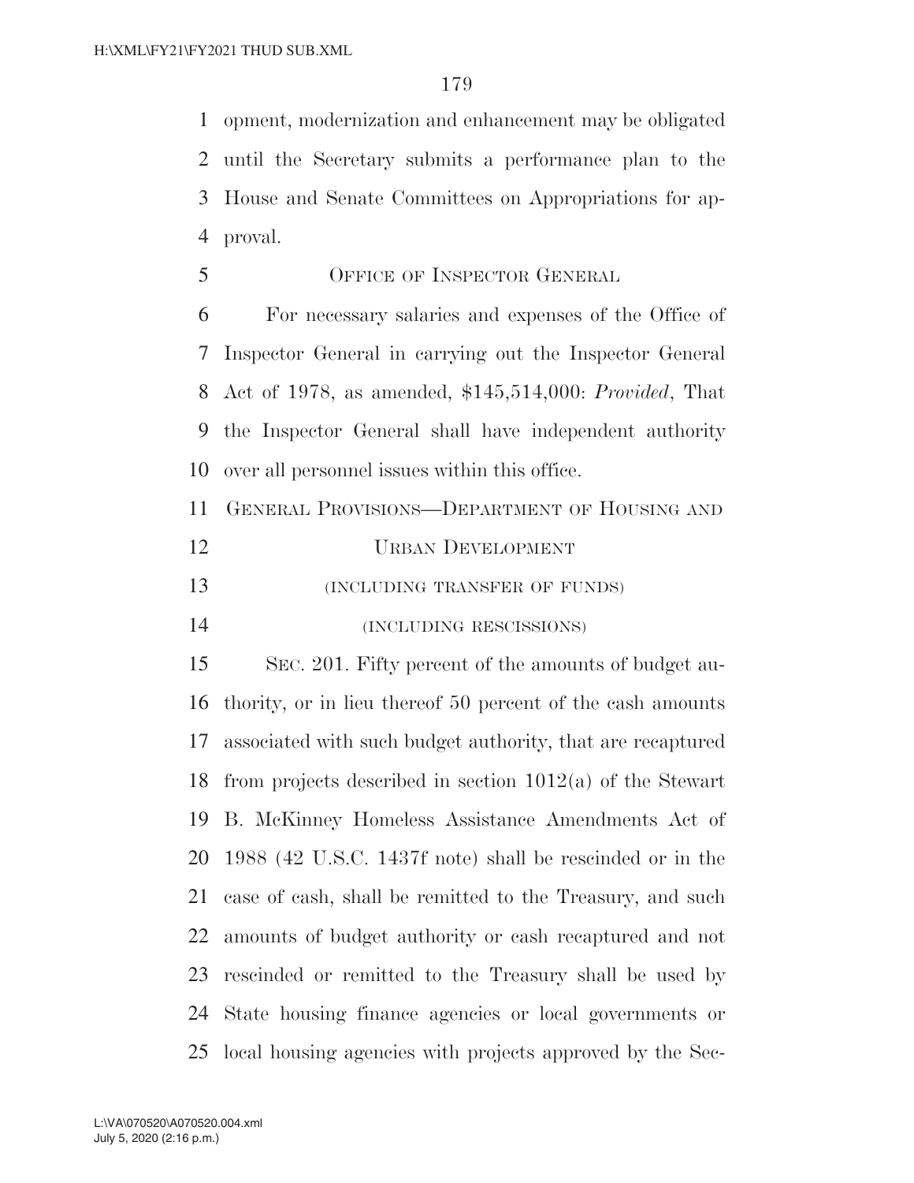opment, modernization and enhancement may be obligated until the Secretary submits a performance plan to the House and Senate Committees on Appropriations for approval.

## OFFICE OF INSPECTOR GENERAL

For necessary salaries and expenses of the Office of Inspector General in carrying out the Inspector General Act of 1978, as amended, $145,514,000: *Provided*, That the Inspector General shall have independent authority over all personnel issues within this office.

## GENERAL PROVISIONS—DEPARTMENT OF HOUSING AND URBAN DEVELOPMENT

(INCLUDING TRANSFER OF FUNDS)

(INCLUDING RESCISSIONS)

SEC. 201. Fifty percent of the amounts of budget authority, or in lieu thereof 50 percent of the cash amounts associated with such budget authority, that are recaptured from projects described in section 1012(a) of the Stewart B. McKinney Homeless Assistance Amendments Act of 1988 (42 U.S.C. 1437f note) shall be rescinded or in the case of cash, shall be remitted to the Treasury, and such amounts of budget authority or cash recaptured and not rescinded or remitted to the Treasury shall be used by State housing finance agencies or local governments or local housing agencies with projects approved by the Sec-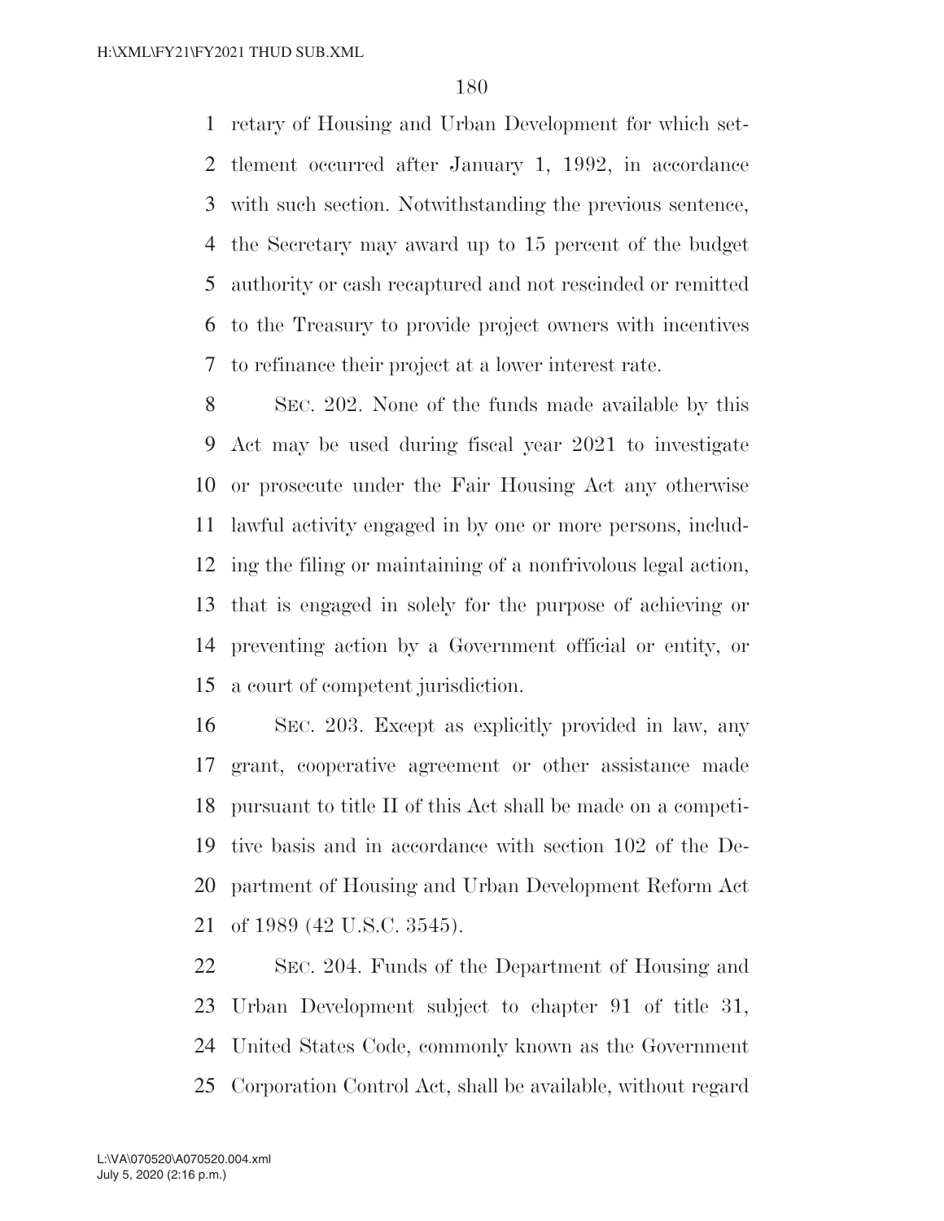retary of Housing and Urban Development for which settlement occurred after January 1, 1992, in accordance with such section. Notwithstanding the previous sentence, the Secretary may award up to 15 percent of the budget authority or cash recaptured and not rescinded or remitted to the Treasury to provide project owners with incentives to refinance their project at a lower interest rate.

SEC. 202. None of the funds made available by this Act may be used during fiscal year 2021 to investigate or prosecute under the Fair Housing Act any otherwise lawful activity engaged in by one or more persons, including the filing or maintaining of a nonfrivolous legal action, that is engaged in solely for the purpose of achieving or preventing action by a Government official or entity, or a court of competent jurisdiction.

SEC. 203. Except as explicitly provided in law, any grant, cooperative agreement or other assistance made pursuant to title II of this Act shall be made on a competitive basis and in accordance with section 102 of the Department of Housing and Urban Development Reform Act of 1989 (42 U.S.C. 3545).

SEC. 204. Funds of the Department of Housing and Urban Development subject to chapter 91 of title 31, United States Code, commonly known as the Government Corporation Control Act, shall be available, without regard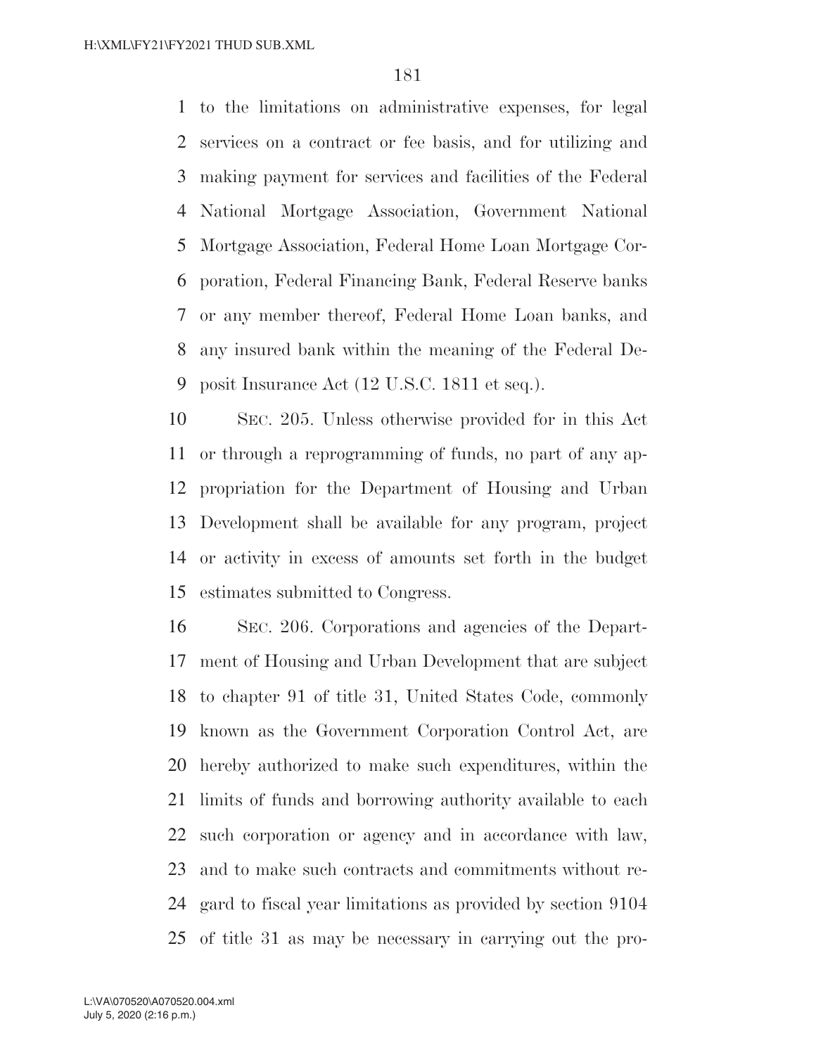to the limitations on administrative expenses, for legal services on a contract or fee basis, and for utilizing and making payment for services and facilities of the Federal National Mortgage Association, Government National Mortgage Association, Federal Home Loan Mortgage Corporation, Federal Financing Bank, Federal Reserve banks or any member thereof, Federal Home Loan banks, and any insured bank within the meaning of the Federal Deposit Insurance Act (12 U.S.C. 1811 et seq.).

SEC. 205. Unless otherwise provided for in this Act or through a reprogramming of funds, no part of any appropriation for the Department of Housing and Urban Development shall be available for any program, project or activity in excess of amounts set forth in the budget estimates submitted to Congress.

SEC. 206. Corporations and agencies of the Department of Housing and Urban Development that are subject to chapter 91 of title 31, United States Code, commonly known as the Government Corporation Control Act, are hereby authorized to make such expenditures, within the limits of funds and borrowing authority available to each such corporation or agency and in accordance with law, and to make such contracts and commitments without regard to fiscal year limitations as provided by section 9104 of title 31 as may be necessary in carrying out the pro-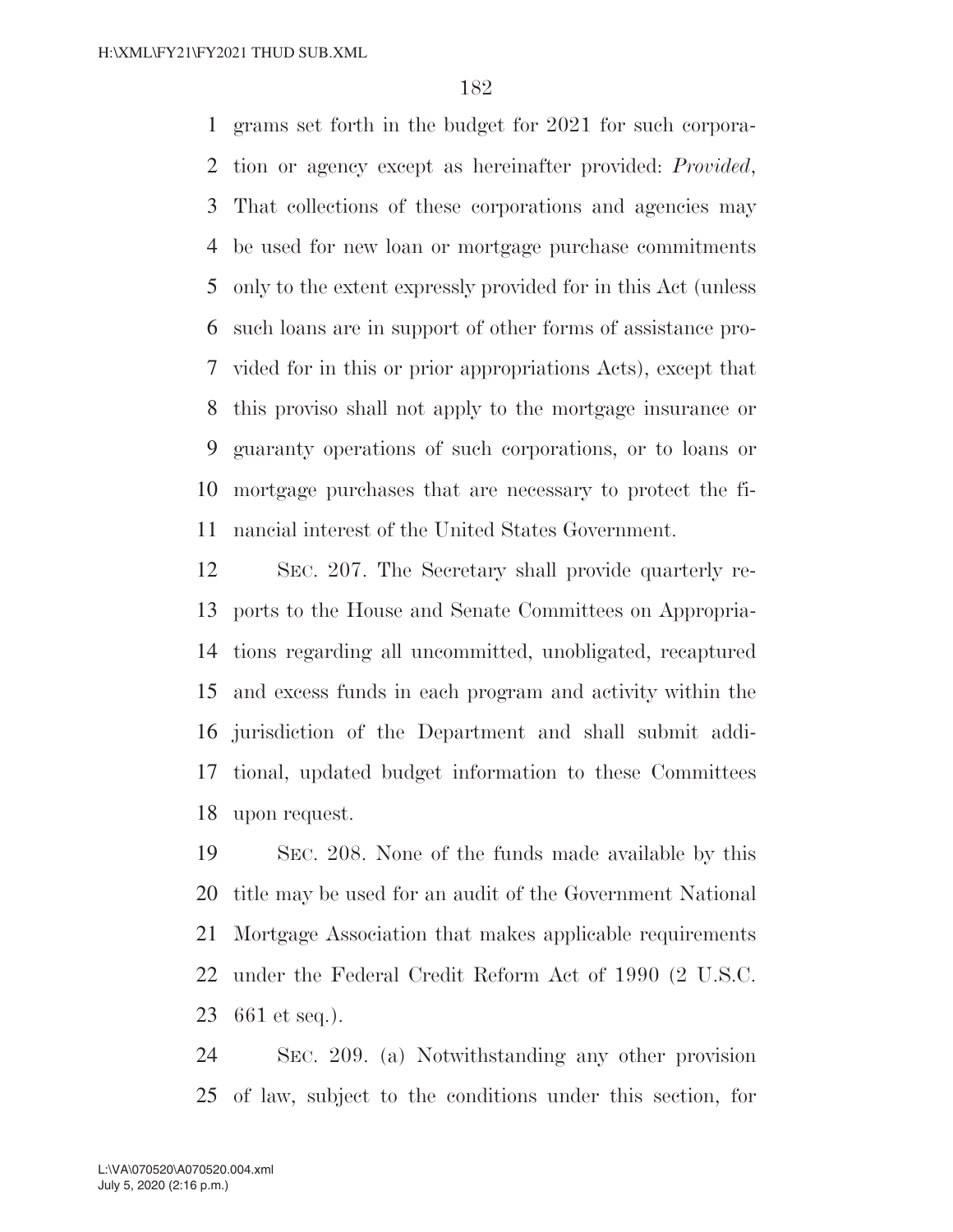grams set forth in the budget for 2021 for such corporation or agency except as hereinafter provided: *Provided*, That collections of these corporations and agencies may be used for new loan or mortgage purchase commitments only to the extent expressly provided for in this Act (unless such loans are in support of other forms of assistance provided for in this or prior appropriations Acts), except that this proviso shall not apply to the mortgage insurance or guaranty operations of such corporations, or to loans or mortgage purchases that are necessary to protect the financial interest of the United States Government.

SEC. 207. The Secretary shall provide quarterly reports to the House and Senate Committees on Appropriations regarding all uncommitted, unobligated, recaptured and excess funds in each program and activity within the jurisdiction of the Department and shall submit additional, updated budget information to these Committees upon request.

SEC. 208. None of the funds made available by this title may be used for an audit of the Government National Mortgage Association that makes applicable requirements under the Federal Credit Reform Act of 1990 (2 U.S.C. 661 et seq.).

SEC. 209. (a) Notwithstanding any other provision of law, subject to the conditions under this section, for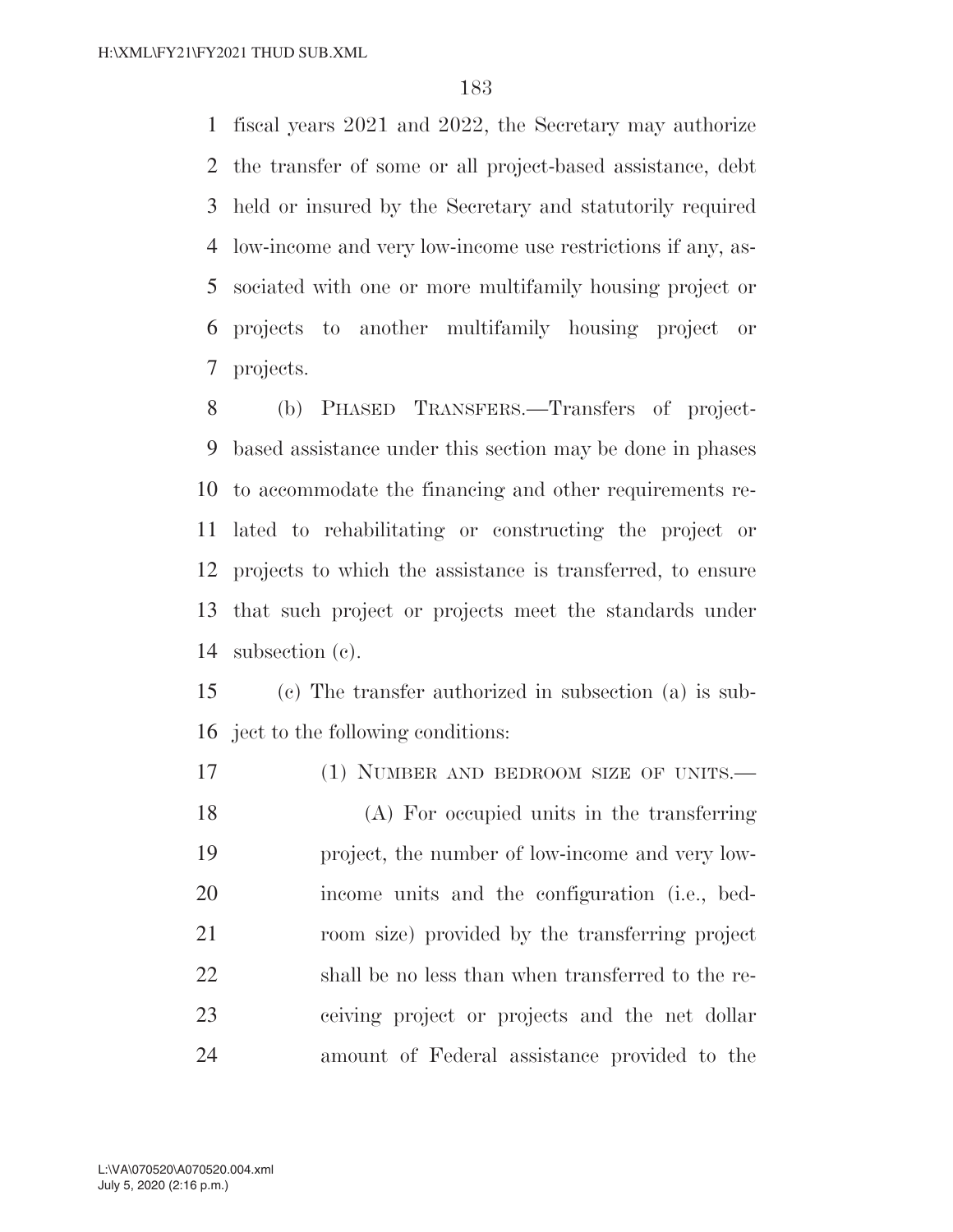fiscal years 2021 and 2022, the Secretary may authorize the transfer of some or all project-based assistance, debt held or insured by the Secretary and statutorily required low-income and very low-income use restrictions if any, associated with one or more multifamily housing project or projects to another multifamily housing project or projects.

(b) PHASED TRANSFERS.—Transfers of project-based assistance under this section may be done in phases to accommodate the financing and other requirements related to rehabilitating or constructing the project or projects to which the assistance is transferred, to ensure that such project or projects meet the standards under subsection (c).

(c) The transfer authorized in subsection (a) is subject to the following conditions:

(1) NUMBER AND BEDROOM SIZE OF UNITS.—

(A) For occupied units in the transferring project, the number of low-income and very low-income units and the configuration (i.e., bedroom size) provided by the transferring project shall be no less than when transferred to the receiving project or projects and the net dollar amount of Federal assistance provided to the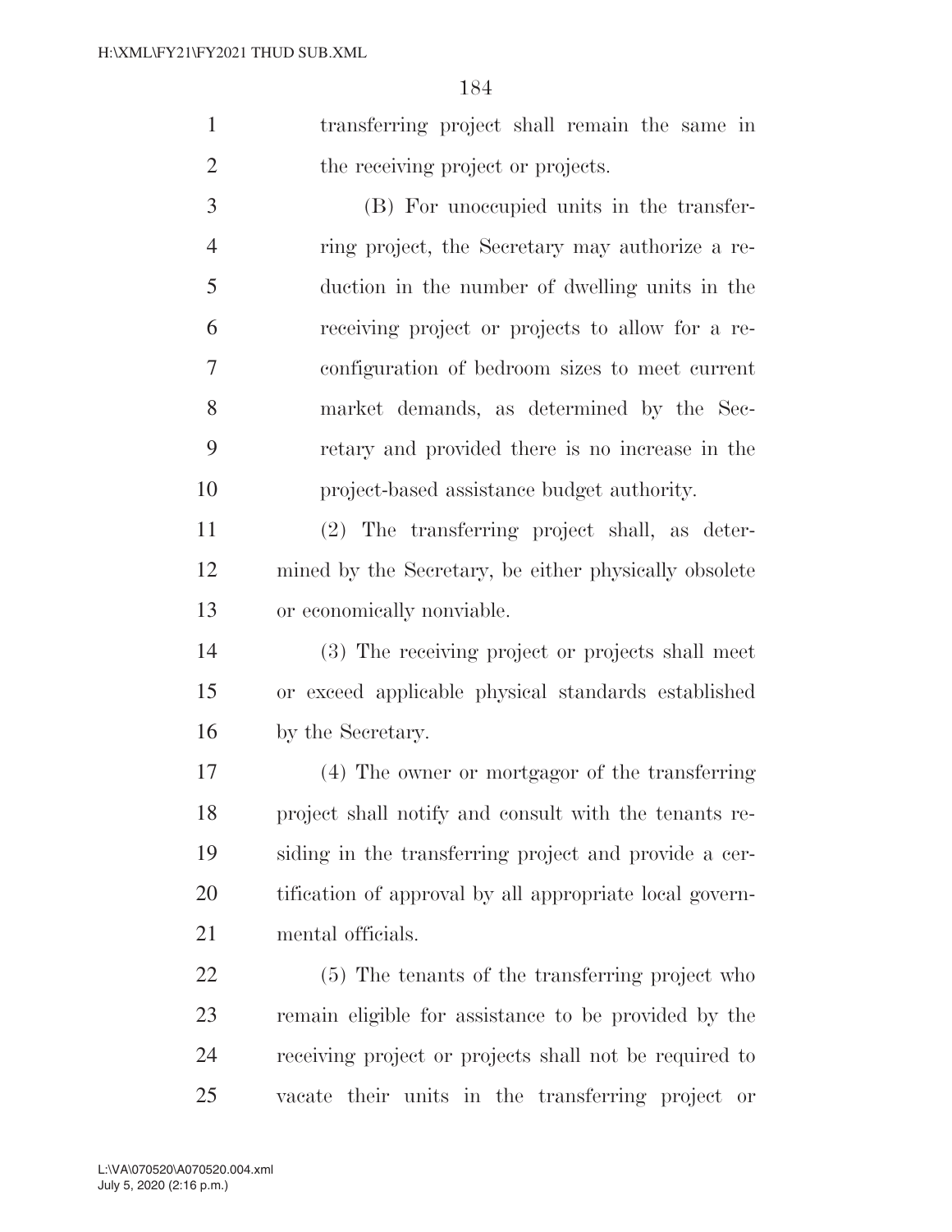transferring project shall remain the same in the receiving project or projects.

(B) For unoccupied units in the transferring project, the Secretary may authorize a reduction in the number of dwelling units in the receiving project or projects to allow for a reconfiguration of bedroom sizes to meet current market demands, as determined by the Secretary and provided there is no increase in the project-based assistance budget authority.

(2) The transferring project shall, as determined by the Secretary, be either physically obsolete or economically nonviable.

(3) The receiving project or projects shall meet or exceed applicable physical standards established by the Secretary.

(4) The owner or mortgagor of the transferring project shall notify and consult with the tenants residing in the transferring project and provide a certification of approval by all appropriate local governmental officials.

(5) The tenants of the transferring project who remain eligible for assistance to be provided by the receiving project or projects shall not be required to vacate their units in the transferring project or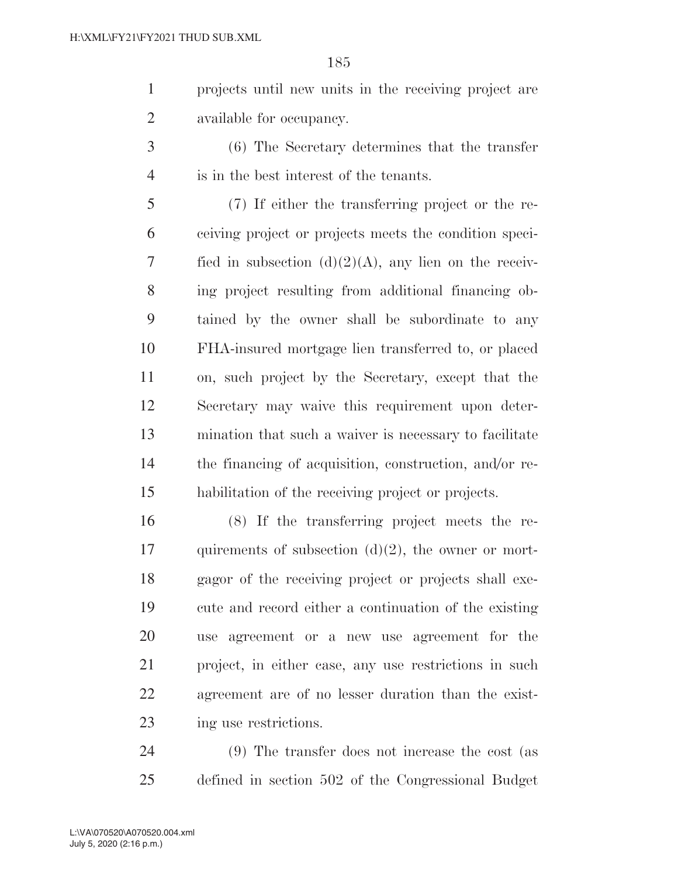projects until new units in the receiving project are available for occupancy.

(6) The Secretary determines that the transfer is in the best interest of the tenants.

(7) If either the transferring project or the receiving project or projects meets the condition specified in subsection (d)(2)(A), any lien on the receiving project resulting from additional financing obtained by the owner shall be subordinate to any FHA-insured mortgage lien transferred to, or placed on, such project by the Secretary, except that the Secretary may waive this requirement upon determination that such a waiver is necessary to facilitate the financing of acquisition, construction, and/or rehabilitation of the receiving project or projects.

(8) If the transferring project meets the requirements of subsection (d)(2), the owner or mortgagor of the receiving project or projects shall execute and record either a continuation of the existing use agreement or a new use agreement for the project, in either case, any use restrictions in such agreement are of no lesser duration than the existing use restrictions.

(9) The transfer does not increase the cost (as defined in section 502 of the Congressional Budget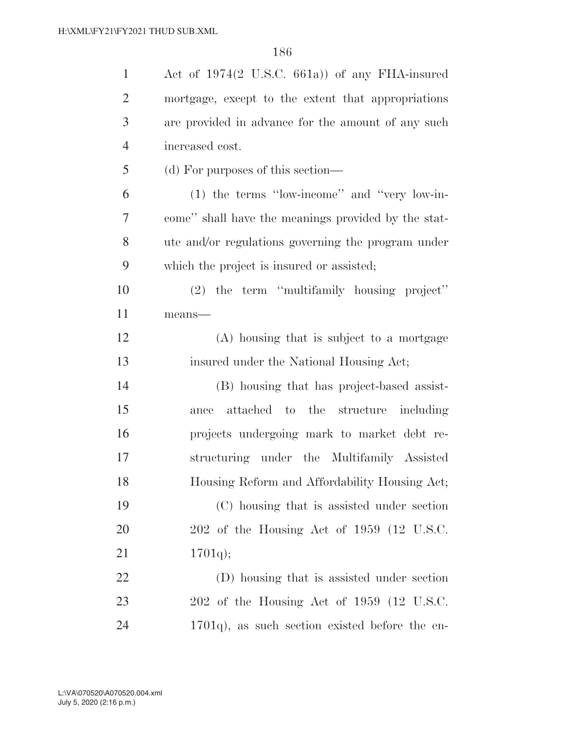Act of 1974(2 U.S.C. 661a)) of any FHA-insured mortgage, except to the extent that appropriations are provided in advance for the amount of any such increased cost.

(d) For purposes of this section—

(1) the terms ''low-income'' and ''very low-income'' shall have the meanings provided by the statute and/or regulations governing the program under which the project is insured or assisted;

(2) the term ''multifamily housing project'' means—

(A) housing that is subject to a mortgage insured under the National Housing Act;

(B) housing that has project-based assistance attached to the structure including projects undergoing mark to market debt restructuring under the Multifamily Assisted Housing Reform and Affordability Housing Act;

(C) housing that is assisted under section 202 of the Housing Act of 1959 (12 U.S.C. 1701q);

(D) housing that is assisted under section 202 of the Housing Act of 1959 (12 U.S.C. 1701q), as such section existed before the en-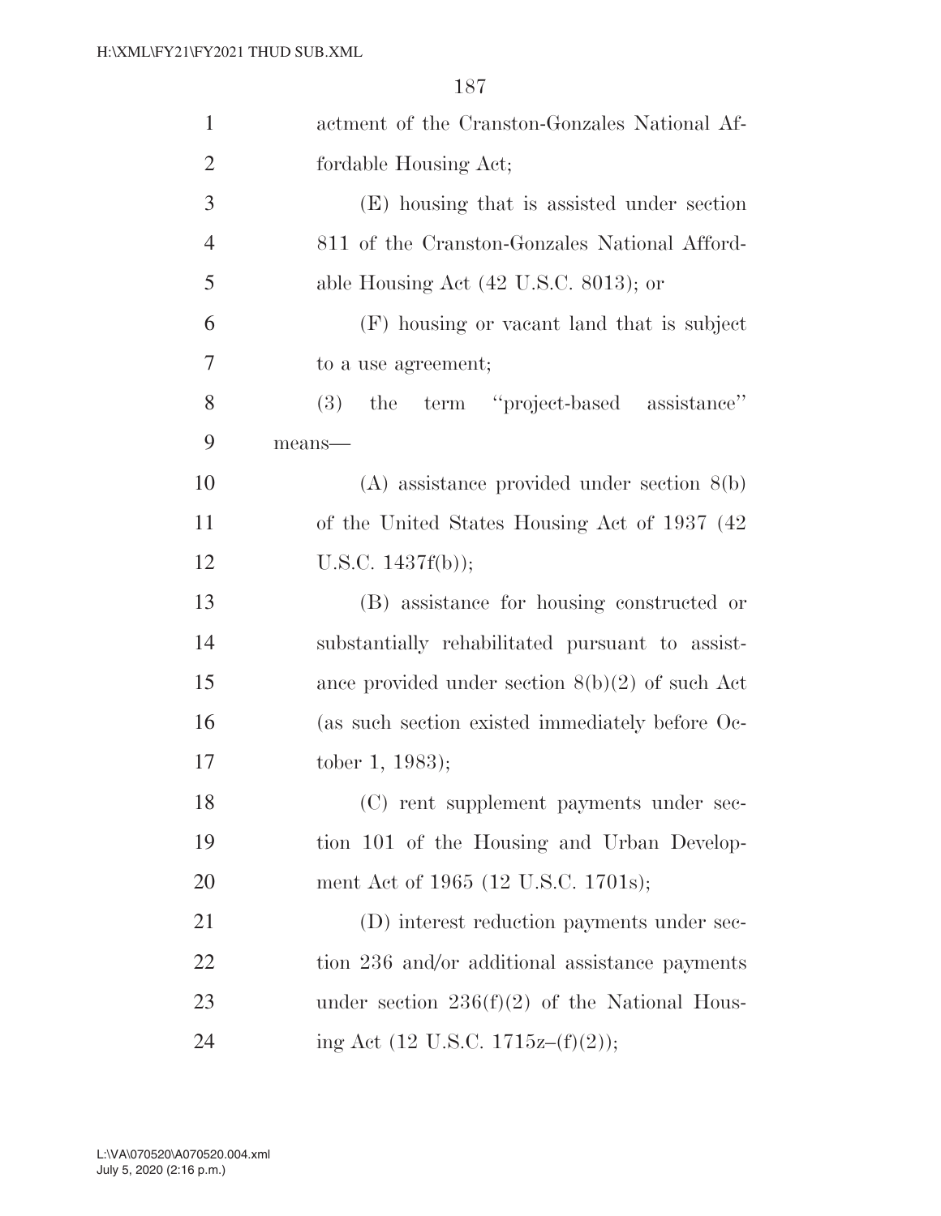actment of the Cranston-Gonzales National Affordable Housing Act;

(E) housing that is assisted under section 811 of the Cranston-Gonzales National Affordable Housing Act (42 U.S.C. 8013); or

(F) housing or vacant land that is subject to a use agreement;

(3) the term "project-based assistance" means—

(A) assistance provided under section 8(b) of the United States Housing Act of 1937 (42 U.S.C. 1437f(b));

(B) assistance for housing constructed or substantially rehabilitated pursuant to assistance provided under section 8(b)(2) of such Act (as such section existed immediately before October 1, 1983);

(C) rent supplement payments under section 101 of the Housing and Urban Development Act of 1965 (12 U.S.C. 1701s);

(D) interest reduction payments under section 236 and/or additional assistance payments under section 236(f)(2) of the National Housing Act (12 U.S.C. 1715z–(f)(2));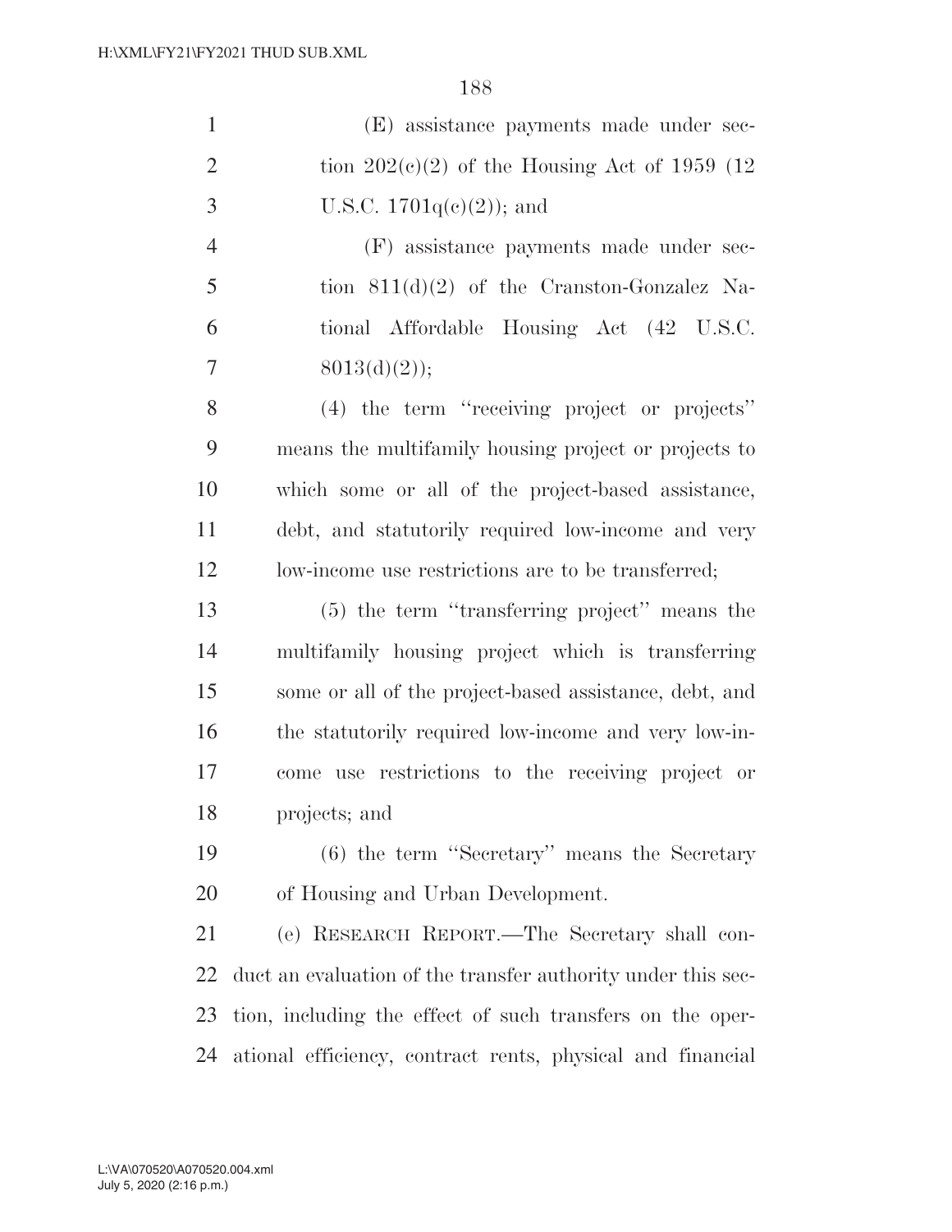(E) assistance payments made under section 202(c)(2) of the Housing Act of 1959 (12 U.S.C. 1701q(c)(2)); and

(F) assistance payments made under section 811(d)(2) of the Cranston-Gonzalez National Affordable Housing Act (42 U.S.C. 8013(d)(2));

(4) the term ''receiving project or projects'' means the multifamily housing project or projects to which some or all of the project-based assistance, debt, and statutorily required low-income and very low-income use restrictions are to be transferred;

(5) the term ''transferring project'' means the multifamily housing project which is transferring some or all of the project-based assistance, debt, and the statutorily required low-income and very low-income use restrictions to the receiving project or projects; and

(6) the term ''Secretary'' means the Secretary of Housing and Urban Development.

(e) RESEARCH REPORT.—The Secretary shall conduct an evaluation of the transfer authority under this section, including the effect of such transfers on the operational efficiency, contract rents, physical and financial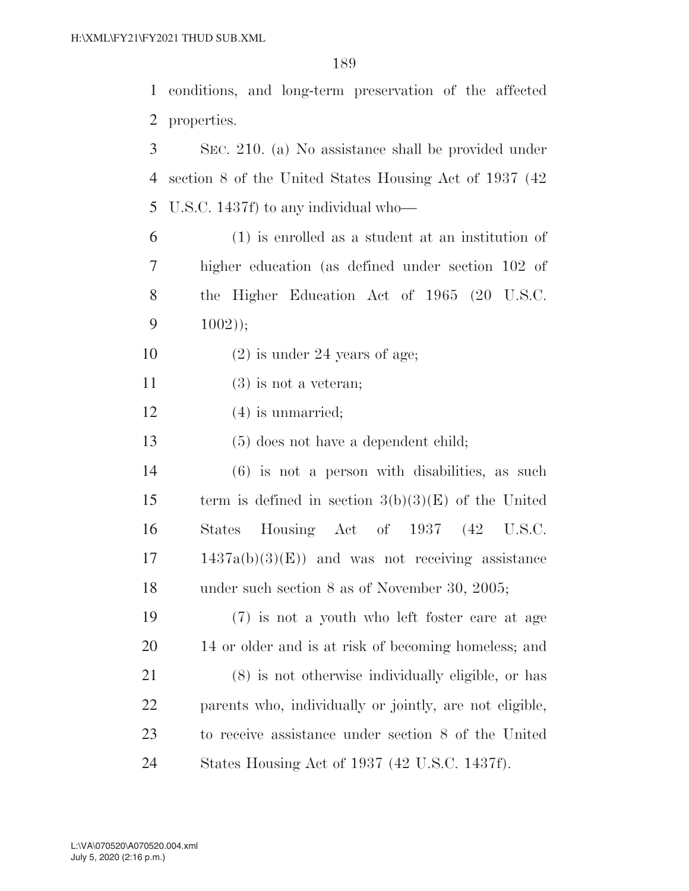conditions, and long-term preservation of the affected properties.

SEC. 210. (a) No assistance shall be provided under section 8 of the United States Housing Act of 1937 (42 U.S.C. 1437f) to any individual who—

(1) is enrolled as a student at an institution of higher education (as defined under section 102 of the Higher Education Act of 1965 (20 U.S.C. 1002));

(2) is under 24 years of age;

(3) is not a veteran;

(4) is unmarried;

(5) does not have a dependent child;

(6) is not a person with disabilities, as such term is defined in section 3(b)(3)(E) of the United States Housing Act of 1937 (42 U.S.C. 1437a(b)(3)(E)) and was not receiving assistance under such section 8 as of November 30, 2005;

(7) is not a youth who left foster care at age 14 or older and is at risk of becoming homeless; and

(8) is not otherwise individually eligible, or has parents who, individually or jointly, are not eligible, to receive assistance under section 8 of the United States Housing Act of 1937 (42 U.S.C. 1437f).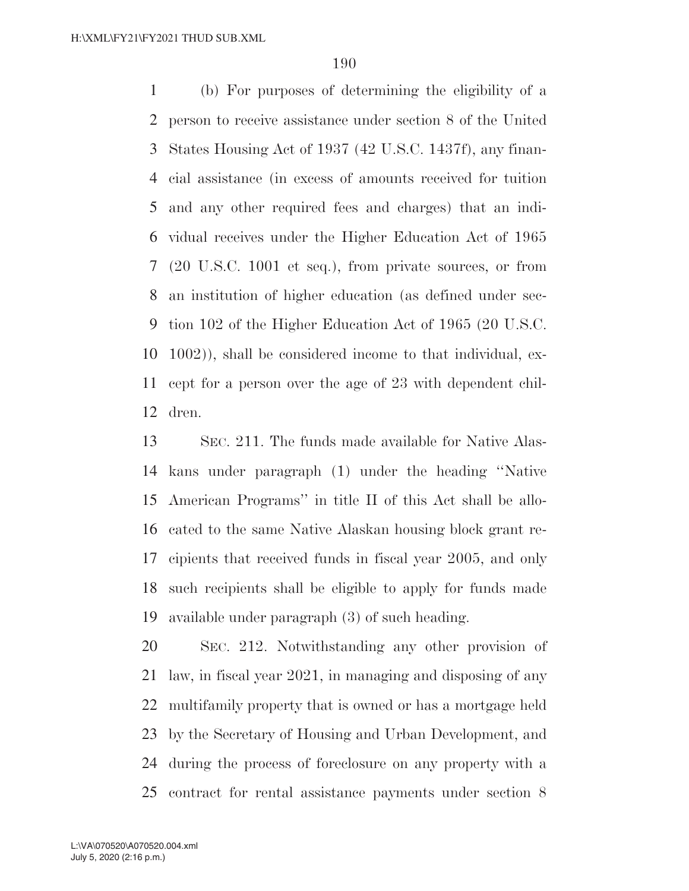(b) For purposes of determining the eligibility of a person to receive assistance under section 8 of the United States Housing Act of 1937 (42 U.S.C. 1437f), any financial assistance (in excess of amounts received for tuition and any other required fees and charges) that an individual receives under the Higher Education Act of 1965 (20 U.S.C. 1001 et seq.), from private sources, or from an institution of higher education (as defined under section 102 of the Higher Education Act of 1965 (20 U.S.C. 1002)), shall be considered income to that individual, except for a person over the age of 23 with dependent children.

SEC. 211. The funds made available for Native Alaskans under paragraph (1) under the heading ''Native American Programs'' in title II of this Act shall be allocated to the same Native Alaskan housing block grant recipients that received funds in fiscal year 2005, and only such recipients shall be eligible to apply for funds made available under paragraph (3) of such heading.

SEC. 212. Notwithstanding any other provision of law, in fiscal year 2021, in managing and disposing of any multifamily property that is owned or has a mortgage held by the Secretary of Housing and Urban Development, and during the process of foreclosure on any property with a contract for rental assistance payments under section 8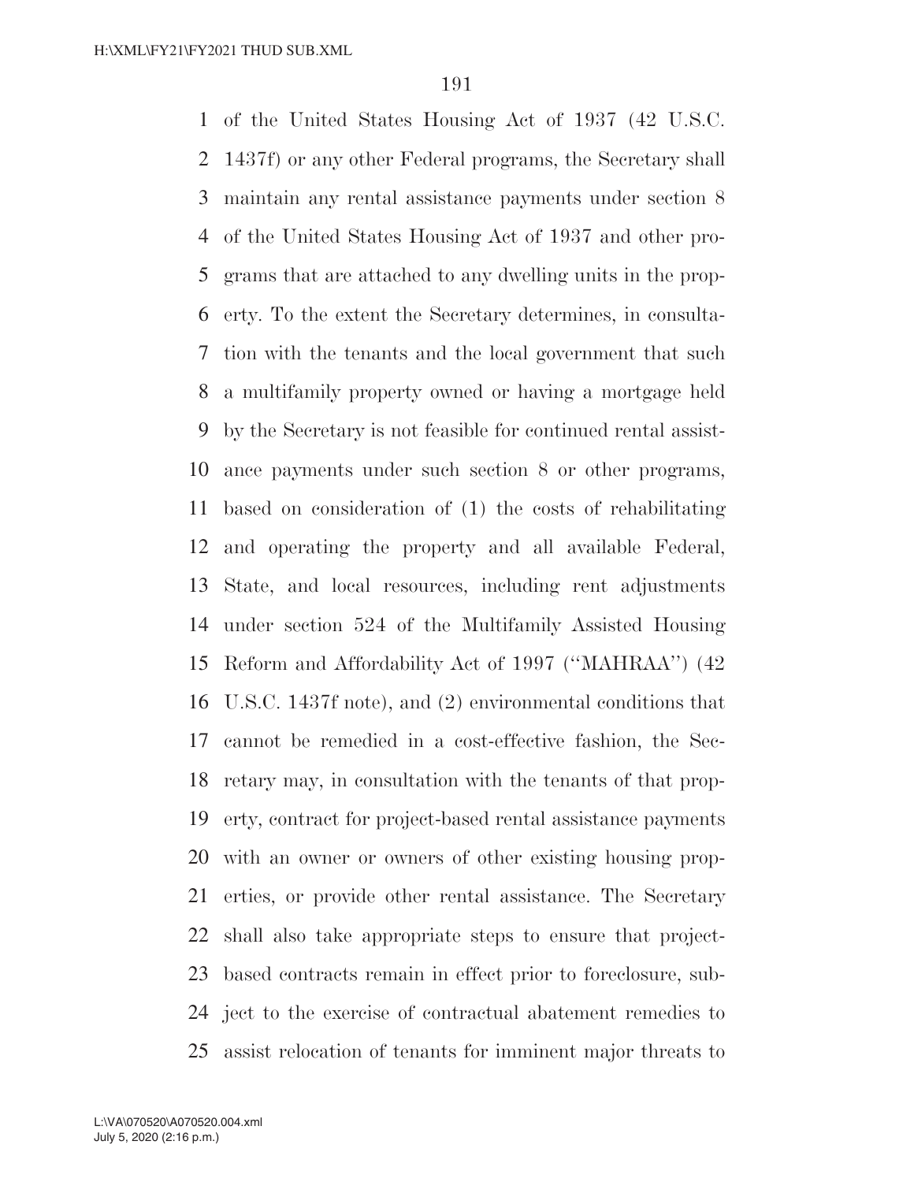of the United States Housing Act of 1937 (42 U.S.C. 1437f) or any other Federal programs, the Secretary shall maintain any rental assistance payments under section 8 of the United States Housing Act of 1937 and other programs that are attached to any dwelling units in the property. To the extent the Secretary determines, in consultation with the tenants and the local government that such a multifamily property owned or having a mortgage held by the Secretary is not feasible for continued rental assistance payments under such section 8 or other programs, based on consideration of (1) the costs of rehabilitating and operating the property and all available Federal, State, and local resources, including rent adjustments under section 524 of the Multifamily Assisted Housing Reform and Affordability Act of 1997 (''MAHRAA'') (42 U.S.C. 1437f note), and (2) environmental conditions that cannot be remedied in a cost-effective fashion, the Secretary may, in consultation with the tenants of that property, contract for project-based rental assistance payments with an owner or owners of other existing housing properties, or provide other rental assistance. The Secretary shall also take appropriate steps to ensure that project-based contracts remain in effect prior to foreclosure, subject to the exercise of contractual abatement remedies to assist relocation of tenants for imminent major threats to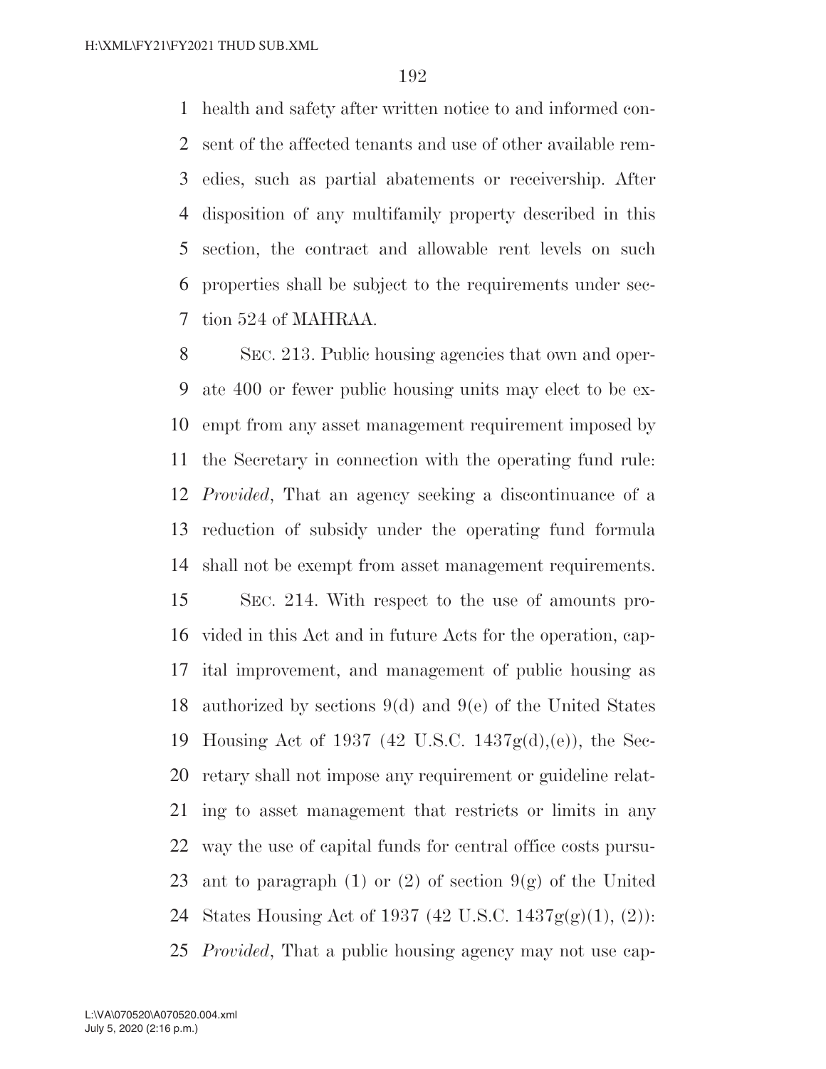health and safety after written notice to and informed consent of the affected tenants and use of other available remedies, such as partial abatements or receivership. After disposition of any multifamily property described in this section, the contract and allowable rent levels on such properties shall be subject to the requirements under section 524 of MAHRAA.

SEC. 213. Public housing agencies that own and operate 400 or fewer public housing units may elect to be exempt from any asset management requirement imposed by the Secretary in connection with the operating fund rule: *Provided*, That an agency seeking a discontinuance of a reduction of subsidy under the operating fund formula shall not be exempt from asset management requirements.

SEC. 214. With respect to the use of amounts provided in this Act and in future Acts for the operation, capital improvement, and management of public housing as authorized by sections 9(d) and 9(e) of the United States Housing Act of 1937 (42 U.S.C. 1437g(d),(e)), the Secretary shall not impose any requirement or guideline relating to asset management that restricts or limits in any way the use of capital funds for central office costs pursuant to paragraph (1) or (2) of section 9(g) of the United States Housing Act of 1937 (42 U.S.C. 1437g(g)(1), (2)): *Provided*, That a public housing agency may not use cap-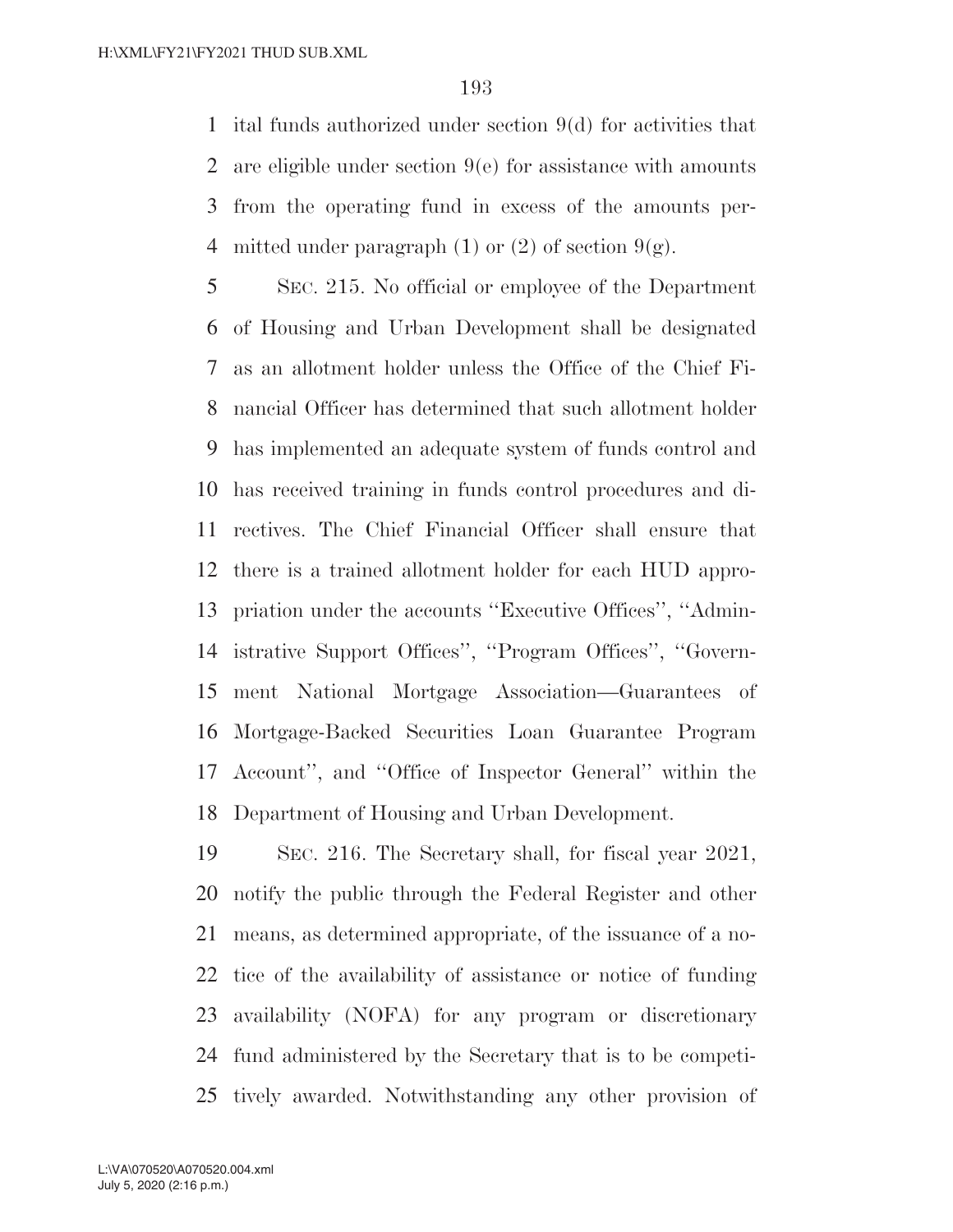ital funds authorized under section 9(d) for activities that are eligible under section 9(e) for assistance with amounts from the operating fund in excess of the amounts permitted under paragraph (1) or (2) of section 9(g).

SEC. 215. No official or employee of the Department of Housing and Urban Development shall be designated as an allotment holder unless the Office of the Chief Financial Officer has determined that such allotment holder has implemented an adequate system of funds control and has received training in funds control procedures and directives. The Chief Financial Officer shall ensure that there is a trained allotment holder for each HUD appropriation under the accounts ''Executive Offices'', ''Administrative Support Offices'', ''Program Offices'', ''Government National Mortgage Association—Guarantees of Mortgage-Backed Securities Loan Guarantee Program Account'', and ''Office of Inspector General'' within the Department of Housing and Urban Development.

SEC. 216. The Secretary shall, for fiscal year 2021, notify the public through the Federal Register and other means, as determined appropriate, of the issuance of a notice of the availability of assistance or notice of funding availability (NOFA) for any program or discretionary fund administered by the Secretary that is to be competitively awarded. Notwithstanding any other provision of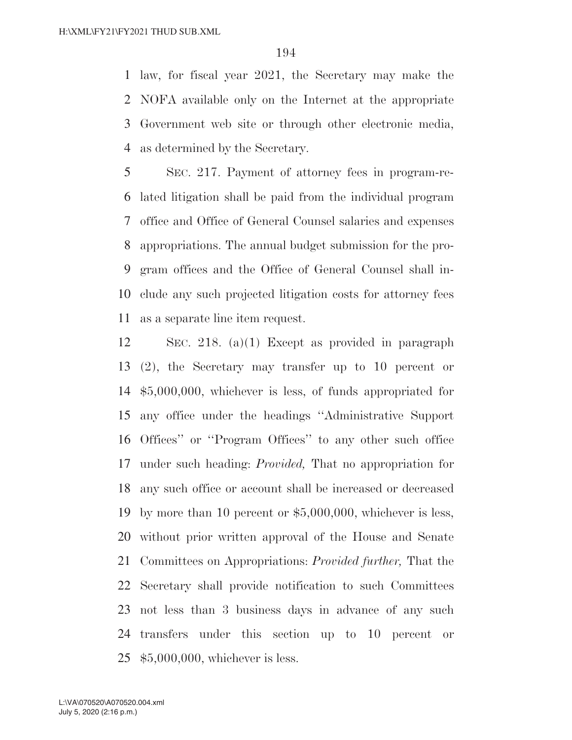law, for fiscal year 2021, the Secretary may make the NOFA available only on the Internet at the appropriate Government web site or through other electronic media, as determined by the Secretary.

SEC. 217. Payment of attorney fees in program-related litigation shall be paid from the individual program office and Office of General Counsel salaries and expenses appropriations. The annual budget submission for the program offices and the Office of General Counsel shall include any such projected litigation costs for attorney fees as a separate line item request.

SEC. 218. (a)(1) Except as provided in paragraph (2), the Secretary may transfer up to 10 percent or $5,000,000, whichever is less, of funds appropriated for any office under the headings ''Administrative Support Offices'' or ''Program Offices'' to any other such office under such heading: *Provided,* That no appropriation for any such office or account shall be increased or decreased by more than 10 percent or $5,000,000, whichever is less, without prior written approval of the House and Senate Committees on Appropriations: *Provided further,* That the Secretary shall provide notification to such Committees not less than 3 business days in advance of any such transfers under this section up to 10 percent or $5,000,000, whichever is less.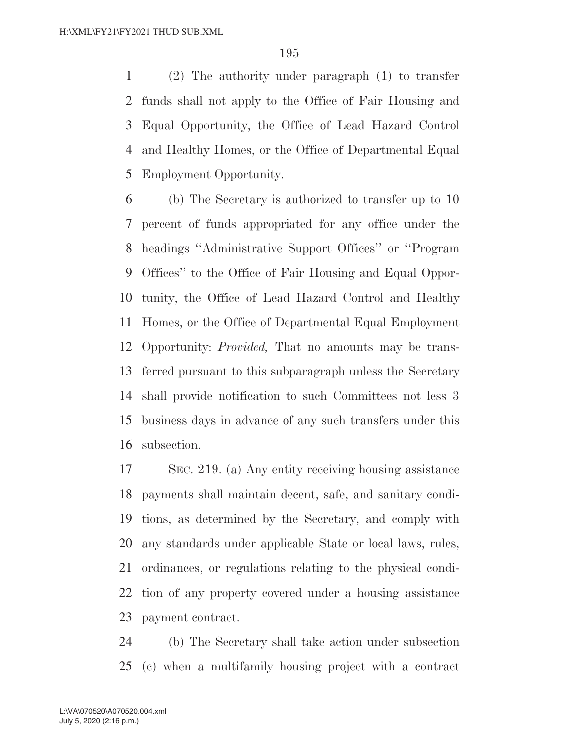(2) The authority under paragraph (1) to transfer funds shall not apply to the Office of Fair Housing and Equal Opportunity, the Office of Lead Hazard Control and Healthy Homes, or the Office of Departmental Equal Employment Opportunity.

(b) The Secretary is authorized to transfer up to 10 percent of funds appropriated for any office under the headings ''Administrative Support Offices'' or ''Program Offices'' to the Office of Fair Housing and Equal Opportunity, the Office of Lead Hazard Control and Healthy Homes, or the Office of Departmental Equal Employment Opportunity: *Provided,* That no amounts may be transferred pursuant to this subparagraph unless the Secretary shall provide notification to such Committees not less 3 business days in advance of any such transfers under this subsection.

SEC. 219. (a) Any entity receiving housing assistance payments shall maintain decent, safe, and sanitary conditions, as determined by the Secretary, and comply with any standards under applicable State or local laws, rules, ordinances, or regulations relating to the physical condition of any property covered under a housing assistance payment contract.

(b) The Secretary shall take action under subsection (c) when a multifamily housing project with a contract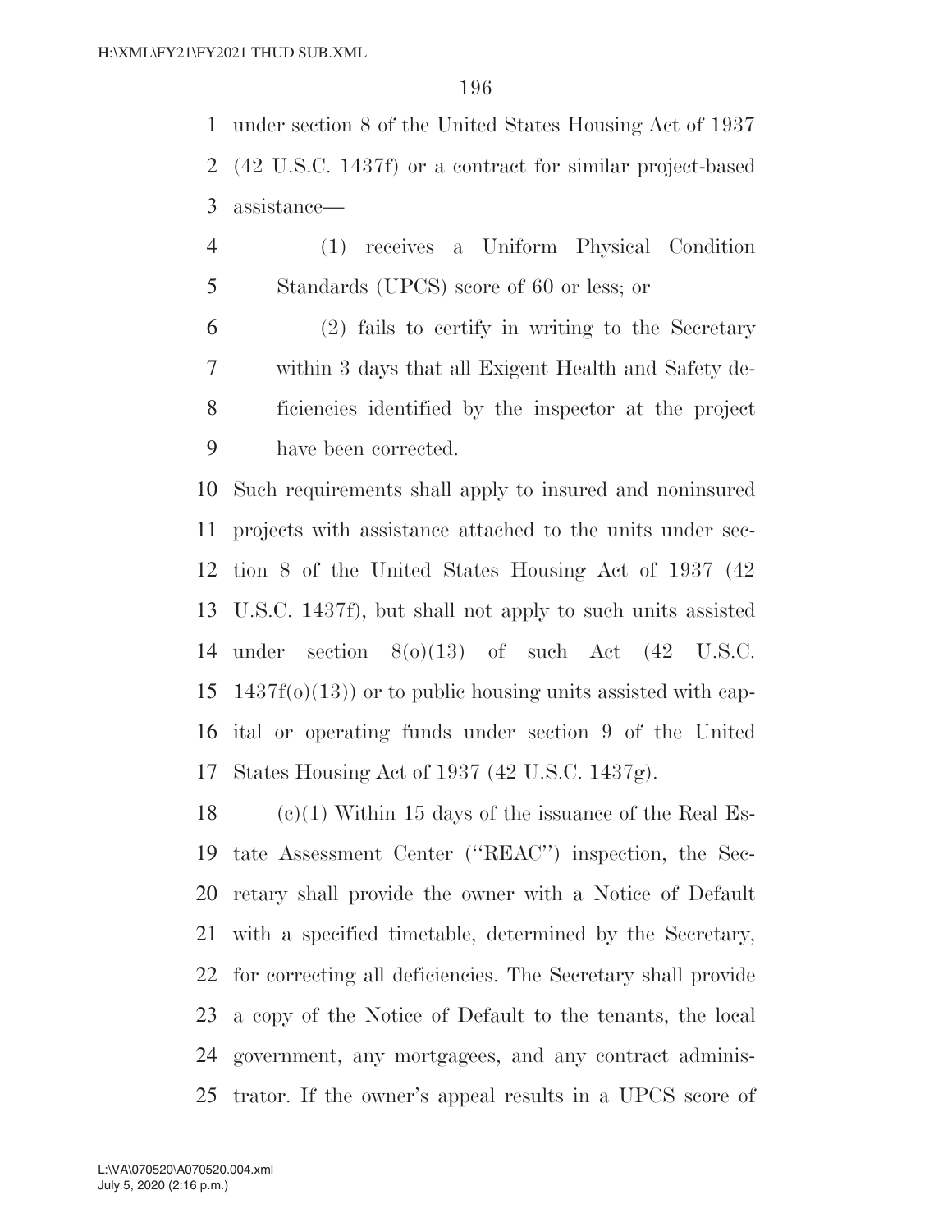under section 8 of the United States Housing Act of 1937 (42 U.S.C. 1437f) or a contract for similar project-based assistance—

(1) receives a Uniform Physical Condition Standards (UPCS) score of 60 or less; or

(2) fails to certify in writing to the Secretary within 3 days that all Exigent Health and Safety deficiencies identified by the inspector at the project have been corrected.

Such requirements shall apply to insured and noninsured projects with assistance attached to the units under section 8 of the United States Housing Act of 1937 (42 U.S.C. 1437f), but shall not apply to such units assisted under section 8(o)(13) of such Act (42 U.S.C. 1437f(o)(13)) or to public housing units assisted with capital or operating funds under section 9 of the United States Housing Act of 1937 (42 U.S.C. 1437g).

(c)(1) Within 15 days of the issuance of the Real Estate Assessment Center (''REAC'') inspection, the Secretary shall provide the owner with a Notice of Default with a specified timetable, determined by the Secretary, for correcting all deficiencies. The Secretary shall provide a copy of the Notice of Default to the tenants, the local government, any mortgagees, and any contract administrator. If the owner's appeal results in a UPCS score of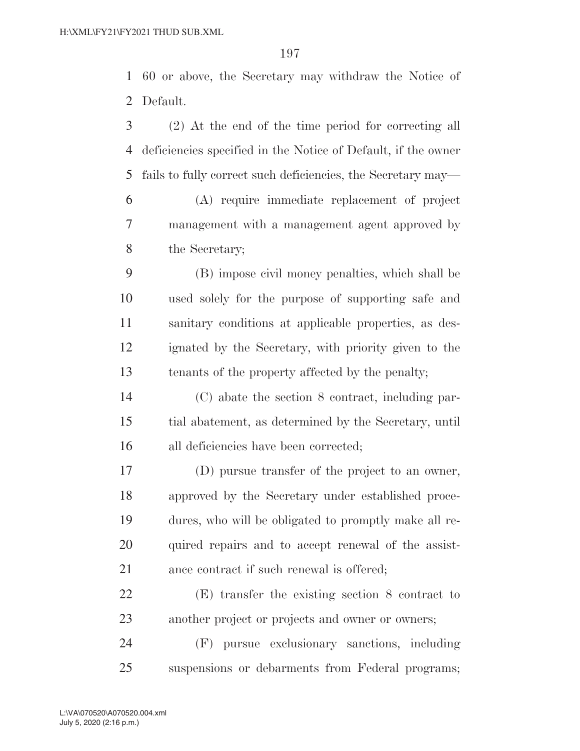60 or above, the Secretary may withdraw the Notice of Default.

(2) At the end of the time period for correcting all deficiencies specified in the Notice of Default, if the owner fails to fully correct such deficiencies, the Secretary may—

(A) require immediate replacement of project management with a management agent approved by the Secretary;

(B) impose civil money penalties, which shall be used solely for the purpose of supporting safe and sanitary conditions at applicable properties, as designated by the Secretary, with priority given to the tenants of the property affected by the penalty;

(C) abate the section 8 contract, including partial abatement, as determined by the Secretary, until all deficiencies have been corrected;

(D) pursue transfer of the project to an owner, approved by the Secretary under established procedures, who will be obligated to promptly make all required repairs and to accept renewal of the assistance contract if such renewal is offered;

(E) transfer the existing section 8 contract to another project or projects and owner or owners;

(F) pursue exclusionary sanctions, including suspensions or debarments from Federal programs;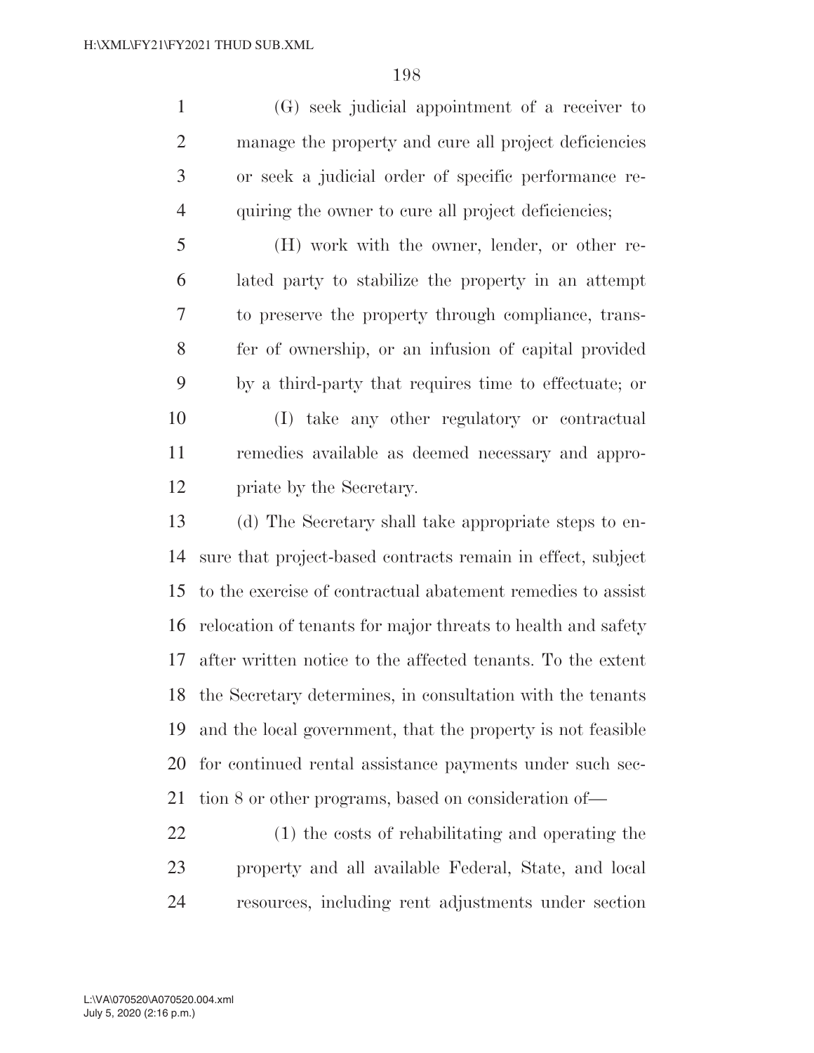(G) seek judicial appointment of a receiver to manage the property and cure all project deficiencies or seek a judicial order of specific performance requiring the owner to cure all project deficiencies;

(H) work with the owner, lender, or other related party to stabilize the property in an attempt to preserve the property through compliance, transfer of ownership, or an infusion of capital provided by a third-party that requires time to effectuate; or

(I) take any other regulatory or contractual remedies available as deemed necessary and appropriate by the Secretary.

(d) The Secretary shall take appropriate steps to ensure that project-based contracts remain in effect, subject to the exercise of contractual abatement remedies to assist relocation of tenants for major threats to health and safety after written notice to the affected tenants. To the extent the Secretary determines, in consultation with the tenants and the local government, that the property is not feasible for continued rental assistance payments under such section 8 or other programs, based on consideration of—

(1) the costs of rehabilitating and operating the property and all available Federal, State, and local resources, including rent adjustments under section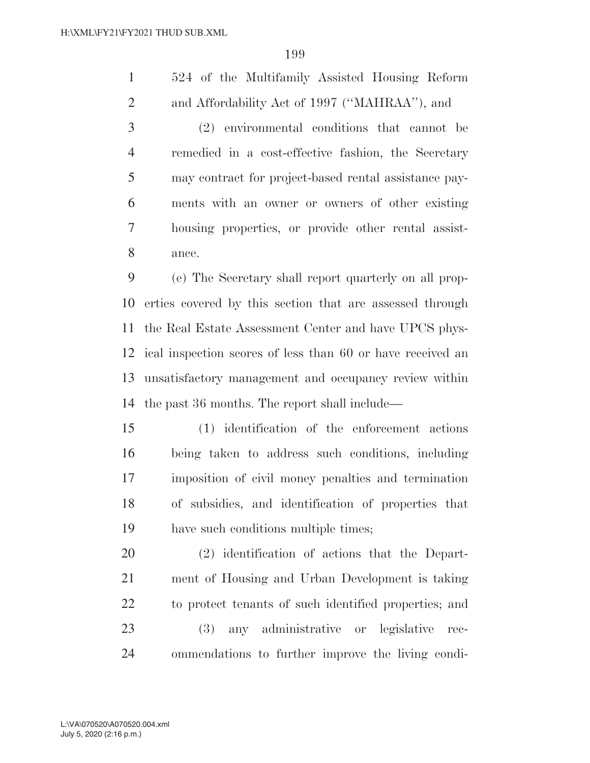524 of the Multifamily Assisted Housing Reform and Affordability Act of 1997 ("MAHRAA"), and

(2) environmental conditions that cannot be remedied in a cost-effective fashion, the Secretary may contract for project-based rental assistance payments with an owner or owners of other existing housing properties, or provide other rental assistance.

(e) The Secretary shall report quarterly on all properties covered by this section that are assessed through the Real Estate Assessment Center and have UPCS physical inspection scores of less than 60 or have received an unsatisfactory management and occupancy review within the past 36 months. The report shall include—

(1) identification of the enforcement actions being taken to address such conditions, including imposition of civil money penalties and termination of subsidies, and identification of properties that have such conditions multiple times;

(2) identification of actions that the Department of Housing and Urban Development is taking to protect tenants of such identified properties; and

(3) any administrative or legislative recommendations to further improve the living condi-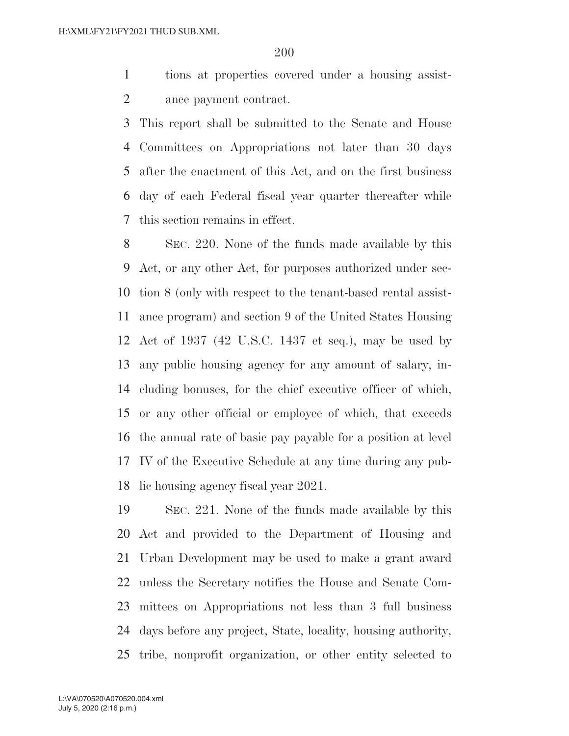tions at properties covered under a housing assistance payment contract.

This report shall be submitted to the Senate and House Committees on Appropriations not later than 30 days after the enactment of this Act, and on the first business day of each Federal fiscal year quarter thereafter while this section remains in effect.

SEC. 220. None of the funds made available by this Act, or any other Act, for purposes authorized under section 8 (only with respect to the tenant-based rental assistance program) and section 9 of the United States Housing Act of 1937 (42 U.S.C. 1437 et seq.), may be used by any public housing agency for any amount of salary, including bonuses, for the chief executive officer of which, or any other official or employee of which, that exceeds the annual rate of basic pay payable for a position at level IV of the Executive Schedule at any time during any public housing agency fiscal year 2021.

SEC. 221. None of the funds made available by this Act and provided to the Department of Housing and Urban Development may be used to make a grant award unless the Secretary notifies the House and Senate Committees on Appropriations not less than 3 full business days before any project, State, locality, housing authority, tribe, nonprofit organization, or other entity selected to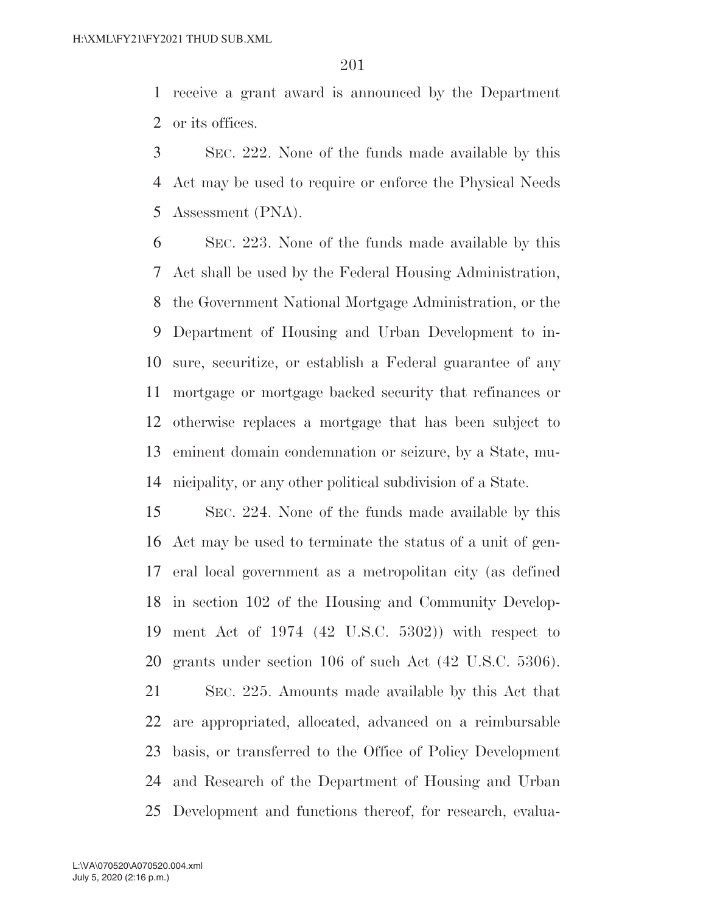receive a grant award is announced by the Department or its offices.

SEC. 222. None of the funds made available by this Act may be used to require or enforce the Physical Needs Assessment (PNA).

SEC. 223. None of the funds made available by this Act shall be used by the Federal Housing Administration, the Government National Mortgage Administration, or the Department of Housing and Urban Development to insure, securitize, or establish a Federal guarantee of any mortgage or mortgage backed security that refinances or otherwise replaces a mortgage that has been subject to eminent domain condemnation or seizure, by a State, municipality, or any other political subdivision of a State.

SEC. 224. None of the funds made available by this Act may be used to terminate the status of a unit of general local government as a metropolitan city (as defined in section 102 of the Housing and Community Development Act of 1974 (42 U.S.C. 5302)) with respect to grants under section 106 of such Act (42 U.S.C. 5306).

SEC. 225. Amounts made available by this Act that are appropriated, allocated, advanced on a reimbursable basis, or transferred to the Office of Policy Development and Research of the Department of Housing and Urban Development and functions thereof, for research, evalua-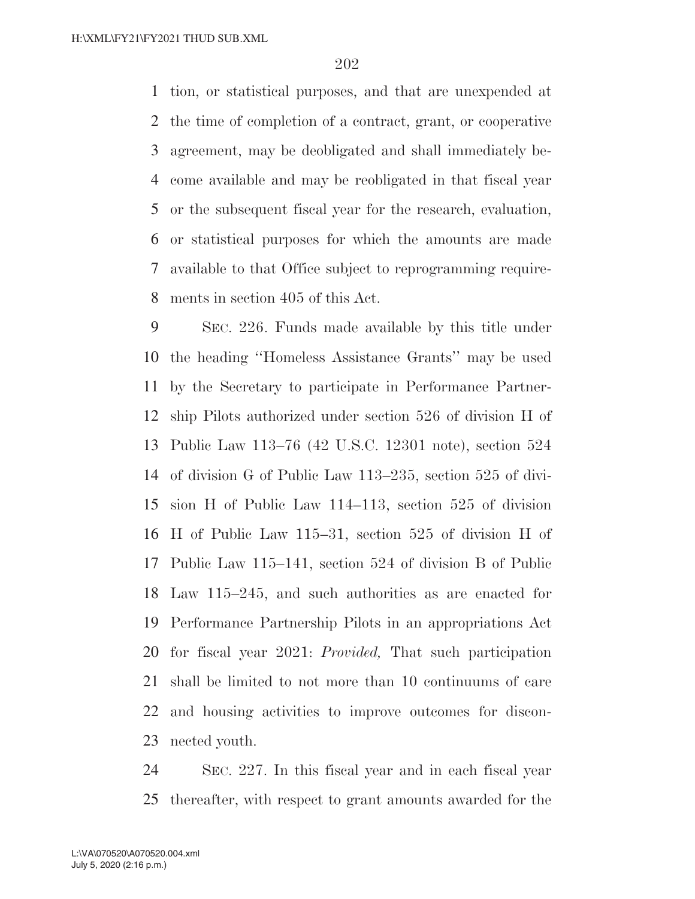tion, or statistical purposes, and that are unexpended at the time of completion of a contract, grant, or cooperative agreement, may be deobligated and shall immediately become available and may be reobligated in that fiscal year or the subsequent fiscal year for the research, evaluation, or statistical purposes for which the amounts are made available to that Office subject to reprogramming requirements in section 405 of this Act.

SEC. 226. Funds made available by this title under the heading ''Homeless Assistance Grants'' may be used by the Secretary to participate in Performance Partnership Pilots authorized under section 526 of division H of Public Law 113–76 (42 U.S.C. 12301 note), section 524 of division G of Public Law 113–235, section 525 of division H of Public Law 114–113, section 525 of division H of Public Law 115–31, section 525 of division H of Public Law 115–141, section 524 of division B of Public Law 115–245, and such authorities as are enacted for Performance Partnership Pilots in an appropriations Act for fiscal year 2021: *Provided,* That such participation shall be limited to not more than 10 continuums of care and housing activities to improve outcomes for disconnected youth.

SEC. 227. In this fiscal year and in each fiscal year thereafter, with respect to grant amounts awarded for the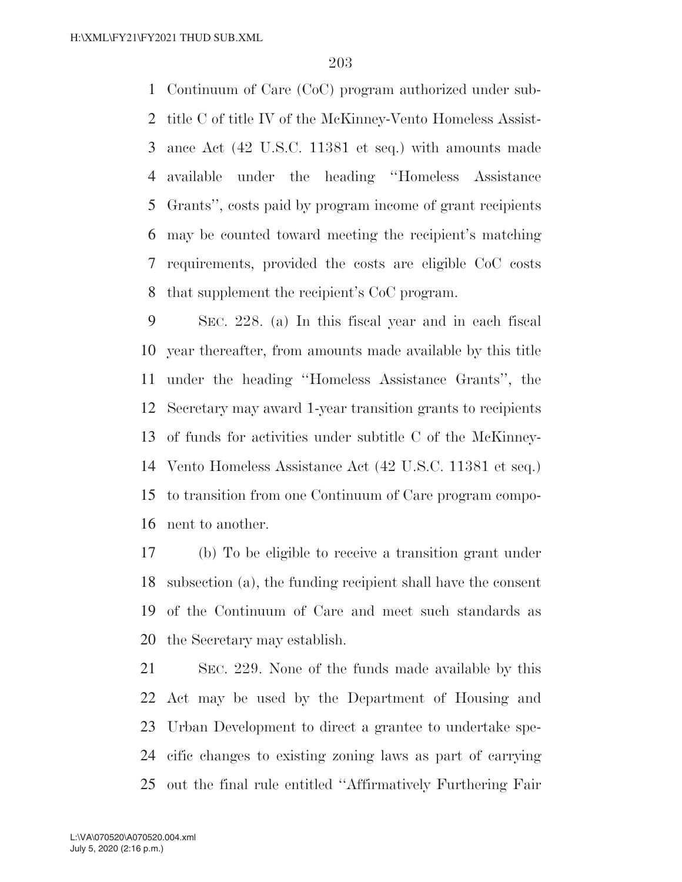Continuum of Care (CoC) program authorized under subtitle C of title IV of the McKinney-Vento Homeless Assistance Act (42 U.S.C. 11381 et seq.) with amounts made available under the heading ''Homeless Assistance Grants'', costs paid by program income of grant recipients may be counted toward meeting the recipient's matching requirements, provided the costs are eligible CoC costs that supplement the recipient's CoC program.

SEC. 228. (a) In this fiscal year and in each fiscal year thereafter, from amounts made available by this title under the heading ''Homeless Assistance Grants'', the Secretary may award 1-year transition grants to recipients of funds for activities under subtitle C of the McKinney-Vento Homeless Assistance Act (42 U.S.C. 11381 et seq.) to transition from one Continuum of Care program component to another.

(b) To be eligible to receive a transition grant under subsection (a), the funding recipient shall have the consent of the Continuum of Care and meet such standards as the Secretary may establish.

SEC. 229. None of the funds made available by this Act may be used by the Department of Housing and Urban Development to direct a grantee to undertake specific changes to existing zoning laws as part of carrying out the final rule entitled ''Affirmatively Furthering Fair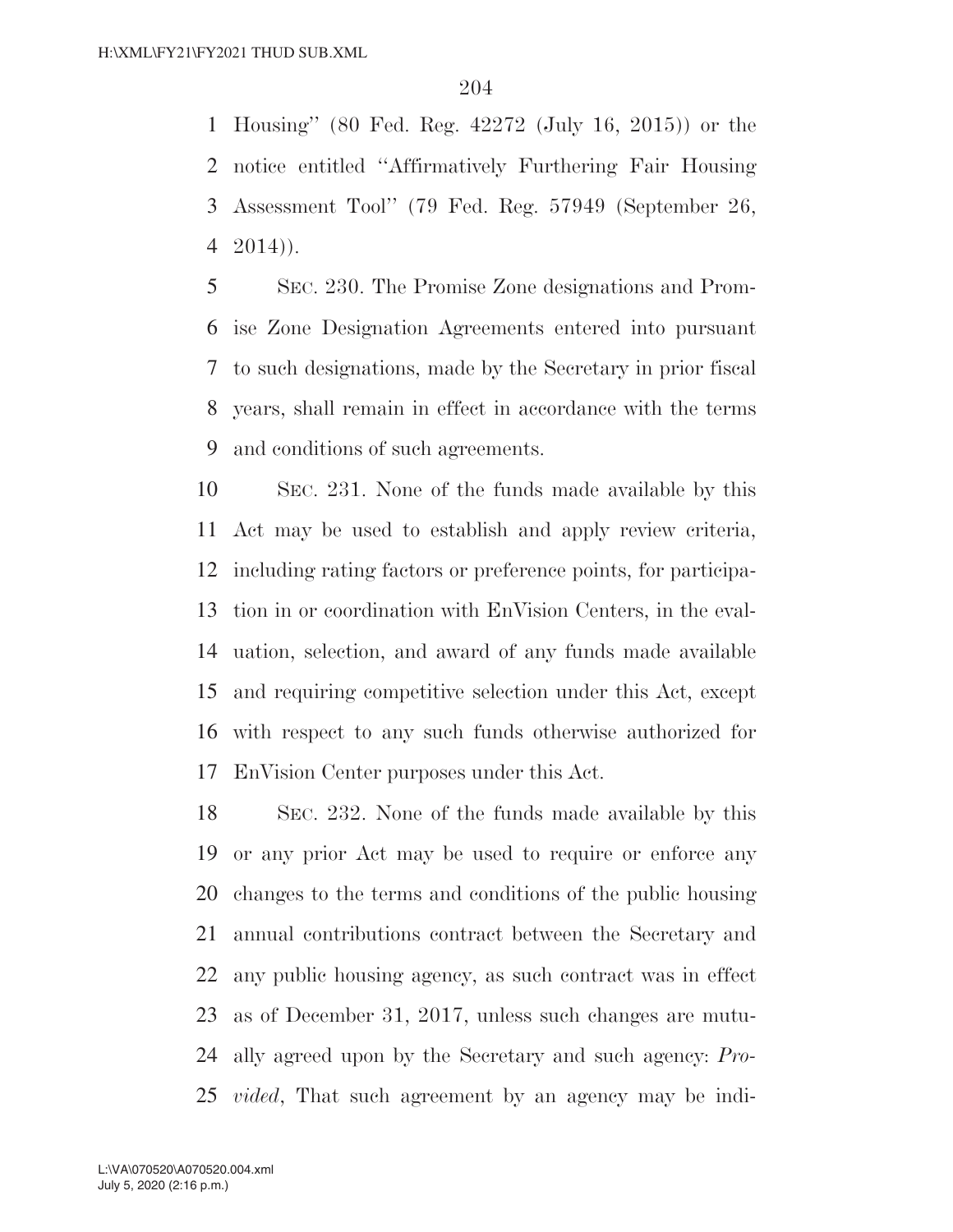Housing'' (80 Fed. Reg. 42272 (July 16, 2015)) or the notice entitled ''Affirmatively Furthering Fair Housing Assessment Tool'' (79 Fed. Reg. 57949 (September 26, 2014)).

SEC. 230. The Promise Zone designations and Promise Zone Designation Agreements entered into pursuant to such designations, made by the Secretary in prior fiscal years, shall remain in effect in accordance with the terms and conditions of such agreements.

SEC. 231. None of the funds made available by this Act may be used to establish and apply review criteria, including rating factors or preference points, for participation in or coordination with EnVision Centers, in the evaluation, selection, and award of any funds made available and requiring competitive selection under this Act, except with respect to any such funds otherwise authorized for EnVision Center purposes under this Act.

SEC. 232. None of the funds made available by this or any prior Act may be used to require or enforce any changes to the terms and conditions of the public housing annual contributions contract between the Secretary and any public housing agency, as such contract was in effect as of December 31, 2017, unless such changes are mutually agreed upon by the Secretary and such agency: *Provided*, That such agreement by an agency may be indi-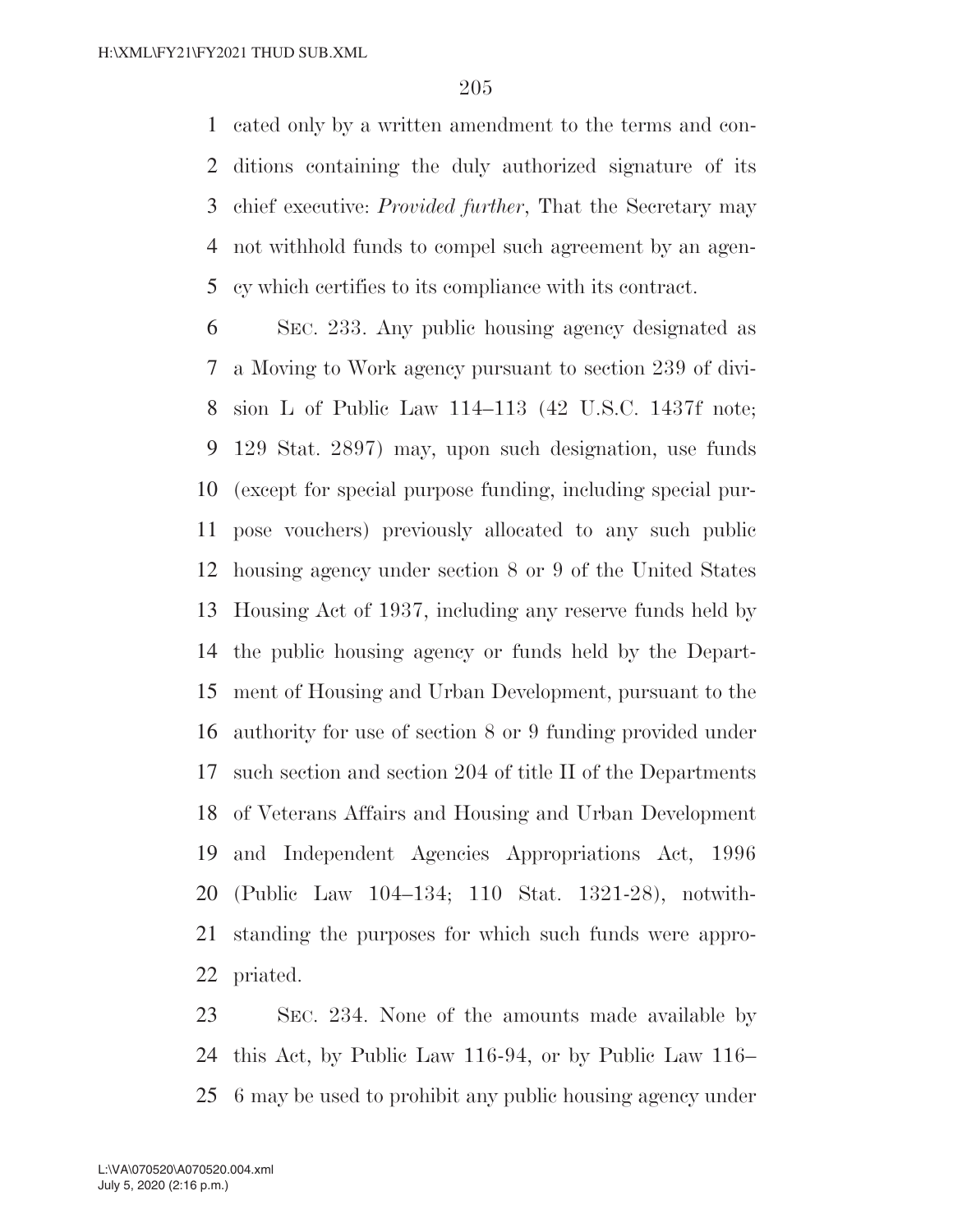cated only by a written amendment to the terms and conditions containing the duly authorized signature of its chief executive: *Provided further*, That the Secretary may not withhold funds to compel such agreement by an agency which certifies to its compliance with its contract.

SEC. 233. Any public housing agency designated as a Moving to Work agency pursuant to section 239 of division L of Public Law 114–113 (42 U.S.C. 1437f note; 129 Stat. 2897) may, upon such designation, use funds (except for special purpose funding, including special purpose vouchers) previously allocated to any such public housing agency under section 8 or 9 of the United States Housing Act of 1937, including any reserve funds held by the public housing agency or funds held by the Department of Housing and Urban Development, pursuant to the authority for use of section 8 or 9 funding provided under such section and section 204 of title II of the Departments of Veterans Affairs and Housing and Urban Development and Independent Agencies Appropriations Act, 1996 (Public Law 104–134; 110 Stat. 1321-28), notwithstanding the purposes for which such funds were appropriated.

SEC. 234. None of the amounts made available by this Act, by Public Law 116-94, or by Public Law 116–6 may be used to prohibit any public housing agency under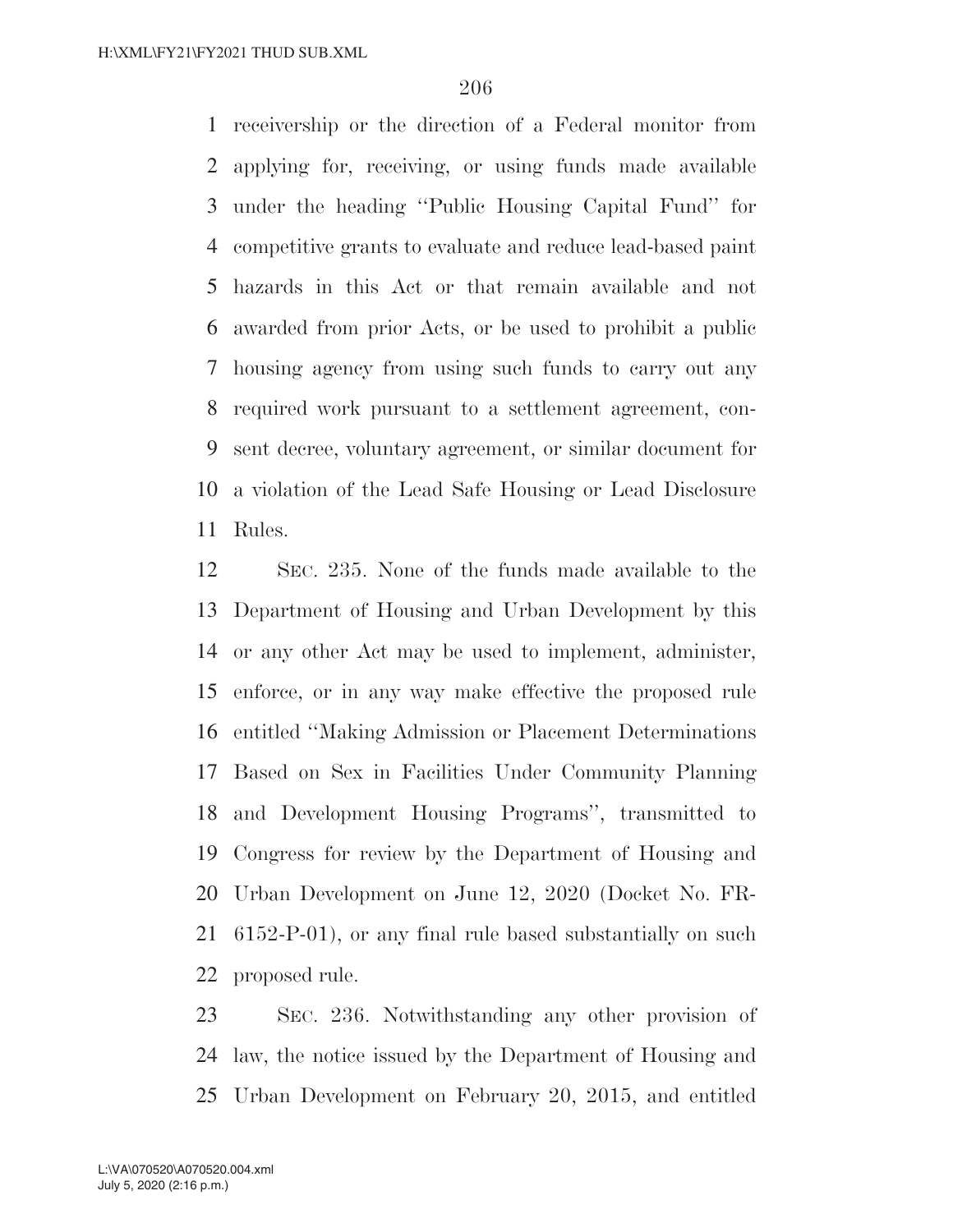receivership or the direction of a Federal monitor from applying for, receiving, or using funds made available under the heading ''Public Housing Capital Fund'' for competitive grants to evaluate and reduce lead-based paint hazards in this Act or that remain available and not awarded from prior Acts, or be used to prohibit a public housing agency from using such funds to carry out any required work pursuant to a settlement agreement, consent decree, voluntary agreement, or similar document for a violation of the Lead Safe Housing or Lead Disclosure Rules.

SEC. 235. None of the funds made available to the Department of Housing and Urban Development by this or any other Act may be used to implement, administer, enforce, or in any way make effective the proposed rule entitled ''Making Admission or Placement Determinations Based on Sex in Facilities Under Community Planning and Development Housing Programs'', transmitted to Congress for review by the Department of Housing and Urban Development on June 12, 2020 (Docket No. FR-6152-P-01), or any final rule based substantially on such proposed rule.

SEC. 236. Notwithstanding any other provision of law, the notice issued by the Department of Housing and Urban Development on February 20, 2015, and entitled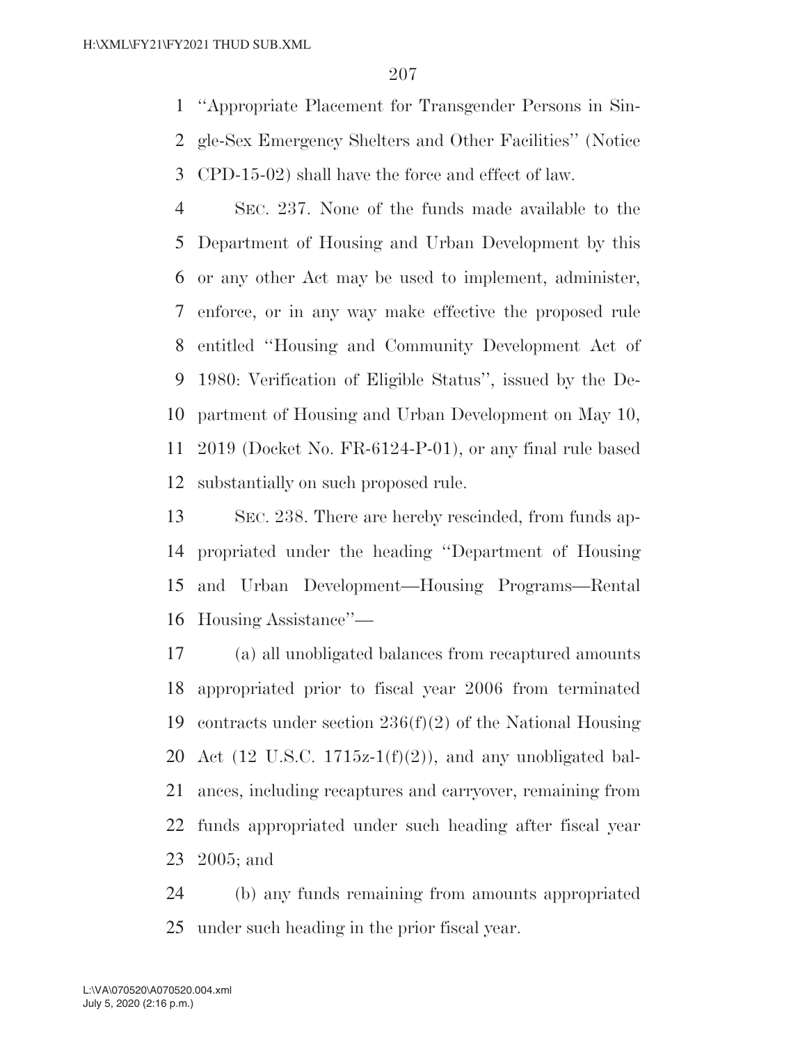"Appropriate Placement for Transgender Persons in Single-Sex Emergency Shelters and Other Facilities" (Notice CPD-15-02) shall have the force and effect of law.

SEC. 237. None of the funds made available to the Department of Housing and Urban Development by this or any other Act may be used to implement, administer, enforce, or in any way make effective the proposed rule entitled "Housing and Community Development Act of 1980: Verification of Eligible Status", issued by the Department of Housing and Urban Development on May 10, 2019 (Docket No. FR-6124-P-01), or any final rule based substantially on such proposed rule.

SEC. 238. There are hereby rescinded, from funds appropriated under the heading "Department of Housing and Urban Development—Housing Programs—Rental Housing Assistance"—

(a) all unobligated balances from recaptured amounts appropriated prior to fiscal year 2006 from terminated contracts under section 236(f)(2) of the National Housing Act (12 U.S.C. 1715z-1(f)(2)), and any unobligated balances, including recaptures and carryover, remaining from funds appropriated under such heading after fiscal year 2005; and

(b) any funds remaining from amounts appropriated under such heading in the prior fiscal year.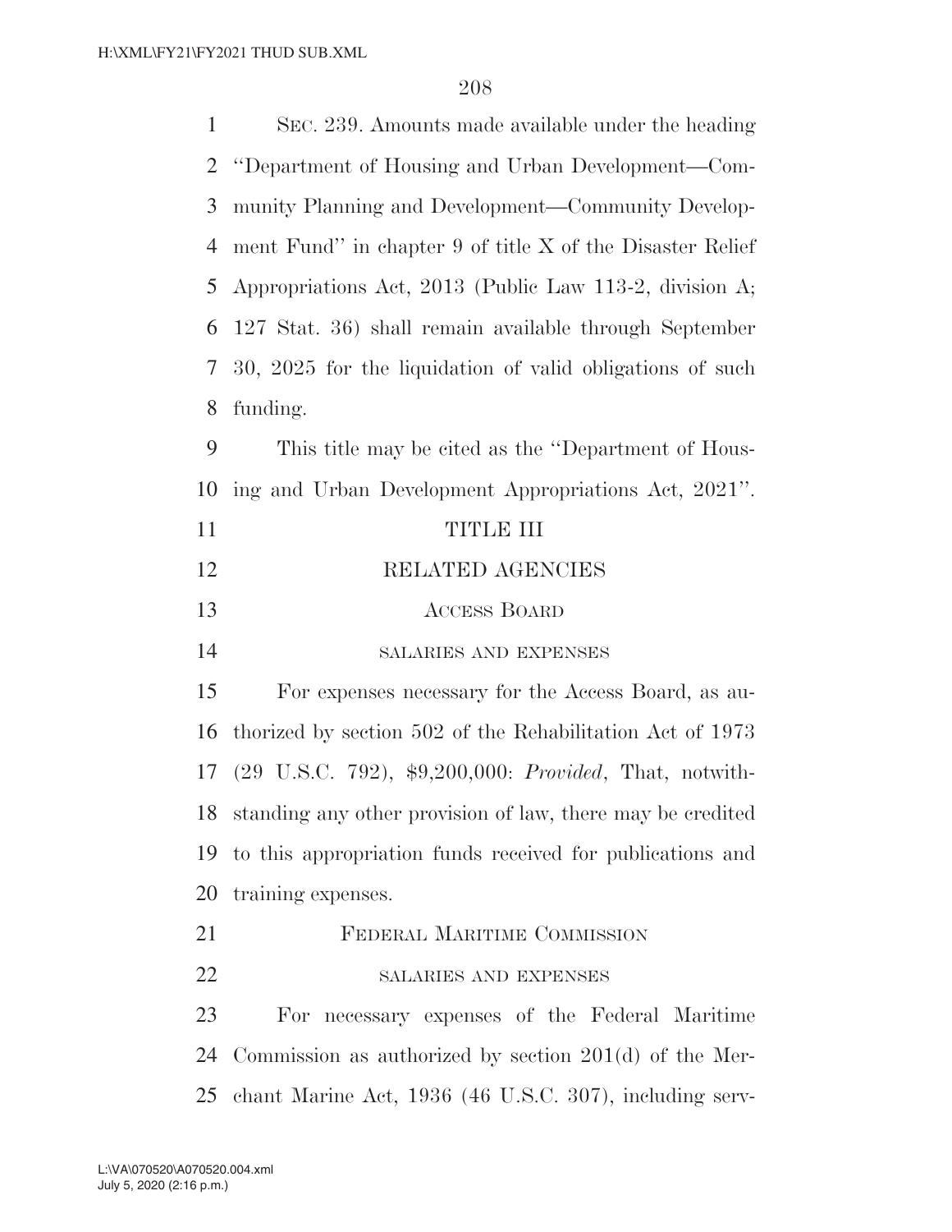SEC. 239. Amounts made available under the heading "Department of Housing and Urban Development—Community Planning and Development—Community Development Fund" in chapter 9 of title X of the Disaster Relief Appropriations Act, 2013 (Public Law 113-2, division A; 127 Stat. 36) shall remain available through September 30, 2025 for the liquidation of valid obligations of such funding.

This title may be cited as the "Department of Housing and Urban Development Appropriations Act, 2021".

# TITLE III

# RELATED AGENCIES

## ACCESS BOARD

### SALARIES AND EXPENSES

For expenses necessary for the Access Board, as authorized by section 502 of the Rehabilitation Act of 1973 (29 U.S.C. 792), $9,200,000: *Provided*, That, notwithstanding any other provision of law, there may be credited to this appropriation funds received for publications and training expenses.

## FEDERAL MARITIME COMMISSION

### SALARIES AND EXPENSES

For necessary expenses of the Federal Maritime Commission as authorized by section 201(d) of the Merchant Marine Act, 1936 (46 U.S.C. 307), including serv-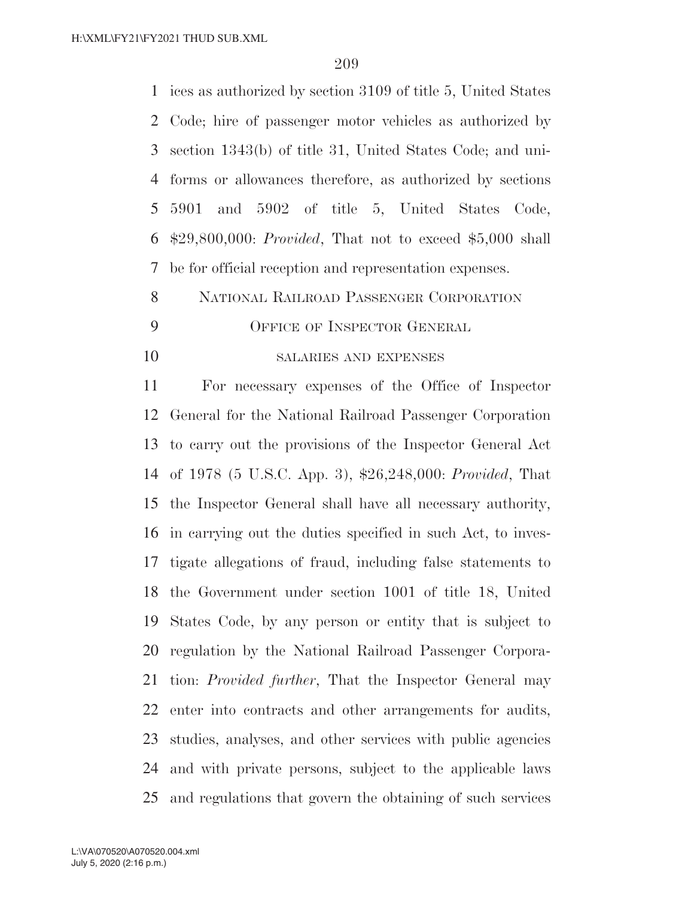ices as authorized by section 3109 of title 5, United States Code; hire of passenger motor vehicles as authorized by section 1343(b) of title 31, United States Code; and uniforms or allowances therefore, as authorized by sections 5901 and 5902 of title 5, United States Code, $29,800,000: *Provided*, That not to exceed $5,000 shall be for official reception and representation expenses.

NATIONAL RAILROAD PASSENGER CORPORATION

OFFICE OF INSPECTOR GENERAL

SALARIES AND EXPENSES

For necessary expenses of the Office of Inspector General for the National Railroad Passenger Corporation to carry out the provisions of the Inspector General Act of 1978 (5 U.S.C. App. 3), $26,248,000: *Provided*, That the Inspector General shall have all necessary authority, in carrying out the duties specified in such Act, to investigate allegations of fraud, including false statements to the Government under section 1001 of title 18, United States Code, by any person or entity that is subject to regulation by the National Railroad Passenger Corporation: *Provided further*, That the Inspector General may enter into contracts and other arrangements for audits, studies, analyses, and other services with public agencies and with private persons, subject to the applicable laws and regulations that govern the obtaining of such services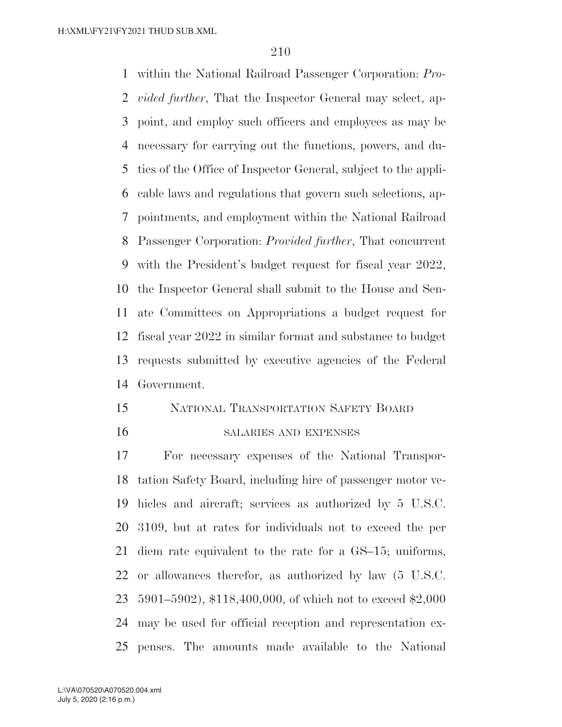within the National Railroad Passenger Corporation: *Provided further*, That the Inspector General may select, appoint, and employ such officers and employees as may be necessary for carrying out the functions, powers, and duties of the Office of Inspector General, subject to the applicable laws and regulations that govern such selections, appointments, and employment within the National Railroad Passenger Corporation: *Provided further*, That concurrent with the President's budget request for fiscal year 2022, the Inspector General shall submit to the House and Senate Committees on Appropriations a budget request for fiscal year 2022 in similar format and substance to budget requests submitted by executive agencies of the Federal Government.

## NATIONAL TRANSPORTATION SAFETY BOARD

### SALARIES AND EXPENSES

For necessary expenses of the National Transportation Safety Board, including hire of passenger motor vehicles and aircraft; services as authorized by 5 U.S.C. 3109, but at rates for individuals not to exceed the per diem rate equivalent to the rate for a GS–15; uniforms, or allowances therefor, as authorized by law (5 U.S.C. 5901–5902), $118,400,000, of which not to exceed $2,000 may be used for official reception and representation expenses. The amounts made available to the National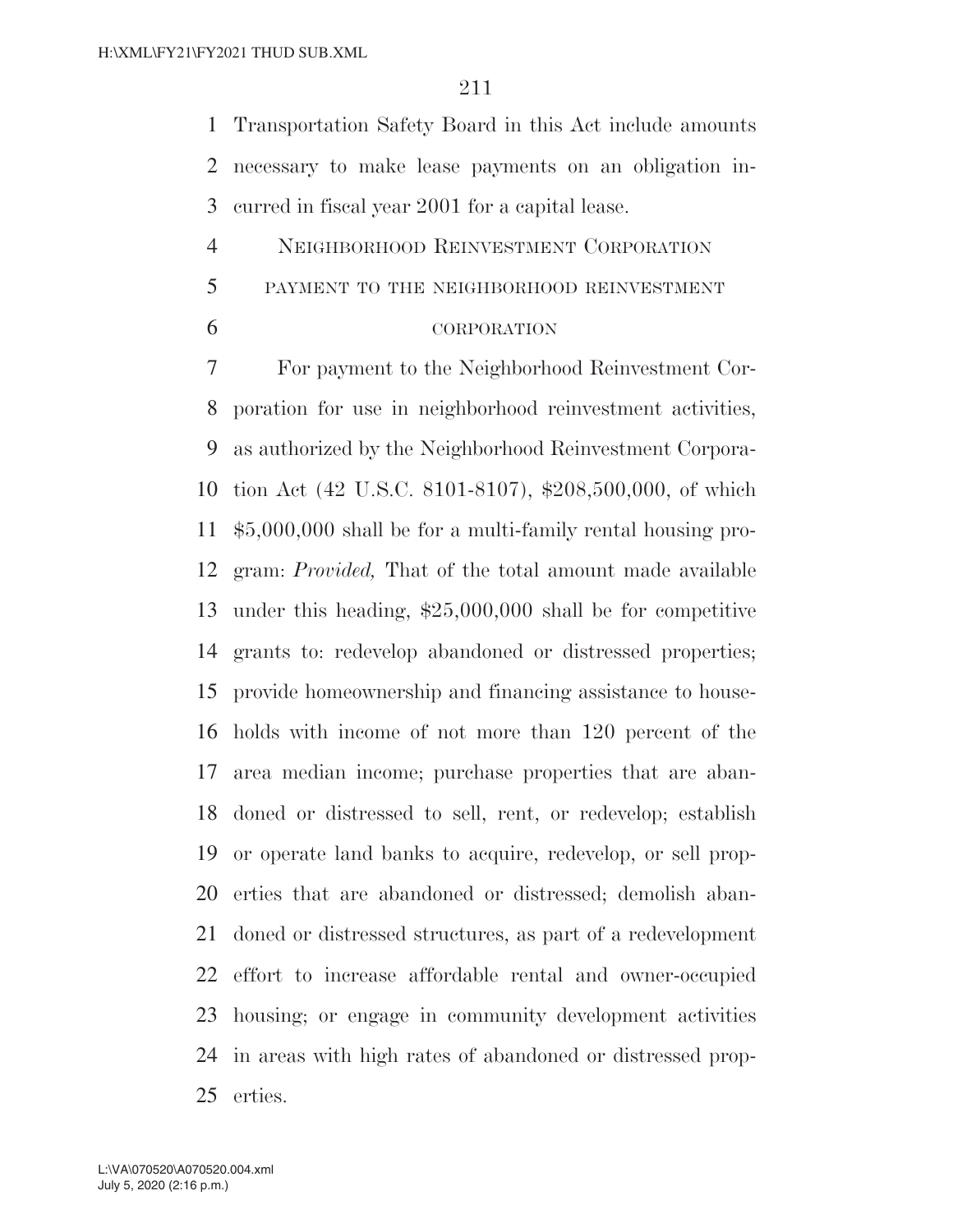Transportation Safety Board in this Act include amounts necessary to make lease payments on an obligation incurred in fiscal year 2001 for a capital lease.

## Neighborhood Reinvestment Corporation

### payment to the neighborhood reinvestment corporation

For payment to the Neighborhood Reinvestment Corporation for use in neighborhood reinvestment activities, as authorized by the Neighborhood Reinvestment Corporation Act (42 U.S.C. 8101-8107), $208,500,000, of which $5,000,000 shall be for a multi-family rental housing program: *Provided,* That of the total amount made available under this heading, $25,000,000 shall be for competitive grants to: redevelop abandoned or distressed properties; provide homeownership and financing assistance to households with income of not more than 120 percent of the area median income; purchase properties that are abandoned or distressed to sell, rent, or redevelop; establish or operate land banks to acquire, redevelop, or sell properties that are abandoned or distressed; demolish abandoned or distressed structures, as part of a redevelopment effort to increase affordable rental and owner-occupied housing; or engage in community development activities in areas with high rates of abandoned or distressed properties.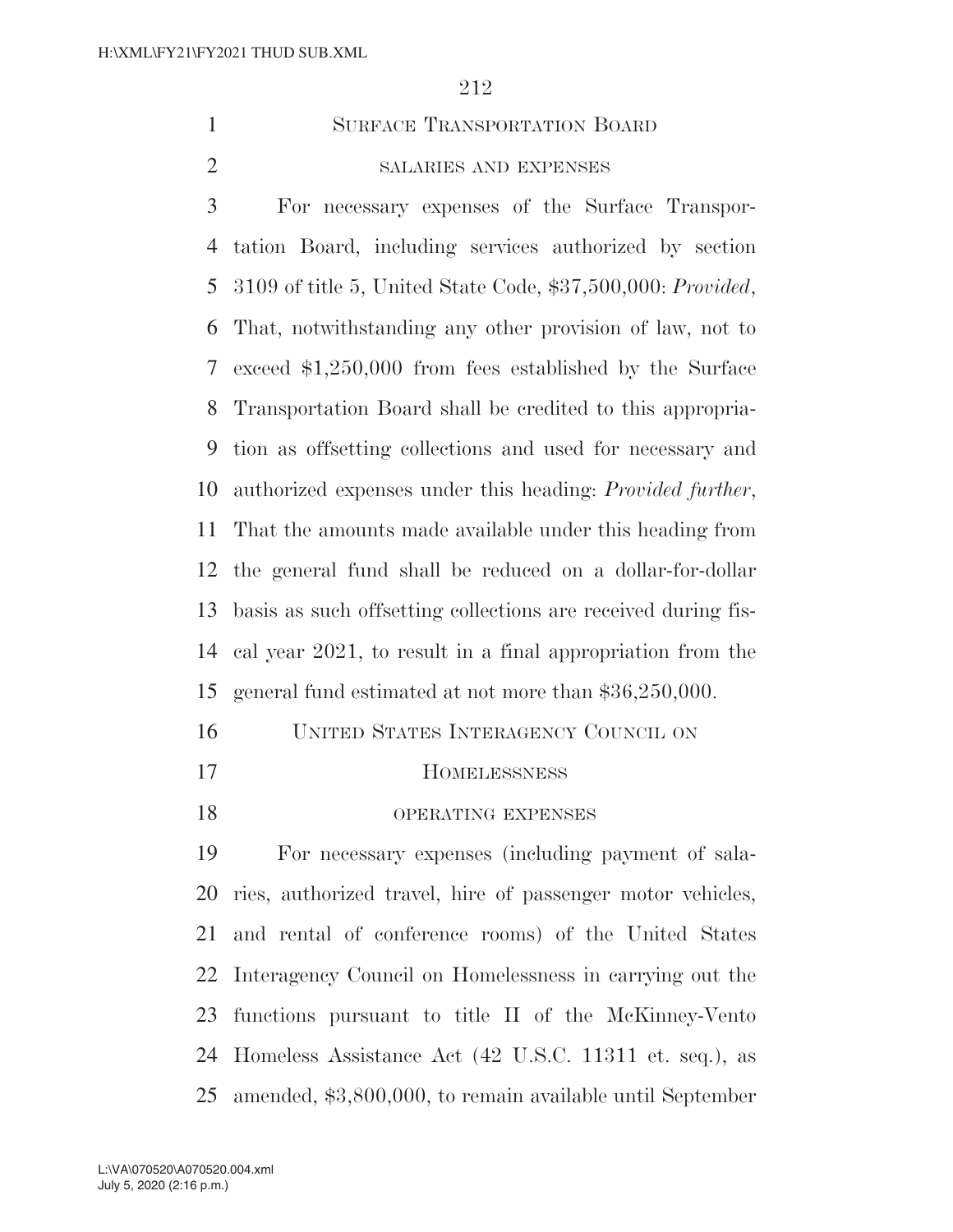## SURFACE TRANSPORTATION BOARD

### SALARIES AND EXPENSES

For necessary expenses of the Surface Transportation Board, including services authorized by section 3109 of title 5, United State Code, $37,500,000: *Provided*, That, notwithstanding any other provision of law, not to exceed $1,250,000 from fees established by the Surface Transportation Board shall be credited to this appropriation as offsetting collections and used for necessary and authorized expenses under this heading: *Provided further*, That the amounts made available under this heading from the general fund shall be reduced on a dollar-for-dollar basis as such offsetting collections are received during fiscal year 2021, to result in a final appropriation from the general fund estimated at not more than $36,250,000.

## UNITED STATES INTERAGENCY COUNCIL ON HOMELESSNESS

### OPERATING EXPENSES

For necessary expenses (including payment of salaries, authorized travel, hire of passenger motor vehicles, and rental of conference rooms) of the United States Interagency Council on Homelessness in carrying out the functions pursuant to title II of the McKinney-Vento Homeless Assistance Act (42 U.S.C. 11311 et. seq.), as amended, $3,800,000, to remain available until September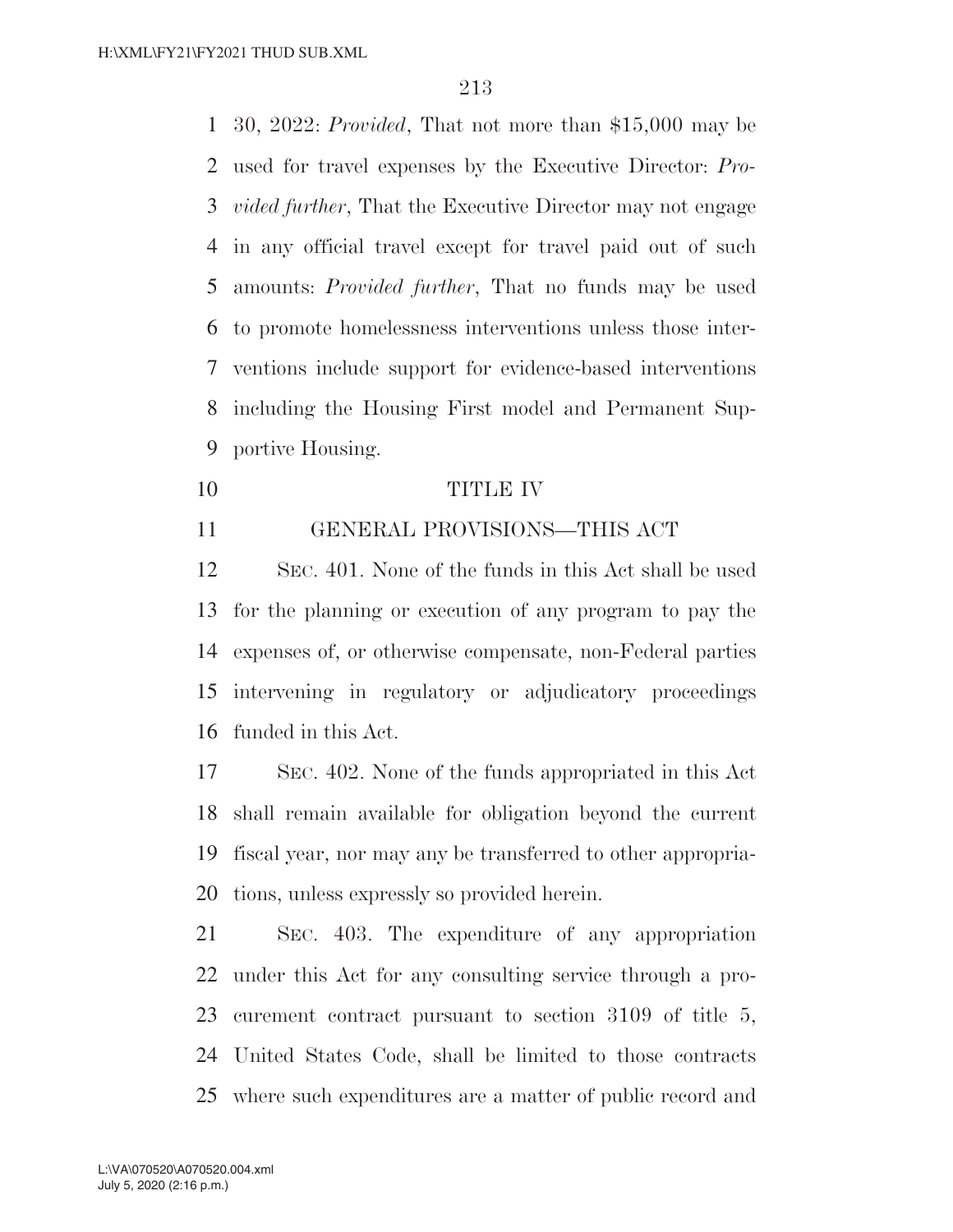30, 2022: *Provided*, That not more than $15,000 may be used for travel expenses by the Executive Director: *Provided further*, That the Executive Director may not engage in any official travel except for travel paid out of such amounts: *Provided further*, That no funds may be used to promote homelessness interventions unless those interventions include support for evidence-based interventions including the Housing First model and Permanent Supportive Housing.

## TITLE IV

## GENERAL PROVISIONS—THIS ACT

SEC. 401. None of the funds in this Act shall be used for the planning or execution of any program to pay the expenses of, or otherwise compensate, non-Federal parties intervening in regulatory or adjudicatory proceedings funded in this Act.

SEC. 402. None of the funds appropriated in this Act shall remain available for obligation beyond the current fiscal year, nor may any be transferred to other appropriations, unless expressly so provided herein.

SEC. 403. The expenditure of any appropriation under this Act for any consulting service through a procurement contract pursuant to section 3109 of title 5, United States Code, shall be limited to those contracts where such expenditures are a matter of public record and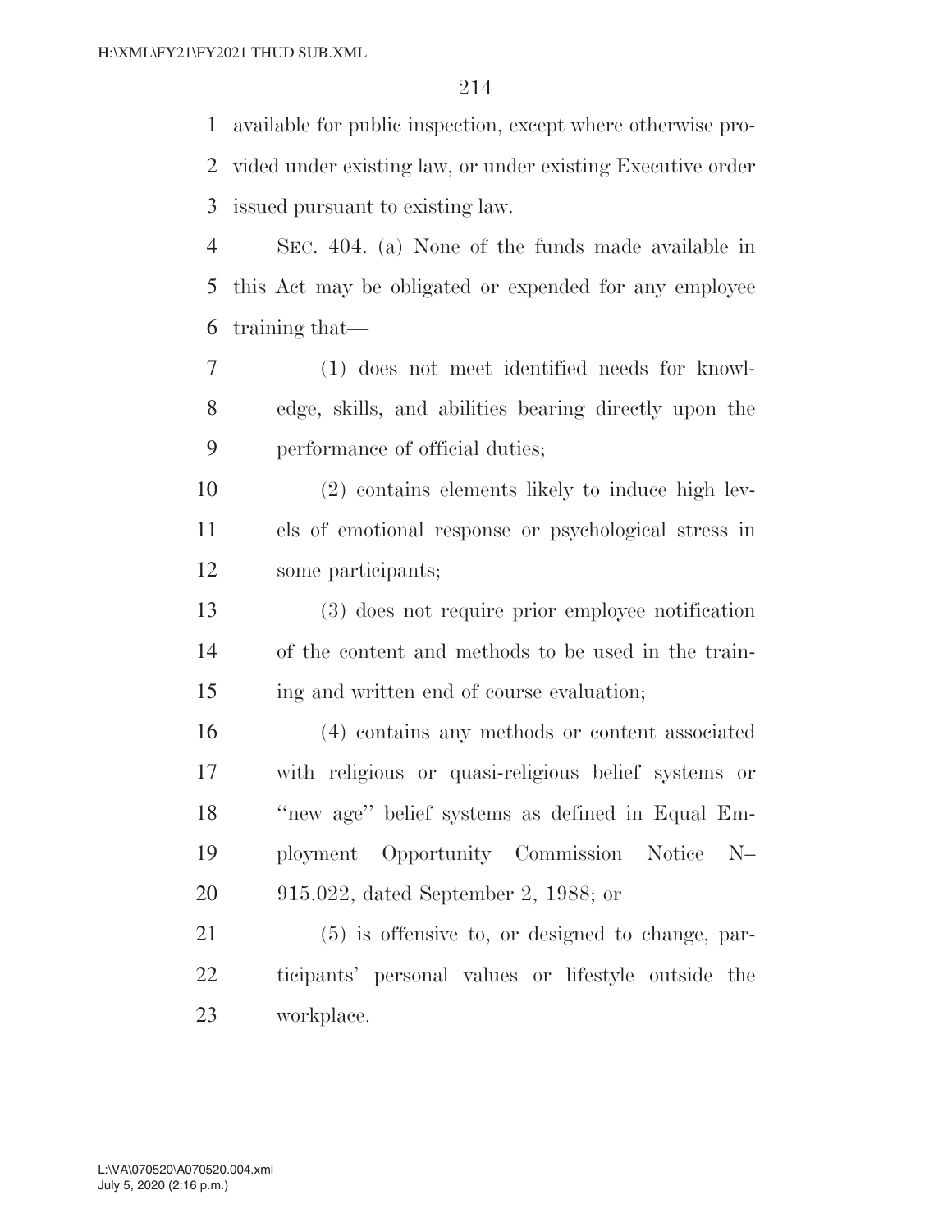available for public inspection, except where otherwise provided under existing law, or under existing Executive order issued pursuant to existing law.

SEC. 404. (a) None of the funds made available in this Act may be obligated or expended for any employee training that—

(1) does not meet identified needs for knowledge, skills, and abilities bearing directly upon the performance of official duties;

(2) contains elements likely to induce high levels of emotional response or psychological stress in some participants;

(3) does not require prior employee notification of the content and methods to be used in the training and written end of course evaluation;

(4) contains any methods or content associated with religious or quasi-religious belief systems or "new age" belief systems as defined in Equal Employment Opportunity Commission Notice N–915.022, dated September 2, 1988; or

(5) is offensive to, or designed to change, participants' personal values or lifestyle outside the workplace.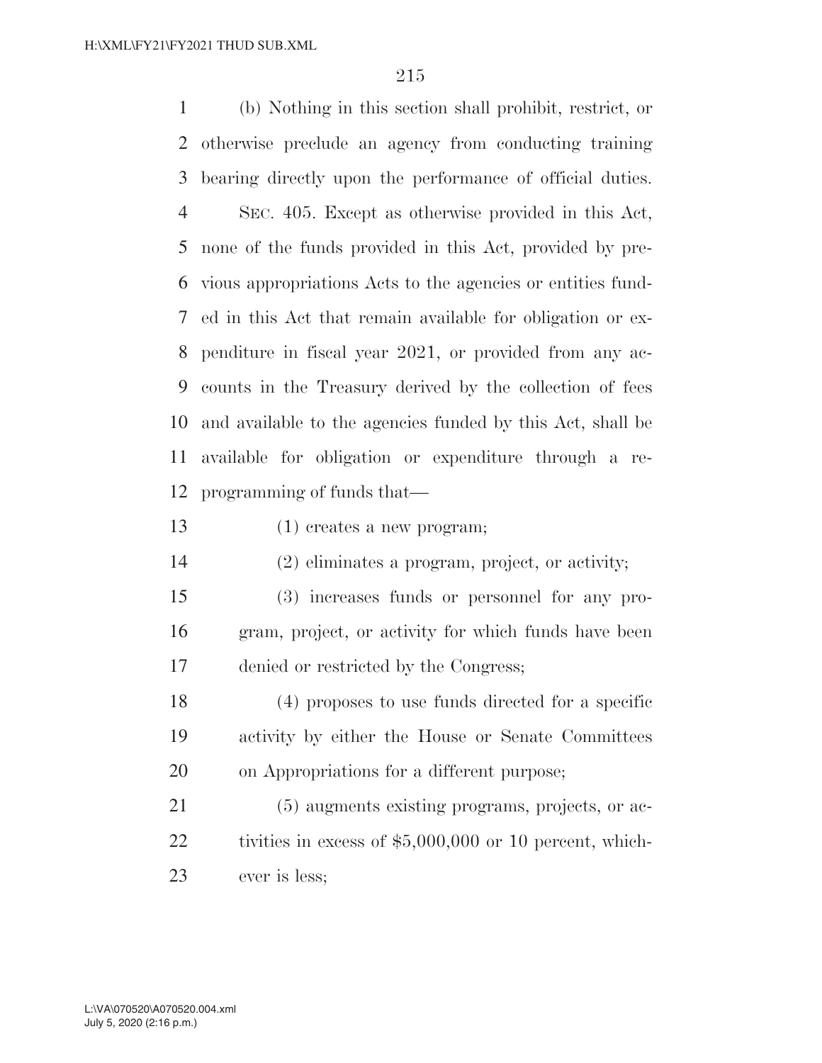(b) Nothing in this section shall prohibit, restrict, or otherwise preclude an agency from conducting training bearing directly upon the performance of official duties.

SEC. 405. Except as otherwise provided in this Act, none of the funds provided in this Act, provided by previous appropriations Acts to the agencies or entities funded in this Act that remain available for obligation or expenditure in fiscal year 2021, or provided from any accounts in the Treasury derived by the collection of fees and available to the agencies funded by this Act, shall be available for obligation or expenditure through a reprogramming of funds that—

(1) creates a new program;

(2) eliminates a program, project, or activity;

(3) increases funds or personnel for any program, project, or activity for which funds have been denied or restricted by the Congress;

(4) proposes to use funds directed for a specific activity by either the House or Senate Committees on Appropriations for a different purpose;

(5) augments existing programs, projects, or activities in excess of $5,000,000 or 10 percent, whichever is less;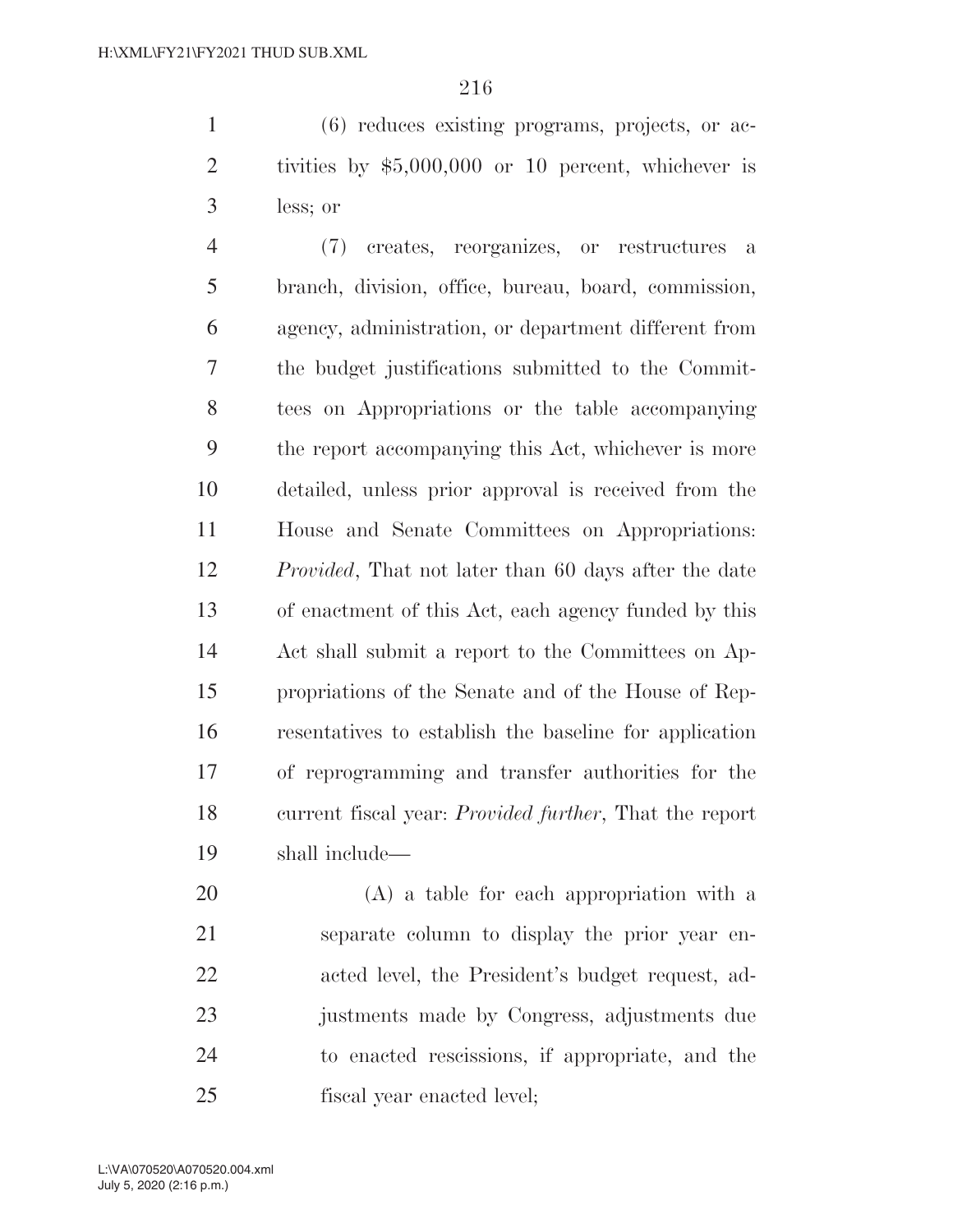(6) reduces existing programs, projects, or activities by $5,000,000 or 10 percent, whichever is less; or

(7) creates, reorganizes, or restructures a branch, division, office, bureau, board, commission, agency, administration, or department different from the budget justifications submitted to the Committees on Appropriations or the table accompanying the report accompanying this Act, whichever is more detailed, unless prior approval is received from the House and Senate Committees on Appropriations: *Provided*, That not later than 60 days after the date of enactment of this Act, each agency funded by this Act shall submit a report to the Committees on Appropriations of the Senate and of the House of Representatives to establish the baseline for application of reprogramming and transfer authorities for the current fiscal year: *Provided further*, That the report shall include—

(A) a table for each appropriation with a separate column to display the prior year enacted level, the President's budget request, adjustments made by Congress, adjustments due to enacted rescissions, if appropriate, and the fiscal year enacted level;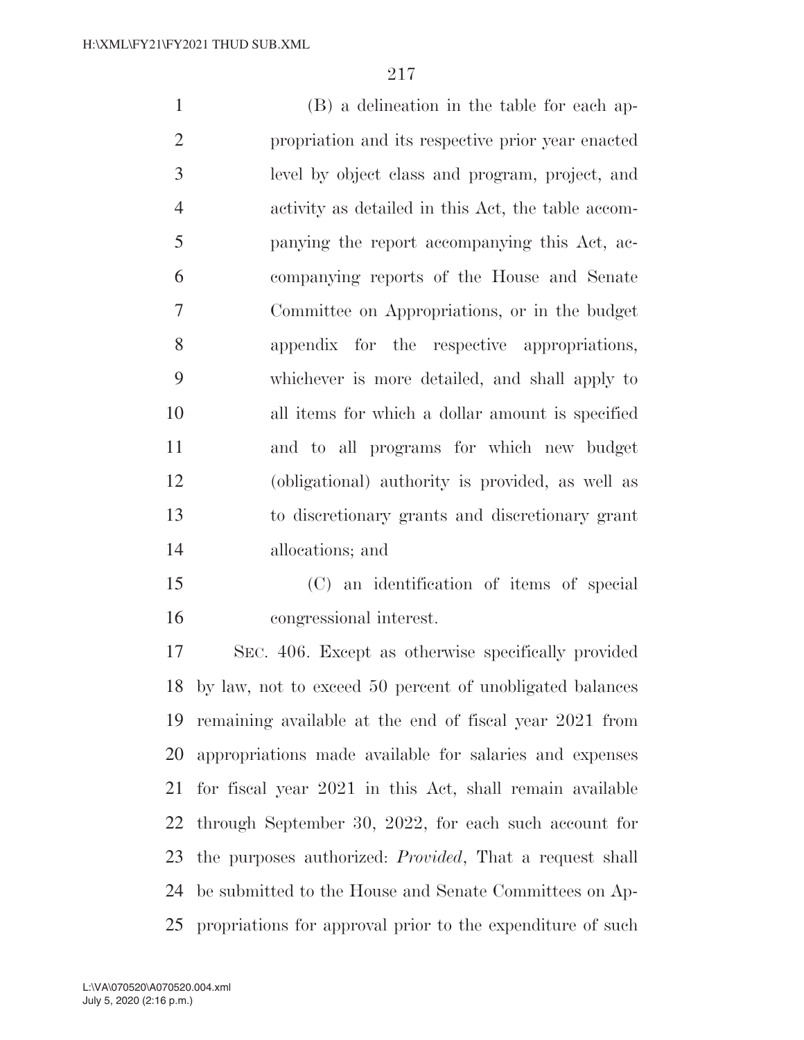(B) a delineation in the table for each appropriation and its respective prior year enacted level by object class and program, project, and activity as detailed in this Act, the table accompanying the report accompanying this Act, accompanying reports of the House and Senate Committee on Appropriations, or in the budget appendix for the respective appropriations, whichever is more detailed, and shall apply to all items for which a dollar amount is specified and to all programs for which new budget (obligational) authority is provided, as well as to discretionary grants and discretionary grant allocations; and

(C) an identification of items of special congressional interest.

SEC. 406. Except as otherwise specifically provided by law, not to exceed 50 percent of unobligated balances remaining available at the end of fiscal year 2021 from appropriations made available for salaries and expenses for fiscal year 2021 in this Act, shall remain available through September 30, 2022, for each such account for the purposes authorized: *Provided*, That a request shall be submitted to the House and Senate Committees on Appropriations for approval prior to the expenditure of such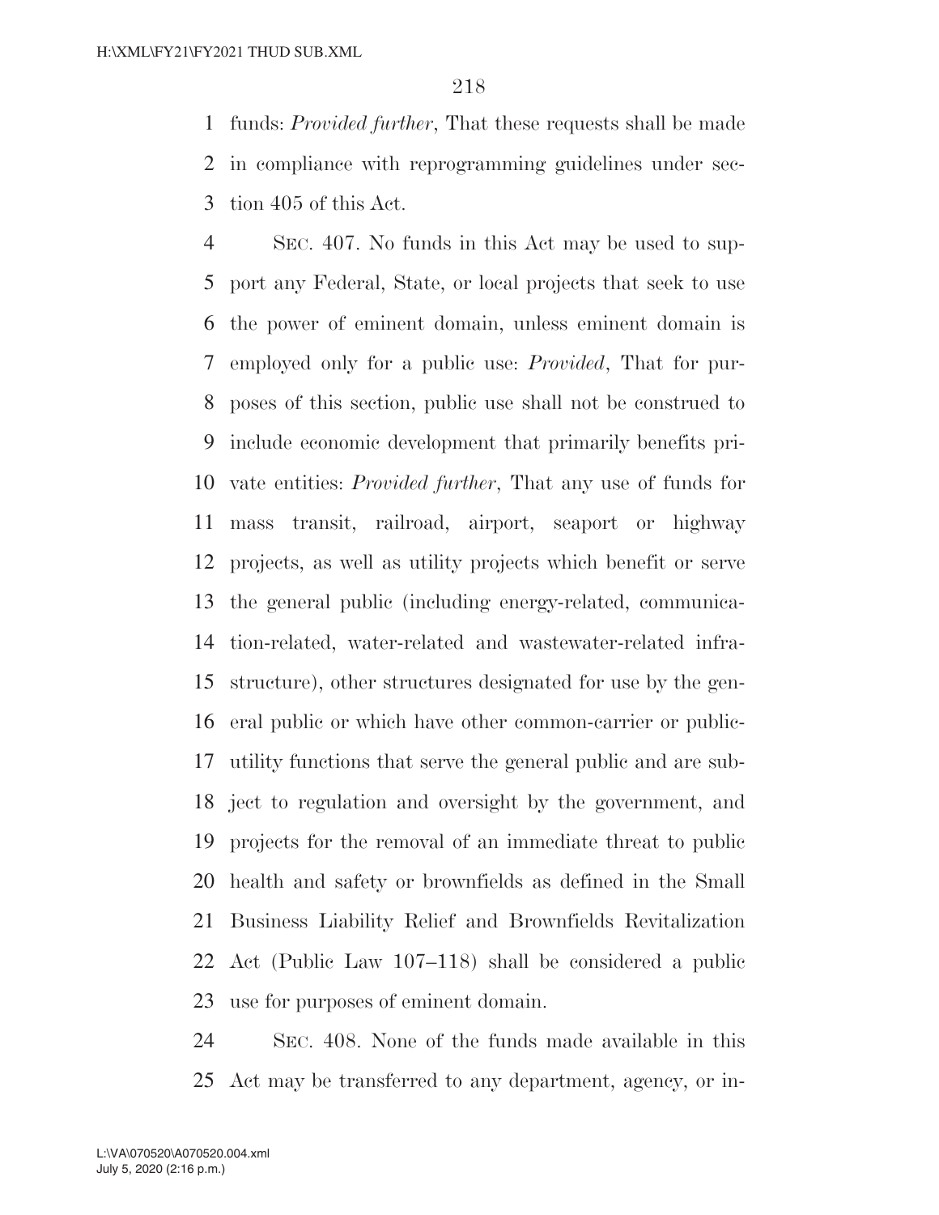funds: *Provided further*, That these requests shall be made in compliance with reprogramming guidelines under section 405 of this Act.

SEC. 407. No funds in this Act may be used to support any Federal, State, or local projects that seek to use the power of eminent domain, unless eminent domain is employed only for a public use: *Provided*, That for purposes of this section, public use shall not be construed to include economic development that primarily benefits private entities: *Provided further*, That any use of funds for mass transit, railroad, airport, seaport or highway projects, as well as utility projects which benefit or serve the general public (including energy-related, communication-related, water-related and wastewater-related infrastructure), other structures designated for use by the general public or which have other common-carrier or public-utility functions that serve the general public and are subject to regulation and oversight by the government, and projects for the removal of an immediate threat to public health and safety or brownfields as defined in the Small Business Liability Relief and Brownfields Revitalization Act (Public Law 107–118) shall be considered a public use for purposes of eminent domain.

SEC. 408. None of the funds made available in this Act may be transferred to any department, agency, or in-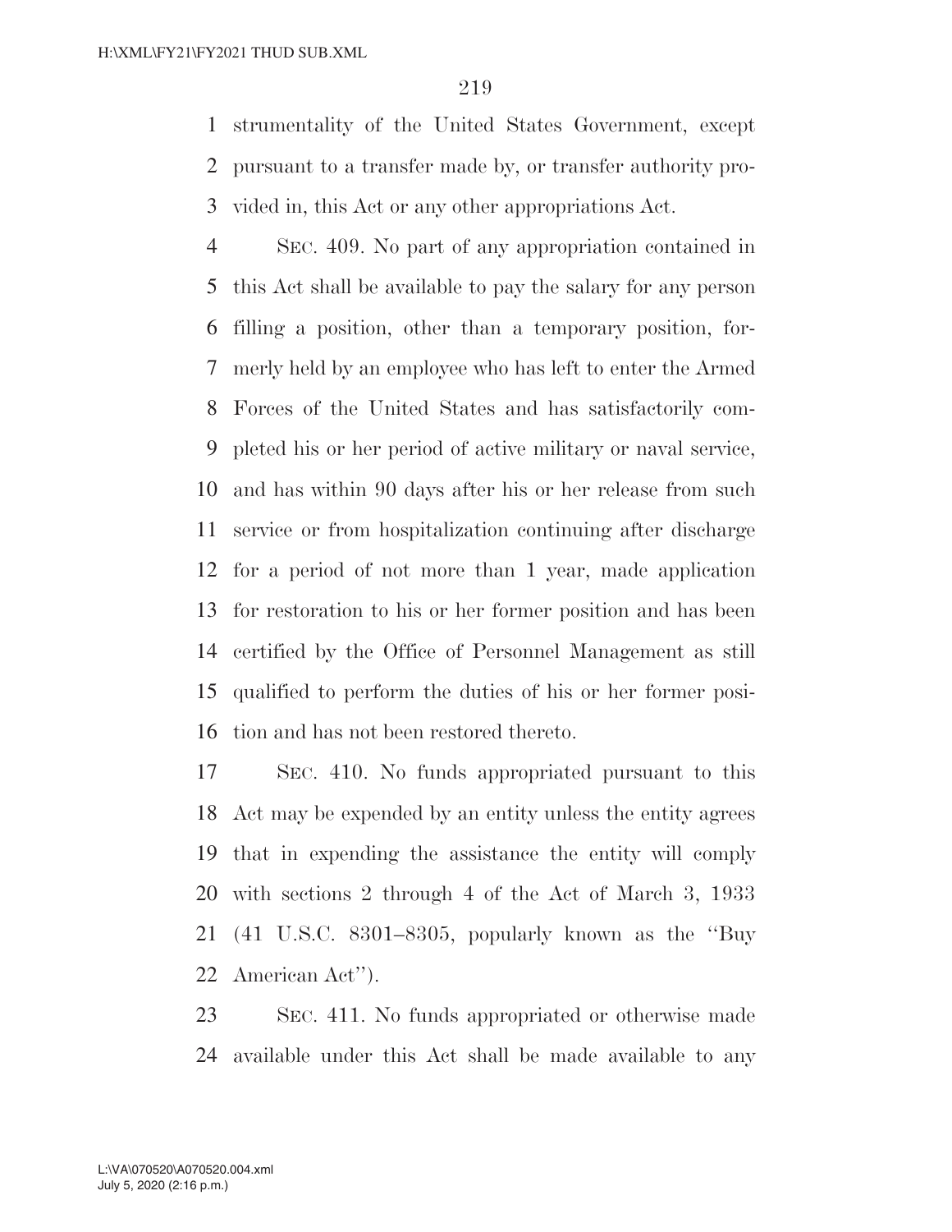strumentality of the United States Government, except pursuant to a transfer made by, or transfer authority provided in, this Act or any other appropriations Act.

SEC. 409. No part of any appropriation contained in this Act shall be available to pay the salary for any person filling a position, other than a temporary position, formerly held by an employee who has left to enter the Armed Forces of the United States and has satisfactorily completed his or her period of active military or naval service, and has within 90 days after his or her release from such service or from hospitalization continuing after discharge for a period of not more than 1 year, made application for restoration to his or her former position and has been certified by the Office of Personnel Management as still qualified to perform the duties of his or her former position and has not been restored thereto.

SEC. 410. No funds appropriated pursuant to this Act may be expended by an entity unless the entity agrees that in expending the assistance the entity will comply with sections 2 through 4 of the Act of March 3, 1933 (41 U.S.C. 8301–8305, popularly known as the ''Buy American Act'').

SEC. 411. No funds appropriated or otherwise made available under this Act shall be made available to any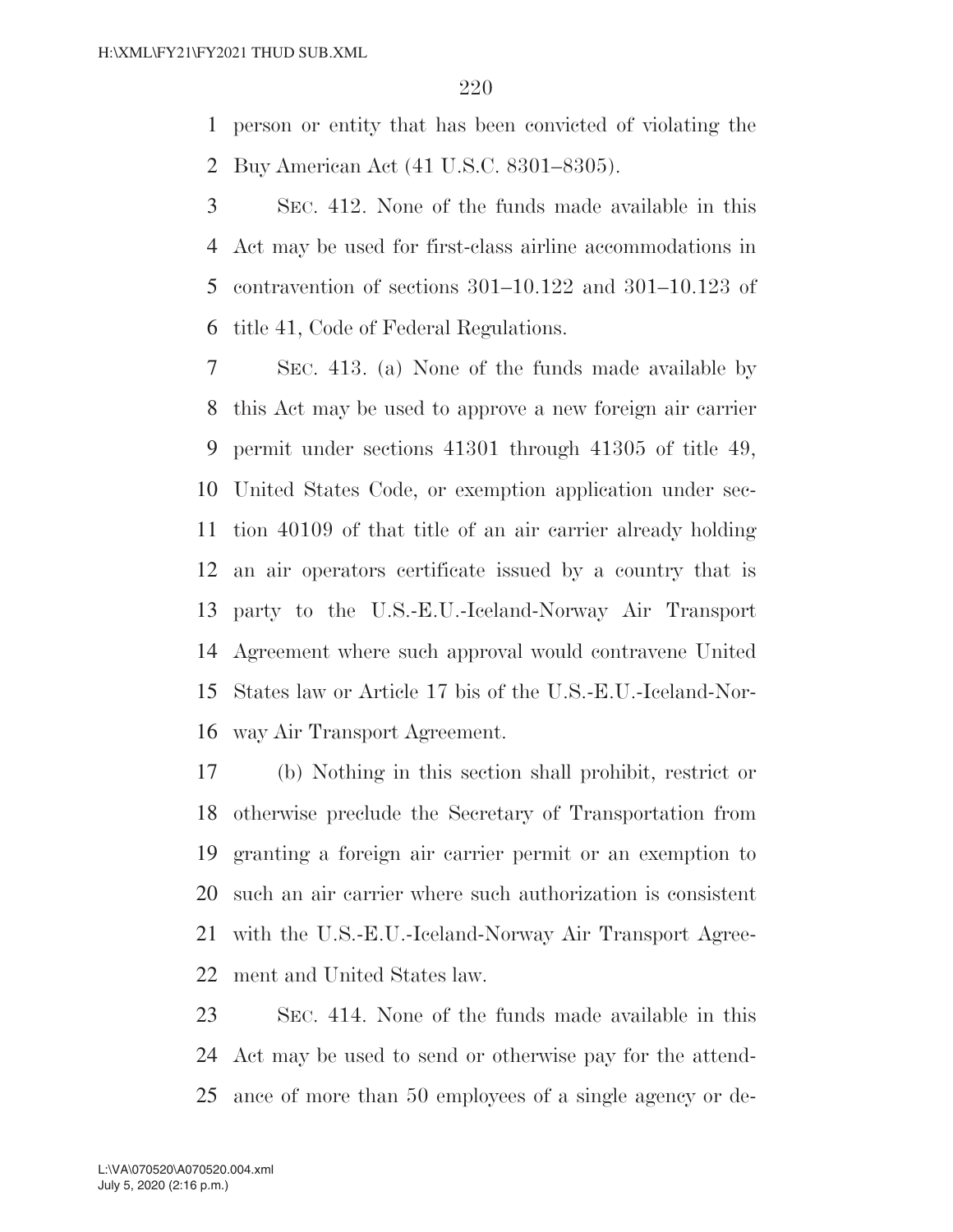person or entity that has been convicted of violating the Buy American Act (41 U.S.C. 8301–8305).

SEC. 412. None of the funds made available in this Act may be used for first-class airline accommodations in contravention of sections 301–10.122 and 301–10.123 of title 41, Code of Federal Regulations.

SEC. 413. (a) None of the funds made available by this Act may be used to approve a new foreign air carrier permit under sections 41301 through 41305 of title 49, United States Code, or exemption application under section 40109 of that title of an air carrier already holding an air operators certificate issued by a country that is party to the U.S.-E.U.-Iceland-Norway Air Transport Agreement where such approval would contravene United States law or Article 17 bis of the U.S.-E.U.-Iceland-Norway Air Transport Agreement.

(b) Nothing in this section shall prohibit, restrict or otherwise preclude the Secretary of Transportation from granting a foreign air carrier permit or an exemption to such an air carrier where such authorization is consistent with the U.S.-E.U.-Iceland-Norway Air Transport Agreement and United States law.

SEC. 414. None of the funds made available in this Act may be used to send or otherwise pay for the attendance of more than 50 employees of a single agency or de-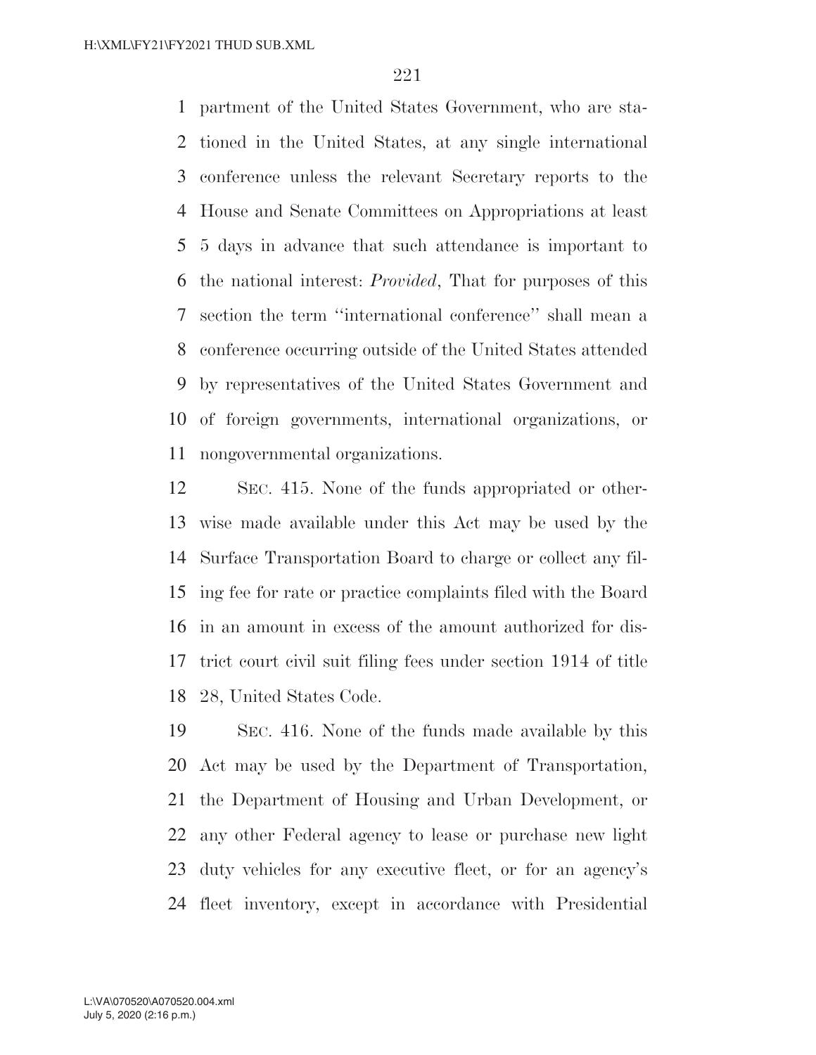partment of the United States Government, who are stationed in the United States, at any single international conference unless the relevant Secretary reports to the House and Senate Committees on Appropriations at least 5 days in advance that such attendance is important to the national interest: *Provided*, That for purposes of this section the term ''international conference'' shall mean a conference occurring outside of the United States attended by representatives of the United States Government and of foreign governments, international organizations, or nongovernmental organizations.

SEC. 415. None of the funds appropriated or otherwise made available under this Act may be used by the Surface Transportation Board to charge or collect any filing fee for rate or practice complaints filed with the Board in an amount in excess of the amount authorized for district court civil suit filing fees under section 1914 of title 28, United States Code.

SEC. 416. None of the funds made available by this Act may be used by the Department of Transportation, the Department of Housing and Urban Development, or any other Federal agency to lease or purchase new light duty vehicles for any executive fleet, or for an agency's fleet inventory, except in accordance with Presidential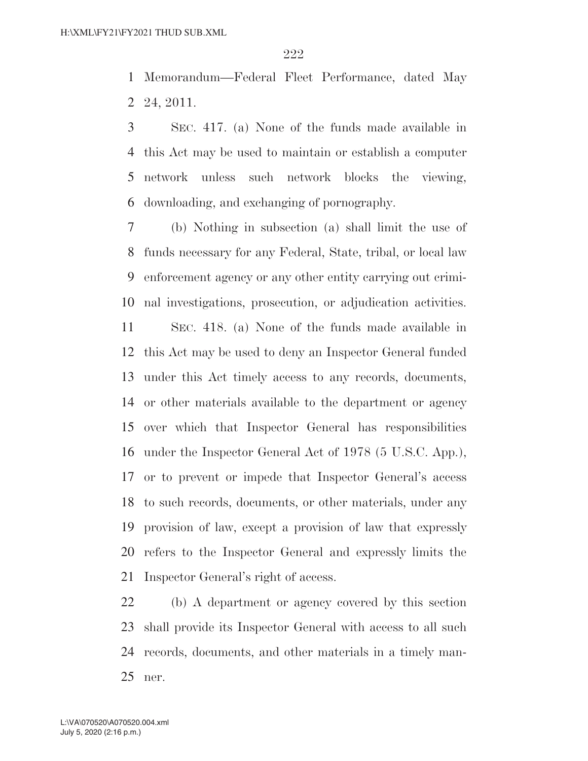Memorandum—Federal Fleet Performance, dated May 24, 2011.

SEC. 417. (a) None of the funds made available in this Act may be used to maintain or establish a computer network unless such network blocks the viewing, downloading, and exchanging of pornography.

(b) Nothing in subsection (a) shall limit the use of funds necessary for any Federal, State, tribal, or local law enforcement agency or any other entity carrying out criminal investigations, prosecution, or adjudication activities.

SEC. 418. (a) None of the funds made available in this Act may be used to deny an Inspector General funded under this Act timely access to any records, documents, or other materials available to the department or agency over which that Inspector General has responsibilities under the Inspector General Act of 1978 (5 U.S.C. App.), or to prevent or impede that Inspector General's access to such records, documents, or other materials, under any provision of law, except a provision of law that expressly refers to the Inspector General and expressly limits the Inspector General's right of access.

(b) A department or agency covered by this section shall provide its Inspector General with access to all such records, documents, and other materials in a timely manner.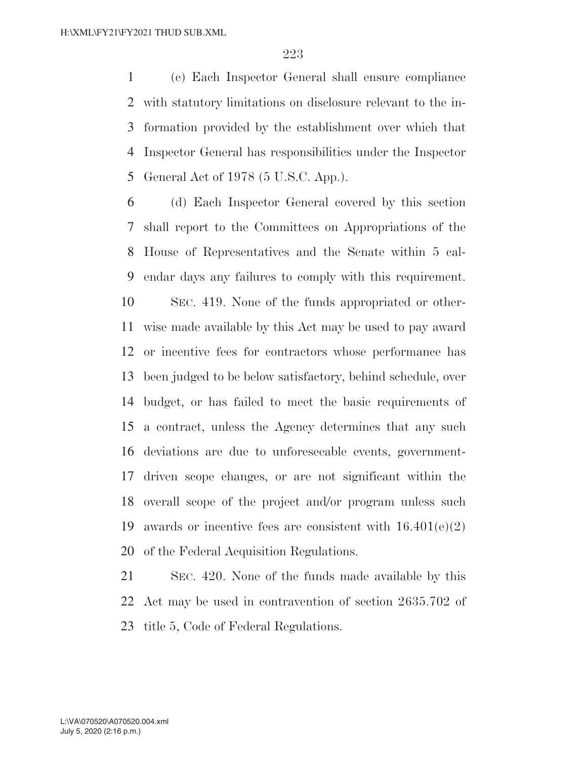(c) Each Inspector General shall ensure compliance with statutory limitations on disclosure relevant to the information provided by the establishment over which that Inspector General has responsibilities under the Inspector General Act of 1978 (5 U.S.C. App.).

(d) Each Inspector General covered by this section shall report to the Committees on Appropriations of the House of Representatives and the Senate within 5 calendar days any failures to comply with this requirement.

SEC. 419. None of the funds appropriated or otherwise made available by this Act may be used to pay award or incentive fees for contractors whose performance has been judged to be below satisfactory, behind schedule, over budget, or has failed to meet the basic requirements of a contract, unless the Agency determines that any such deviations are due to unforeseeable events, government-driven scope changes, or are not significant within the overall scope of the project and/or program unless such awards or incentive fees are consistent with 16.401(e)(2) of the Federal Acquisition Regulations.

SEC. 420. None of the funds made available by this Act may be used in contravention of section 2635.702 of title 5, Code of Federal Regulations.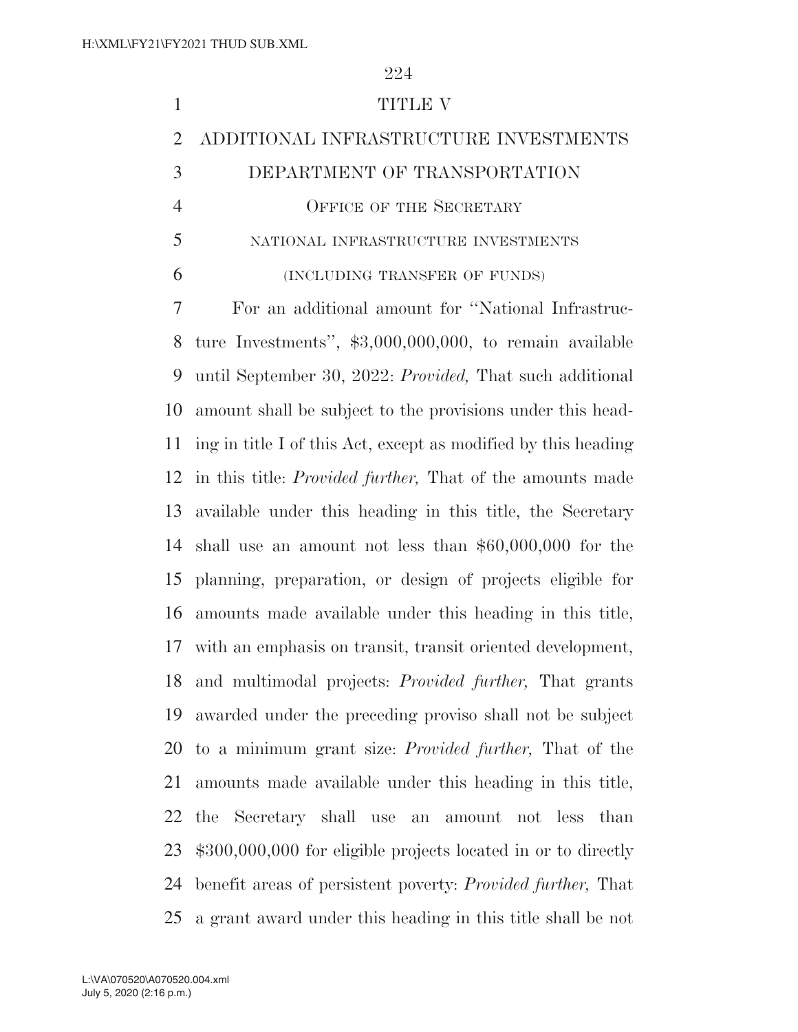# TITLE V

## ADDITIONAL INFRASTRUCTURE INVESTMENTS

## DEPARTMENT OF TRANSPORTATION

### Office of the Secretary

#### national infrastructure investments

#### (including transfer of funds)

For an additional amount for "National Infrastructure Investments", $3,000,000,000, to remain available until September 30, 2022: *Provided,* That such additional amount shall be subject to the provisions under this heading in title I of this Act, except as modified by this heading in this title: *Provided further,* That of the amounts made available under this heading in this title, the Secretary shall use an amount not less than $60,000,000 for the planning, preparation, or design of projects eligible for amounts made available under this heading in this title, with an emphasis on transit, transit oriented development, and multimodal projects: *Provided further,* That grants awarded under the preceding proviso shall not be subject to a minimum grant size: *Provided further,* That of the amounts made available under this heading in this title, the Secretary shall use an amount not less than $300,000,000 for eligible projects located in or to directly benefit areas of persistent poverty: *Provided further,* That a grant award under this heading in this title shall be not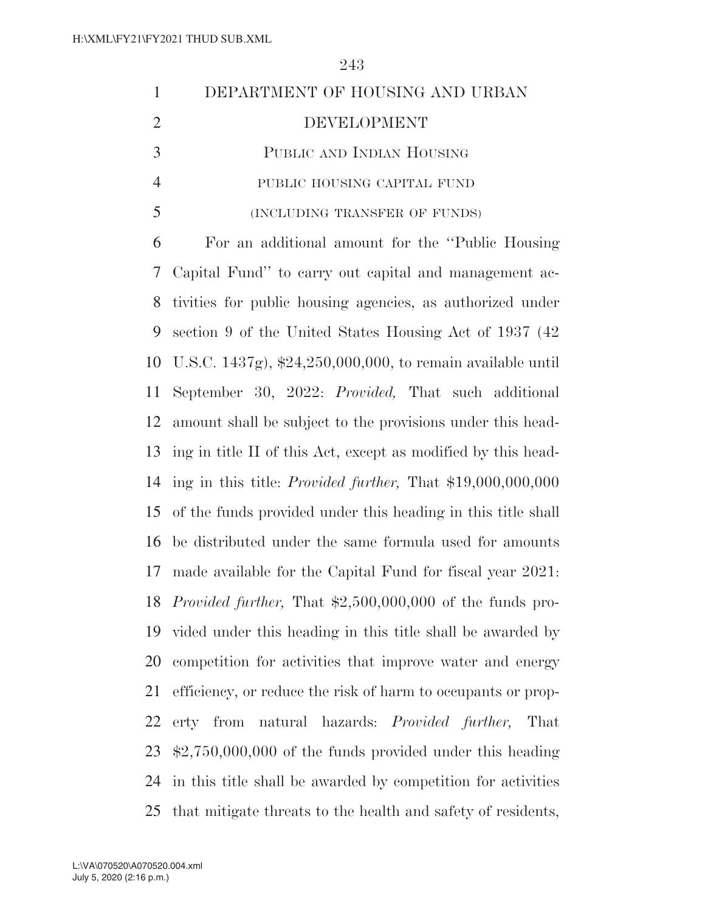# DEPARTMENT OF HOUSING AND URBAN DEVELOPMENT

## PUBLIC AND INDIAN HOUSING

### PUBLIC HOUSING CAPITAL FUND

### (INCLUDING TRANSFER OF FUNDS)

For an additional amount for the ''Public Housing Capital Fund'' to carry out capital and management activities for public housing agencies, as authorized under section 9 of the United States Housing Act of 1937 (42 U.S.C. 1437g), $24,250,000,000, to remain available until September 30, 2022: *Provided,* That such additional amount shall be subject to the provisions under this heading in title II of this Act, except as modified by this heading in this title: *Provided further,* That $19,000,000,000 of the funds provided under this heading in this title shall be distributed under the same formula used for amounts made available for the Capital Fund for fiscal year 2021: *Provided further,* That $2,500,000,000 of the funds provided under this heading in this title shall be awarded by competition for activities that improve water and energy efficiency, or reduce the risk of harm to occupants or property from natural hazards: *Provided further,* That $2,750,000,000 of the funds provided under this heading in this title shall be awarded by competition for activities that mitigate threats to the health and safety of residents,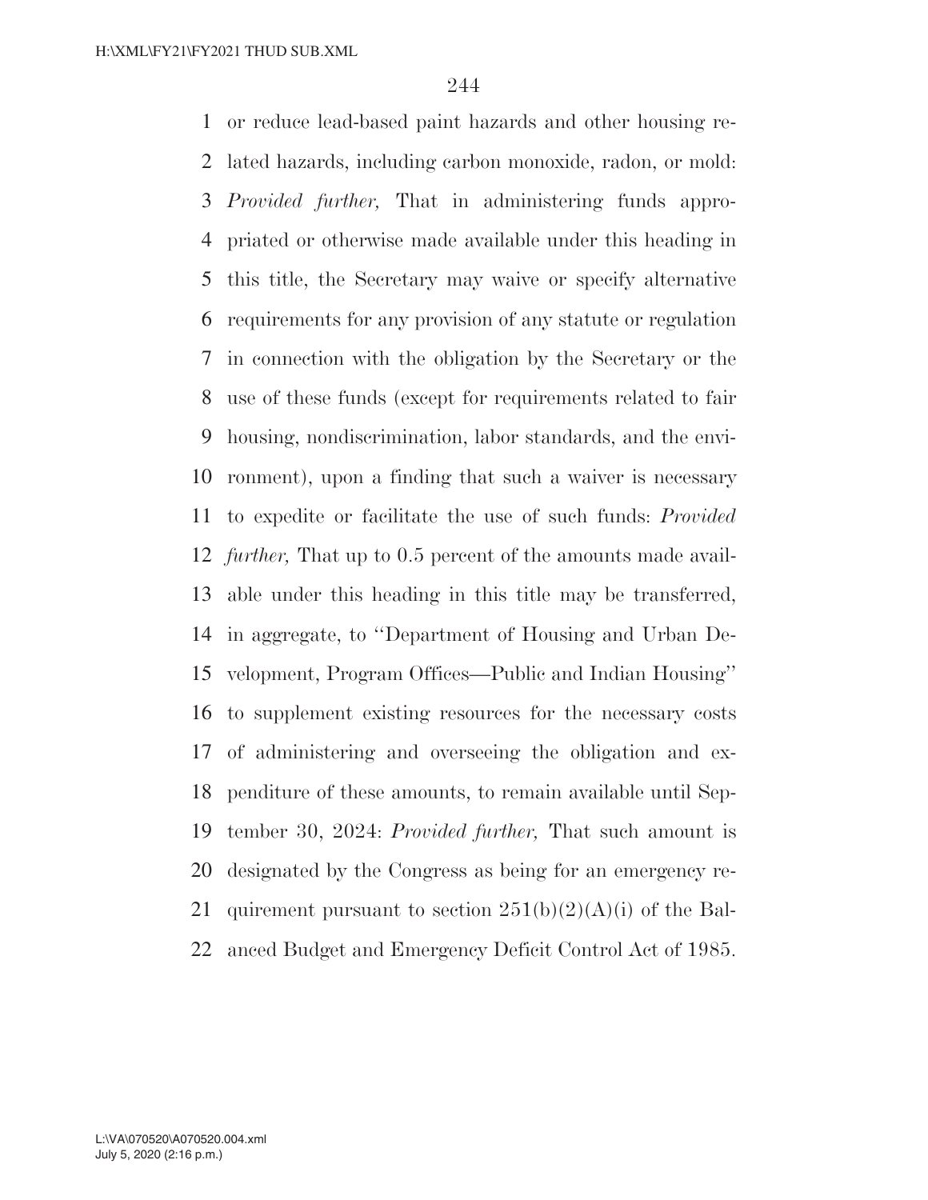or reduce lead-based paint hazards and other housing related hazards, including carbon monoxide, radon, or mold: *Provided further,* That in administering funds appropriated or otherwise made available under this heading in this title, the Secretary may waive or specify alternative requirements for any provision of any statute or regulation in connection with the obligation by the Secretary or the use of these funds (except for requirements related to fair housing, nondiscrimination, labor standards, and the environment), upon a finding that such a waiver is necessary to expedite or facilitate the use of such funds: *Provided further,* That up to 0.5 percent of the amounts made available under this heading in this title may be transferred, in aggregate, to ''Department of Housing and Urban Development, Program Offices—Public and Indian Housing'' to supplement existing resources for the necessary costs of administering and overseeing the obligation and expenditure of these amounts, to remain available until September 30, 2024: *Provided further,* That such amount is designated by the Congress as being for an emergency requirement pursuant to section 251(b)(2)(A)(i) of the Balanced Budget and Emergency Deficit Control Act of 1985.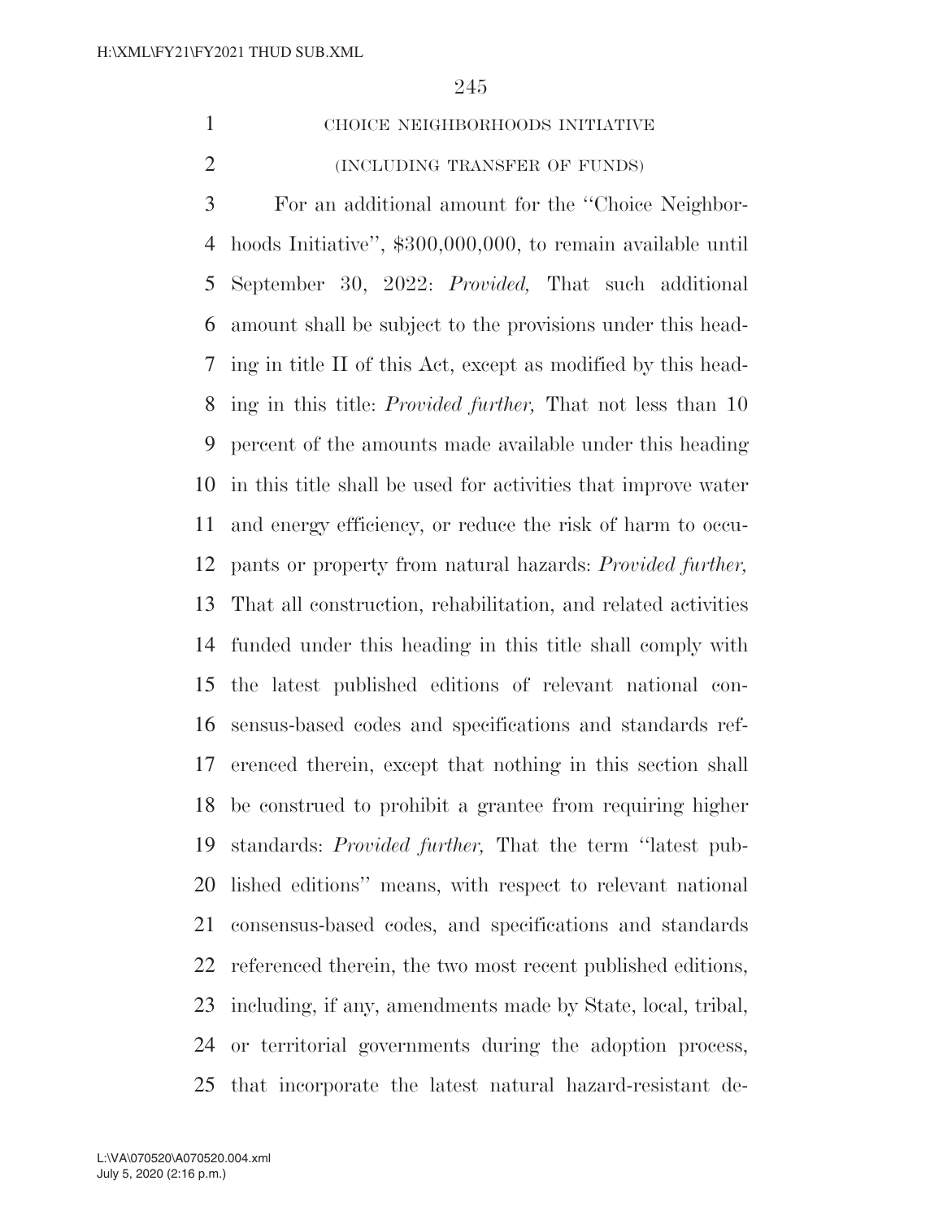CHOICE NEIGHBORHOODS INITIATIVE

(INCLUDING TRANSFER OF FUNDS)

For an additional amount for the ''Choice Neighborhoods Initiative'', $300,000,000, to remain available until September 30, 2022: *Provided,* That such additional amount shall be subject to the provisions under this heading in title II of this Act, except as modified by this heading in this title: *Provided further,* That not less than 10 percent of the amounts made available under this heading in this title shall be used for activities that improve water and energy efficiency, or reduce the risk of harm to occupants or property from natural hazards: *Provided further,* That all construction, rehabilitation, and related activities funded under this heading in this title shall comply with the latest published editions of relevant national consensus-based codes and specifications and standards referenced therein, except that nothing in this section shall be construed to prohibit a grantee from requiring higher standards: *Provided further,* That the term ''latest published editions'' means, with respect to relevant national consensus-based codes, and specifications and standards referenced therein, the two most recent published editions, including, if any, amendments made by State, local, tribal, or territorial governments during the adoption process, that incorporate the latest natural hazard-resistant de-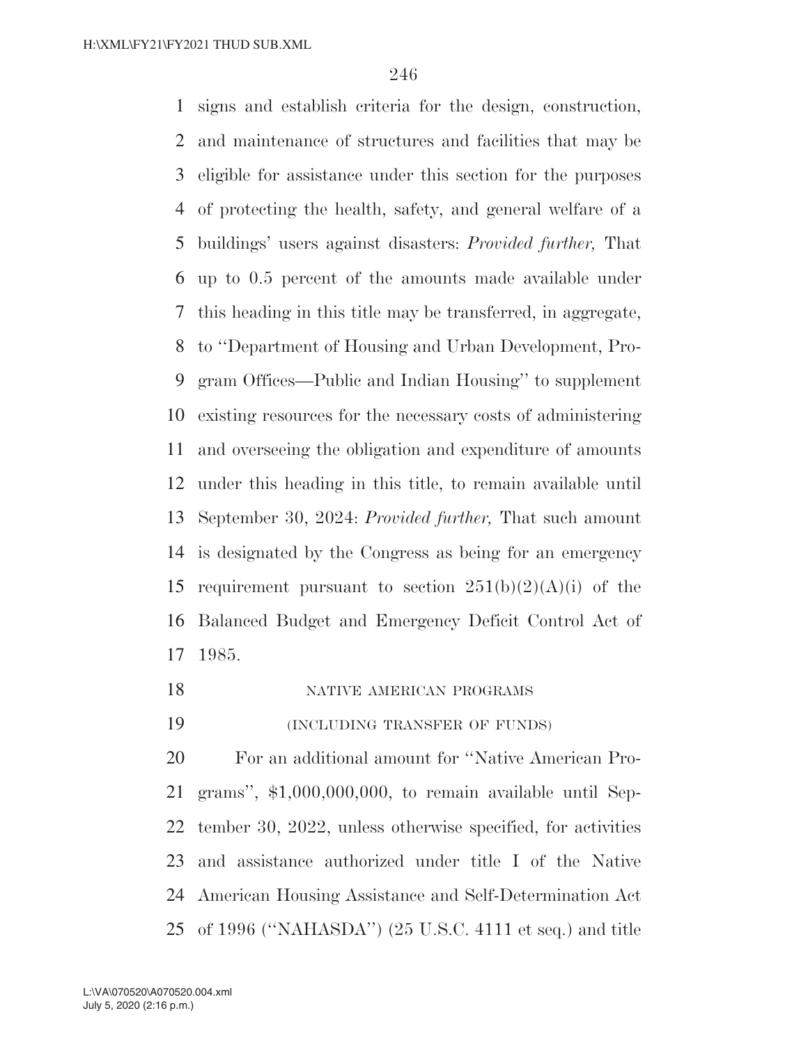signs and establish criteria for the design, construction, and maintenance of structures and facilities that may be eligible for assistance under this section for the purposes of protecting the health, safety, and general welfare of a buildings' users against disasters: *Provided further,* That up to 0.5 percent of the amounts made available under this heading in this title may be transferred, in aggregate, to ''Department of Housing and Urban Development, Program Offices—Public and Indian Housing'' to supplement existing resources for the necessary costs of administering and overseeing the obligation and expenditure of amounts under this heading in this title, to remain available until September 30, 2024: *Provided further,* That such amount is designated by the Congress as being for an emergency requirement pursuant to section 251(b)(2)(A)(i) of the Balanced Budget and Emergency Deficit Control Act of 1985.

NATIVE AMERICAN PROGRAMS

(INCLUDING TRANSFER OF FUNDS)

For an additional amount for ''Native American Programs'', $1,000,000,000, to remain available until September 30, 2022, unless otherwise specified, for activities and assistance authorized under title I of the Native American Housing Assistance and Self-Determination Act of 1996 (''NAHASDA'') (25 U.S.C. 4111 et seq.) and title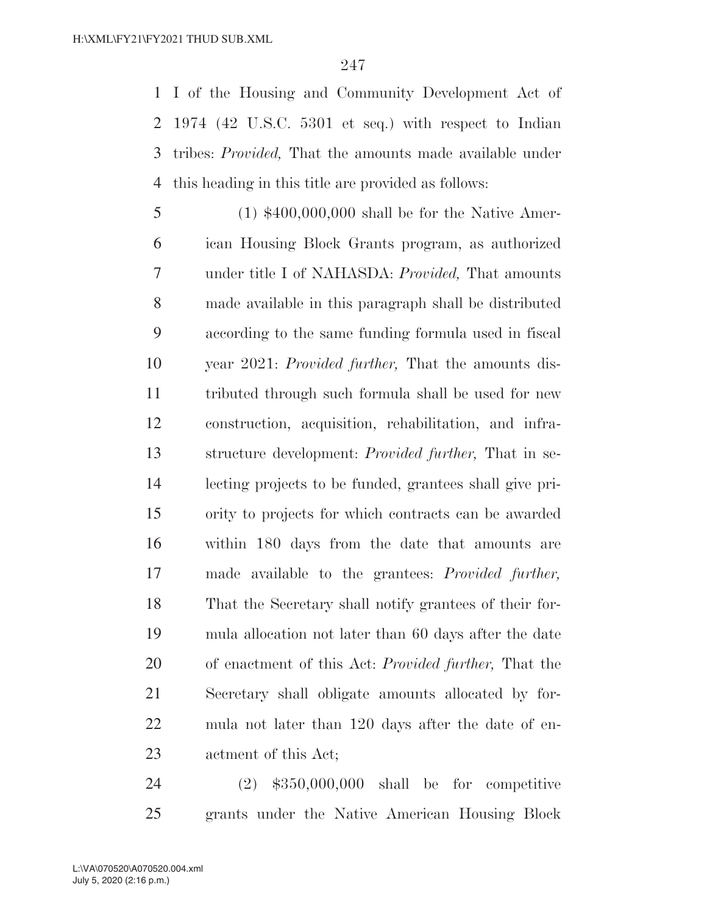I of the Housing and Community Development Act of 1974 (42 U.S.C. 5301 et seq.) with respect to Indian tribes: *Provided,* That the amounts made available under this heading in this title are provided as follows:

(1) $400,000,000 shall be for the Native American Housing Block Grants program, as authorized under title I of NAHASDA: *Provided,* That amounts made available in this paragraph shall be distributed according to the same funding formula used in fiscal year 2021: *Provided further,* That the amounts distributed through such formula shall be used for new construction, acquisition, rehabilitation, and infrastructure development: *Provided further,* That in selecting projects to be funded, grantees shall give priority to projects for which contracts can be awarded within 180 days from the date that amounts are made available to the grantees: *Provided further,* That the Secretary shall notify grantees of their formula allocation not later than 60 days after the date of enactment of this Act: *Provided further,* That the Secretary shall obligate amounts allocated by formula not later than 120 days after the date of enactment of this Act;

(2) $350,000,000 shall be for competitive grants under the Native American Housing Block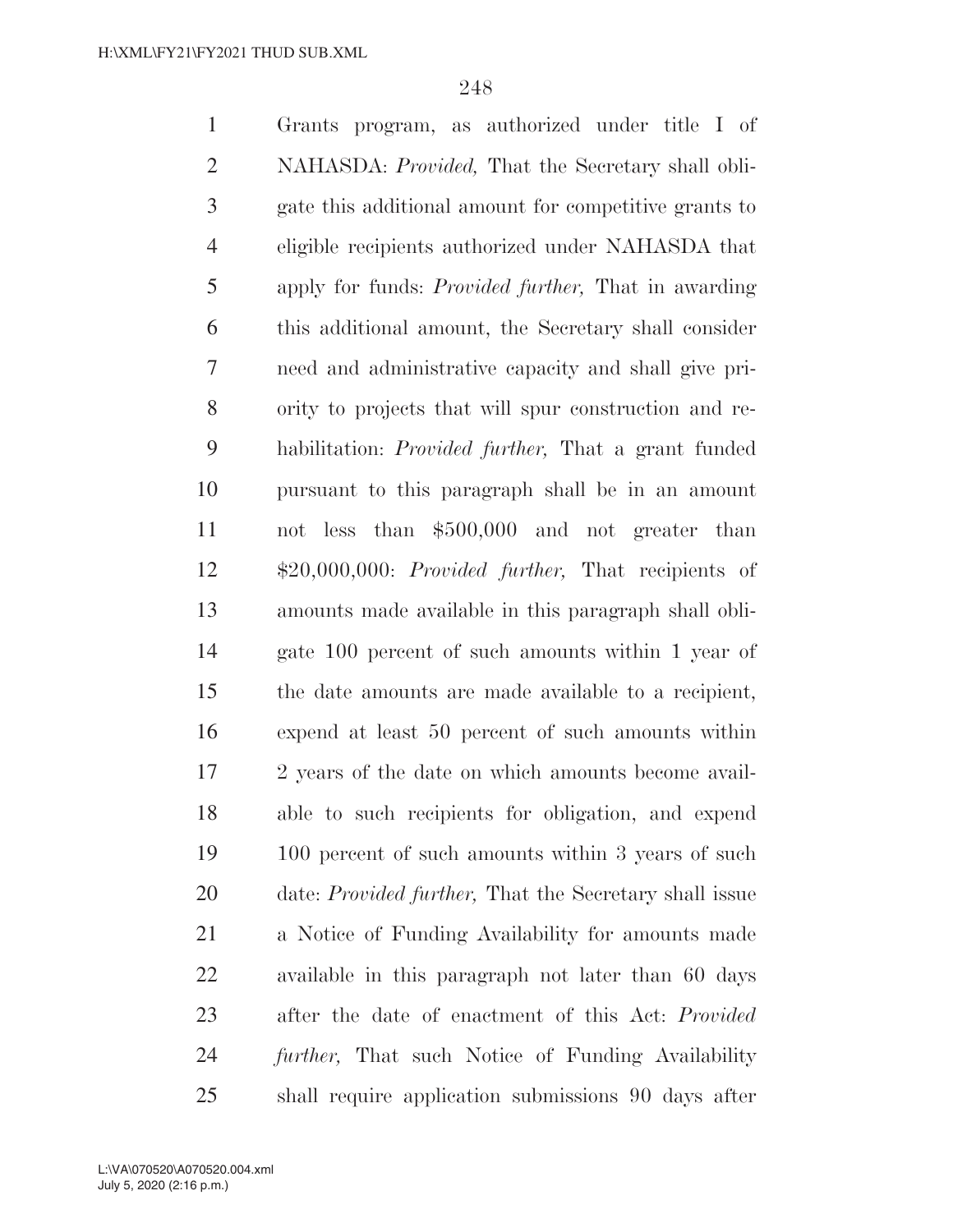Grants program, as authorized under title I of NAHASDA: *Provided,* That the Secretary shall obligate this additional amount for competitive grants to eligible recipients authorized under NAHASDA that apply for funds: *Provided further,* That in awarding this additional amount, the Secretary shall consider need and administrative capacity and shall give priority to projects that will spur construction and rehabilitation: *Provided further,* That a grant funded pursuant to this paragraph shall be in an amount not less than $500,000 and not greater than $20,000,000: *Provided further,* That recipients of amounts made available in this paragraph shall obligate 100 percent of such amounts within 1 year of the date amounts are made available to a recipient, expend at least 50 percent of such amounts within 2 years of the date on which amounts become available to such recipients for obligation, and expend 100 percent of such amounts within 3 years of such date: *Provided further,* That the Secretary shall issue a Notice of Funding Availability for amounts made available in this paragraph not later than 60 days after the date of enactment of this Act: *Provided further,* That such Notice of Funding Availability shall require application submissions 90 days after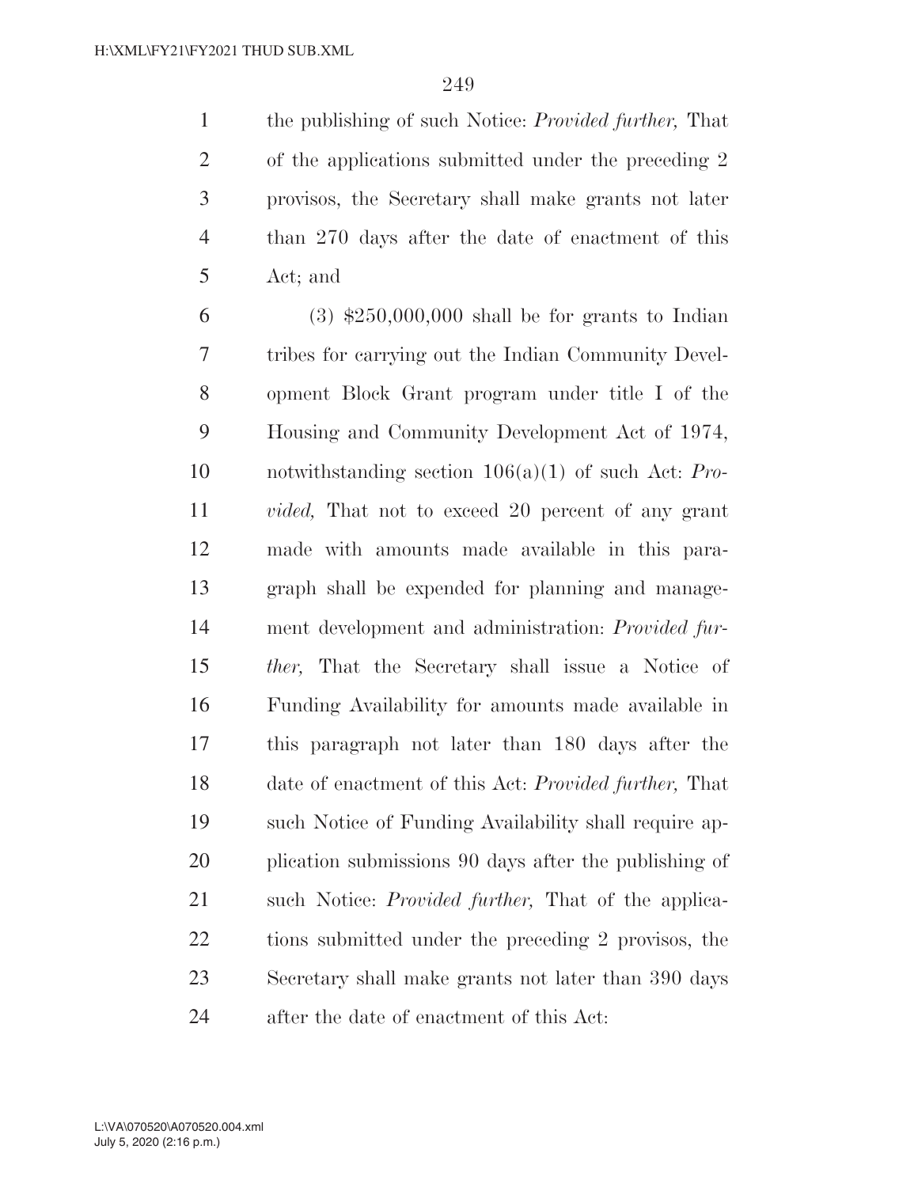the publishing of such Notice: *Provided further,* That of the applications submitted under the preceding 2 provisos, the Secretary shall make grants not later than 270 days after the date of enactment of this Act; and

(3) $250,000,000 shall be for grants to Indian tribes for carrying out the Indian Community Development Block Grant program under title I of the Housing and Community Development Act of 1974, notwithstanding section 106(a)(1) of such Act: *Provided,* That not to exceed 20 percent of any grant made with amounts made available in this paragraph shall be expended for planning and management development and administration: *Provided further,* That the Secretary shall issue a Notice of Funding Availability for amounts made available in this paragraph not later than 180 days after the date of enactment of this Act: *Provided further,* That such Notice of Funding Availability shall require application submissions 90 days after the publishing of such Notice: *Provided further,* That of the applications submitted under the preceding 2 provisos, the Secretary shall make grants not later than 390 days after the date of enactment of this Act: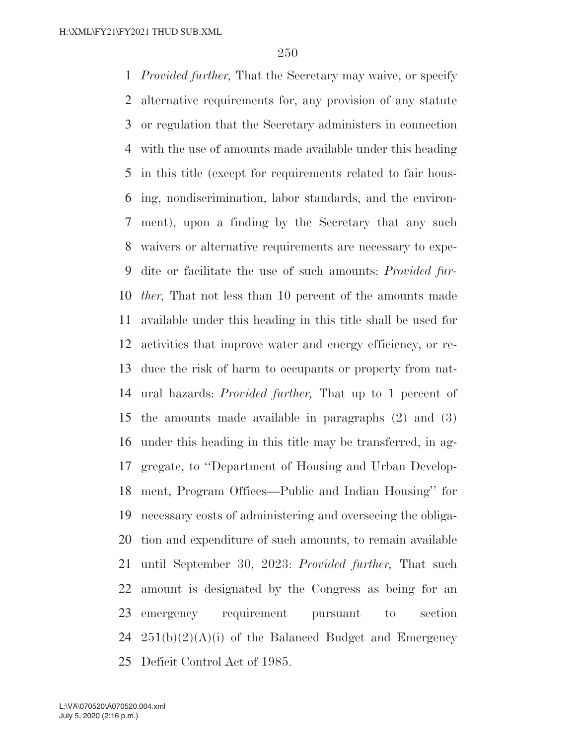*Provided further,* That the Secretary may waive, or specify alternative requirements for, any provision of any statute or regulation that the Secretary administers in connection with the use of amounts made available under this heading in this title (except for requirements related to fair housing, nondiscrimination, labor standards, and the environment), upon a finding by the Secretary that any such waivers or alternative requirements are necessary to expedite or facilitate the use of such amounts: *Provided further,* That not less than 10 percent of the amounts made available under this heading in this title shall be used for activities that improve water and energy efficiency, or reduce the risk of harm to occupants or property from natural hazards: *Provided further,* That up to 1 percent of the amounts made available in paragraphs (2) and (3) under this heading in this title may be transferred, in aggregate, to ''Department of Housing and Urban Development, Program Offices—Public and Indian Housing'' for necessary costs of administering and overseeing the obligation and expenditure of such amounts, to remain available until September 30, 2023: *Provided further,* That such amount is designated by the Congress as being for an emergency requirement pursuant to section 251(b)(2)(A)(i) of the Balanced Budget and Emergency Deficit Control Act of 1985.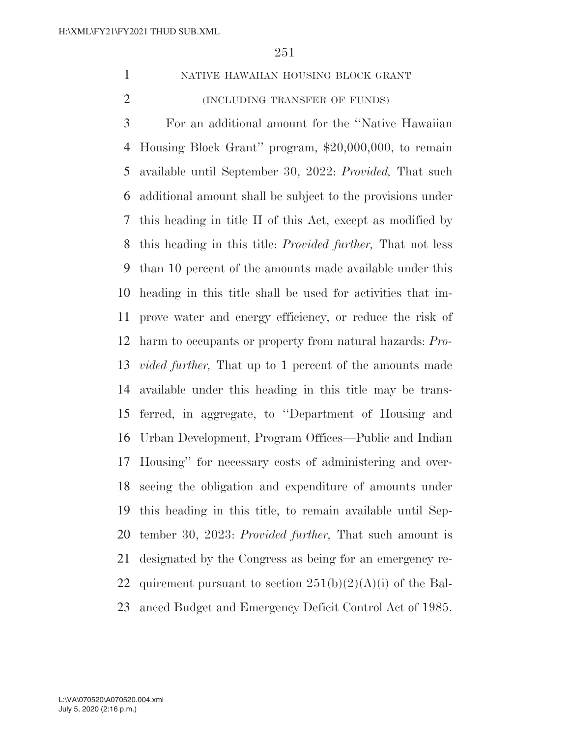NATIVE HAWAIIAN HOUSING BLOCK GRANT

(INCLUDING TRANSFER OF FUNDS)

For an additional amount for the ''Native Hawaiian Housing Block Grant'' program, $20,000,000, to remain available until September 30, 2022: *Provided,* That such additional amount shall be subject to the provisions under this heading in title II of this Act, except as modified by this heading in this title: *Provided further,* That not less than 10 percent of the amounts made available under this heading in this title shall be used for activities that improve water and energy efficiency, or reduce the risk of harm to occupants or property from natural hazards: *Provided further,* That up to 1 percent of the amounts made available under this heading in this title may be transferred, in aggregate, to ''Department of Housing and Urban Development, Program Offices—Public and Indian Housing'' for necessary costs of administering and overseeing the obligation and expenditure of amounts under this heading in this title, to remain available until September 30, 2023: *Provided further,* That such amount is designated by the Congress as being for an emergency requirement pursuant to section 251(b)(2)(A)(i) of the Balanced Budget and Emergency Deficit Control Act of 1985.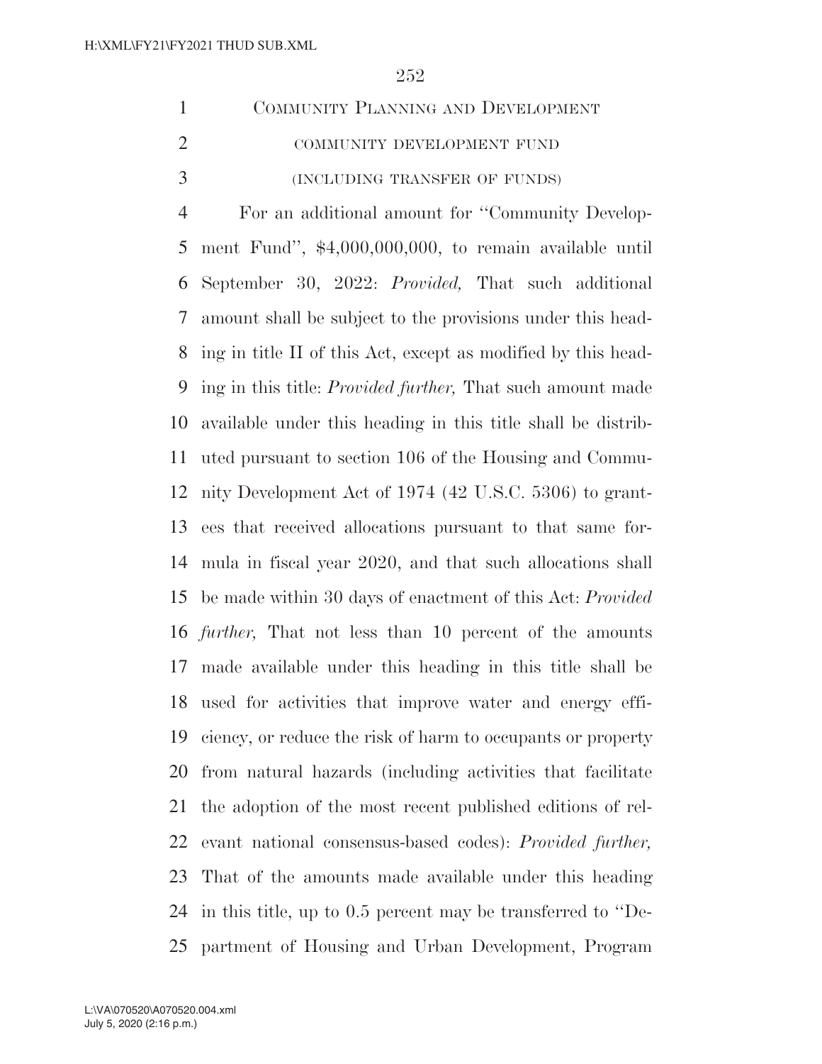# COMMUNITY PLANNING AND DEVELOPMENT

## COMMUNITY DEVELOPMENT FUND

### (INCLUDING TRANSFER OF FUNDS)

For an additional amount for ''Community Development Fund'', $4,000,000,000, to remain available until September 30, 2022: *Provided,* That such additional amount shall be subject to the provisions under this heading in title II of this Act, except as modified by this heading in this title: *Provided further,* That such amount made available under this heading in this title shall be distributed pursuant to section 106 of the Housing and Community Development Act of 1974 (42 U.S.C. 5306) to grantees that received allocations pursuant to that same formula in fiscal year 2020, and that such allocations shall be made within 30 days of enactment of this Act: *Provided further,* That not less than 10 percent of the amounts made available under this heading in this title shall be used for activities that improve water and energy efficiency, or reduce the risk of harm to occupants or property from natural hazards (including activities that facilitate the adoption of the most recent published editions of relevant national consensus-based codes): *Provided further,* That of the amounts made available under this heading in this title, up to 0.5 percent may be transferred to ''Department of Housing and Urban Development, Program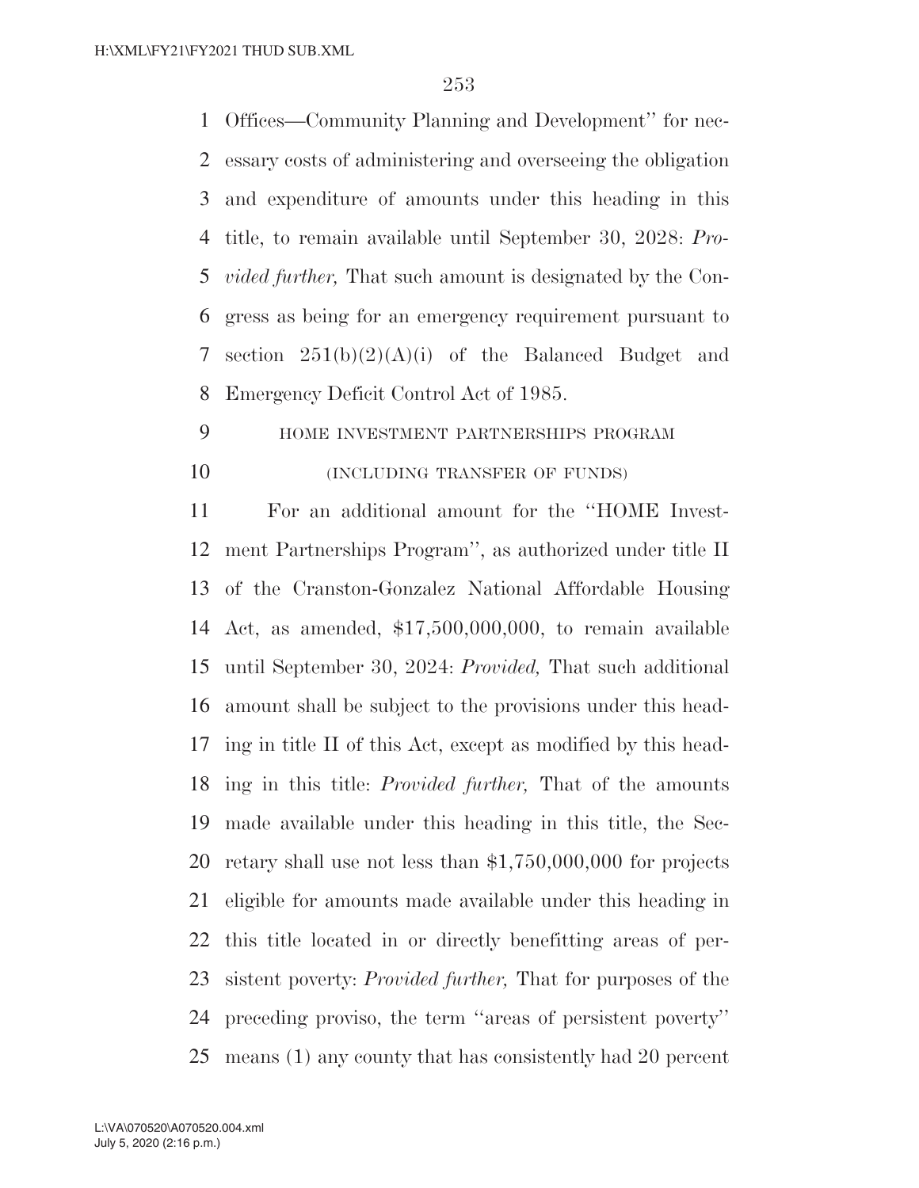Offices—Community Planning and Development'' for necessary costs of administering and overseeing the obligation and expenditure of amounts under this heading in this title, to remain available until September 30, 2028: *Provided further,* That such amount is designated by the Congress as being for an emergency requirement pursuant to section 251(b)(2)(A)(i) of the Balanced Budget and Emergency Deficit Control Act of 1985.

HOME INVESTMENT PARTNERSHIPS PROGRAM

(INCLUDING TRANSFER OF FUNDS)

For an additional amount for the ''HOME Investment Partnerships Program'', as authorized under title II of the Cranston-Gonzalez National Affordable Housing Act, as amended, $17,500,000,000, to remain available until September 30, 2024: *Provided,* That such additional amount shall be subject to the provisions under this heading in title II of this Act, except as modified by this heading in this title: *Provided further,* That of the amounts made available under this heading in this title, the Secretary shall use not less than $1,750,000,000 for projects eligible for amounts made available under this heading in this title located in or directly benefitting areas of persistent poverty: *Provided further,* That for purposes of the preceding proviso, the term ''areas of persistent poverty'' means (1) any county that has consistently had 20 percent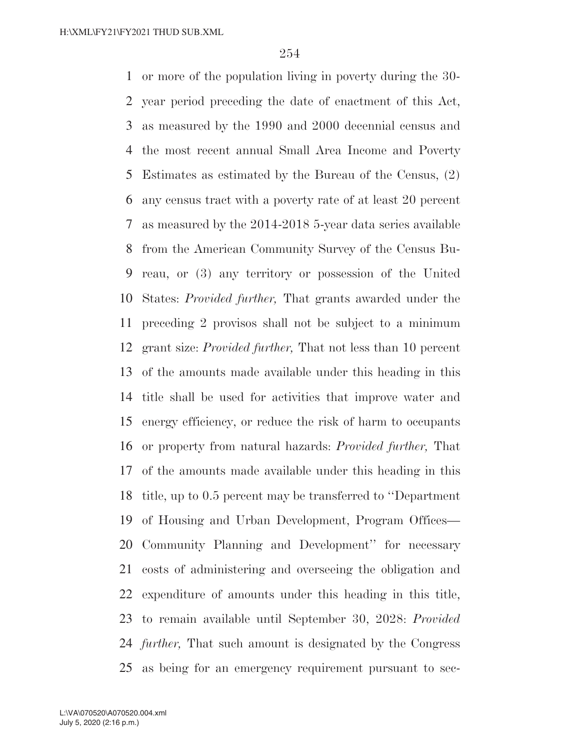or more of the population living in poverty during the 30-year period preceding the date of enactment of this Act, as measured by the 1990 and 2000 decennial census and the most recent annual Small Area Income and Poverty Estimates as estimated by the Bureau of the Census, (2) any census tract with a poverty rate of at least 20 percent as measured by the 2014-2018 5-year data series available from the American Community Survey of the Census Bureau, or (3) any territory or possession of the United States: *Provided further,* That grants awarded under the preceding 2 provisos shall not be subject to a minimum grant size: *Provided further,* That not less than 10 percent of the amounts made available under this heading in this title shall be used for activities that improve water and energy efficiency, or reduce the risk of harm to occupants or property from natural hazards: *Provided further,* That of the amounts made available under this heading in this title, up to 0.5 percent may be transferred to ''Department of Housing and Urban Development, Program Offices—Community Planning and Development'' for necessary costs of administering and overseeing the obligation and expenditure of amounts under this heading in this title, to remain available until September 30, 2028: *Provided further,* That such amount is designated by the Congress as being for an emergency requirement pursuant to sec-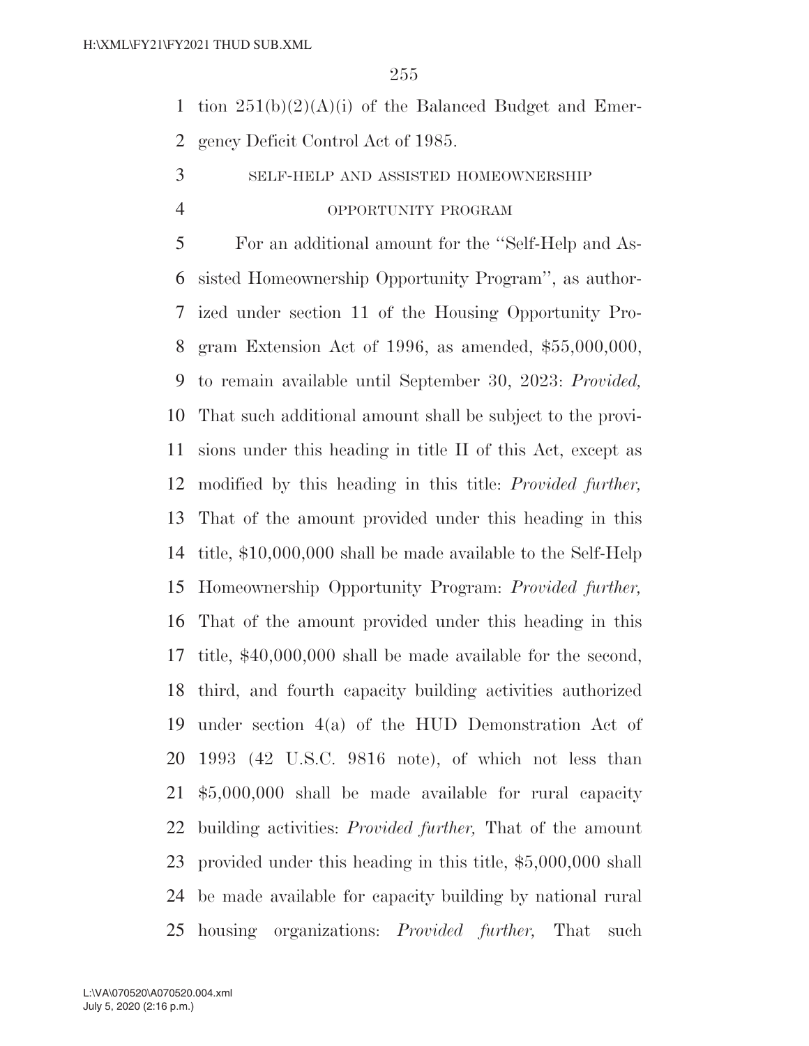tion 251(b)(2)(A)(i) of the Balanced Budget and Emergency Deficit Control Act of 1985.

SELF-HELP AND ASSISTED HOMEOWNERSHIP OPPORTUNITY PROGRAM

For an additional amount for the ''Self-Help and Assisted Homeownership Opportunity Program'', as authorized under section 11 of the Housing Opportunity Program Extension Act of 1996, as amended, $55,000,000, to remain available until September 30, 2023: *Provided,* That such additional amount shall be subject to the provisions under this heading in title II of this Act, except as modified by this heading in this title: *Provided further,* That of the amount provided under this heading in this title, $10,000,000 shall be made available to the Self-Help Homeownership Opportunity Program: *Provided further,* That of the amount provided under this heading in this title, $40,000,000 shall be made available for the second, third, and fourth capacity building activities authorized under section 4(a) of the HUD Demonstration Act of 1993 (42 U.S.C. 9816 note), of which not less than $5,000,000 shall be made available for rural capacity building activities: *Provided further,* That of the amount provided under this heading in this title, $5,000,000 shall be made available for capacity building by national rural housing organizations: *Provided further,* That such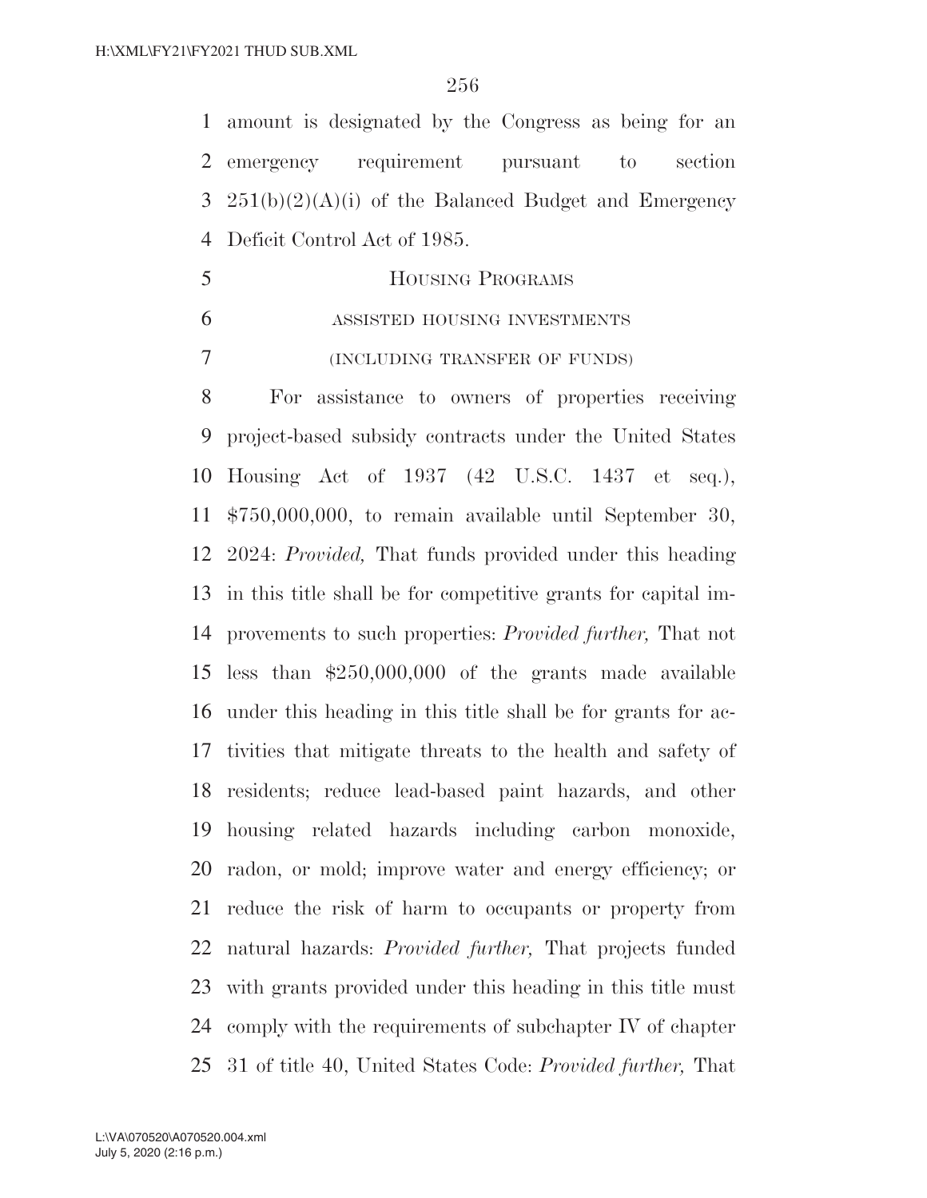amount is designated by the Congress as being for an emergency requirement pursuant to section 251(b)(2)(A)(i) of the Balanced Budget and Emergency Deficit Control Act of 1985.

## HOUSING PROGRAMS

### ASSISTED HOUSING INVESTMENTS

### (INCLUDING TRANSFER OF FUNDS)

For assistance to owners of properties receiving project-based subsidy contracts under the United States Housing Act of 1937 (42 U.S.C. 1437 et seq.), $750,000,000, to remain available until September 30, 2024: *Provided,* That funds provided under this heading in this title shall be for competitive grants for capital improvements to such properties: *Provided further,* That not less than $250,000,000 of the grants made available under this heading in this title shall be for grants for activities that mitigate threats to the health and safety of residents; reduce lead-based paint hazards, and other housing related hazards including carbon monoxide, radon, or mold; improve water and energy efficiency; or reduce the risk of harm to occupants or property from natural hazards: *Provided further,* That projects funded with grants provided under this heading in this title must comply with the requirements of subchapter IV of chapter 31 of title 40, United States Code: *Provided further,* That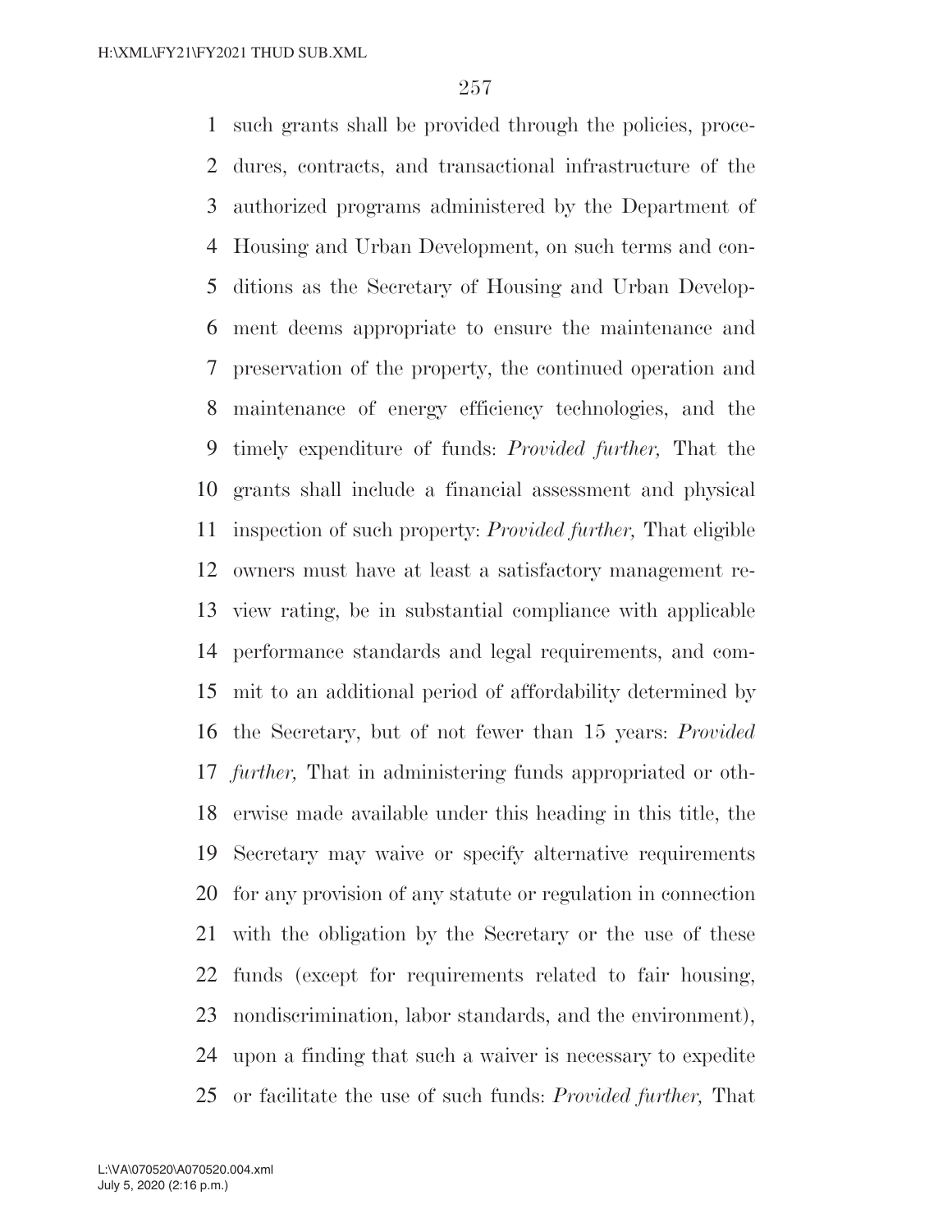such grants shall be provided through the policies, procedures, contracts, and transactional infrastructure of the authorized programs administered by the Department of Housing and Urban Development, on such terms and conditions as the Secretary of Housing and Urban Development deems appropriate to ensure the maintenance and preservation of the property, the continued operation and maintenance of energy efficiency technologies, and the timely expenditure of funds: *Provided further,* That the grants shall include a financial assessment and physical inspection of such property: *Provided further,* That eligible owners must have at least a satisfactory management review rating, be in substantial compliance with applicable performance standards and legal requirements, and commit to an additional period of affordability determined by the Secretary, but of not fewer than 15 years: *Provided further,* That in administering funds appropriated or otherwise made available under this heading in this title, the Secretary may waive or specify alternative requirements for any provision of any statute or regulation in connection with the obligation by the Secretary or the use of these funds (except for requirements related to fair housing, nondiscrimination, labor standards, and the environment), upon a finding that such a waiver is necessary to expedite or facilitate the use of such funds: *Provided further,* That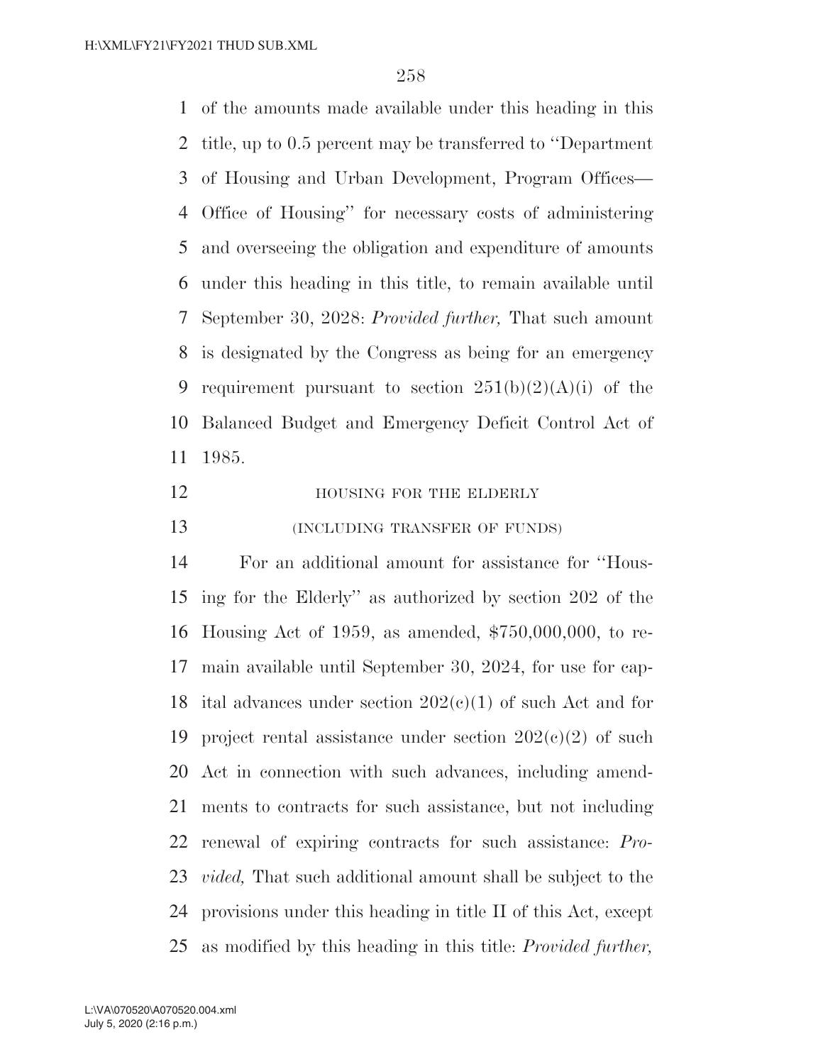of the amounts made available under this heading in this title, up to 0.5 percent may be transferred to ''Department of Housing and Urban Development, Program Offices—Office of Housing'' for necessary costs of administering and overseeing the obligation and expenditure of amounts under this heading in this title, to remain available until September 30, 2028: *Provided further,* That such amount is designated by the Congress as being for an emergency requirement pursuant to section 251(b)(2)(A)(i) of the Balanced Budget and Emergency Deficit Control Act of 1985.

HOUSING FOR THE ELDERLY

(INCLUDING TRANSFER OF FUNDS)

For an additional amount for assistance for ''Housing for the Elderly'' as authorized by section 202 of the Housing Act of 1959, as amended, $750,000,000, to remain available until September 30, 2024, for use for capital advances under section 202(c)(1) of such Act and for project rental assistance under section 202(c)(2) of such Act in connection with such advances, including amendments to contracts for such assistance, but not including renewal of expiring contracts for such assistance: *Provided,* That such additional amount shall be subject to the provisions under this heading in title II of this Act, except as modified by this heading in this title: *Provided further,*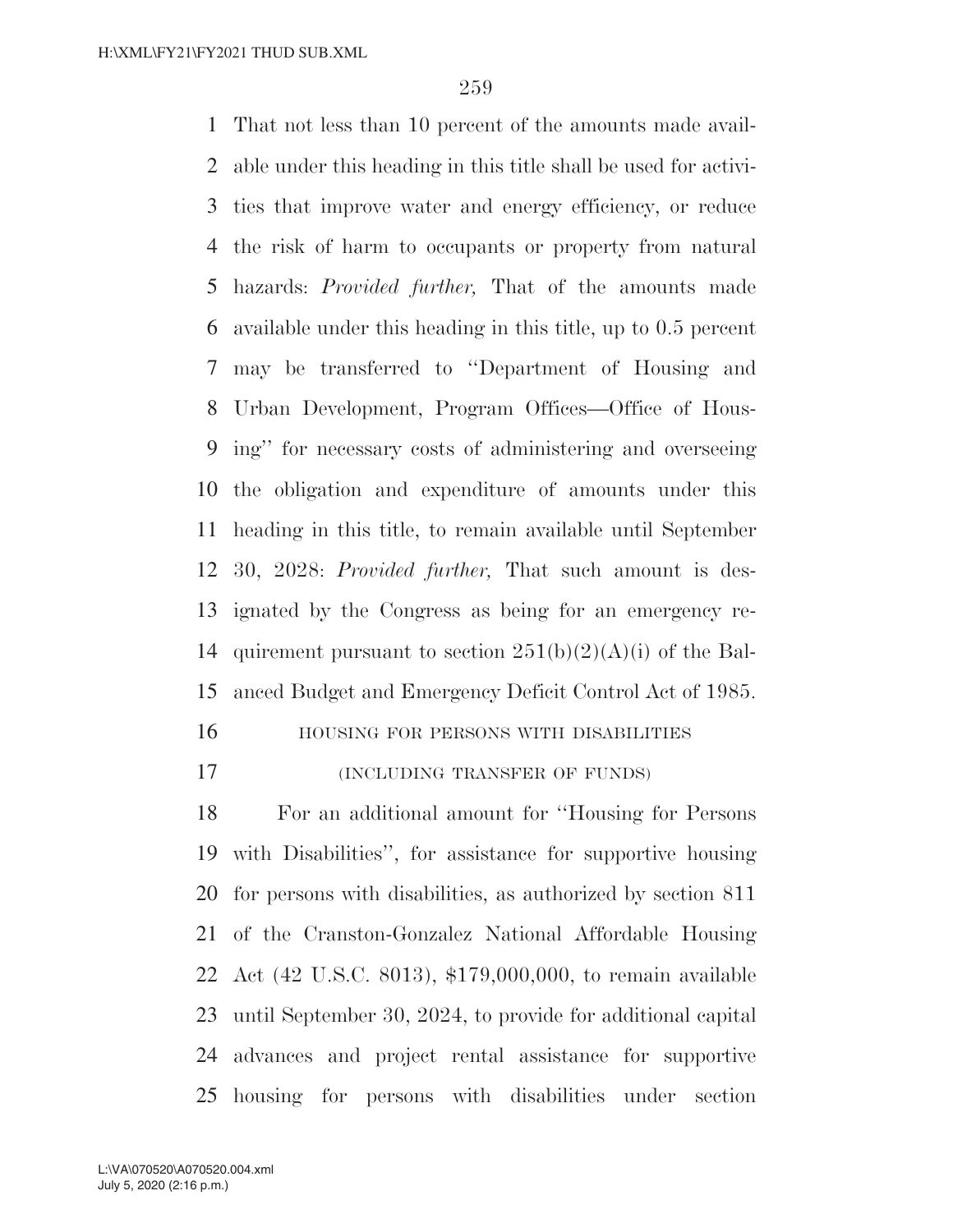That not less than 10 percent of the amounts made available under this heading in this title shall be used for activities that improve water and energy efficiency, or reduce the risk of harm to occupants or property from natural hazards: *Provided further,* That of the amounts made available under this heading in this title, up to 0.5 percent may be transferred to ''Department of Housing and Urban Development, Program Offices—Office of Housing'' for necessary costs of administering and overseeing the obligation and expenditure of amounts under this heading in this title, to remain available until September 30, 2028: *Provided further,* That such amount is designated by the Congress as being for an emergency requirement pursuant to section 251(b)(2)(A)(i) of the Balanced Budget and Emergency Deficit Control Act of 1985.

HOUSING FOR PERSONS WITH DISABILITIES

(INCLUDING TRANSFER OF FUNDS)

For an additional amount for ''Housing for Persons with Disabilities'', for assistance for supportive housing for persons with disabilities, as authorized by section 811 of the Cranston-Gonzalez National Affordable Housing Act (42 U.S.C. 8013), $179,000,000, to remain available until September 30, 2024, to provide for additional capital advances and project rental assistance for supportive housing for persons with disabilities under section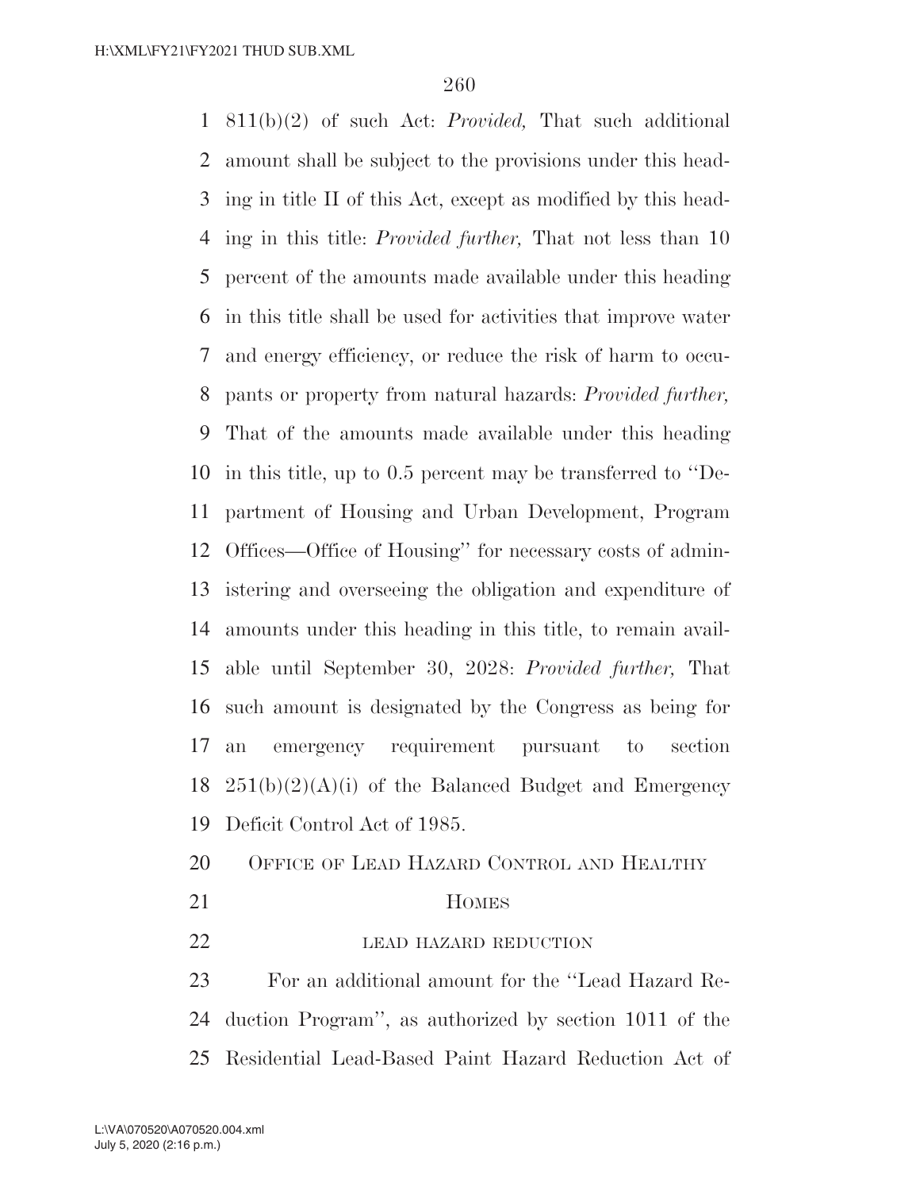811(b)(2) of such Act: *Provided,* That such additional amount shall be subject to the provisions under this heading in title II of this Act, except as modified by this heading in this title: *Provided further,* That not less than 10 percent of the amounts made available under this heading in this title shall be used for activities that improve water and energy efficiency, or reduce the risk of harm to occupants or property from natural hazards: *Provided further,* That of the amounts made available under this heading in this title, up to 0.5 percent may be transferred to ''Department of Housing and Urban Development, Program Offices—Office of Housing'' for necessary costs of administering and overseeing the obligation and expenditure of amounts under this heading in this title, to remain available until September 30, 2028: *Provided further,* That such amount is designated by the Congress as being for an emergency requirement pursuant to section 251(b)(2)(A)(i) of the Balanced Budget and Emergency Deficit Control Act of 1985.

## Office of Lead Hazard Control and Healthy Homes

### lead hazard reduction

For an additional amount for the ''Lead Hazard Reduction Program'', as authorized by section 1011 of the Residential Lead-Based Paint Hazard Reduction Act of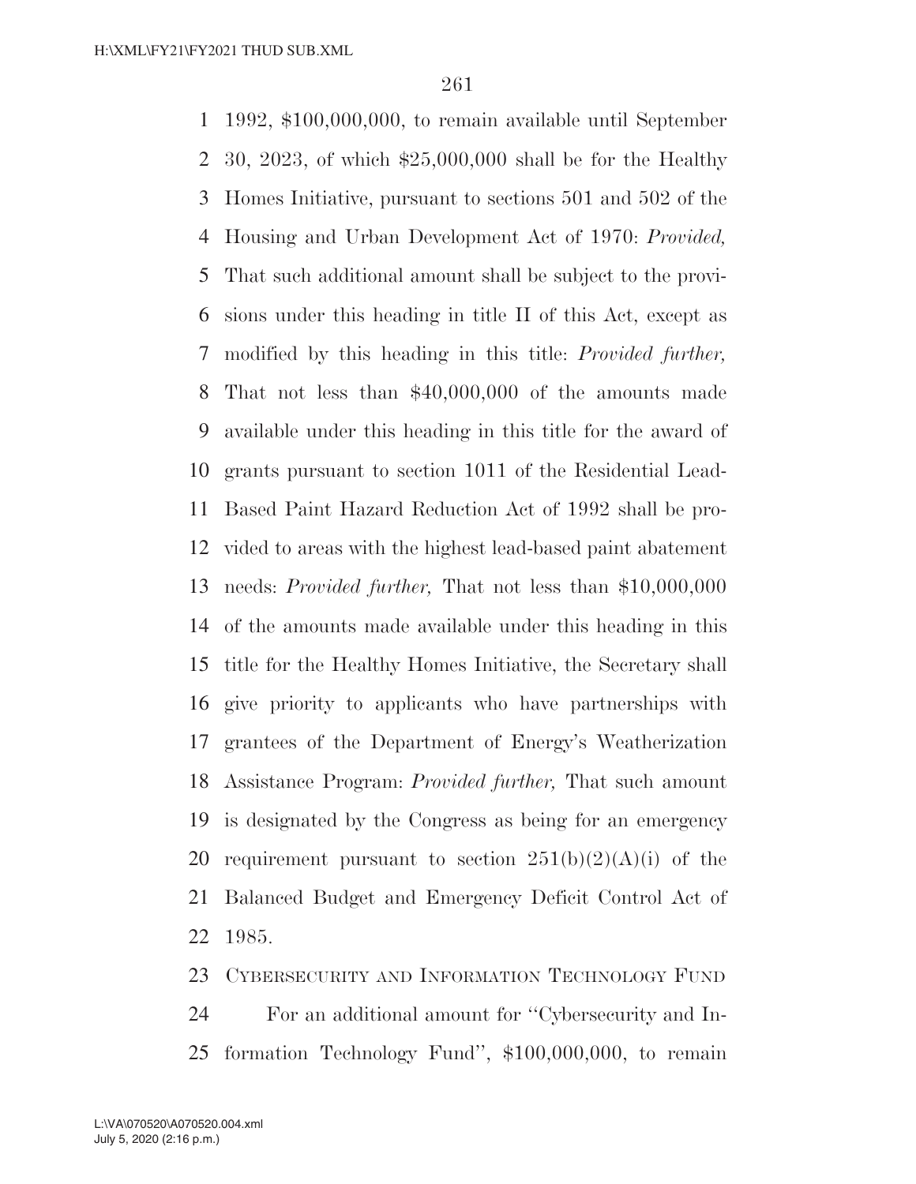1992, $100,000,000, to remain available until September 30, 2023, of which $25,000,000 shall be for the Healthy Homes Initiative, pursuant to sections 501 and 502 of the Housing and Urban Development Act of 1970: *Provided,* That such additional amount shall be subject to the provisions under this heading in title II of this Act, except as modified by this heading in this title: *Provided further,* That not less than $40,000,000 of the amounts made available under this heading in this title for the award of grants pursuant to section 1011 of the Residential Lead-Based Paint Hazard Reduction Act of 1992 shall be provided to areas with the highest lead-based paint abatement needs: *Provided further,* That not less than $10,000,000 of the amounts made available under this heading in this title for the Healthy Homes Initiative, the Secretary shall give priority to applicants who have partnerships with grantees of the Department of Energy's Weatherization Assistance Program: *Provided further,* That such amount is designated by the Congress as being for an emergency requirement pursuant to section 251(b)(2)(A)(i) of the Balanced Budget and Emergency Deficit Control Act of 1985.

CYBERSECURITY AND INFORMATION TECHNOLOGY FUND

For an additional amount for ''Cybersecurity and Information Technology Fund'', $100,000,000, to remain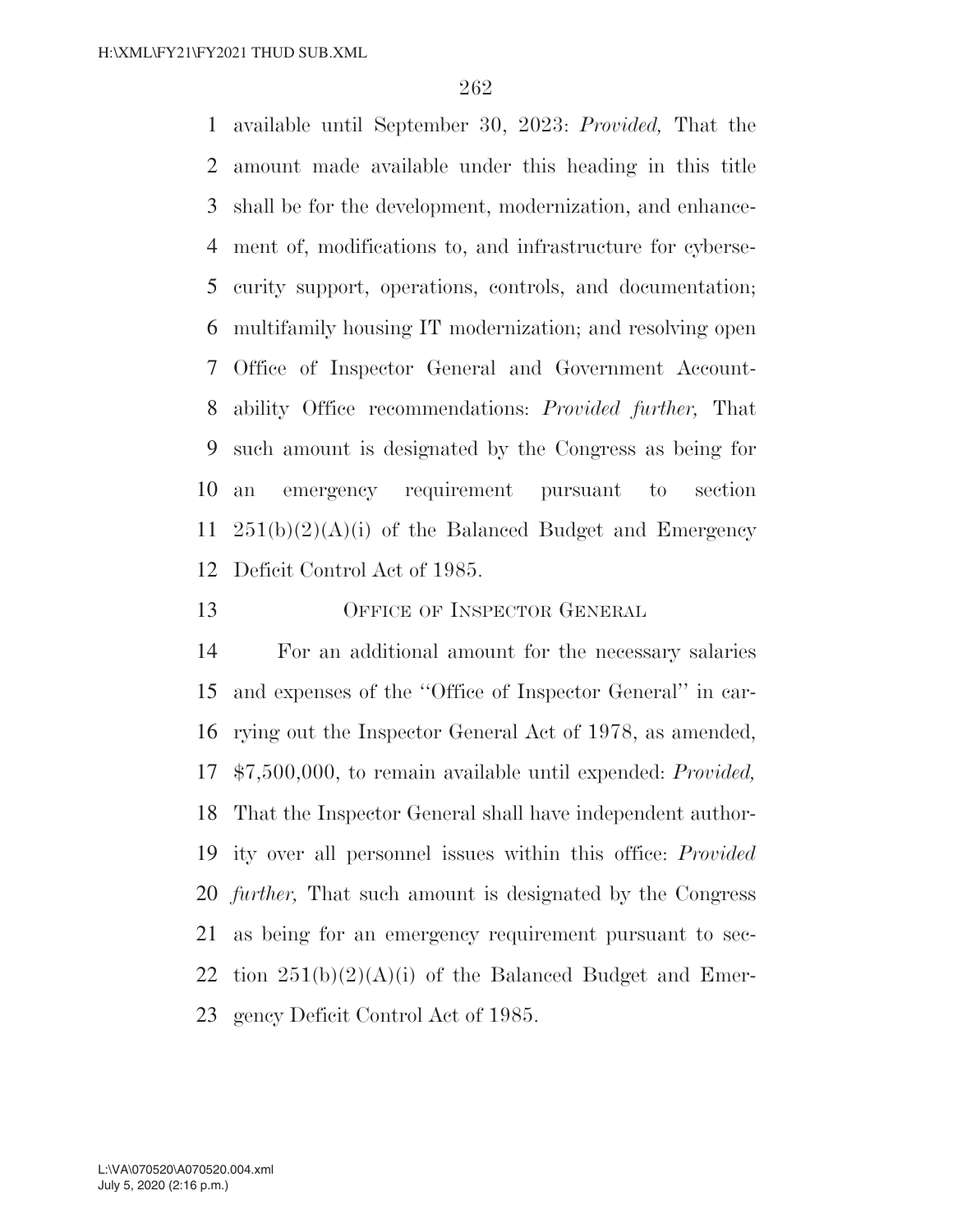available until September 30, 2023: *Provided,* That the amount made available under this heading in this title shall be for the development, modernization, and enhancement of, modifications to, and infrastructure for cybersecurity support, operations, controls, and documentation; multifamily housing IT modernization; and resolving open Office of Inspector General and Government Accountability Office recommendations: *Provided further,* That such amount is designated by the Congress as being for an emergency requirement pursuant to section 251(b)(2)(A)(i) of the Balanced Budget and Emergency Deficit Control Act of 1985.

OFFICE OF INSPECTOR GENERAL

For an additional amount for the necessary salaries and expenses of the ''Office of Inspector General'' in carrying out the Inspector General Act of 1978, as amended, $7,500,000, to remain available until expended: *Provided,* That the Inspector General shall have independent authority over all personnel issues within this office: *Provided further,* That such amount is designated by the Congress as being for an emergency requirement pursuant to section 251(b)(2)(A)(i) of the Balanced Budget and Emergency Deficit Control Act of 1985.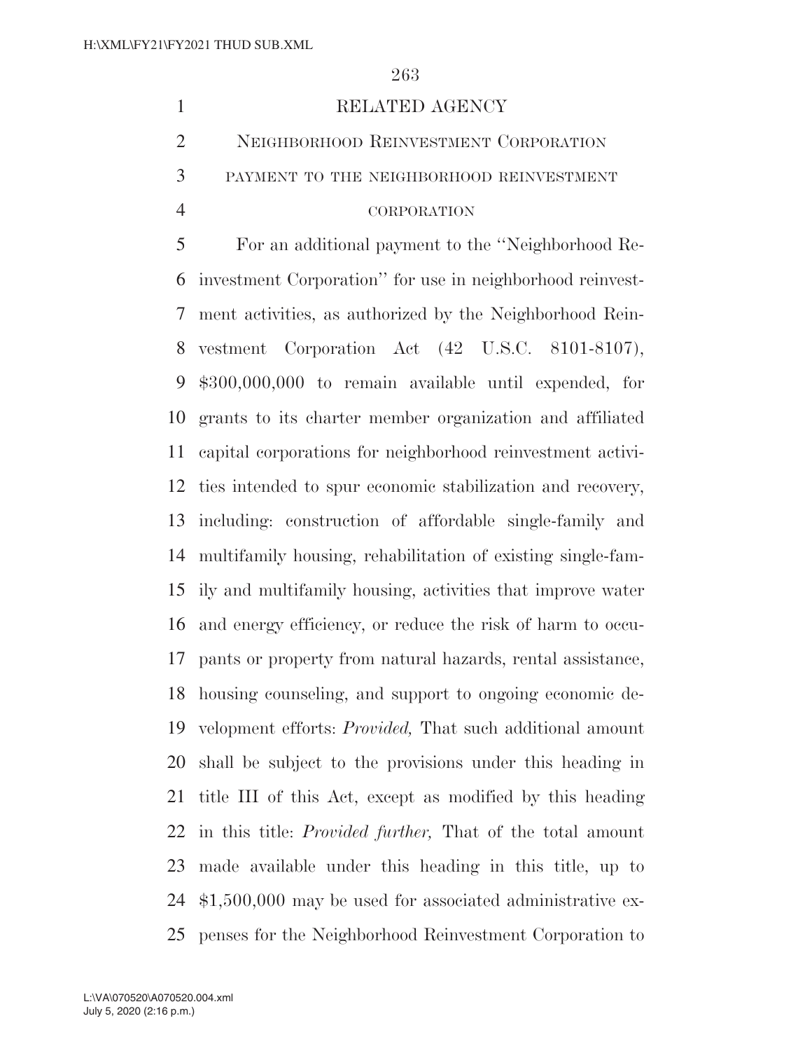RELATED AGENCY

NEIGHBORHOOD REINVESTMENT CORPORATION

PAYMENT TO THE NEIGHBORHOOD REINVESTMENT CORPORATION

For an additional payment to the ''Neighborhood Reinvestment Corporation'' for use in neighborhood reinvestment activities, as authorized by the Neighborhood Reinvestment Corporation Act (42 U.S.C. 8101-8107), $300,000,000 to remain available until expended, for grants to its charter member organization and affiliated capital corporations for neighborhood reinvestment activities intended to spur economic stabilization and recovery, including: construction of affordable single-family and multifamily housing, rehabilitation of existing single-family and multifamily housing, activities that improve water and energy efficiency, or reduce the risk of harm to occupants or property from natural hazards, rental assistance, housing counseling, and support to ongoing economic development efforts: *Provided,* That such additional amount shall be subject to the provisions under this heading in title III of this Act, except as modified by this heading in this title: *Provided further,* That of the total amount made available under this heading in this title, up to $1,500,000 may be used for associated administrative expenses for the Neighborhood Reinvestment Corporation to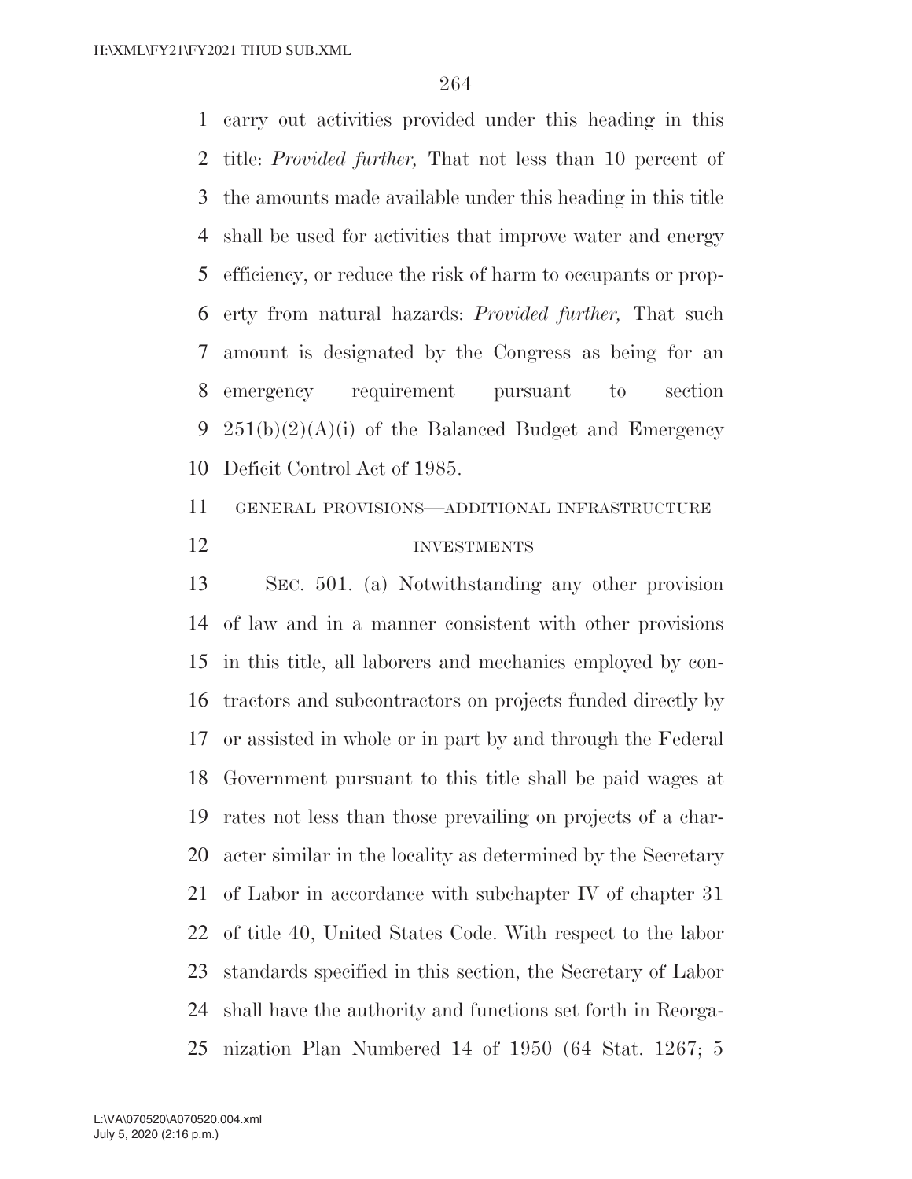carry out activities provided under this heading in this title: *Provided further,* That not less than 10 percent of the amounts made available under this heading in this title shall be used for activities that improve water and energy efficiency, or reduce the risk of harm to occupants or property from natural hazards: *Provided further,* That such amount is designated by the Congress as being for an emergency requirement pursuant to section 251(b)(2)(A)(i) of the Balanced Budget and Emergency Deficit Control Act of 1985.

## GENERAL PROVISIONS—ADDITIONAL INFRASTRUCTURE INVESTMENTS

SEC. 501. (a) Notwithstanding any other provision of law and in a manner consistent with other provisions in this title, all laborers and mechanics employed by contractors and subcontractors on projects funded directly by or assisted in whole or in part by and through the Federal Government pursuant to this title shall be paid wages at rates not less than those prevailing on projects of a character similar in the locality as determined by the Secretary of Labor in accordance with subchapter IV of chapter 31 of title 40, United States Code. With respect to the labor standards specified in this section, the Secretary of Labor shall have the authority and functions set forth in Reorganization Plan Numbered 14 of 1950 (64 Stat. 1267; 5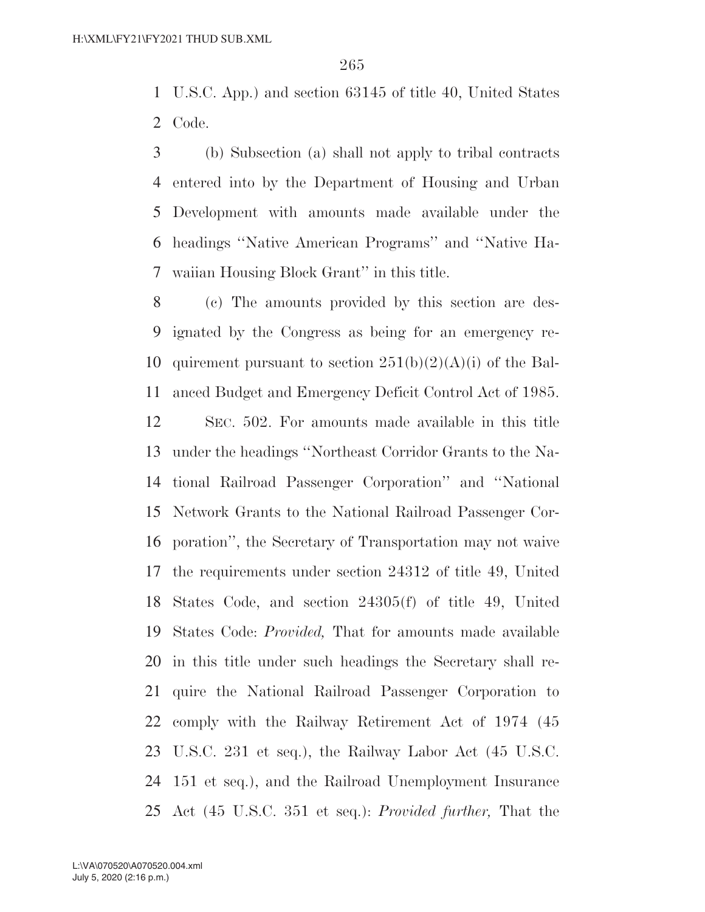U.S.C. App.) and section 63145 of title 40, United States Code.

(b) Subsection (a) shall not apply to tribal contracts entered into by the Department of Housing and Urban Development with amounts made available under the headings ''Native American Programs'' and ''Native Hawaiian Housing Block Grant'' in this title.

(c) The amounts provided by this section are designated by the Congress as being for an emergency requirement pursuant to section 251(b)(2)(A)(i) of the Balanced Budget and Emergency Deficit Control Act of 1985.

SEC. 502. For amounts made available in this title under the headings ''Northeast Corridor Grants to the National Railroad Passenger Corporation'' and ''National Network Grants to the National Railroad Passenger Corporation'', the Secretary of Transportation may not waive the requirements under section 24312 of title 49, United States Code, and section 24305(f) of title 49, United States Code: *Provided,* That for amounts made available in this title under such headings the Secretary shall require the National Railroad Passenger Corporation to comply with the Railway Retirement Act of 1974 (45 U.S.C. 231 et seq.), the Railway Labor Act (45 U.S.C. 151 et seq.), and the Railroad Unemployment Insurance Act (45 U.S.C. 351 et seq.): *Provided further,* That the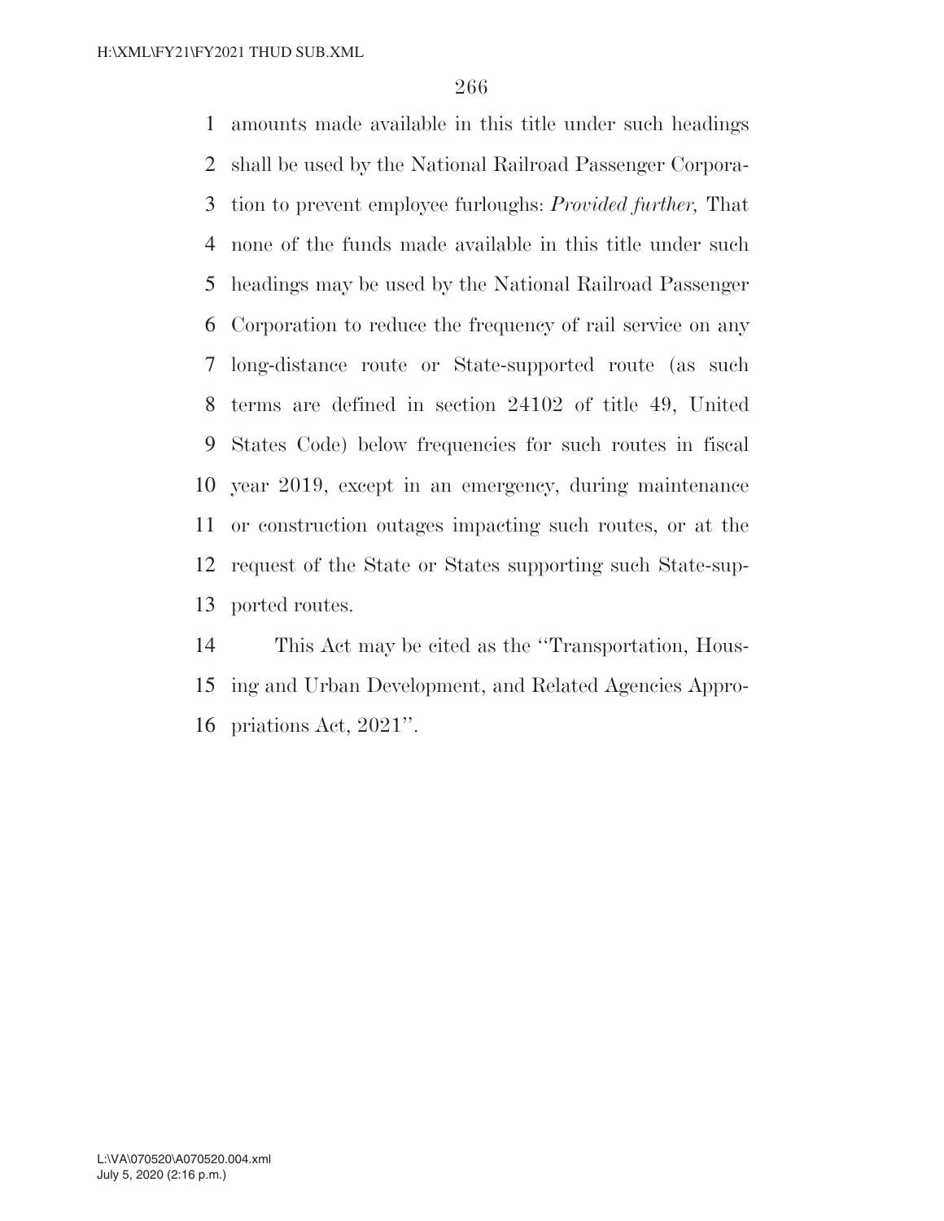amounts made available in this title under such headings shall be used by the National Railroad Passenger Corporation to prevent employee furloughs: *Provided further,* That none of the funds made available in this title under such headings may be used by the National Railroad Passenger Corporation to reduce the frequency of rail service on any long-distance route or State-supported route (as such terms are defined in section 24102 of title 49, United States Code) below frequencies for such routes in fiscal year 2019, except in an emergency, during maintenance or construction outages impacting such routes, or at the request of the State or States supporting such State-supported routes.

This Act may be cited as the ''Transportation, Housing and Urban Development, and Related Agencies Appropriations Act, 2021''.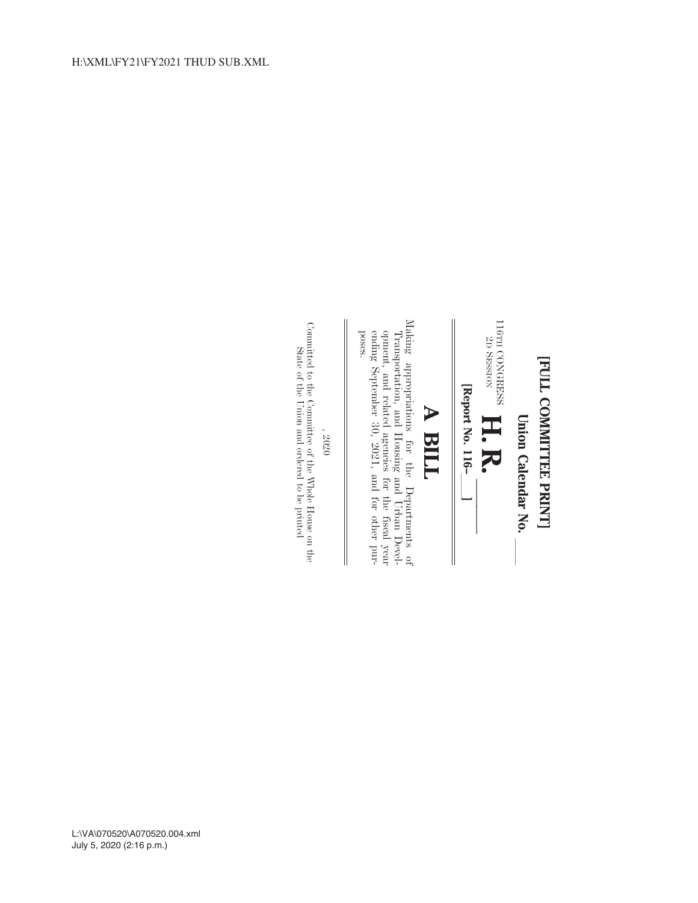Union Calendar No. \_\_\_\_

116TH CONGRESS
2D SESSION

# H. R. \_\_\_\_

[Report No. 116–\_\_]

[FULL COMMITTEE PRINT]

# A BILL

Making appropriations for the Departments of Transportation, and Housing and Urban Development, and related agencies for the fiscal year ending September 30, 2021, and for other purposes.

, 2020

Committed to the Committee of the Whole House on the State of the Union and ordered to be printed